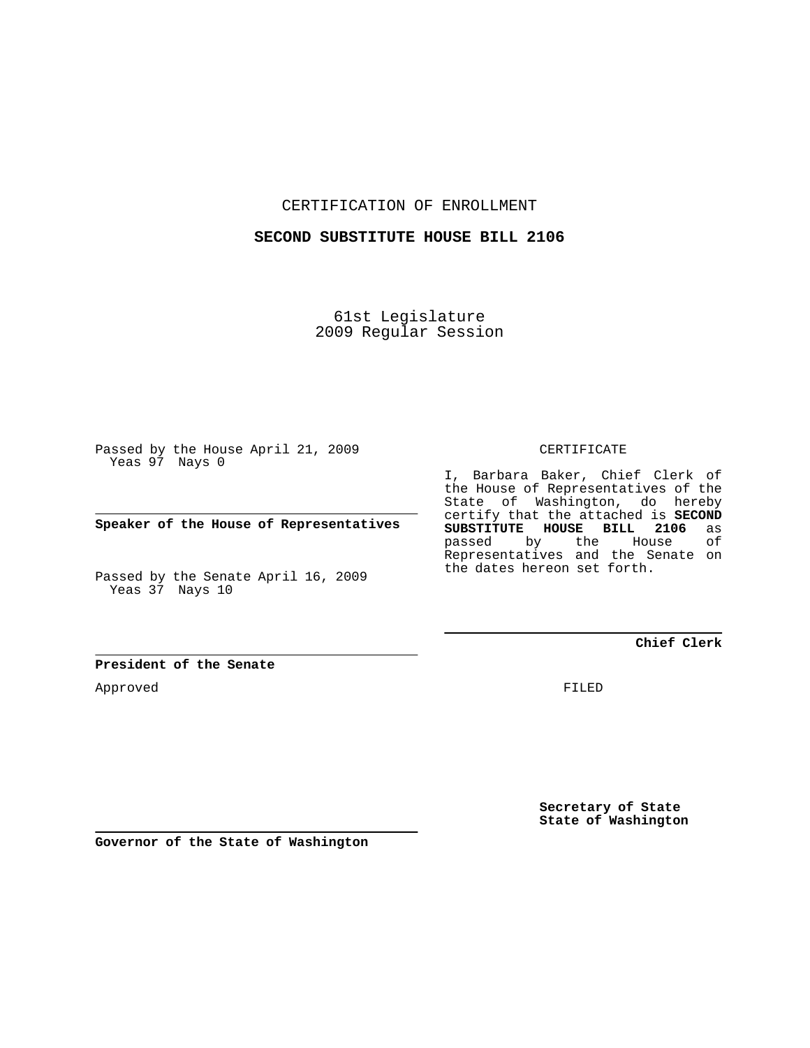CERTIFICATION OF ENROLLMENT

**SECOND SUBSTITUTE HOUSE BILL 2106**

61st Legislature
2009 Regular Session

Passed by the House April 21, 2009
Yeas 97 Nays 0

**Speaker of the House of Representatives**

Passed by the Senate April 16, 2009
Yeas 37 Nays 10

**President of the Senate**

Approved

**Governor of the State of Washington**

CERTIFICATE

I, Barbara Baker, Chief Clerk of the House of Representatives of the State of Washington, do hereby certify that the attached is **SECOND SUBSTITUTE HOUSE BILL 2106** as passed by the House of Representatives and the Senate on the dates hereon set forth.

**Chief Clerk**

FILED

**Secretary of State**
**State of Washington**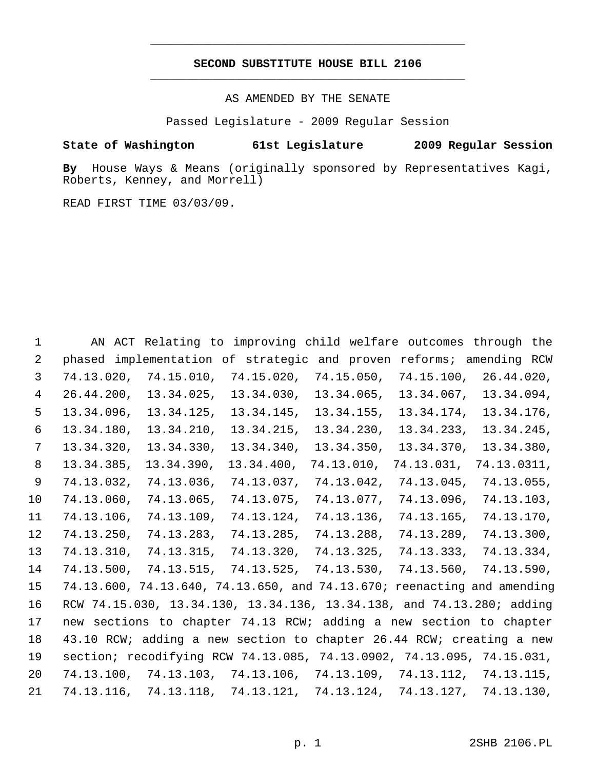# SECOND SUBSTITUTE HOUSE BILL 2106

AS AMENDED BY THE SENATE

Passed Legislature - 2009 Regular Session

**State of Washington 61st Legislature 2009 Regular Session**

**By** House Ways & Means (originally sponsored by Representatives Kagi, Roberts, Kenney, and Morrell)

READ FIRST TIME 03/03/09.

AN ACT Relating to improving child welfare outcomes through the phased implementation of strategic and proven reforms; amending RCW 74.13.020, 74.15.010, 74.15.020, 74.15.050, 74.15.100, 26.44.020, 26.44.200, 13.34.025, 13.34.030, 13.34.065, 13.34.067, 13.34.094, 13.34.096, 13.34.125, 13.34.145, 13.34.155, 13.34.174, 13.34.176, 13.34.180, 13.34.210, 13.34.215, 13.34.230, 13.34.233, 13.34.245, 13.34.320, 13.34.330, 13.34.340, 13.34.350, 13.34.370, 13.34.380, 13.34.385, 13.34.390, 13.34.400, 74.13.010, 74.13.031, 74.13.0311, 74.13.032, 74.13.036, 74.13.037, 74.13.042, 74.13.045, 74.13.055, 74.13.060, 74.13.065, 74.13.075, 74.13.077, 74.13.096, 74.13.103, 74.13.106, 74.13.109, 74.13.124, 74.13.136, 74.13.165, 74.13.170, 74.13.250, 74.13.283, 74.13.285, 74.13.288, 74.13.289, 74.13.300, 74.13.310, 74.13.315, 74.13.320, 74.13.325, 74.13.333, 74.13.334, 74.13.500, 74.13.515, 74.13.525, 74.13.530, 74.13.560, 74.13.590, 74.13.600, 74.13.640, 74.13.650, and 74.13.670; reenacting and amending RCW 74.15.030, 13.34.130, 13.34.136, 13.34.138, and 74.13.280; adding new sections to chapter 74.13 RCW; adding a new section to chapter 43.10 RCW; adding a new section to chapter 26.44 RCW; creating a new section; recodifying RCW 74.13.085, 74.13.0902, 74.13.095, 74.15.031, 74.13.100, 74.13.103, 74.13.106, 74.13.109, 74.13.112, 74.13.115, 74.13.116, 74.13.118, 74.13.121, 74.13.124, 74.13.127, 74.13.130,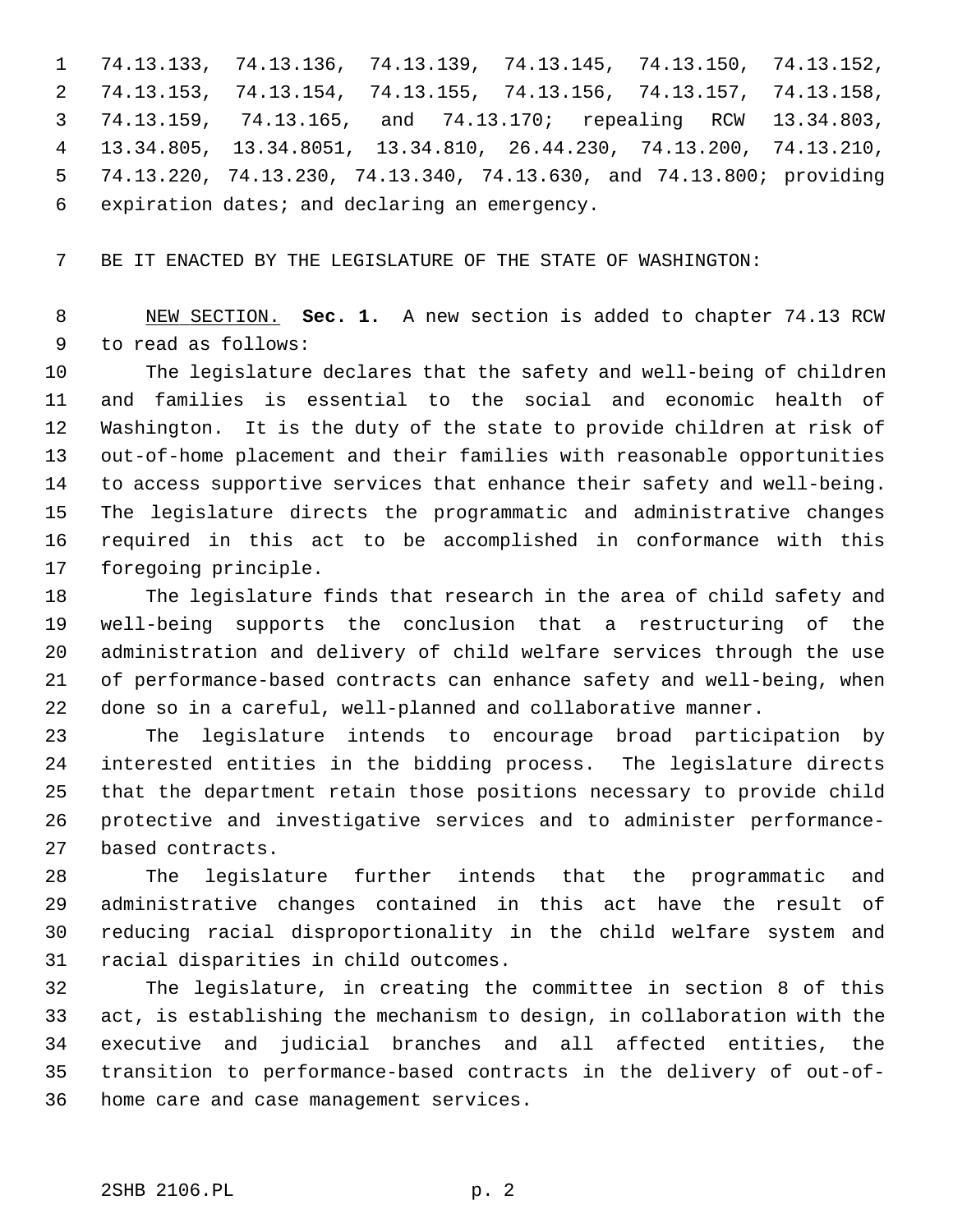74.13.133, 74.13.136, 74.13.139, 74.13.145, 74.13.150, 74.13.152, 74.13.153, 74.13.154, 74.13.155, 74.13.156, 74.13.157, 74.13.158, 74.13.159, 74.13.165, and 74.13.170; repealing RCW 13.34.803, 13.34.805, 13.34.8051, 13.34.810, 26.44.230, 74.13.200, 74.13.210, 74.13.220, 74.13.230, 74.13.340, 74.13.630, and 74.13.800; providing expiration dates; and declaring an emergency.

BE IT ENACTED BY THE LEGISLATURE OF THE STATE OF WASHINGTON:

NEW SECTION. **Sec. 1.** A new section is added to chapter 74.13 RCW to read as follows:

The legislature declares that the safety and well-being of children and families is essential to the social and economic health of Washington. It is the duty of the state to provide children at risk of out-of-home placement and their families with reasonable opportunities to access supportive services that enhance their safety and well-being. The legislature directs the programmatic and administrative changes required in this act to be accomplished in conformance with this foregoing principle.

The legislature finds that research in the area of child safety and well-being supports the conclusion that a restructuring of the administration and delivery of child welfare services through the use of performance-based contracts can enhance safety and well-being, when done so in a careful, well-planned and collaborative manner.

The legislature intends to encourage broad participation by interested entities in the bidding process. The legislature directs that the department retain those positions necessary to provide child protective and investigative services and to administer performance-based contracts.

The legislature further intends that the programmatic and administrative changes contained in this act have the result of reducing racial disproportionality in the child welfare system and racial disparities in child outcomes.

The legislature, in creating the committee in section 8 of this act, is establishing the mechanism to design, in collaboration with the executive and judicial branches and all affected entities, the transition to performance-based contracts in the delivery of out-of-home care and case management services.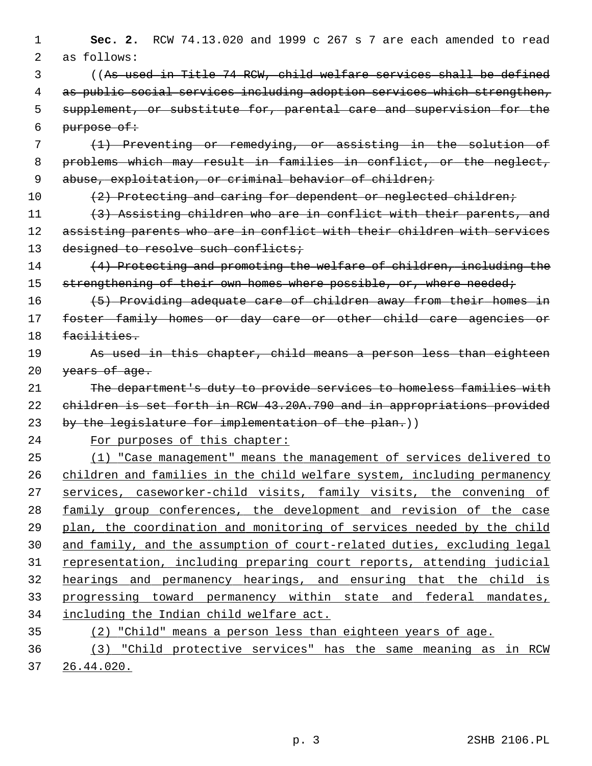**Sec. 2.** RCW 74.13.020 and 1999 c 267 s 7 are each amended to read as follows:

((~~As used in Title 74 RCW, child welfare services shall be defined as public social services including adoption services which strengthen, supplement, or substitute for, parental care and supervision for the purpose of:~~

~~(1) Preventing or remedying, or assisting in the solution of problems which may result in families in conflict, or the neglect, abuse, exploitation, or criminal behavior of children;~~

~~(2) Protecting and caring for dependent or neglected children;~~

~~(3) Assisting children who are in conflict with their parents, and assisting parents who are in conflict with their children with services designed to resolve such conflicts;~~

~~(4) Protecting and promoting the welfare of children, including the strengthening of their own homes where possible, or, where needed;~~

~~(5) Providing adequate care of children away from their homes in foster family homes or day care or other child care agencies or facilities.~~

~~As used in this chapter, child means a person less than eighteen years of age.~~

~~The department's duty to provide services to homeless families with children is set forth in RCW 43.20A.790 and in appropriations provided by the legislature for implementation of the plan.~~))

<u>For purposes of this chapter:</u>

<u>(1) "Case management" means the management of services delivered to children and families in the child welfare system, including permanency services, caseworker-child visits, family visits, the convening of family group conferences, the development and revision of the case plan, the coordination and monitoring of services needed by the child and family, and the assumption of court-related duties, excluding legal representation, including preparing court reports, attending judicial hearings and permanency hearings, and ensuring that the child is progressing toward permanency within state and federal mandates, including the Indian child welfare act.</u>

<u>(2) "Child" means a person less than eighteen years of age.</u>

<u>(3) "Child protective services" has the same meaning as in RCW 26.44.020.</u>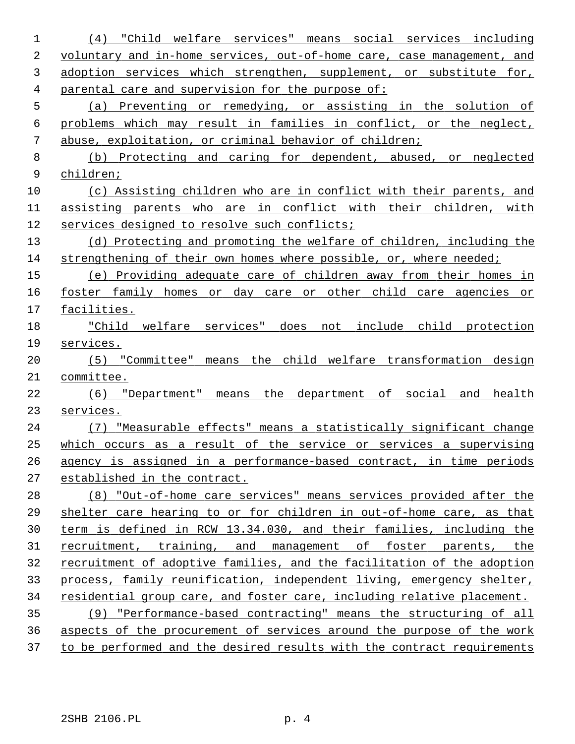(4) "Child welfare services" means social services including voluntary and in-home services, out-of-home care, case management, and adoption services which strengthen, supplement, or substitute for, parental care and supervision for the purpose of:

(a) Preventing or remedying, or assisting in the solution of problems which may result in families in conflict, or the neglect, abuse, exploitation, or criminal behavior of children;

(b) Protecting and caring for dependent, abused, or neglected children;

(c) Assisting children who are in conflict with their parents, and assisting parents who are in conflict with their children, with services designed to resolve such conflicts;

(d) Protecting and promoting the welfare of children, including the strengthening of their own homes where possible, or, where needed;

(e) Providing adequate care of children away from their homes in foster family homes or day care or other child care agencies or facilities.

"Child welfare services" does not include child protection services.

(5) "Committee" means the child welfare transformation design committee.

(6) "Department" means the department of social and health services.

(7) "Measurable effects" means a statistically significant change which occurs as a result of the service or services a supervising agency is assigned in a performance-based contract, in time periods established in the contract.

(8) "Out-of-home care services" means services provided after the shelter care hearing to or for children in out-of-home care, as that term is defined in RCW 13.34.030, and their families, including the recruitment, training, and management of foster parents, the recruitment of adoptive families, and the facilitation of the adoption process, family reunification, independent living, emergency shelter, residential group care, and foster care, including relative placement.

(9) "Performance-based contracting" means the structuring of all aspects of the procurement of services around the purpose of the work to be performed and the desired results with the contract requirements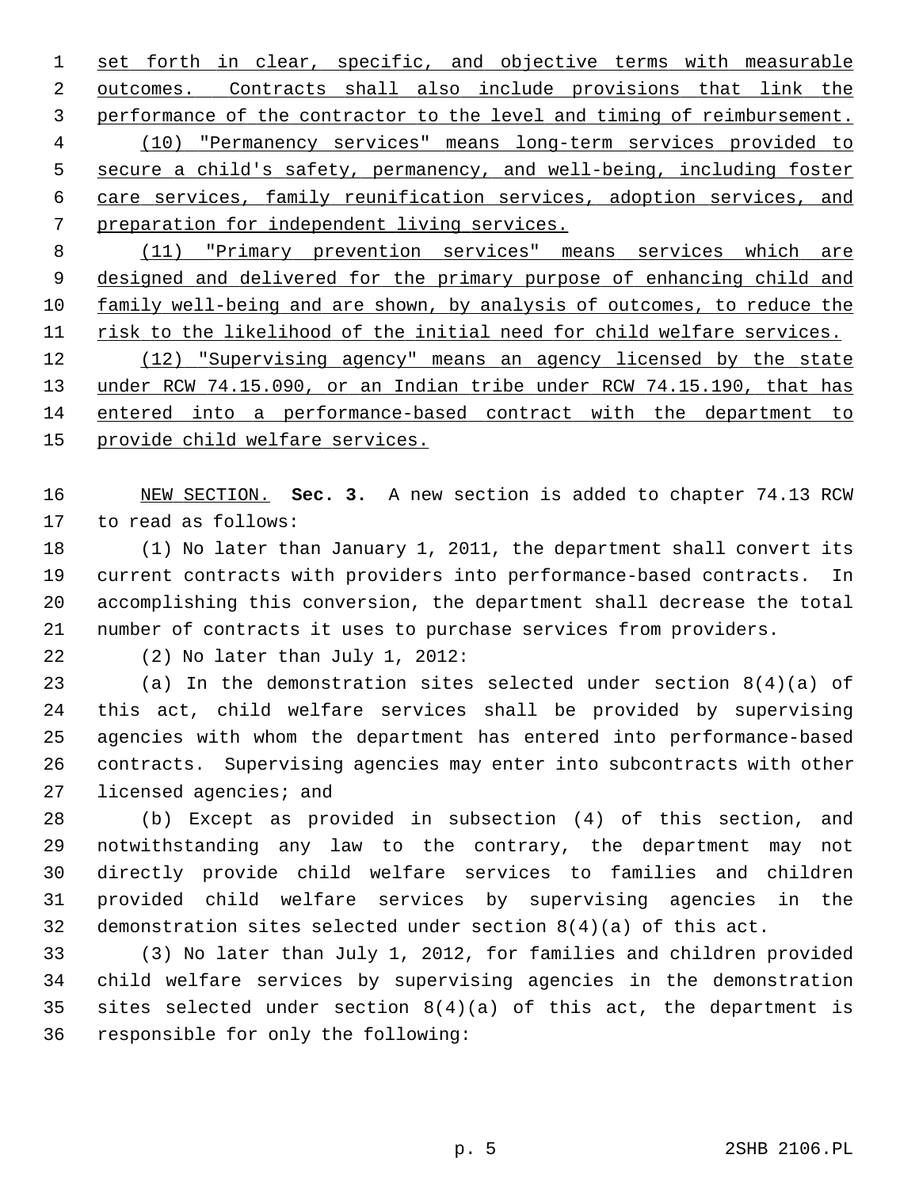set forth in clear, specific, and objective terms with measurable outcomes. Contracts shall also include provisions that link the performance of the contractor to the level and timing of reimbursement.

(10) "Permanency services" means long-term services provided to secure a child's safety, permanency, and well-being, including foster care services, family reunification services, adoption services, and preparation for independent living services.

(11) "Primary prevention services" means services which are designed and delivered for the primary purpose of enhancing child and family well-being and are shown, by analysis of outcomes, to reduce the risk to the likelihood of the initial need for child welfare services.

(12) "Supervising agency" means an agency licensed by the state under RCW 74.15.090, or an Indian tribe under RCW 74.15.190, that has entered into a performance-based contract with the department to provide child welfare services.

NEW SECTION. **Sec. 3.** A new section is added to chapter 74.13 RCW to read as follows:

(1) No later than January 1, 2011, the department shall convert its current contracts with providers into performance-based contracts. In accomplishing this conversion, the department shall decrease the total number of contracts it uses to purchase services from providers.

(2) No later than July 1, 2012:

(a) In the demonstration sites selected under section 8(4)(a) of this act, child welfare services shall be provided by supervising agencies with whom the department has entered into performance-based contracts. Supervising agencies may enter into subcontracts with other licensed agencies; and

(b) Except as provided in subsection (4) of this section, and notwithstanding any law to the contrary, the department may not directly provide child welfare services to families and children provided child welfare services by supervising agencies in the demonstration sites selected under section 8(4)(a) of this act.

(3) No later than July 1, 2012, for families and children provided child welfare services by supervising agencies in the demonstration sites selected under section 8(4)(a) of this act, the department is responsible for only the following: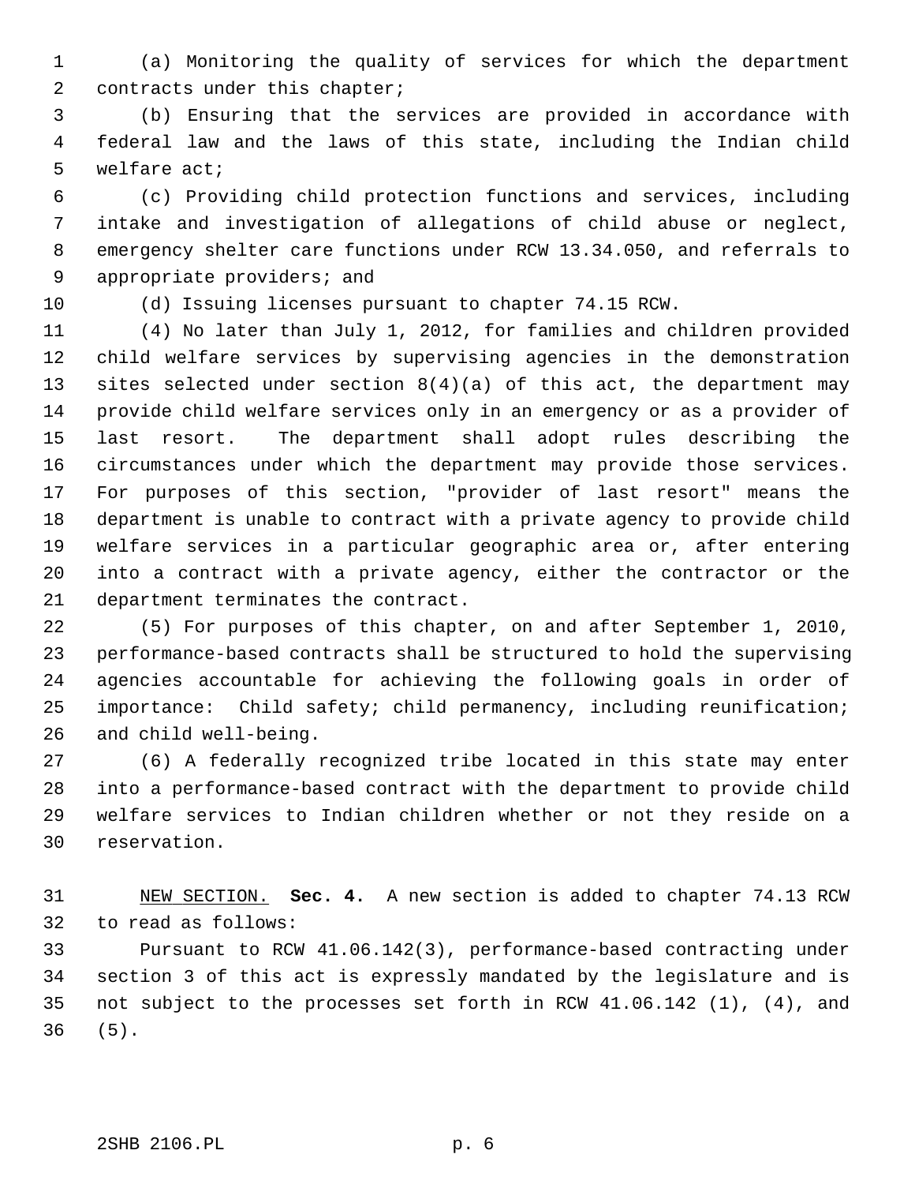(a) Monitoring the quality of services for which the department contracts under this chapter;

(b) Ensuring that the services are provided in accordance with federal law and the laws of this state, including the Indian child welfare act;

(c) Providing child protection functions and services, including intake and investigation of allegations of child abuse or neglect, emergency shelter care functions under RCW 13.34.050, and referrals to appropriate providers; and

(d) Issuing licenses pursuant to chapter 74.15 RCW.

(4) No later than July 1, 2012, for families and children provided child welfare services by supervising agencies in the demonstration sites selected under section 8(4)(a) of this act, the department may provide child welfare services only in an emergency or as a provider of last resort. The department shall adopt rules describing the circumstances under which the department may provide those services. For purposes of this section, "provider of last resort" means the department is unable to contract with a private agency to provide child welfare services in a particular geographic area or, after entering into a contract with a private agency, either the contractor or the department terminates the contract.

(5) For purposes of this chapter, on and after September 1, 2010, performance-based contracts shall be structured to hold the supervising agencies accountable for achieving the following goals in order of importance: Child safety; child permanency, including reunification; and child well-being.

(6) A federally recognized tribe located in this state may enter into a performance-based contract with the department to provide child welfare services to Indian children whether or not they reside on a reservation.

NEW SECTION. **Sec. 4.** A new section is added to chapter 74.13 RCW to read as follows:

Pursuant to RCW 41.06.142(3), performance-based contracting under section 3 of this act is expressly mandated by the legislature and is not subject to the processes set forth in RCW 41.06.142 (1), (4), and (5).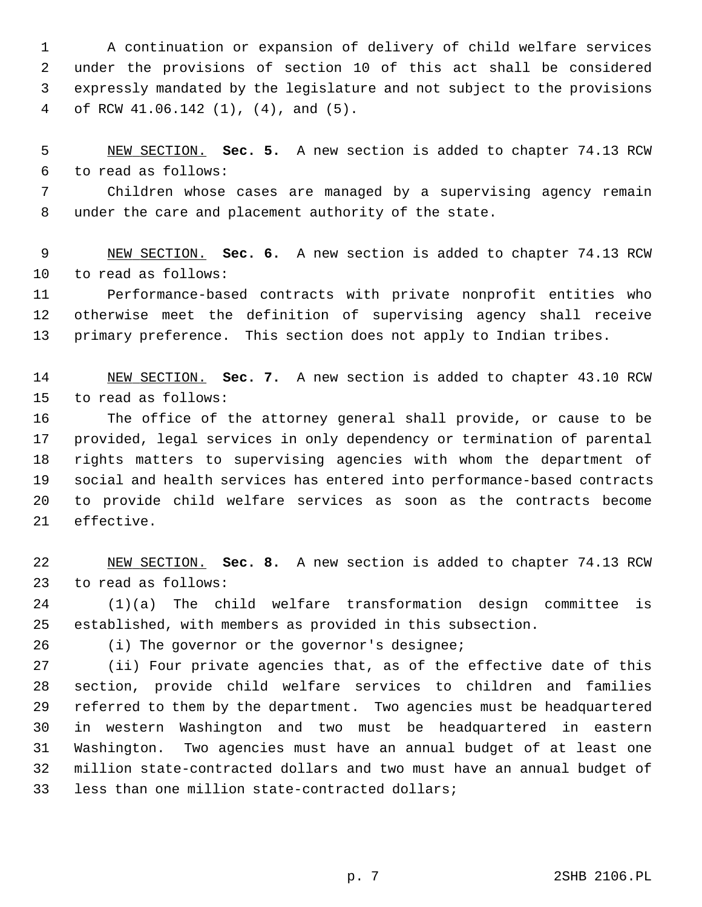A continuation or expansion of delivery of child welfare services under the provisions of section 10 of this act shall be considered expressly mandated by the legislature and not subject to the provisions of RCW 41.06.142 (1), (4), and (5).

NEW SECTION. **Sec. 5.** A new section is added to chapter 74.13 RCW to read as follows:

Children whose cases are managed by a supervising agency remain under the care and placement authority of the state.

NEW SECTION. **Sec. 6.** A new section is added to chapter 74.13 RCW to read as follows:

Performance-based contracts with private nonprofit entities who otherwise meet the definition of supervising agency shall receive primary preference. This section does not apply to Indian tribes.

NEW SECTION. **Sec. 7.** A new section is added to chapter 43.10 RCW to read as follows:

The office of the attorney general shall provide, or cause to be provided, legal services in only dependency or termination of parental rights matters to supervising agencies with whom the department of social and health services has entered into performance-based contracts to provide child welfare services as soon as the contracts become effective.

NEW SECTION. **Sec. 8.** A new section is added to chapter 74.13 RCW to read as follows:

(1)(a) The child welfare transformation design committee is established, with members as provided in this subsection.

(i) The governor or the governor's designee;

(ii) Four private agencies that, as of the effective date of this section, provide child welfare services to children and families referred to them by the department. Two agencies must be headquartered in western Washington and two must be headquartered in eastern Washington. Two agencies must have an annual budget of at least one million state-contracted dollars and two must have an annual budget of less than one million state-contracted dollars;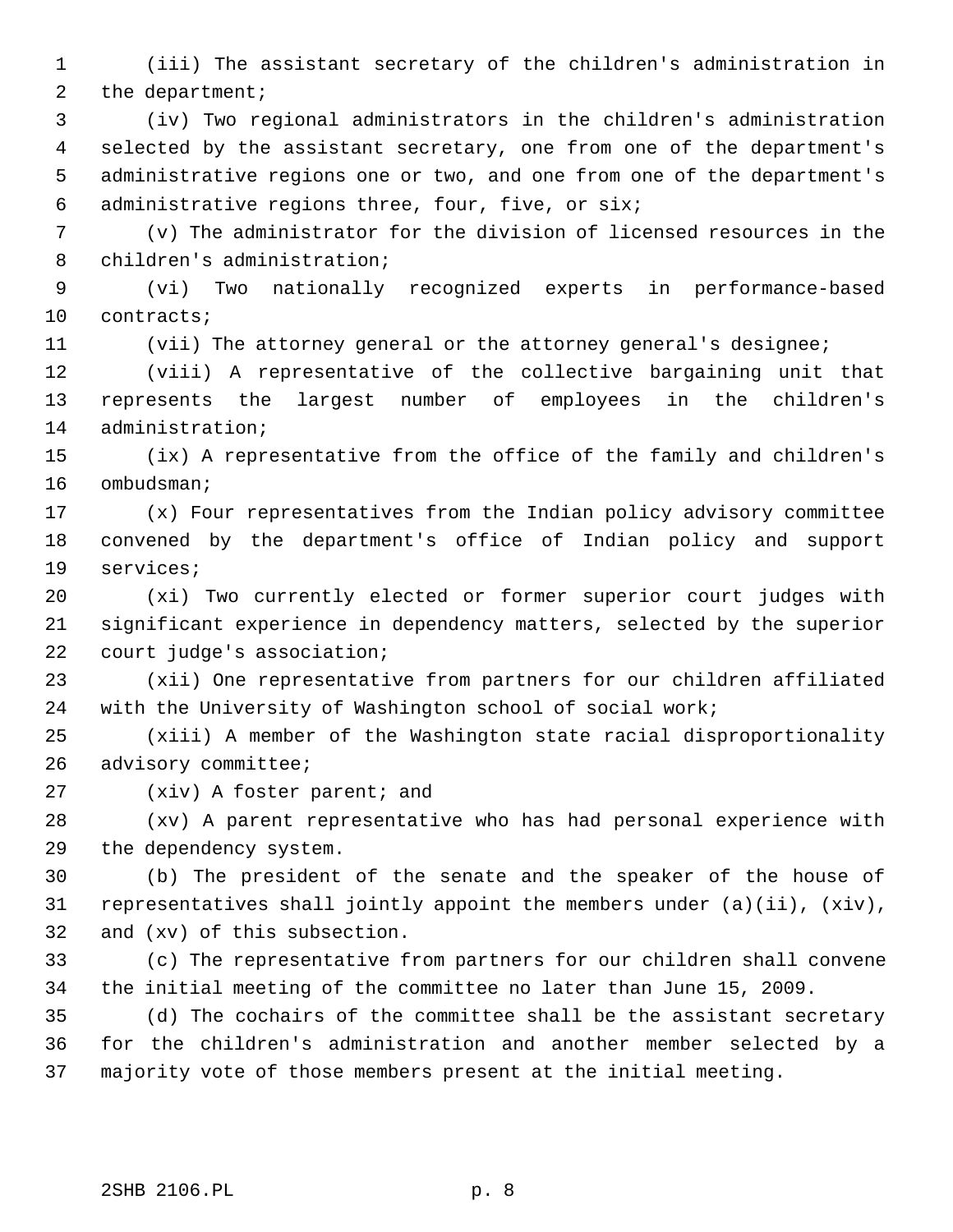(iii) The assistant secretary of the children's administration in the department;

(iv) Two regional administrators in the children's administration selected by the assistant secretary, one from one of the department's administrative regions one or two, and one from one of the department's administrative regions three, four, five, or six;

(v) The administrator for the division of licensed resources in the children's administration;

(vi) Two nationally recognized experts in performance-based contracts;

(vii) The attorney general or the attorney general's designee;

(viii) A representative of the collective bargaining unit that represents the largest number of employees in the children's administration;

(ix) A representative from the office of the family and children's ombudsman;

(x) Four representatives from the Indian policy advisory committee convened by the department's office of Indian policy and support services;

(xi) Two currently elected or former superior court judges with significant experience in dependency matters, selected by the superior court judge's association;

(xii) One representative from partners for our children affiliated with the University of Washington school of social work;

(xiii) A member of the Washington state racial disproportionality advisory committee;

(xiv) A foster parent; and

(xv) A parent representative who has had personal experience with the dependency system.

(b) The president of the senate and the speaker of the house of representatives shall jointly appoint the members under (a)(ii), (xiv), and (xv) of this subsection.

(c) The representative from partners for our children shall convene the initial meeting of the committee no later than June 15, 2009.

(d) The cochairs of the committee shall be the assistant secretary for the children's administration and another member selected by a majority vote of those members present at the initial meeting.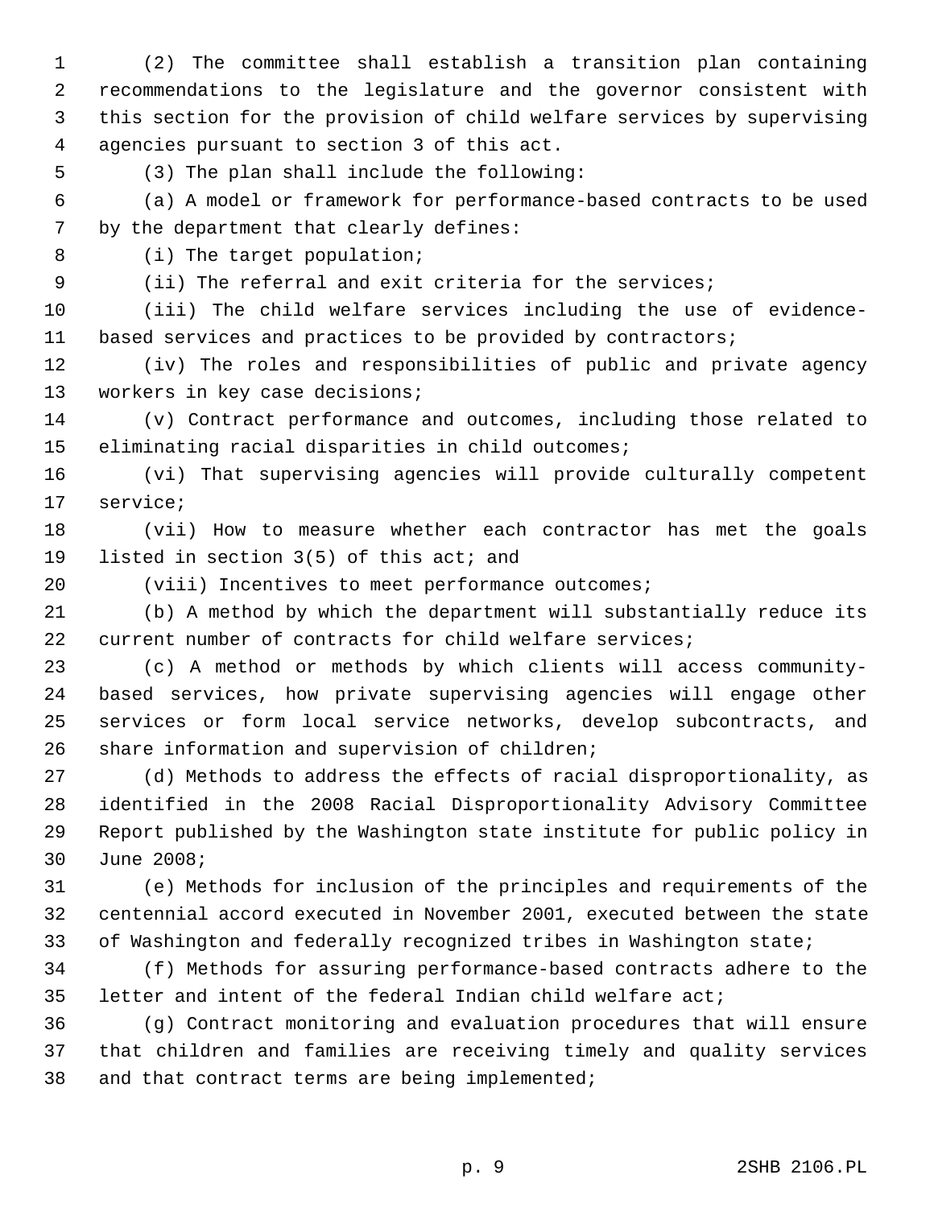(2) The committee shall establish a transition plan containing recommendations to the legislature and the governor consistent with this section for the provision of child welfare services by supervising agencies pursuant to section 3 of this act.

(3) The plan shall include the following:

(a) A model or framework for performance-based contracts to be used by the department that clearly defines:

(i) The target population;

(ii) The referral and exit criteria for the services;

(iii) The child welfare services including the use of evidence-based services and practices to be provided by contractors;

(iv) The roles and responsibilities of public and private agency workers in key case decisions;

(v) Contract performance and outcomes, including those related to eliminating racial disparities in child outcomes;

(vi) That supervising agencies will provide culturally competent service;

(vii) How to measure whether each contractor has met the goals listed in section 3(5) of this act; and

(viii) Incentives to meet performance outcomes;

(b) A method by which the department will substantially reduce its current number of contracts for child welfare services;

(c) A method or methods by which clients will access community-based services, how private supervising agencies will engage other services or form local service networks, develop subcontracts, and share information and supervision of children;

(d) Methods to address the effects of racial disproportionality, as identified in the 2008 Racial Disproportionality Advisory Committee Report published by the Washington state institute for public policy in June 2008;

(e) Methods for inclusion of the principles and requirements of the centennial accord executed in November 2001, executed between the state of Washington and federally recognized tribes in Washington state;

(f) Methods for assuring performance-based contracts adhere to the letter and intent of the federal Indian child welfare act;

(g) Contract monitoring and evaluation procedures that will ensure that children and families are receiving timely and quality services and that contract terms are being implemented;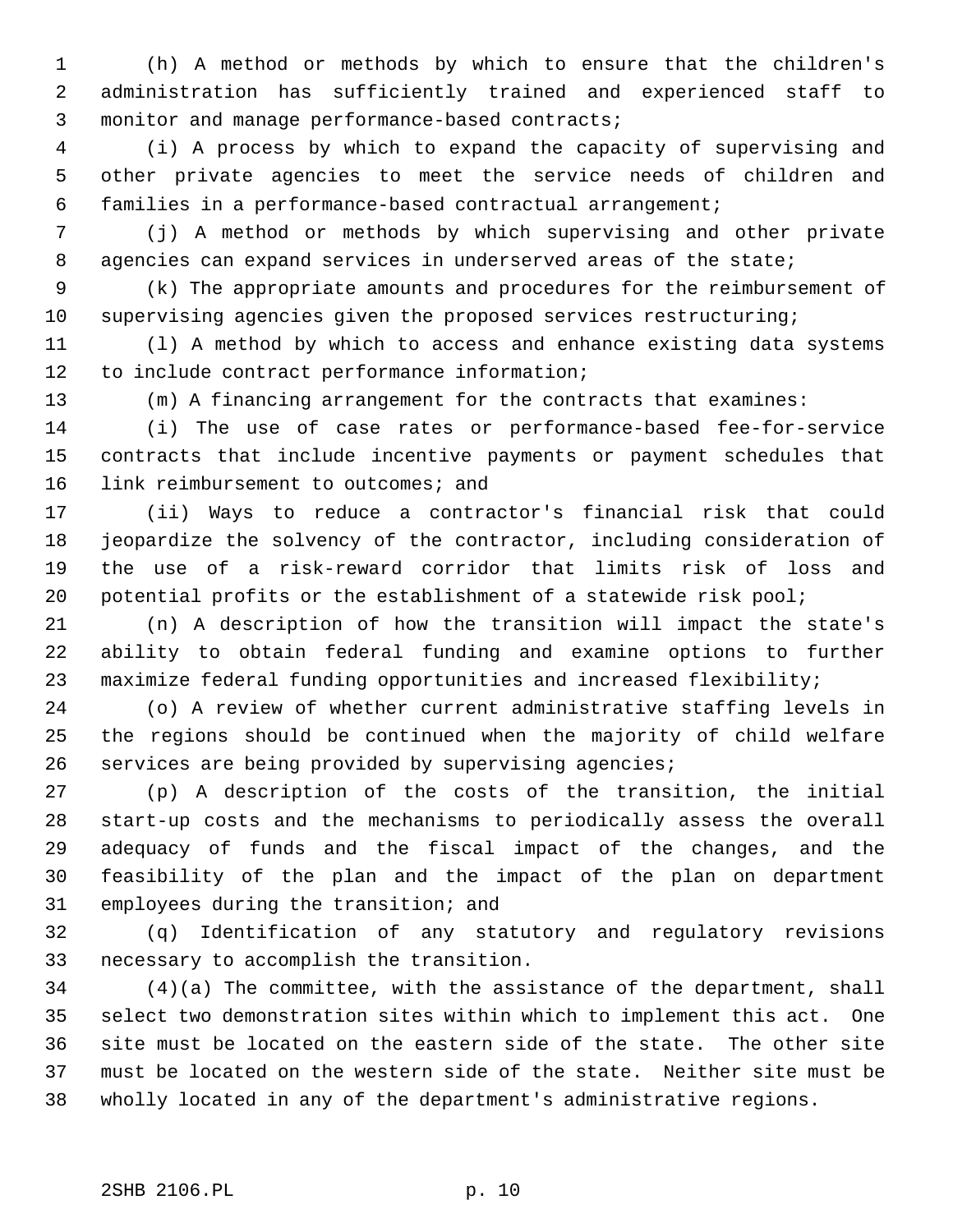(h) A method or methods by which to ensure that the children's administration has sufficiently trained and experienced staff to monitor and manage performance-based contracts;

(i) A process by which to expand the capacity of supervising and other private agencies to meet the service needs of children and families in a performance-based contractual arrangement;

(j) A method or methods by which supervising and other private agencies can expand services in underserved areas of the state;

(k) The appropriate amounts and procedures for the reimbursement of supervising agencies given the proposed services restructuring;

(l) A method by which to access and enhance existing data systems to include contract performance information;

(m) A financing arrangement for the contracts that examines:

(i) The use of case rates or performance-based fee-for-service contracts that include incentive payments or payment schedules that link reimbursement to outcomes; and

(ii) Ways to reduce a contractor's financial risk that could jeopardize the solvency of the contractor, including consideration of the use of a risk-reward corridor that limits risk of loss and potential profits or the establishment of a statewide risk pool;

(n) A description of how the transition will impact the state's ability to obtain federal funding and examine options to further maximize federal funding opportunities and increased flexibility;

(o) A review of whether current administrative staffing levels in the regions should be continued when the majority of child welfare services are being provided by supervising agencies;

(p) A description of the costs of the transition, the initial start-up costs and the mechanisms to periodically assess the overall adequacy of funds and the fiscal impact of the changes, and the feasibility of the plan and the impact of the plan on department employees during the transition; and

(q) Identification of any statutory and regulatory revisions necessary to accomplish the transition.

(4)(a) The committee, with the assistance of the department, shall select two demonstration sites within which to implement this act. One site must be located on the eastern side of the state. The other site must be located on the western side of the state. Neither site must be wholly located in any of the department's administrative regions.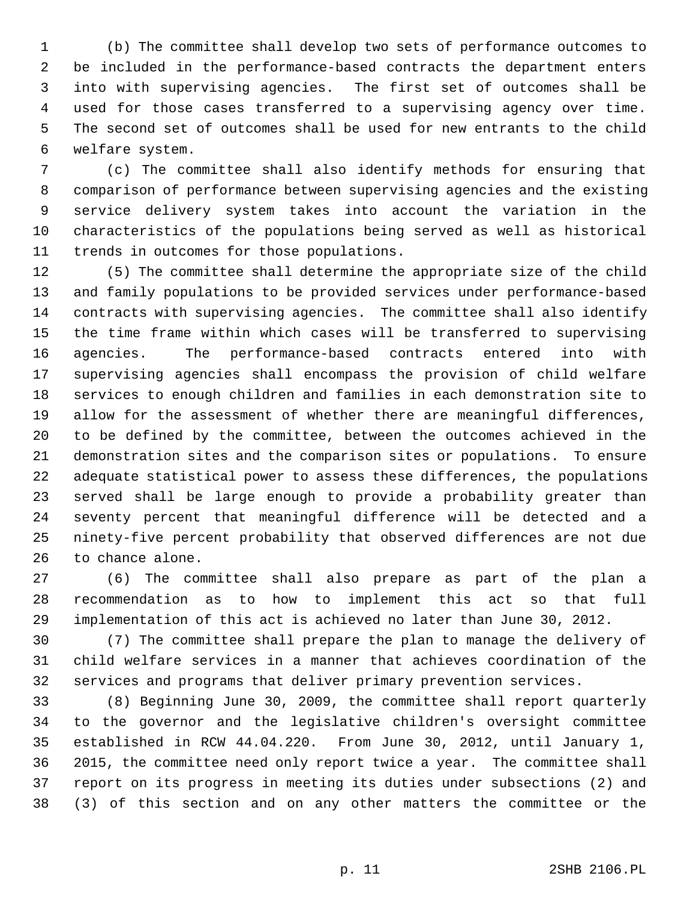(b) The committee shall develop two sets of performance outcomes to be included in the performance-based contracts the department enters into with supervising agencies. The first set of outcomes shall be used for those cases transferred to a supervising agency over time. The second set of outcomes shall be used for new entrants to the child welfare system.

(c) The committee shall also identify methods for ensuring that comparison of performance between supervising agencies and the existing service delivery system takes into account the variation in the characteristics of the populations being served as well as historical trends in outcomes for those populations.

(5) The committee shall determine the appropriate size of the child and family populations to be provided services under performance-based contracts with supervising agencies. The committee shall also identify the time frame within which cases will be transferred to supervising agencies. The performance-based contracts entered into with supervising agencies shall encompass the provision of child welfare services to enough children and families in each demonstration site to allow for the assessment of whether there are meaningful differences, to be defined by the committee, between the outcomes achieved in the demonstration sites and the comparison sites or populations. To ensure adequate statistical power to assess these differences, the populations served shall be large enough to provide a probability greater than seventy percent that meaningful difference will be detected and a ninety-five percent probability that observed differences are not due to chance alone.

(6) The committee shall also prepare as part of the plan a recommendation as to how to implement this act so that full implementation of this act is achieved no later than June 30, 2012.

(7) The committee shall prepare the plan to manage the delivery of child welfare services in a manner that achieves coordination of the services and programs that deliver primary prevention services.

(8) Beginning June 30, 2009, the committee shall report quarterly to the governor and the legislative children's oversight committee established in RCW 44.04.220. From June 30, 2012, until January 1, 2015, the committee need only report twice a year. The committee shall report on its progress in meeting its duties under subsections (2) and (3) of this section and on any other matters the committee or the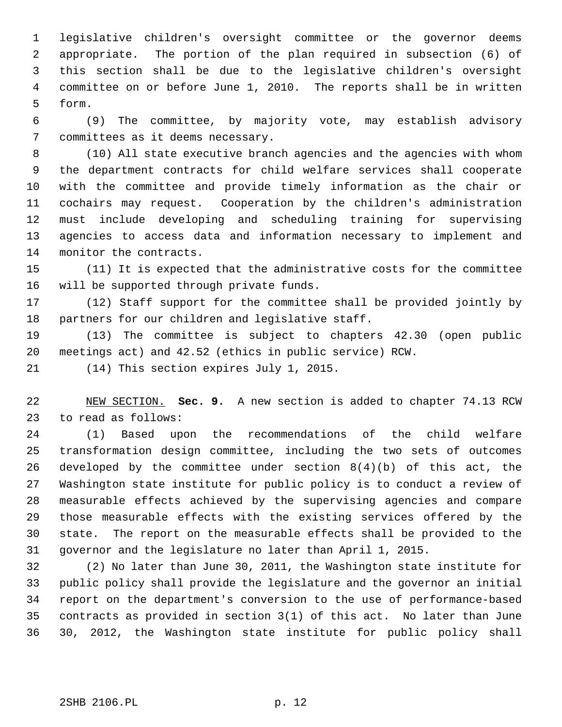legislative children's oversight committee or the governor deems appropriate. The portion of the plan required in subsection (6) of this section shall be due to the legislative children's oversight committee on or before June 1, 2010. The reports shall be in written form.

(9) The committee, by majority vote, may establish advisory committees as it deems necessary.

(10) All state executive branch agencies and the agencies with whom the department contracts for child welfare services shall cooperate with the committee and provide timely information as the chair or cochairs may request. Cooperation by the children's administration must include developing and scheduling training for supervising agencies to access data and information necessary to implement and monitor the contracts.

(11) It is expected that the administrative costs for the committee will be supported through private funds.

(12) Staff support for the committee shall be provided jointly by partners for our children and legislative staff.

(13) The committee is subject to chapters 42.30 (open public meetings act) and 42.52 (ethics in public service) RCW.

(14) This section expires July 1, 2015.

NEW SECTION. **Sec. 9.** A new section is added to chapter 74.13 RCW to read as follows:

(1) Based upon the recommendations of the child welfare transformation design committee, including the two sets of outcomes developed by the committee under section 8(4)(b) of this act, the Washington state institute for public policy is to conduct a review of measurable effects achieved by the supervising agencies and compare those measurable effects with the existing services offered by the state. The report on the measurable effects shall be provided to the governor and the legislature no later than April 1, 2015.

(2) No later than June 30, 2011, the Washington state institute for public policy shall provide the legislature and the governor an initial report on the department's conversion to the use of performance-based contracts as provided in section 3(1) of this act. No later than June 30, 2012, the Washington state institute for public policy shall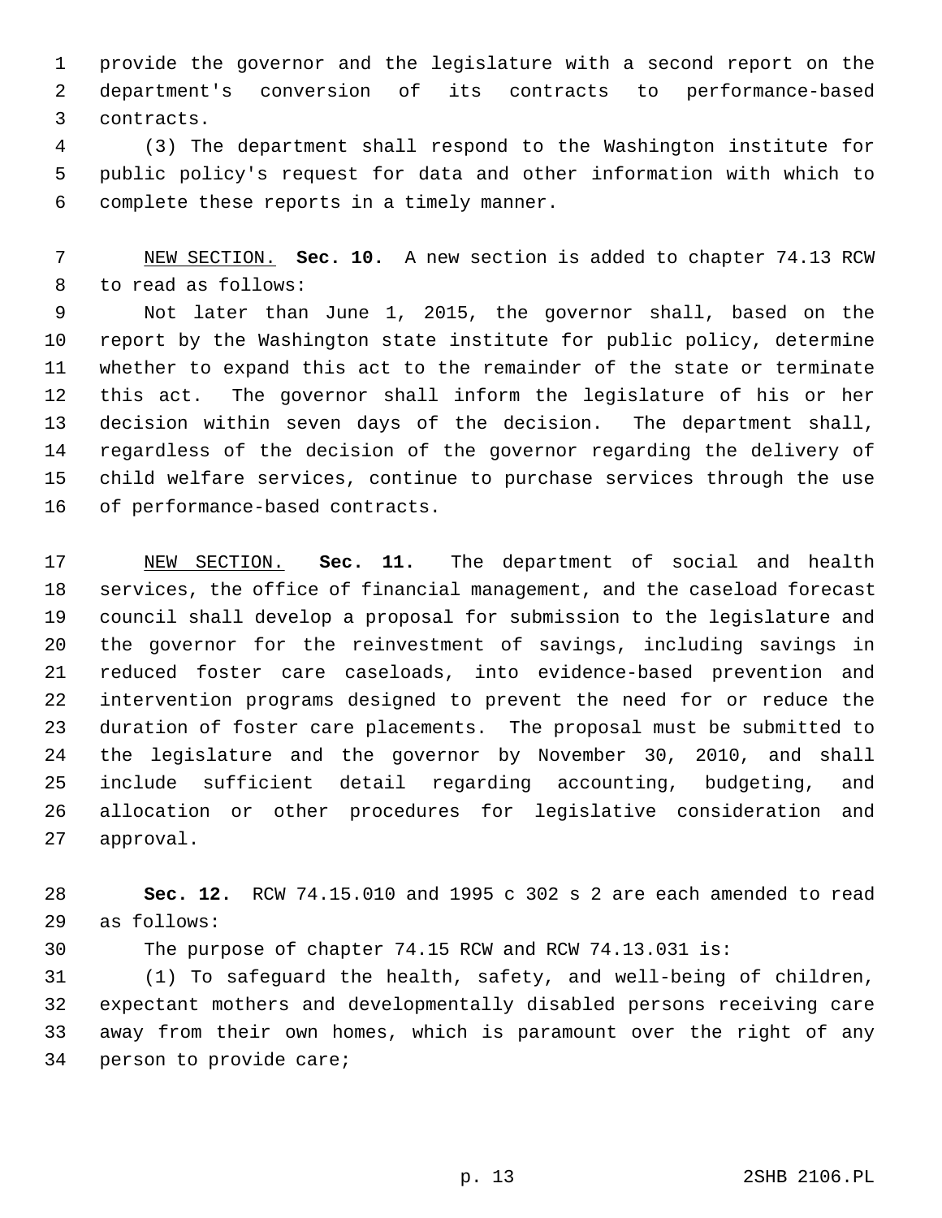provide the governor and the legislature with a second report on the department's conversion of its contracts to performance-based contracts.

(3) The department shall respond to the Washington institute for public policy's request for data and other information with which to complete these reports in a timely manner.

NEW SECTION. **Sec. 10.** A new section is added to chapter 74.13 RCW to read as follows:

Not later than June 1, 2015, the governor shall, based on the report by the Washington state institute for public policy, determine whether to expand this act to the remainder of the state or terminate this act. The governor shall inform the legislature of his or her decision within seven days of the decision. The department shall, regardless of the decision of the governor regarding the delivery of child welfare services, continue to purchase services through the use of performance-based contracts.

NEW SECTION. **Sec. 11.** The department of social and health services, the office of financial management, and the caseload forecast council shall develop a proposal for submission to the legislature and the governor for the reinvestment of savings, including savings in reduced foster care caseloads, into evidence-based prevention and intervention programs designed to prevent the need for or reduce the duration of foster care placements. The proposal must be submitted to the legislature and the governor by November 30, 2010, and shall include sufficient detail regarding accounting, budgeting, and allocation or other procedures for legislative consideration and approval.

**Sec. 12.** RCW 74.15.010 and 1995 c 302 s 2 are each amended to read as follows:

The purpose of chapter 74.15 RCW and RCW 74.13.031 is:

(1) To safeguard the health, safety, and well-being of children, expectant mothers and developmentally disabled persons receiving care away from their own homes, which is paramount over the right of any person to provide care;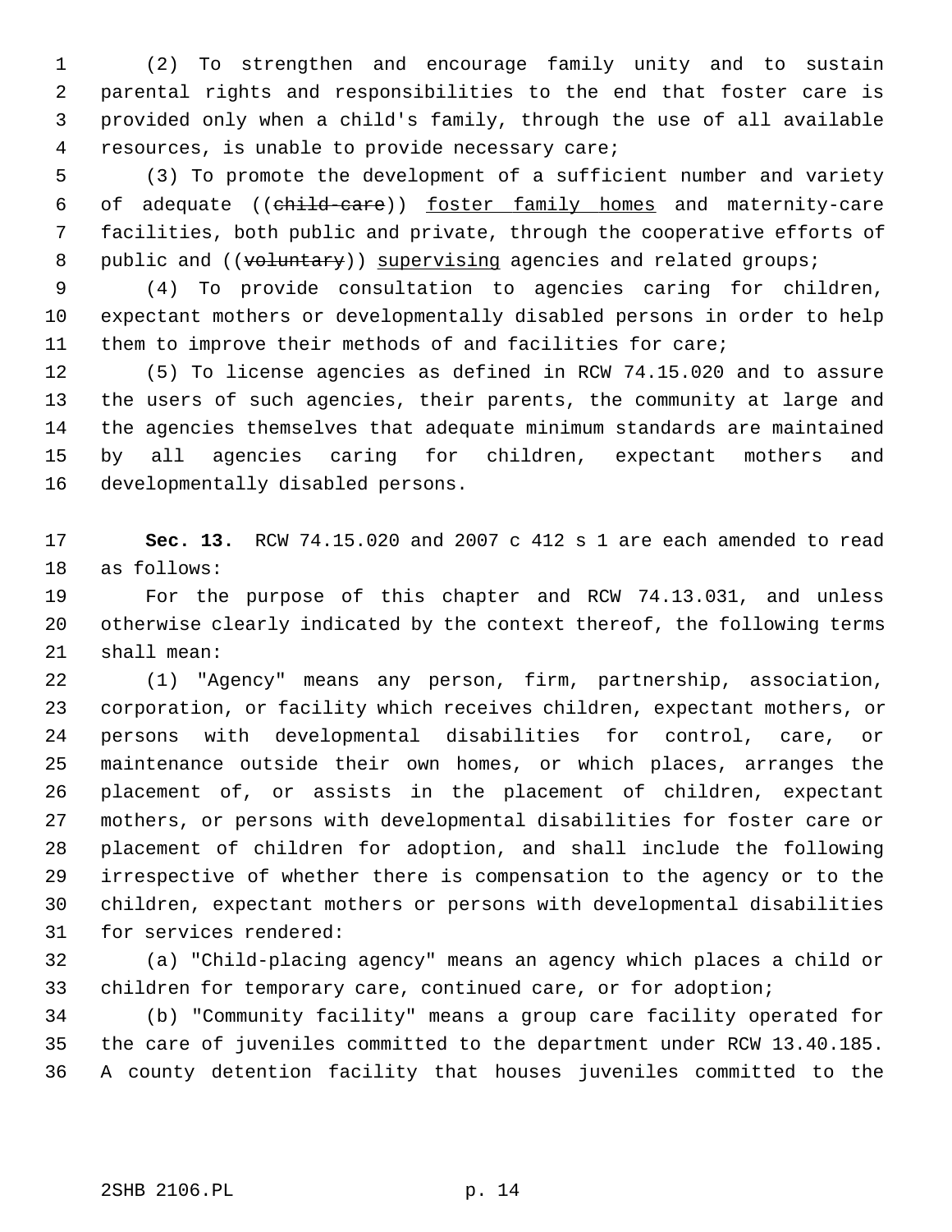(2) To strengthen and encourage family unity and to sustain parental rights and responsibilities to the end that foster care is provided only when a child's family, through the use of all available resources, is unable to provide necessary care;

(3) To promote the development of a sufficient number and variety of adequate ((~~child-care~~)) foster family homes and maternity-care facilities, both public and private, through the cooperative efforts of public and ((~~voluntary~~)) supervising agencies and related groups;

(4) To provide consultation to agencies caring for children, expectant mothers or developmentally disabled persons in order to help them to improve their methods of and facilities for care;

(5) To license agencies as defined in RCW 74.15.020 and to assure the users of such agencies, their parents, the community at large and the agencies themselves that adequate minimum standards are maintained by all agencies caring for children, expectant mothers and developmentally disabled persons.

**Sec. 13.** RCW 74.15.020 and 2007 c 412 s 1 are each amended to read as follows:

For the purpose of this chapter and RCW 74.13.031, and unless otherwise clearly indicated by the context thereof, the following terms shall mean:

(1) "Agency" means any person, firm, partnership, association, corporation, or facility which receives children, expectant mothers, or persons with developmental disabilities for control, care, or maintenance outside their own homes, or which places, arranges the placement of, or assists in the placement of children, expectant mothers, or persons with developmental disabilities for foster care or placement of children for adoption, and shall include the following irrespective of whether there is compensation to the agency or to the children, expectant mothers or persons with developmental disabilities for services rendered:

(a) "Child-placing agency" means an agency which places a child or children for temporary care, continued care, or for adoption;

(b) "Community facility" means a group care facility operated for the care of juveniles committed to the department under RCW 13.40.185. A county detention facility that houses juveniles committed to the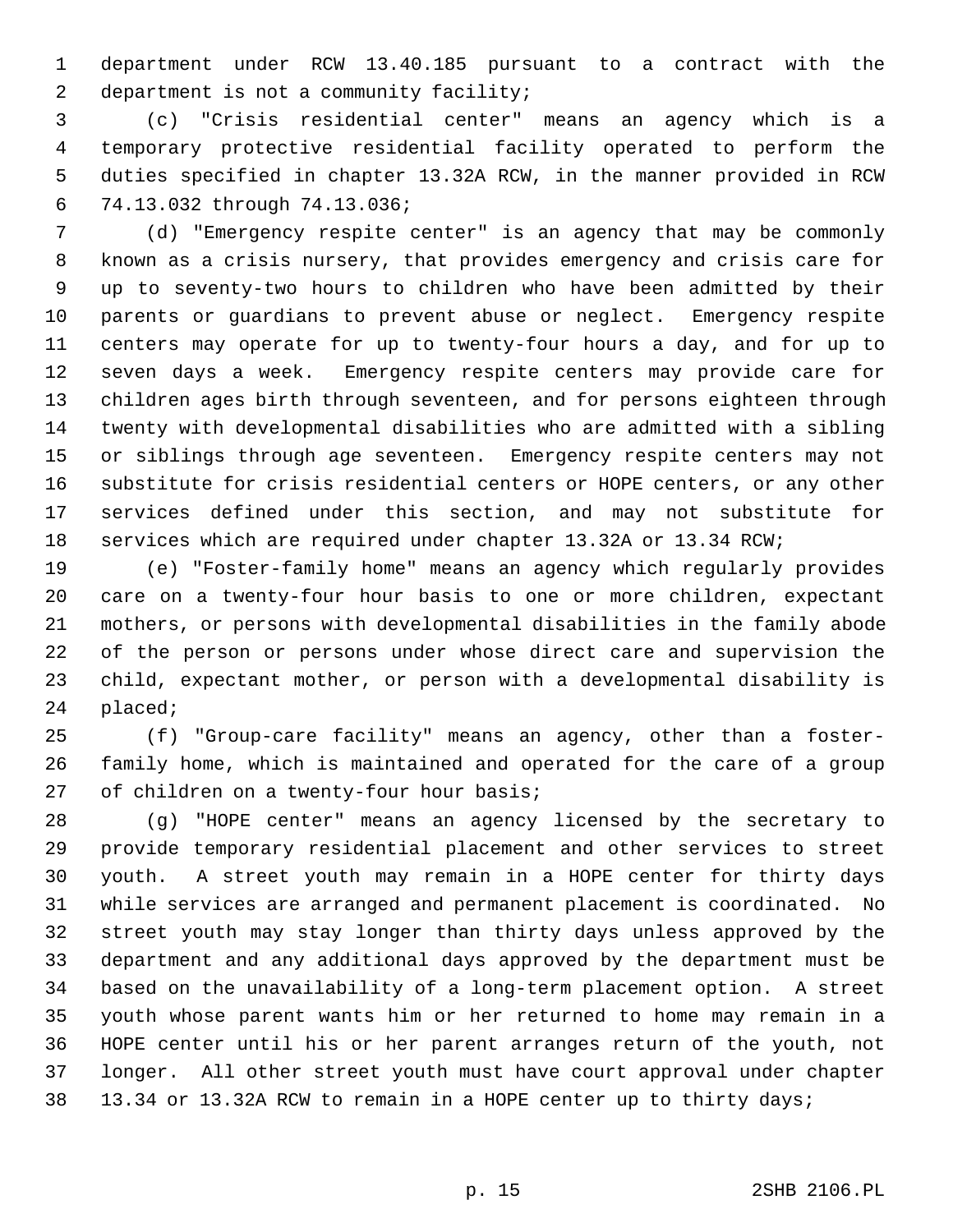department under RCW 13.40.185 pursuant to a contract with the department is not a community facility;

(c) "Crisis residential center" means an agency which is a temporary protective residential facility operated to perform the duties specified in chapter 13.32A RCW, in the manner provided in RCW 74.13.032 through 74.13.036;

(d) "Emergency respite center" is an agency that may be commonly known as a crisis nursery, that provides emergency and crisis care for up to seventy-two hours to children who have been admitted by their parents or guardians to prevent abuse or neglect. Emergency respite centers may operate for up to twenty-four hours a day, and for up to seven days a week. Emergency respite centers may provide care for children ages birth through seventeen, and for persons eighteen through twenty with developmental disabilities who are admitted with a sibling or siblings through age seventeen. Emergency respite centers may not substitute for crisis residential centers or HOPE centers, or any other services defined under this section, and may not substitute for services which are required under chapter 13.32A or 13.34 RCW;

(e) "Foster-family home" means an agency which regularly provides care on a twenty-four hour basis to one or more children, expectant mothers, or persons with developmental disabilities in the family abode of the person or persons under whose direct care and supervision the child, expectant mother, or person with a developmental disability is placed;

(f) "Group-care facility" means an agency, other than a foster-family home, which is maintained and operated for the care of a group of children on a twenty-four hour basis;

(g) "HOPE center" means an agency licensed by the secretary to provide temporary residential placement and other services to street youth. A street youth may remain in a HOPE center for thirty days while services are arranged and permanent placement is coordinated. No street youth may stay longer than thirty days unless approved by the department and any additional days approved by the department must be based on the unavailability of a long-term placement option. A street youth whose parent wants him or her returned to home may remain in a HOPE center until his or her parent arranges return of the youth, not longer. All other street youth must have court approval under chapter 13.34 or 13.32A RCW to remain in a HOPE center up to thirty days;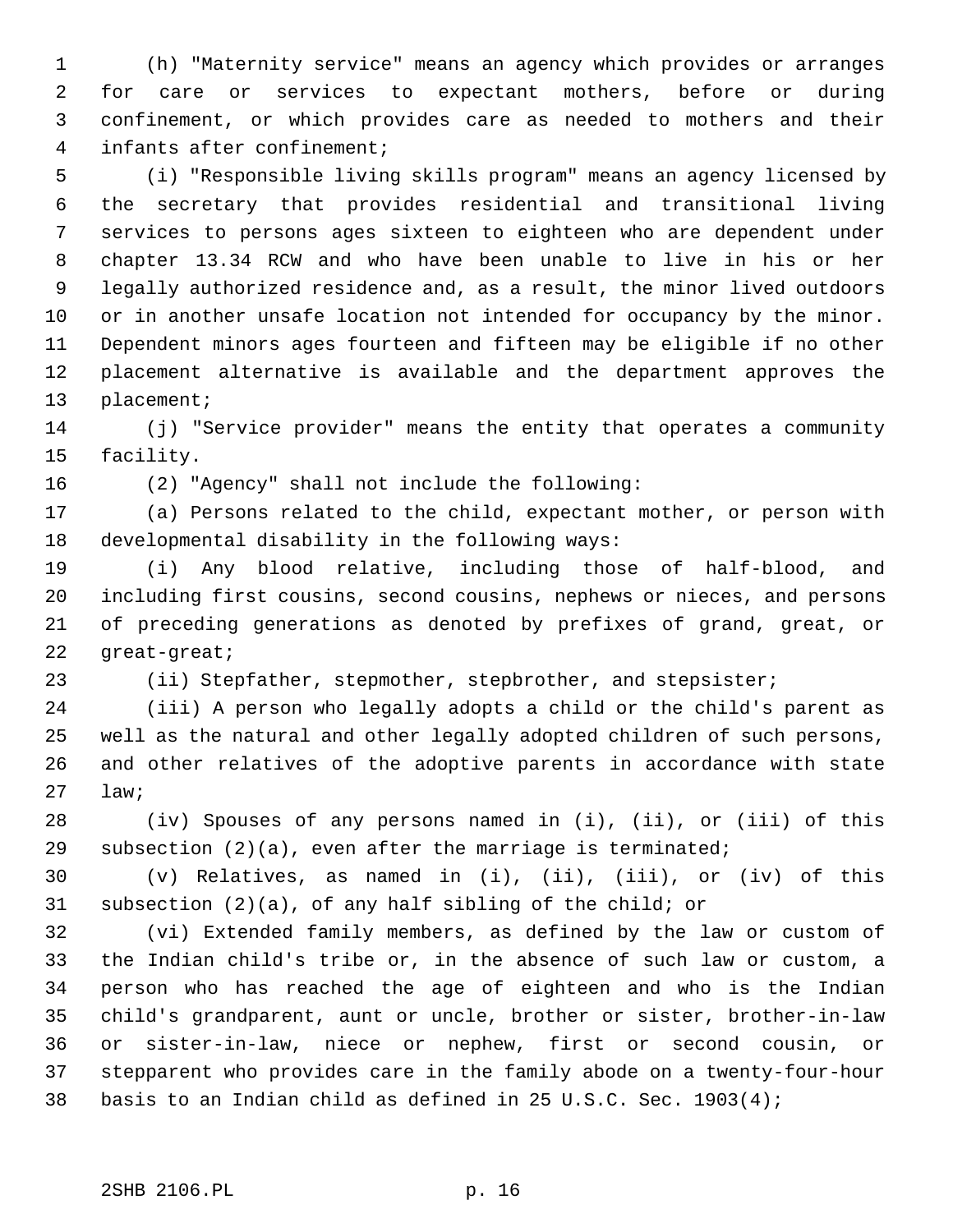(h) "Maternity service" means an agency which provides or arranges for care or services to expectant mothers, before or during confinement, or which provides care as needed to mothers and their infants after confinement;

(i) "Responsible living skills program" means an agency licensed by the secretary that provides residential and transitional living services to persons ages sixteen to eighteen who are dependent under chapter 13.34 RCW and who have been unable to live in his or her legally authorized residence and, as a result, the minor lived outdoors or in another unsafe location not intended for occupancy by the minor. Dependent minors ages fourteen and fifteen may be eligible if no other placement alternative is available and the department approves the placement;

(j) "Service provider" means the entity that operates a community facility.

(2) "Agency" shall not include the following:

(a) Persons related to the child, expectant mother, or person with developmental disability in the following ways:

(i) Any blood relative, including those of half-blood, and including first cousins, second cousins, nephews or nieces, and persons of preceding generations as denoted by prefixes of grand, great, or great-great;

(ii) Stepfather, stepmother, stepbrother, and stepsister;

(iii) A person who legally adopts a child or the child's parent as well as the natural and other legally adopted children of such persons, and other relatives of the adoptive parents in accordance with state law;

(iv) Spouses of any persons named in (i), (ii), or (iii) of this subsection (2)(a), even after the marriage is terminated;

(v) Relatives, as named in (i), (ii), (iii), or (iv) of this subsection (2)(a), of any half sibling of the child; or

(vi) Extended family members, as defined by the law or custom of the Indian child's tribe or, in the absence of such law or custom, a person who has reached the age of eighteen and who is the Indian child's grandparent, aunt or uncle, brother or sister, brother-in-law or sister-in-law, niece or nephew, first or second cousin, or stepparent who provides care in the family abode on a twenty-four-hour basis to an Indian child as defined in 25 U.S.C. Sec. 1903(4);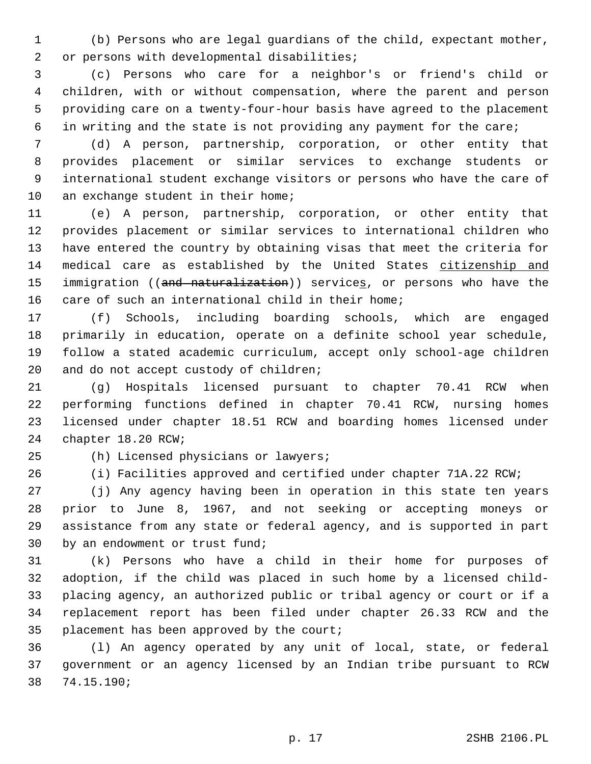(b) Persons who are legal guardians of the child, expectant mother, or persons with developmental disabilities;

(c) Persons who care for a neighbor's or friend's child or children, with or without compensation, where the parent and person providing care on a twenty-four-hour basis have agreed to the placement in writing and the state is not providing any payment for the care;

(d) A person, partnership, corporation, or other entity that provides placement or similar services to exchange students or international student exchange visitors or persons who have the care of an exchange student in their home;

(e) A person, partnership, corporation, or other entity that provides placement or similar services to international children who have entered the country by obtaining visas that meet the criteria for medical care as established by the United States <u>citizenship and</u> immigration ((~~and naturalization~~)) service<u>s</u>, or persons who have the care of such an international child in their home;

(f) Schools, including boarding schools, which are engaged primarily in education, operate on a definite school year schedule, follow a stated academic curriculum, accept only school-age children and do not accept custody of children;

(g) Hospitals licensed pursuant to chapter 70.41 RCW when performing functions defined in chapter 70.41 RCW, nursing homes licensed under chapter 18.51 RCW and boarding homes licensed under chapter 18.20 RCW;

(h) Licensed physicians or lawyers;

(i) Facilities approved and certified under chapter 71A.22 RCW;

(j) Any agency having been in operation in this state ten years prior to June 8, 1967, and not seeking or accepting moneys or assistance from any state or federal agency, and is supported in part by an endowment or trust fund;

(k) Persons who have a child in their home for purposes of adoption, if the child was placed in such home by a licensed child-placing agency, an authorized public or tribal agency or court or if a replacement report has been filed under chapter 26.33 RCW and the placement has been approved by the court;

(l) An agency operated by any unit of local, state, or federal government or an agency licensed by an Indian tribe pursuant to RCW 74.15.190;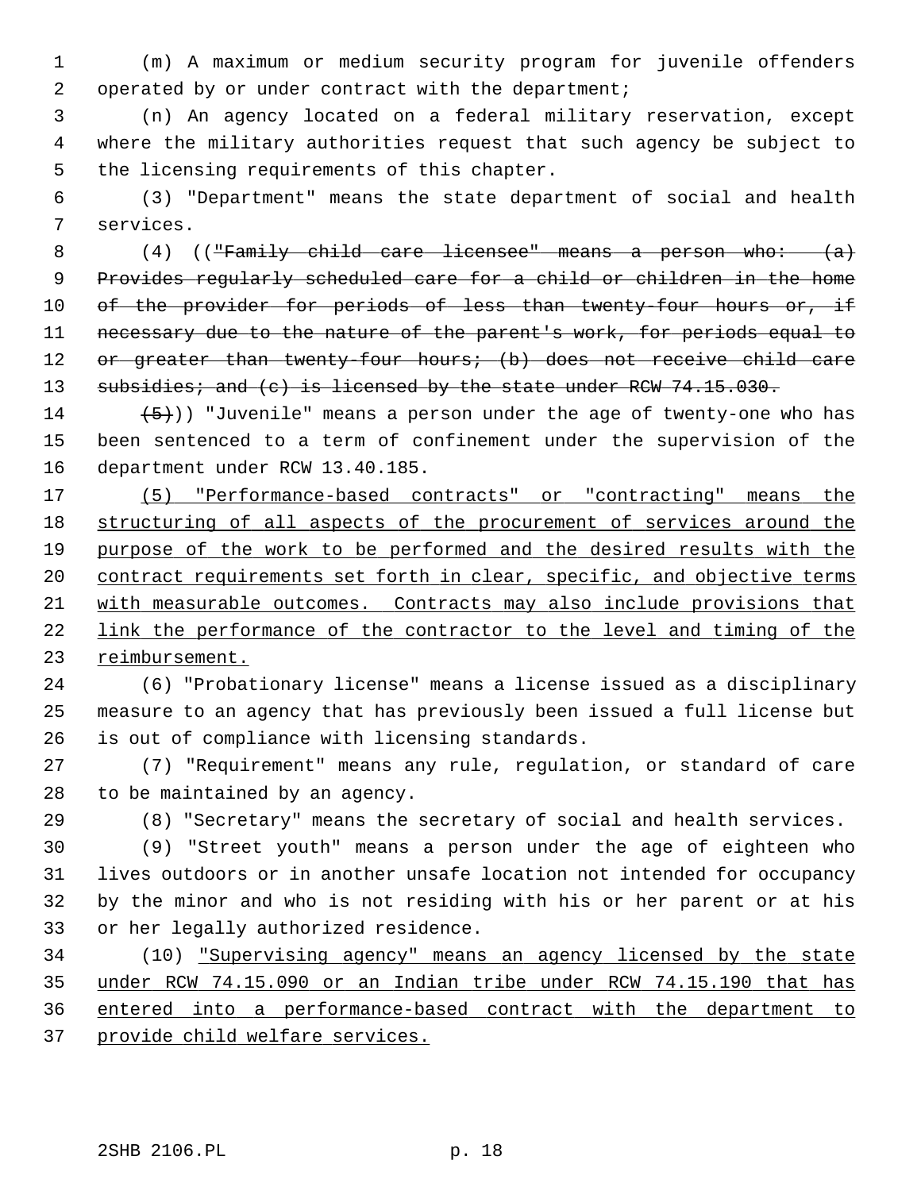(m) A maximum or medium security program for juvenile offenders operated by or under contract with the department;

(n) An agency located on a federal military reservation, except where the military authorities request that such agency be subject to the licensing requirements of this chapter.

(3) "Department" means the state department of social and health services.

(4) ((~~"Family child care licensee" means a person who: (a) Provides regularly scheduled care for a child or children in the home of the provider for periods of less than twenty-four hours or, if necessary due to the nature of the parent's work, for periods equal to or greater than twenty-four hours; (b) does not receive child care subsidies; and (c) is licensed by the state under RCW 74.15.030.~~

~~(5)~~)) "Juvenile" means a person under the age of twenty-one who has been sentenced to a term of confinement under the supervision of the department under RCW 13.40.185.

<u>(5) "Performance-based contracts" or "contracting" means the structuring of all aspects of the procurement of services around the purpose of the work to be performed and the desired results with the contract requirements set forth in clear, specific, and objective terms with measurable outcomes. Contracts may also include provisions that link the performance of the contractor to the level and timing of the reimbursement.</u>

(6) "Probationary license" means a license issued as a disciplinary measure to an agency that has previously been issued a full license but is out of compliance with licensing standards.

(7) "Requirement" means any rule, regulation, or standard of care to be maintained by an agency.

(8) "Secretary" means the secretary of social and health services.

(9) "Street youth" means a person under the age of eighteen who lives outdoors or in another unsafe location not intended for occupancy by the minor and who is not residing with his or her parent or at his or her legally authorized residence.

(10) <u>"Supervising agency" means an agency licensed by the state under RCW 74.15.090 or an Indian tribe under RCW 74.15.190 that has entered into a performance-based contract with the department to provide child welfare services.</u>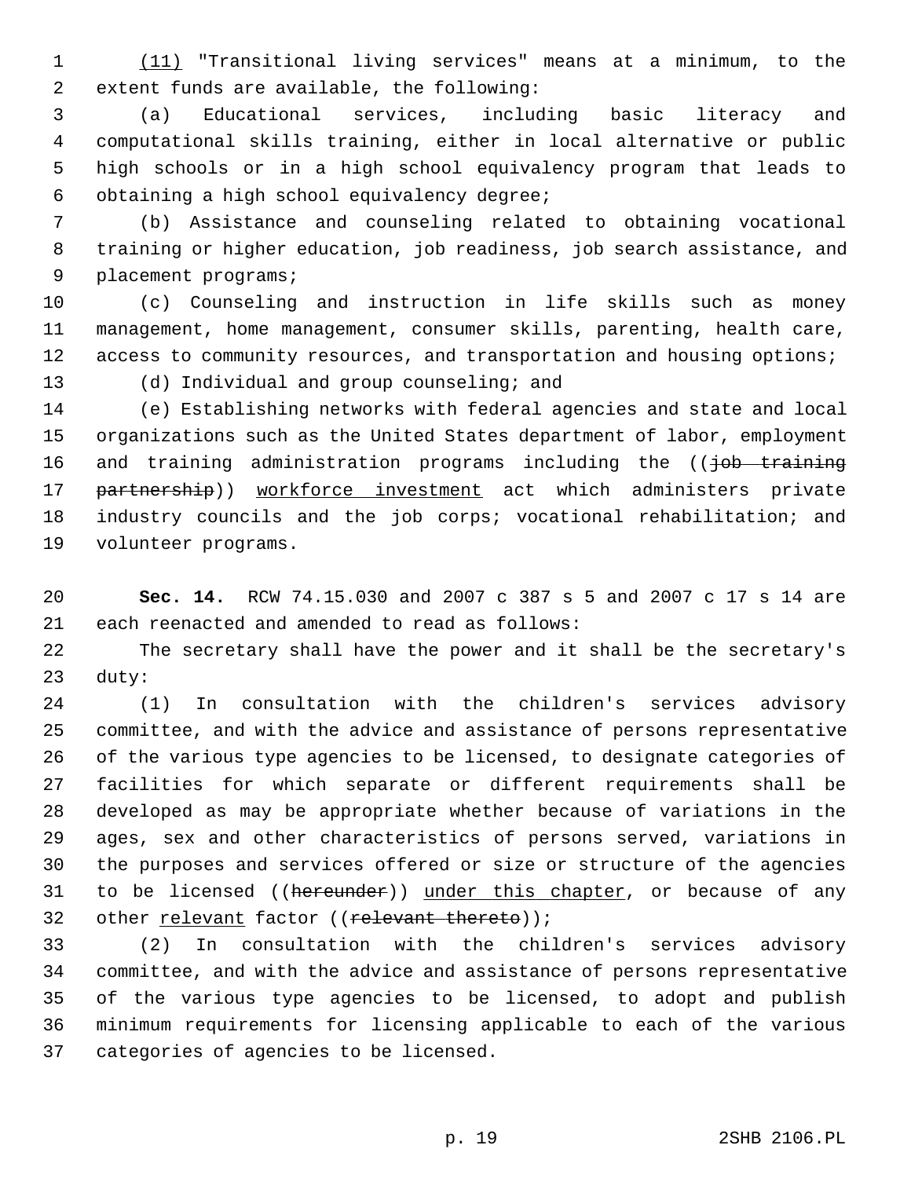(11) "Transitional living services" means at a minimum, to the extent funds are available, the following:

(a) Educational services, including basic literacy and computational skills training, either in local alternative or public high schools or in a high school equivalency program that leads to obtaining a high school equivalency degree;

(b) Assistance and counseling related to obtaining vocational training or higher education, job readiness, job search assistance, and placement programs;

(c) Counseling and instruction in life skills such as money management, home management, consumer skills, parenting, health care, access to community resources, and transportation and housing options;

(d) Individual and group counseling; and

(e) Establishing networks with federal agencies and state and local organizations such as the United States department of labor, employment and training administration programs including the ((~~job training partnership~~)) workforce investment act which administers private industry councils and the job corps; vocational rehabilitation; and volunteer programs.

**Sec. 14.** RCW 74.15.030 and 2007 c 387 s 5 and 2007 c 17 s 14 are each reenacted and amended to read as follows:

The secretary shall have the power and it shall be the secretary's duty:

(1) In consultation with the children's services advisory committee, and with the advice and assistance of persons representative of the various type agencies to be licensed, to designate categories of facilities for which separate or different requirements shall be developed as may be appropriate whether because of variations in the ages, sex and other characteristics of persons served, variations in the purposes and services offered or size or structure of the agencies to be licensed ((~~hereunder~~)) under this chapter, or because of any other relevant factor ((~~relevant thereto~~));

(2) In consultation with the children's services advisory committee, and with the advice and assistance of persons representative of the various type agencies to be licensed, to adopt and publish minimum requirements for licensing applicable to each of the various categories of agencies to be licensed.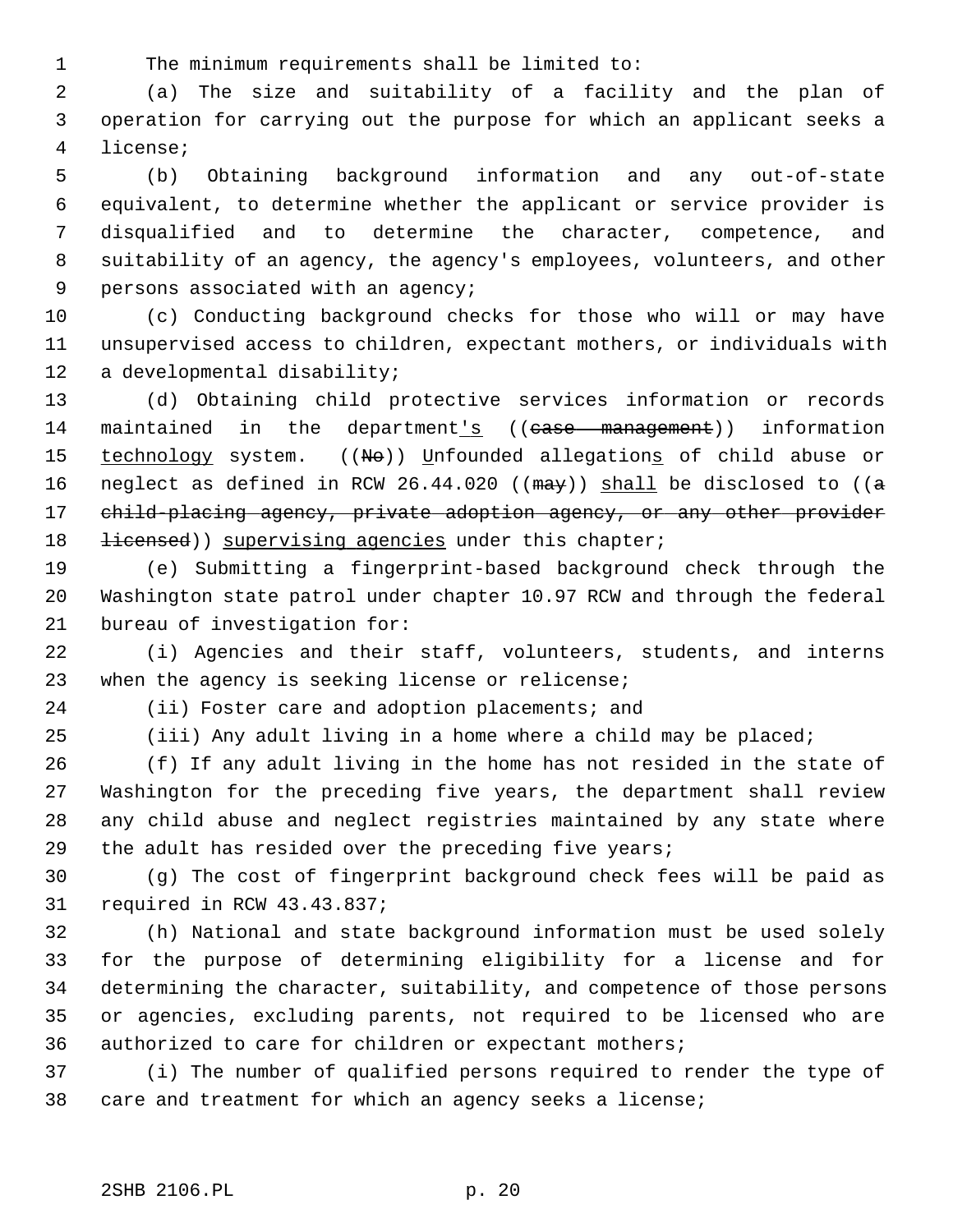The minimum requirements shall be limited to:

(a) The size and suitability of a facility and the plan of operation for carrying out the purpose for which an applicant seeks a license;

(b) Obtaining background information and any out-of-state equivalent, to determine whether the applicant or service provider is disqualified and to determine the character, competence, and suitability of an agency, the agency's employees, volunteers, and other persons associated with an agency;

(c) Conducting background checks for those who will or may have unsupervised access to children, expectant mothers, or individuals with a developmental disability;

(d) Obtaining child protective services information or records maintained in the department's ((~~case management~~)) information technology system. ((~~No~~)) Unfounded allegations of child abuse or neglect as defined in RCW 26.44.020 ((~~may~~)) shall be disclosed to ((~~a child-placing agency, private adoption agency, or any other provider licensed~~)) supervising agencies under this chapter;

(e) Submitting a fingerprint-based background check through the Washington state patrol under chapter 10.97 RCW and through the federal bureau of investigation for:

(i) Agencies and their staff, volunteers, students, and interns when the agency is seeking license or relicense;

(ii) Foster care and adoption placements; and

(iii) Any adult living in a home where a child may be placed;

(f) If any adult living in the home has not resided in the state of Washington for the preceding five years, the department shall review any child abuse and neglect registries maintained by any state where the adult has resided over the preceding five years;

(g) The cost of fingerprint background check fees will be paid as required in RCW 43.43.837;

(h) National and state background information must be used solely for the purpose of determining eligibility for a license and for determining the character, suitability, and competence of those persons or agencies, excluding parents, not required to be licensed who are authorized to care for children or expectant mothers;

(i) The number of qualified persons required to render the type of care and treatment for which an agency seeks a license;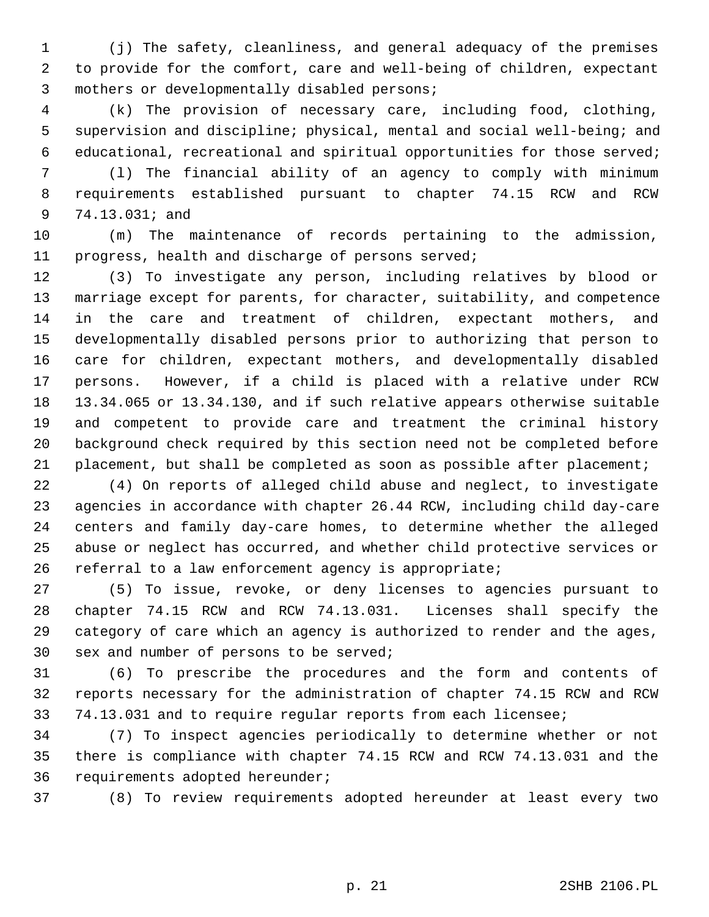(j) The safety, cleanliness, and general adequacy of the premises to provide for the comfort, care and well-being of children, expectant mothers or developmentally disabled persons;

(k) The provision of necessary care, including food, clothing, supervision and discipline; physical, mental and social well-being; and educational, recreational and spiritual opportunities for those served;

(l) The financial ability of an agency to comply with minimum requirements established pursuant to chapter 74.15 RCW and RCW 74.13.031; and

(m) The maintenance of records pertaining to the admission, progress, health and discharge of persons served;

(3) To investigate any person, including relatives by blood or marriage except for parents, for character, suitability, and competence in the care and treatment of children, expectant mothers, and developmentally disabled persons prior to authorizing that person to care for children, expectant mothers, and developmentally disabled persons. However, if a child is placed with a relative under RCW 13.34.065 or 13.34.130, and if such relative appears otherwise suitable and competent to provide care and treatment the criminal history background check required by this section need not be completed before placement, but shall be completed as soon as possible after placement;

(4) On reports of alleged child abuse and neglect, to investigate agencies in accordance with chapter 26.44 RCW, including child day-care centers and family day-care homes, to determine whether the alleged abuse or neglect has occurred, and whether child protective services or referral to a law enforcement agency is appropriate;

(5) To issue, revoke, or deny licenses to agencies pursuant to chapter 74.15 RCW and RCW 74.13.031. Licenses shall specify the category of care which an agency is authorized to render and the ages, sex and number of persons to be served;

(6) To prescribe the procedures and the form and contents of reports necessary for the administration of chapter 74.15 RCW and RCW 74.13.031 and to require regular reports from each licensee;

(7) To inspect agencies periodically to determine whether or not there is compliance with chapter 74.15 RCW and RCW 74.13.031 and the requirements adopted hereunder;

(8) To review requirements adopted hereunder at least every two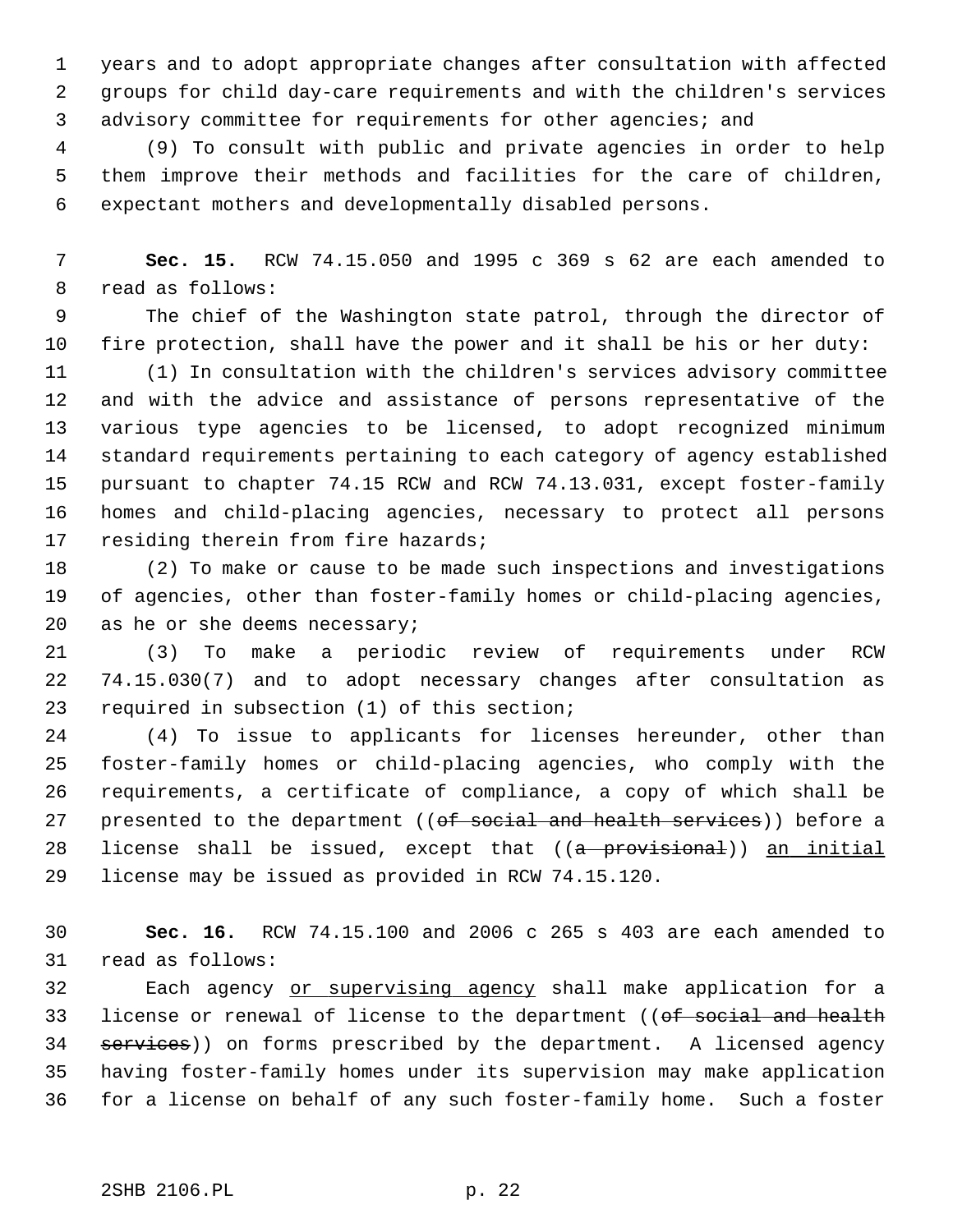years and to adopt appropriate changes after consultation with affected groups for child day-care requirements and with the children's services advisory committee for requirements for other agencies; and

(9) To consult with public and private agencies in order to help them improve their methods and facilities for the care of children, expectant mothers and developmentally disabled persons.

**Sec. 15.** RCW 74.15.050 and 1995 c 369 s 62 are each amended to read as follows:

The chief of the Washington state patrol, through the director of fire protection, shall have the power and it shall be his or her duty:

(1) In consultation with the children's services advisory committee and with the advice and assistance of persons representative of the various type agencies to be licensed, to adopt recognized minimum standard requirements pertaining to each category of agency established pursuant to chapter 74.15 RCW and RCW 74.13.031, except foster-family homes and child-placing agencies, necessary to protect all persons residing therein from fire hazards;

(2) To make or cause to be made such inspections and investigations of agencies, other than foster-family homes or child-placing agencies, as he or she deems necessary;

(3) To make a periodic review of requirements under RCW 74.15.030(7) and to adopt necessary changes after consultation as required in subsection (1) of this section;

(4) To issue to applicants for licenses hereunder, other than foster-family homes or child-placing agencies, who comply with the requirements, a certificate of compliance, a copy of which shall be presented to the department ((~~of social and health services~~)) before a license shall be issued, except that ((~~a provisional~~)) <u>an initial</u> license may be issued as provided in RCW 74.15.120.

**Sec. 16.** RCW 74.15.100 and 2006 c 265 s 403 are each amended to read as follows:

Each agency <u>or supervising agency</u> shall make application for a license or renewal of license to the department ((~~of social and health services~~)) on forms prescribed by the department. A licensed agency having foster-family homes under its supervision may make application for a license on behalf of any such foster-family home. Such a foster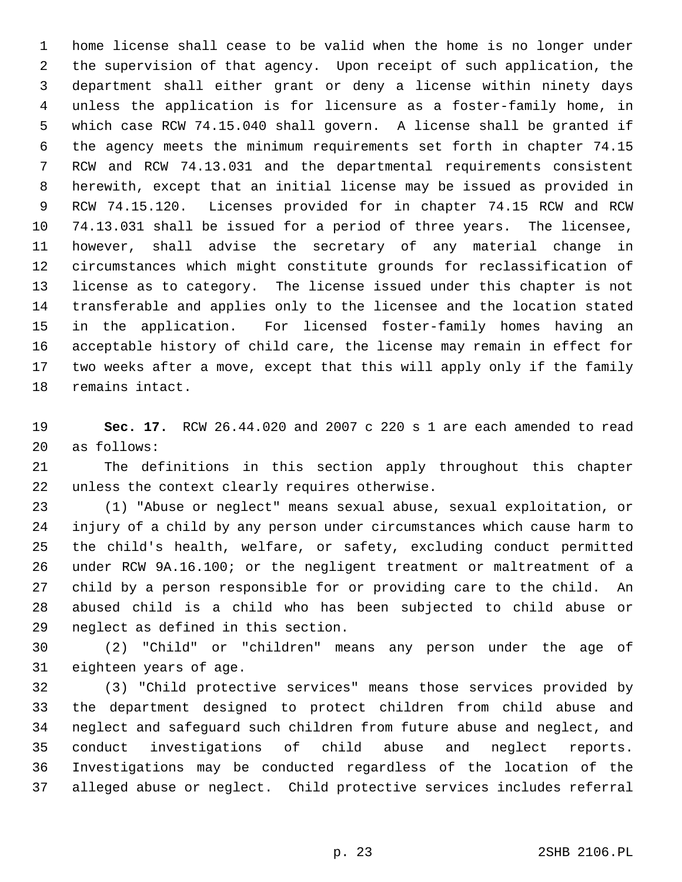home license shall cease to be valid when the home is no longer under the supervision of that agency. Upon receipt of such application, the department shall either grant or deny a license within ninety days unless the application is for licensure as a foster-family home, in which case RCW 74.15.040 shall govern. A license shall be granted if the agency meets the minimum requirements set forth in chapter 74.15 RCW and RCW 74.13.031 and the departmental requirements consistent herewith, except that an initial license may be issued as provided in RCW 74.15.120. Licenses provided for in chapter 74.15 RCW and RCW 74.13.031 shall be issued for a period of three years. The licensee, however, shall advise the secretary of any material change in circumstances which might constitute grounds for reclassification of license as to category. The license issued under this chapter is not transferable and applies only to the licensee and the location stated in the application. For licensed foster-family homes having an acceptable history of child care, the license may remain in effect for two weeks after a move, except that this will apply only if the family remains intact.

**Sec. 17.** RCW 26.44.020 and 2007 c 220 s 1 are each amended to read as follows:

The definitions in this section apply throughout this chapter unless the context clearly requires otherwise.

(1) "Abuse or neglect" means sexual abuse, sexual exploitation, or injury of a child by any person under circumstances which cause harm to the child's health, welfare, or safety, excluding conduct permitted under RCW 9A.16.100; or the negligent treatment or maltreatment of a child by a person responsible for or providing care to the child. An abused child is a child who has been subjected to child abuse or neglect as defined in this section.

(2) "Child" or "children" means any person under the age of eighteen years of age.

(3) "Child protective services" means those services provided by the department designed to protect children from child abuse and neglect and safeguard such children from future abuse and neglect, and conduct investigations of child abuse and neglect reports. Investigations may be conducted regardless of the location of the alleged abuse or neglect. Child protective services includes referral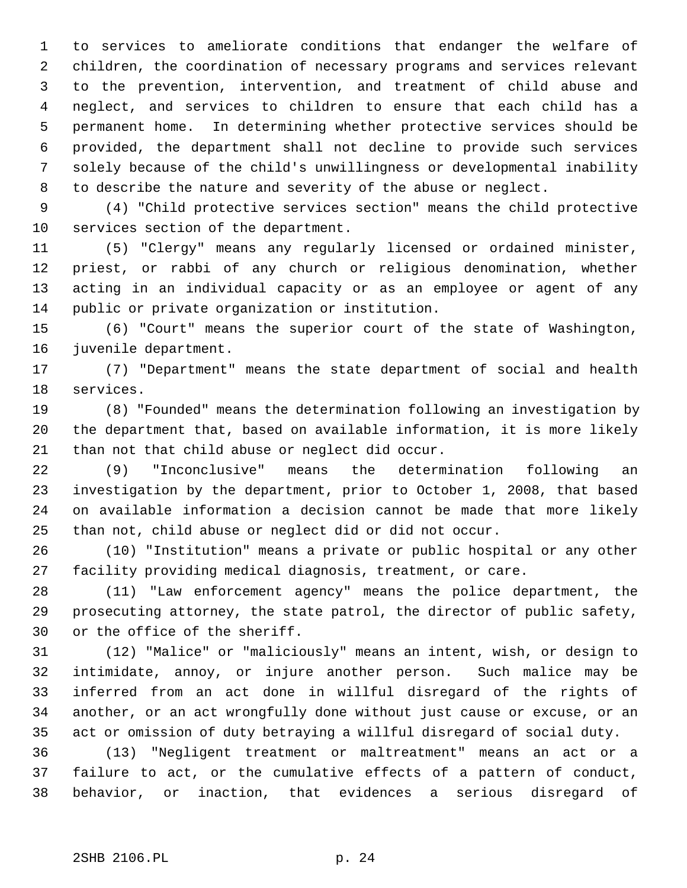to services to ameliorate conditions that endanger the welfare of children, the coordination of necessary programs and services relevant to the prevention, intervention, and treatment of child abuse and neglect, and services to children to ensure that each child has a permanent home. In determining whether protective services should be provided, the department shall not decline to provide such services solely because of the child's unwillingness or developmental inability to describe the nature and severity of the abuse or neglect.

(4) "Child protective services section" means the child protective services section of the department.

(5) "Clergy" means any regularly licensed or ordained minister, priest, or rabbi of any church or religious denomination, whether acting in an individual capacity or as an employee or agent of any public or private organization or institution.

(6) "Court" means the superior court of the state of Washington, juvenile department.

(7) "Department" means the state department of social and health services.

(8) "Founded" means the determination following an investigation by the department that, based on available information, it is more likely than not that child abuse or neglect did occur.

(9) "Inconclusive" means the determination following an investigation by the department, prior to October 1, 2008, that based on available information a decision cannot be made that more likely than not, child abuse or neglect did or did not occur.

(10) "Institution" means a private or public hospital or any other facility providing medical diagnosis, treatment, or care.

(11) "Law enforcement agency" means the police department, the prosecuting attorney, the state patrol, the director of public safety, or the office of the sheriff.

(12) "Malice" or "maliciously" means an intent, wish, or design to intimidate, annoy, or injure another person. Such malice may be inferred from an act done in willful disregard of the rights of another, or an act wrongfully done without just cause or excuse, or an act or omission of duty betraying a willful disregard of social duty.

(13) "Negligent treatment or maltreatment" means an act or a failure to act, or the cumulative effects of a pattern of conduct, behavior, or inaction, that evidences a serious disregard of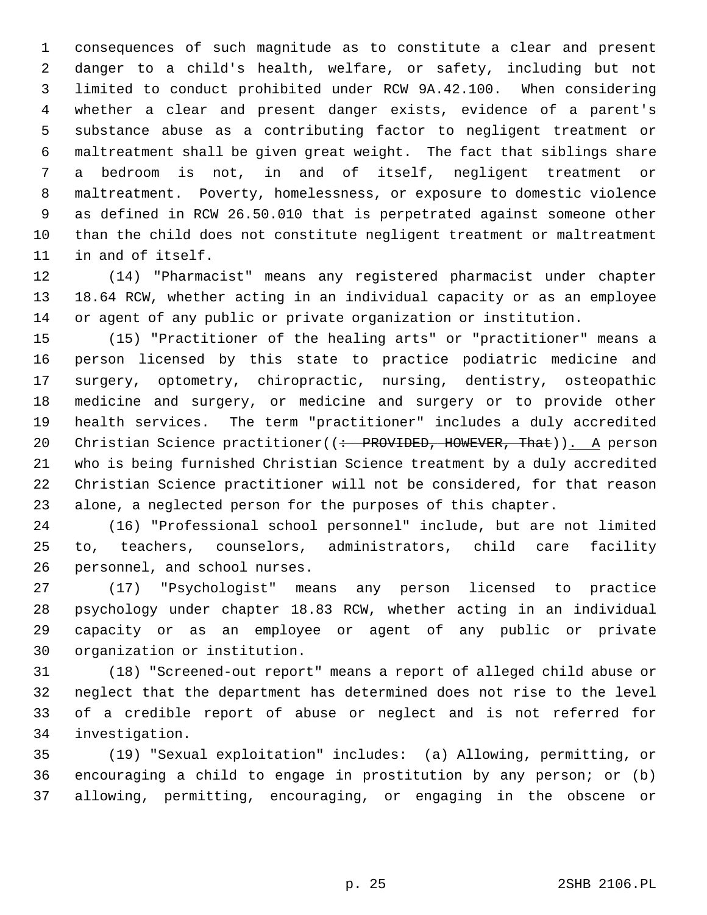consequences of such magnitude as to constitute a clear and present danger to a child's health, welfare, or safety, including but not limited to conduct prohibited under RCW 9A.42.100. When considering whether a clear and present danger exists, evidence of a parent's substance abuse as a contributing factor to negligent treatment or maltreatment shall be given great weight. The fact that siblings share a bedroom is not, in and of itself, negligent treatment or maltreatment. Poverty, homelessness, or exposure to domestic violence as defined in RCW 26.50.010 that is perpetrated against someone other than the child does not constitute negligent treatment or maltreatment in and of itself.

(14) "Pharmacist" means any registered pharmacist under chapter 18.64 RCW, whether acting in an individual capacity or as an employee or agent of any public or private organization or institution.

(15) "Practitioner of the healing arts" or "practitioner" means a person licensed by this state to practice podiatric medicine and surgery, optometry, chiropractic, nursing, dentistry, osteopathic medicine and surgery, or medicine and surgery or to provide other health services. The term "practitioner" includes a duly accredited Christian Science practitioner((~~: PROVIDED, HOWEVER, That~~)). A person who is being furnished Christian Science treatment by a duly accredited Christian Science practitioner will not be considered, for that reason alone, a neglected person for the purposes of this chapter.

(16) "Professional school personnel" include, but are not limited to, teachers, counselors, administrators, child care facility personnel, and school nurses.

(17) "Psychologist" means any person licensed to practice psychology under chapter 18.83 RCW, whether acting in an individual capacity or as an employee or agent of any public or private organization or institution.

(18) "Screened-out report" means a report of alleged child abuse or neglect that the department has determined does not rise to the level of a credible report of abuse or neglect and is not referred for investigation.

(19) "Sexual exploitation" includes: (a) Allowing, permitting, or encouraging a child to engage in prostitution by any person; or (b) allowing, permitting, encouraging, or engaging in the obscene or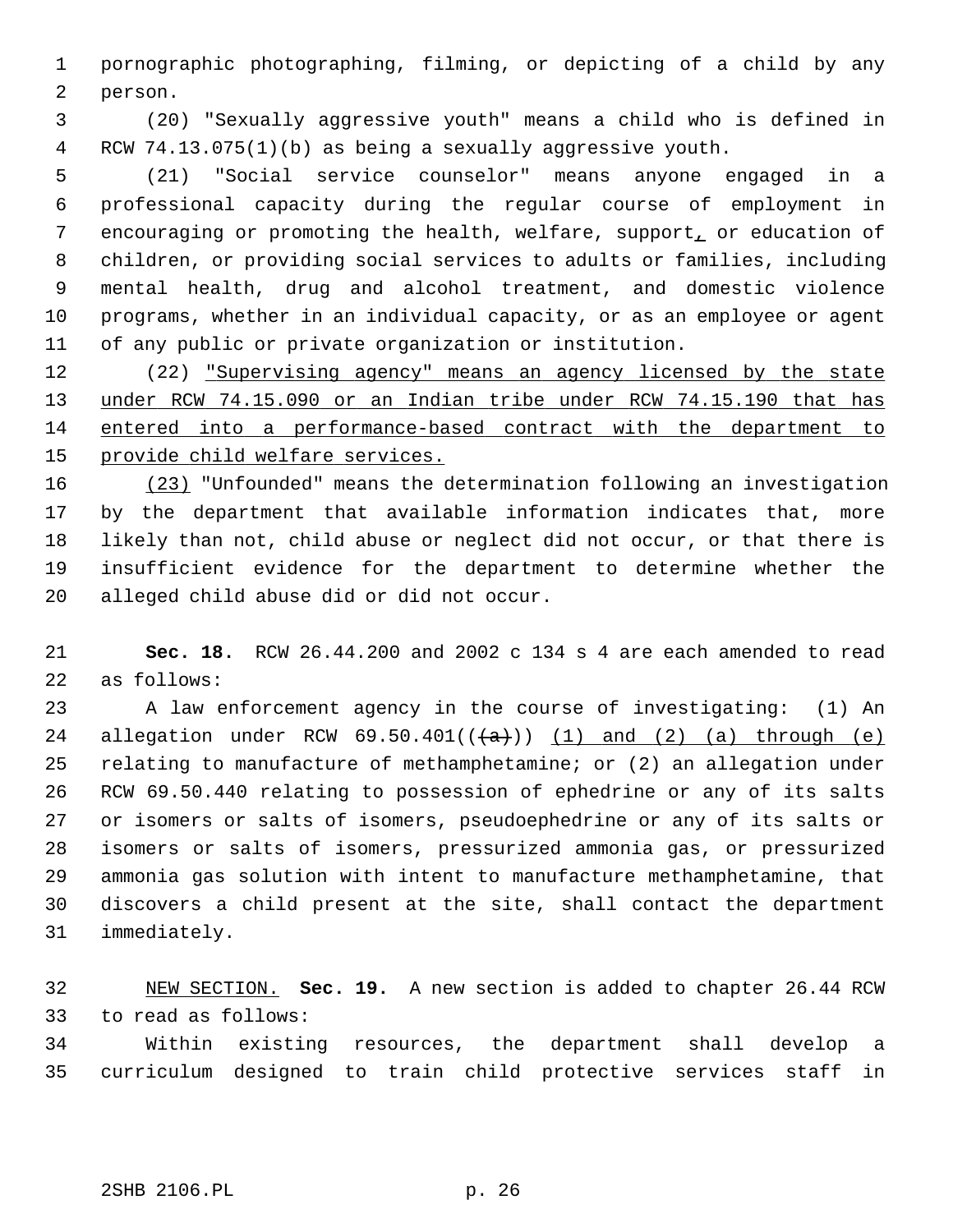pornographic photographing, filming, or depicting of a child by any person.

(20) "Sexually aggressive youth" means a child who is defined in RCW 74.13.075(1)(b) as being a sexually aggressive youth.

(21) "Social service counselor" means anyone engaged in a professional capacity during the regular course of employment in encouraging or promoting the health, welfare, support, or education of children, or providing social services to adults or families, including mental health, drug and alcohol treatment, and domestic violence programs, whether in an individual capacity, or as an employee or agent of any public or private organization or institution.

(22) "Supervising agency" means an agency licensed by the state under RCW 74.15.090 or an Indian tribe under RCW 74.15.190 that has entered into a performance-based contract with the department to provide child welfare services.

(23) "Unfounded" means the determination following an investigation by the department that available information indicates that, more likely than not, child abuse or neglect did not occur, or that there is insufficient evidence for the department to determine whether the alleged child abuse did or did not occur.

**Sec. 18.** RCW 26.44.200 and 2002 c 134 s 4 are each amended to read as follows:

A law enforcement agency in the course of investigating: (1) An allegation under RCW 69.50.401((~~(a)~~)) (1) and (2) (a) through (e) relating to manufacture of methamphetamine; or (2) an allegation under RCW 69.50.440 relating to possession of ephedrine or any of its salts or isomers or salts of isomers, pseudoephedrine or any of its salts or isomers or salts of isomers, pressurized ammonia gas, or pressurized ammonia gas solution with intent to manufacture methamphetamine, that discovers a child present at the site, shall contact the department immediately.

NEW SECTION. **Sec. 19.** A new section is added to chapter 26.44 RCW to read as follows:

Within existing resources, the department shall develop a curriculum designed to train child protective services staff in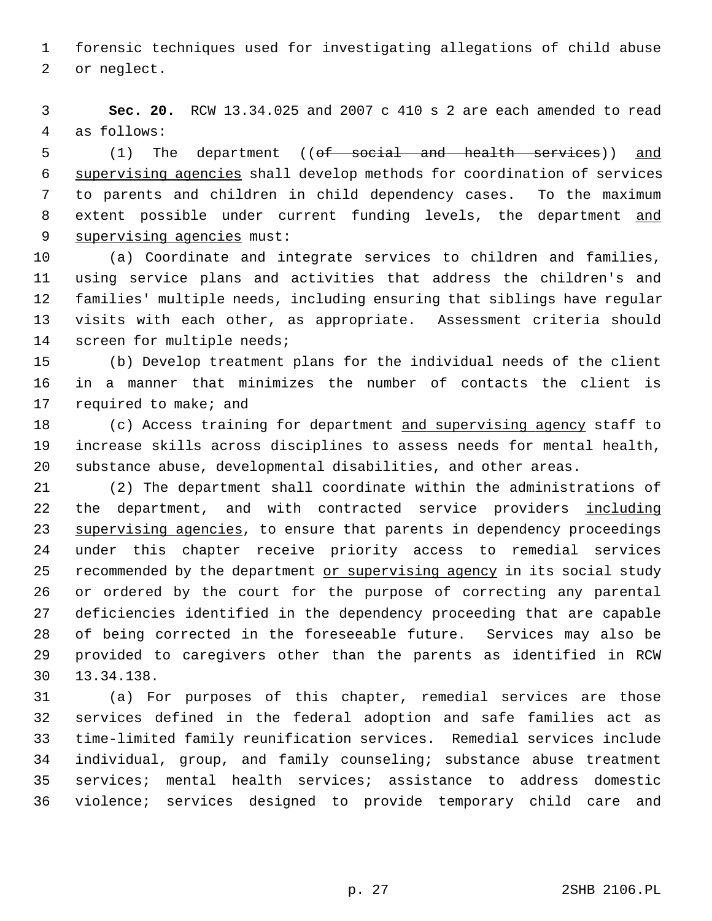forensic techniques used for investigating allegations of child abuse or neglect.

**Sec. 20.** RCW 13.34.025 and 2007 c 410 s 2 are each amended to read as follows:

(1) The department ((~~of social and health services~~)) <u>and supervising agencies</u> shall develop methods for coordination of services to parents and children in child dependency cases. To the maximum extent possible under current funding levels, the department <u>and supervising agencies</u> must:

(a) Coordinate and integrate services to children and families, using service plans and activities that address the children's and families' multiple needs, including ensuring that siblings have regular visits with each other, as appropriate. Assessment criteria should screen for multiple needs;

(b) Develop treatment plans for the individual needs of the client in a manner that minimizes the number of contacts the client is required to make; and

(c) Access training for department <u>and supervising agency</u> staff to increase skills across disciplines to assess needs for mental health, substance abuse, developmental disabilities, and other areas.

(2) The department shall coordinate within the administrations of the department, and with contracted service providers <u>including supervising agencies</u>, to ensure that parents in dependency proceedings under this chapter receive priority access to remedial services recommended by the department <u>or supervising agency</u> in its social study or ordered by the court for the purpose of correcting any parental deficiencies identified in the dependency proceeding that are capable of being corrected in the foreseeable future. Services may also be provided to caregivers other than the parents as identified in RCW 13.34.138.

(a) For purposes of this chapter, remedial services are those services defined in the federal adoption and safe families act as time-limited family reunification services. Remedial services include individual, group, and family counseling; substance abuse treatment services; mental health services; assistance to address domestic violence; services designed to provide temporary child care and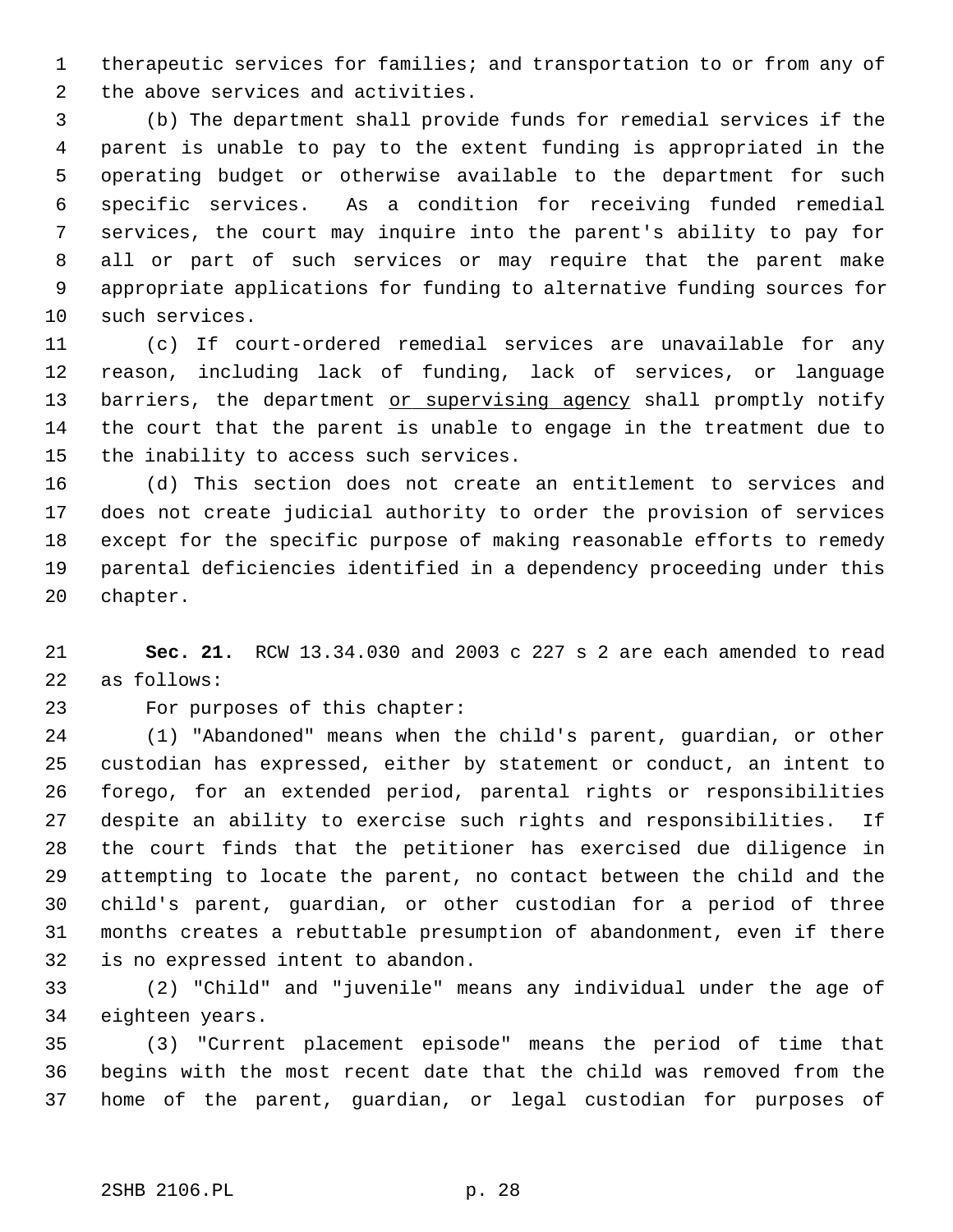therapeutic services for families; and transportation to or from any of the above services and activities.

(b) The department shall provide funds for remedial services if the parent is unable to pay to the extent funding is appropriated in the operating budget or otherwise available to the department for such specific services. As a condition for receiving funded remedial services, the court may inquire into the parent's ability to pay for all or part of such services or may require that the parent make appropriate applications for funding to alternative funding sources for such services.

(c) If court-ordered remedial services are unavailable for any reason, including lack of funding, lack of services, or language barriers, the department <u>or supervising agency</u> shall promptly notify the court that the parent is unable to engage in the treatment due to the inability to access such services.

(d) This section does not create an entitlement to services and does not create judicial authority to order the provision of services except for the specific purpose of making reasonable efforts to remedy parental deficiencies identified in a dependency proceeding under this chapter.

**Sec. 21.** RCW 13.34.030 and 2003 c 227 s 2 are each amended to read as follows:

For purposes of this chapter:

(1) "Abandoned" means when the child's parent, guardian, or other custodian has expressed, either by statement or conduct, an intent to forego, for an extended period, parental rights or responsibilities despite an ability to exercise such rights and responsibilities. If the court finds that the petitioner has exercised due diligence in attempting to locate the parent, no contact between the child and the child's parent, guardian, or other custodian for a period of three months creates a rebuttable presumption of abandonment, even if there is no expressed intent to abandon.

(2) "Child" and "juvenile" means any individual under the age of eighteen years.

(3) "Current placement episode" means the period of time that begins with the most recent date that the child was removed from the home of the parent, guardian, or legal custodian for purposes of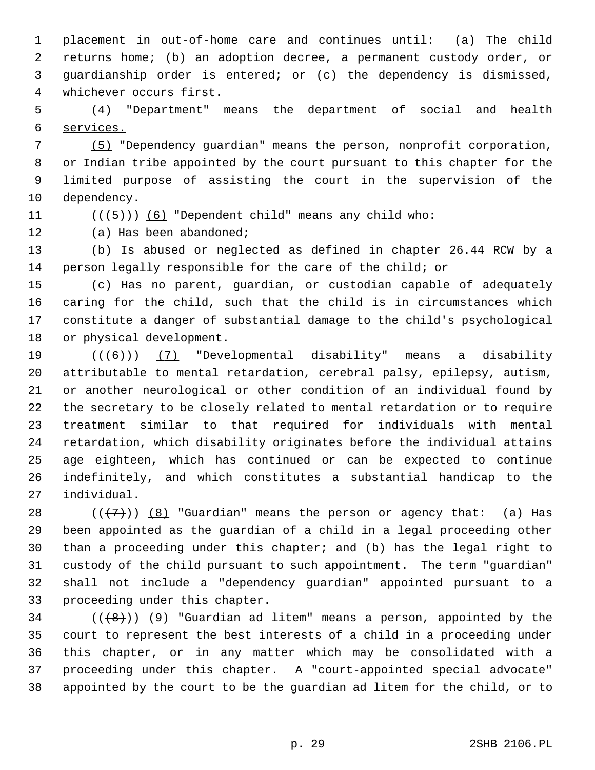placement in out-of-home care and continues until: (a) The child returns home; (b) an adoption decree, a permanent custody order, or guardianship order is entered; or (c) the dependency is dismissed, whichever occurs first.

(4) "Department" means the department of social and health services.

(5) "Dependency guardian" means the person, nonprofit corporation, or Indian tribe appointed by the court pursuant to this chapter for the limited purpose of assisting the court in the supervision of the dependency.

(((5))) (6) "Dependent child" means any child who:

(a) Has been abandoned;

(b) Is abused or neglected as defined in chapter 26.44 RCW by a person legally responsible for the care of the child; or

(c) Has no parent, guardian, or custodian capable of adequately caring for the child, such that the child is in circumstances which constitute a danger of substantial damage to the child's psychological or physical development.

(((6))) (7) "Developmental disability" means a disability attributable to mental retardation, cerebral palsy, epilepsy, autism, or another neurological or other condition of an individual found by the secretary to be closely related to mental retardation or to require treatment similar to that required for individuals with mental retardation, which disability originates before the individual attains age eighteen, which has continued or can be expected to continue indefinitely, and which constitutes a substantial handicap to the individual.

(((7))) (8) "Guardian" means the person or agency that: (a) Has been appointed as the guardian of a child in a legal proceeding other than a proceeding under this chapter; and (b) has the legal right to custody of the child pursuant to such appointment. The term "guardian" shall not include a "dependency guardian" appointed pursuant to a proceeding under this chapter.

(((8))) (9) "Guardian ad litem" means a person, appointed by the court to represent the best interests of a child in a proceeding under this chapter, or in any matter which may be consolidated with a proceeding under this chapter. A "court-appointed special advocate" appointed by the court to be the guardian ad litem for the child, or to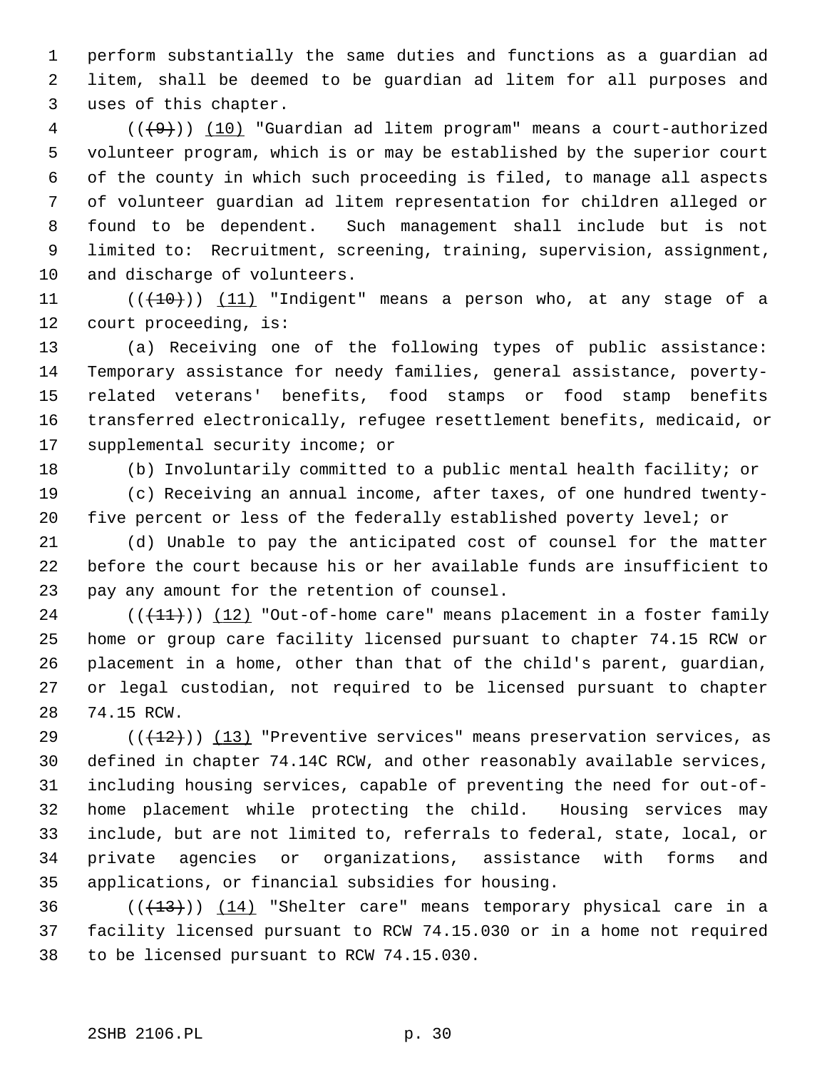perform substantially the same duties and functions as a guardian ad litem, shall be deemed to be guardian ad litem for all purposes and uses of this chapter.

(((9))) (10) "Guardian ad litem program" means a court-authorized volunteer program, which is or may be established by the superior court of the county in which such proceeding is filed, to manage all aspects of volunteer guardian ad litem representation for children alleged or found to be dependent. Such management shall include but is not limited to: Recruitment, screening, training, supervision, assignment, and discharge of volunteers.

(((10))) (11) "Indigent" means a person who, at any stage of a court proceeding, is:

(a) Receiving one of the following types of public assistance: Temporary assistance for needy families, general assistance, poverty-related veterans' benefits, food stamps or food stamp benefits transferred electronically, refugee resettlement benefits, medicaid, or supplemental security income; or

(b) Involuntarily committed to a public mental health facility; or

(c) Receiving an annual income, after taxes, of one hundred twenty-five percent or less of the federally established poverty level; or

(d) Unable to pay the anticipated cost of counsel for the matter before the court because his or her available funds are insufficient to pay any amount for the retention of counsel.

(((11))) (12) "Out-of-home care" means placement in a foster family home or group care facility licensed pursuant to chapter 74.15 RCW or placement in a home, other than that of the child's parent, guardian, or legal custodian, not required to be licensed pursuant to chapter 74.15 RCW.

(((12))) (13) "Preventive services" means preservation services, as defined in chapter 74.14C RCW, and other reasonably available services, including housing services, capable of preventing the need for out-of-home placement while protecting the child. Housing services may include, but are not limited to, referrals to federal, state, local, or private agencies or organizations, assistance with forms and applications, or financial subsidies for housing.

(((13))) (14) "Shelter care" means temporary physical care in a facility licensed pursuant to RCW 74.15.030 or in a home not required to be licensed pursuant to RCW 74.15.030.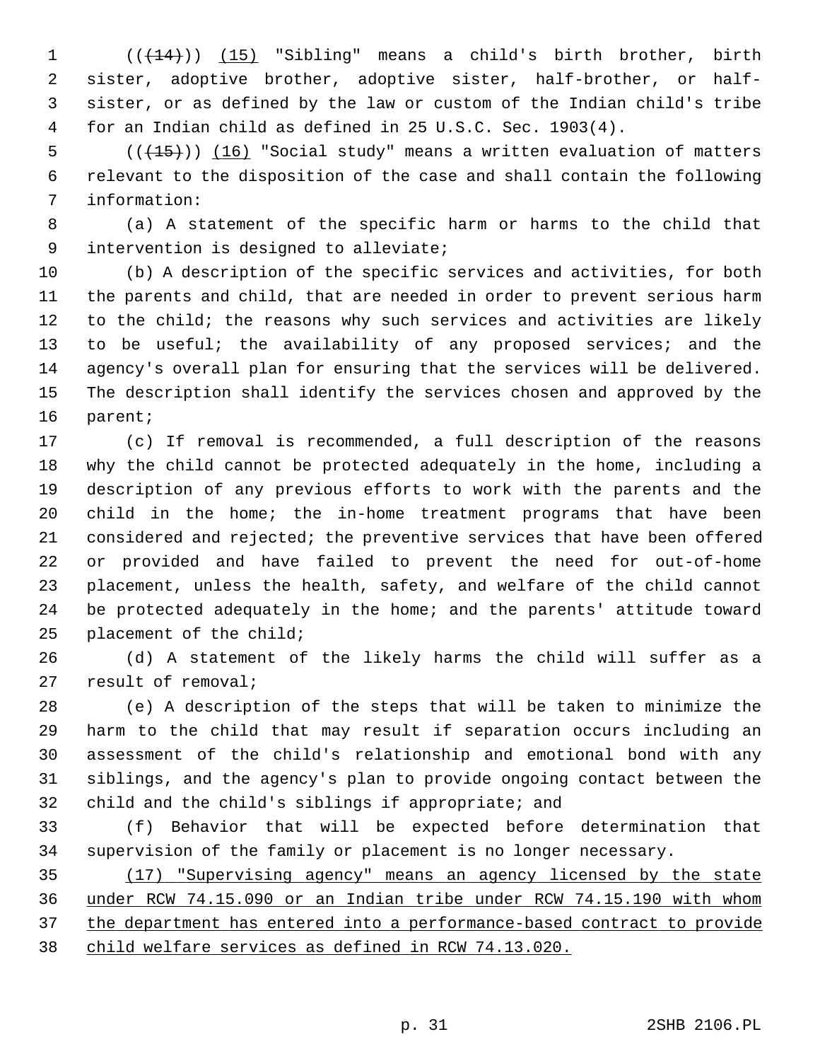(((14))) (15) "Sibling" means a child's birth brother, birth sister, adoptive brother, adoptive sister, half-brother, or half-sister, or as defined by the law or custom of the Indian child's tribe for an Indian child as defined in 25 U.S.C. Sec. 1903(4).

(((15))) (16) "Social study" means a written evaluation of matters relevant to the disposition of the case and shall contain the following information:

(a) A statement of the specific harm or harms to the child that intervention is designed to alleviate;

(b) A description of the specific services and activities, for both the parents and child, that are needed in order to prevent serious harm to the child; the reasons why such services and activities are likely to be useful; the availability of any proposed services; and the agency's overall plan for ensuring that the services will be delivered. The description shall identify the services chosen and approved by the parent;

(c) If removal is recommended, a full description of the reasons why the child cannot be protected adequately in the home, including a description of any previous efforts to work with the parents and the child in the home; the in-home treatment programs that have been considered and rejected; the preventive services that have been offered or provided and have failed to prevent the need for out-of-home placement, unless the health, safety, and welfare of the child cannot be protected adequately in the home; and the parents' attitude toward placement of the child;

(d) A statement of the likely harms the child will suffer as a result of removal;

(e) A description of the steps that will be taken to minimize the harm to the child that may result if separation occurs including an assessment of the child's relationship and emotional bond with any siblings, and the agency's plan to provide ongoing contact between the child and the child's siblings if appropriate; and

(f) Behavior that will be expected before determination that supervision of the family or placement is no longer necessary.

(17) "Supervising agency" means an agency licensed by the state under RCW 74.15.090 or an Indian tribe under RCW 74.15.190 with whom the department has entered into a performance-based contract to provide child welfare services as defined in RCW 74.13.020.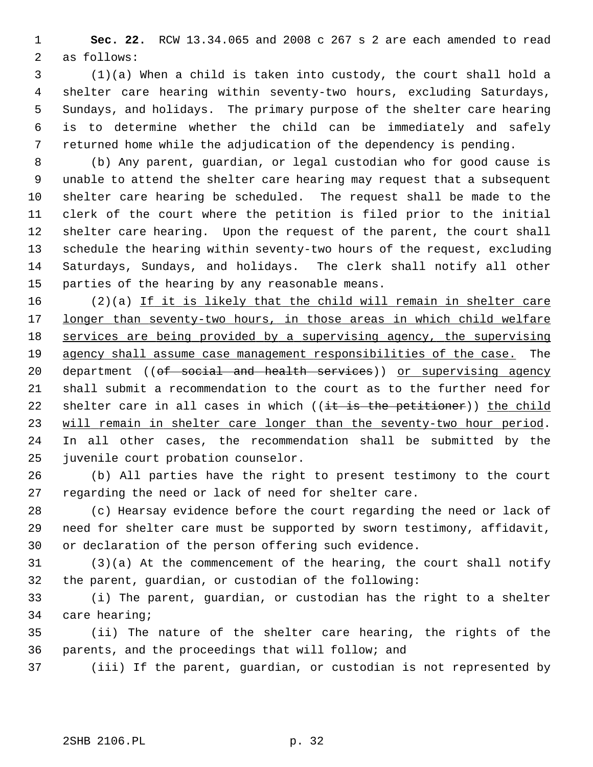**Sec. 22.** RCW 13.34.065 and 2008 c 267 s 2 are each amended to read as follows:

(1)(a) When a child is taken into custody, the court shall hold a shelter care hearing within seventy-two hours, excluding Saturdays, Sundays, and holidays. The primary purpose of the shelter care hearing is to determine whether the child can be immediately and safely returned home while the adjudication of the dependency is pending.

(b) Any parent, guardian, or legal custodian who for good cause is unable to attend the shelter care hearing may request that a subsequent shelter care hearing be scheduled. The request shall be made to the clerk of the court where the petition is filed prior to the initial shelter care hearing. Upon the request of the parent, the court shall schedule the hearing within seventy-two hours of the request, excluding Saturdays, Sundays, and holidays. The clerk shall notify all other parties of the hearing by any reasonable means.

(2)(a) <u>If it is likely that the child will remain in shelter care longer than seventy-two hours, in those areas in which child welfare services are being provided by a supervising agency, the supervising agency shall assume case management responsibilities of the case.</u> The department ((~~of social and health services~~)) <u>or supervising agency</u> shall submit a recommendation to the court as to the further need for shelter care in all cases in which ((~~it is the petitioner~~)) <u>the child will remain in shelter care longer than the seventy-two hour period</u>. In all other cases, the recommendation shall be submitted by the juvenile court probation counselor.

(b) All parties have the right to present testimony to the court regarding the need or lack of need for shelter care.

(c) Hearsay evidence before the court regarding the need or lack of need for shelter care must be supported by sworn testimony, affidavit, or declaration of the person offering such evidence.

(3)(a) At the commencement of the hearing, the court shall notify the parent, guardian, or custodian of the following:

(i) The parent, guardian, or custodian has the right to a shelter care hearing;

(ii) The nature of the shelter care hearing, the rights of the parents, and the proceedings that will follow; and

(iii) If the parent, guardian, or custodian is not represented by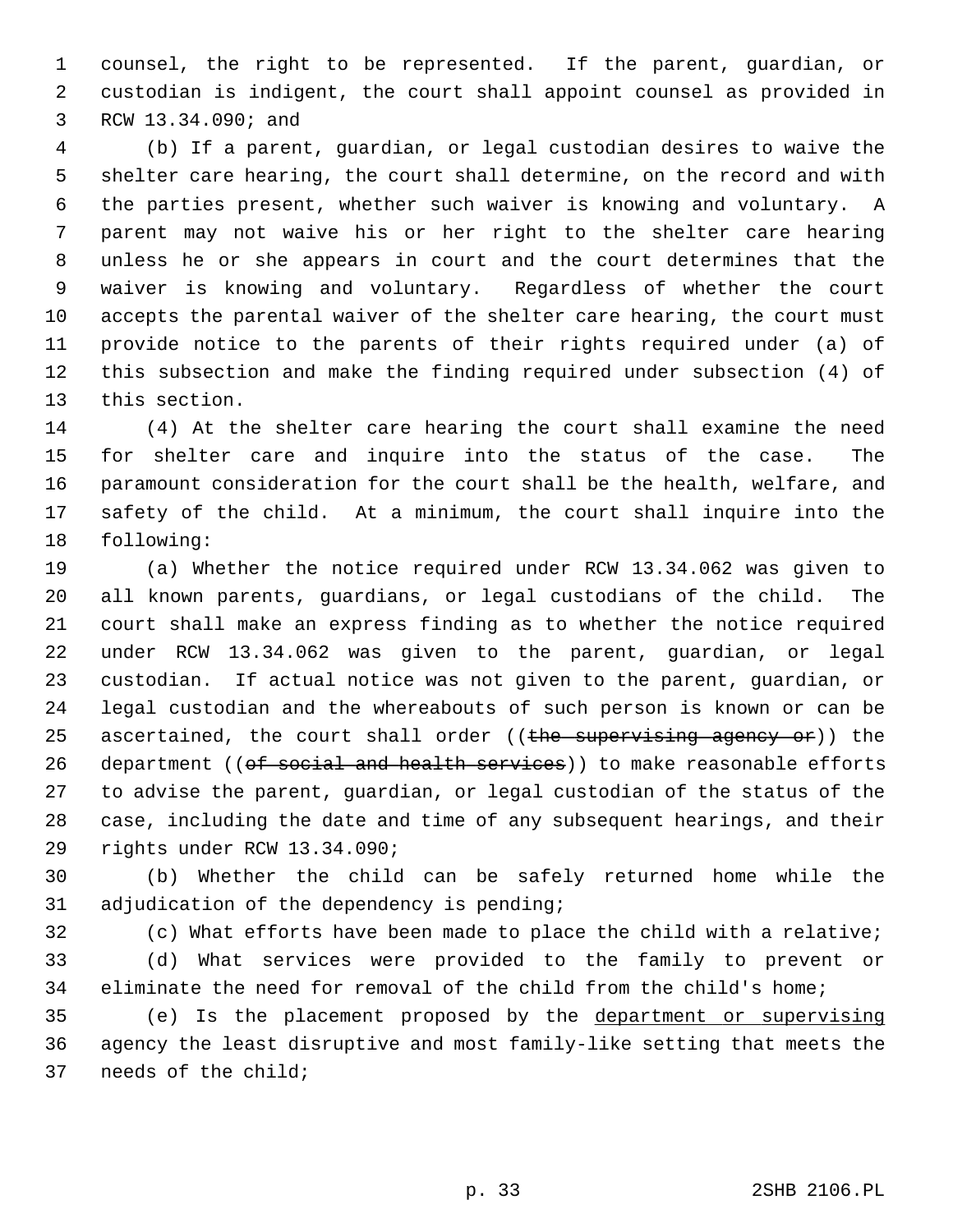counsel, the right to be represented. If the parent, guardian, or custodian is indigent, the court shall appoint counsel as provided in RCW 13.34.090; and

(b) If a parent, guardian, or legal custodian desires to waive the shelter care hearing, the court shall determine, on the record and with the parties present, whether such waiver is knowing and voluntary. A parent may not waive his or her right to the shelter care hearing unless he or she appears in court and the court determines that the waiver is knowing and voluntary. Regardless of whether the court accepts the parental waiver of the shelter care hearing, the court must provide notice to the parents of their rights required under (a) of this subsection and make the finding required under subsection (4) of this section.

(4) At the shelter care hearing the court shall examine the need for shelter care and inquire into the status of the case. The paramount consideration for the court shall be the health, welfare, and safety of the child. At a minimum, the court shall inquire into the following:

(a) Whether the notice required under RCW 13.34.062 was given to all known parents, guardians, or legal custodians of the child. The court shall make an express finding as to whether the notice required under RCW 13.34.062 was given to the parent, guardian, or legal custodian. If actual notice was not given to the parent, guardian, or legal custodian and the whereabouts of such person is known or can be ascertained, the court shall order ((~~the supervising agency or~~)) the department ((~~of social and health services~~)) to make reasonable efforts to advise the parent, guardian, or legal custodian of the status of the case, including the date and time of any subsequent hearings, and their rights under RCW 13.34.090;

(b) Whether the child can be safely returned home while the adjudication of the dependency is pending;

(c) What efforts have been made to place the child with a relative;

(d) What services were provided to the family to prevent or eliminate the need for removal of the child from the child's home;

(e) Is the placement proposed by the <u>department or supervising</u> agency the least disruptive and most family-like setting that meets the needs of the child;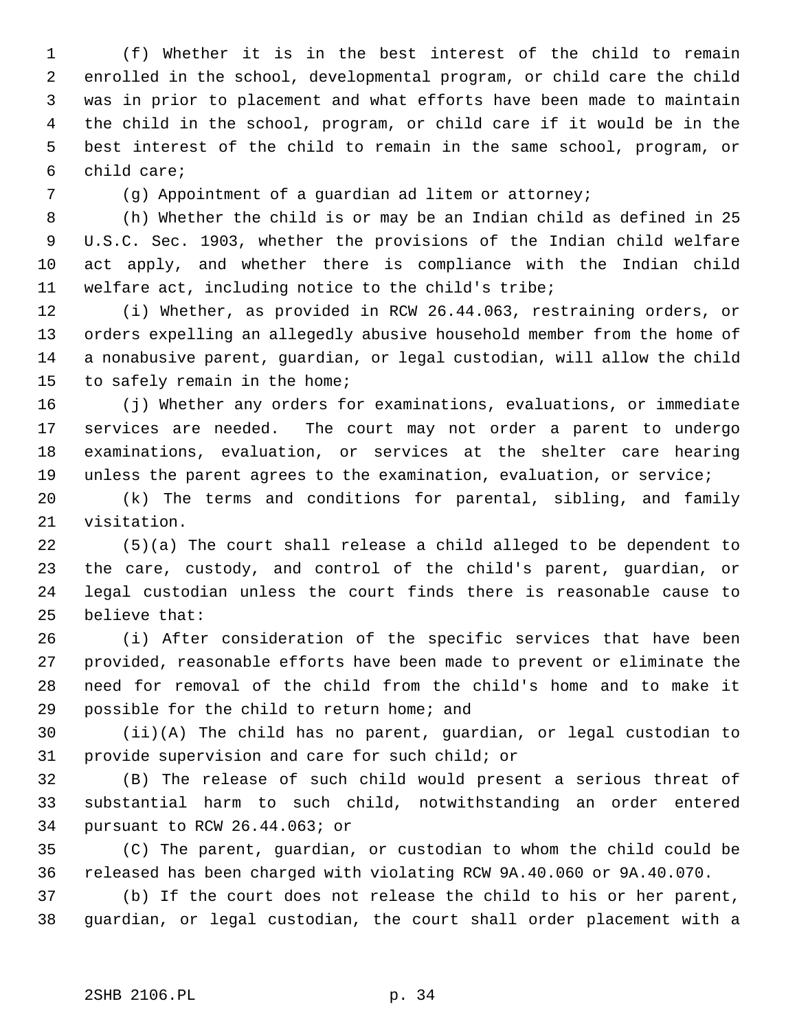(f) Whether it is in the best interest of the child to remain enrolled in the school, developmental program, or child care the child was in prior to placement and what efforts have been made to maintain the child in the school, program, or child care if it would be in the best interest of the child to remain in the same school, program, or child care;

(g) Appointment of a guardian ad litem or attorney;

(h) Whether the child is or may be an Indian child as defined in 25 U.S.C. Sec. 1903, whether the provisions of the Indian child welfare act apply, and whether there is compliance with the Indian child welfare act, including notice to the child's tribe;

(i) Whether, as provided in RCW 26.44.063, restraining orders, or orders expelling an allegedly abusive household member from the home of a nonabusive parent, guardian, or legal custodian, will allow the child to safely remain in the home;

(j) Whether any orders for examinations, evaluations, or immediate services are needed. The court may not order a parent to undergo examinations, evaluation, or services at the shelter care hearing unless the parent agrees to the examination, evaluation, or service;

(k) The terms and conditions for parental, sibling, and family visitation.

(5)(a) The court shall release a child alleged to be dependent to the care, custody, and control of the child's parent, guardian, or legal custodian unless the court finds there is reasonable cause to believe that:

(i) After consideration of the specific services that have been provided, reasonable efforts have been made to prevent or eliminate the need for removal of the child from the child's home and to make it possible for the child to return home; and

(ii)(A) The child has no parent, guardian, or legal custodian to provide supervision and care for such child; or

(B) The release of such child would present a serious threat of substantial harm to such child, notwithstanding an order entered pursuant to RCW 26.44.063; or

(C) The parent, guardian, or custodian to whom the child could be released has been charged with violating RCW 9A.40.060 or 9A.40.070.

(b) If the court does not release the child to his or her parent, guardian, or legal custodian, the court shall order placement with a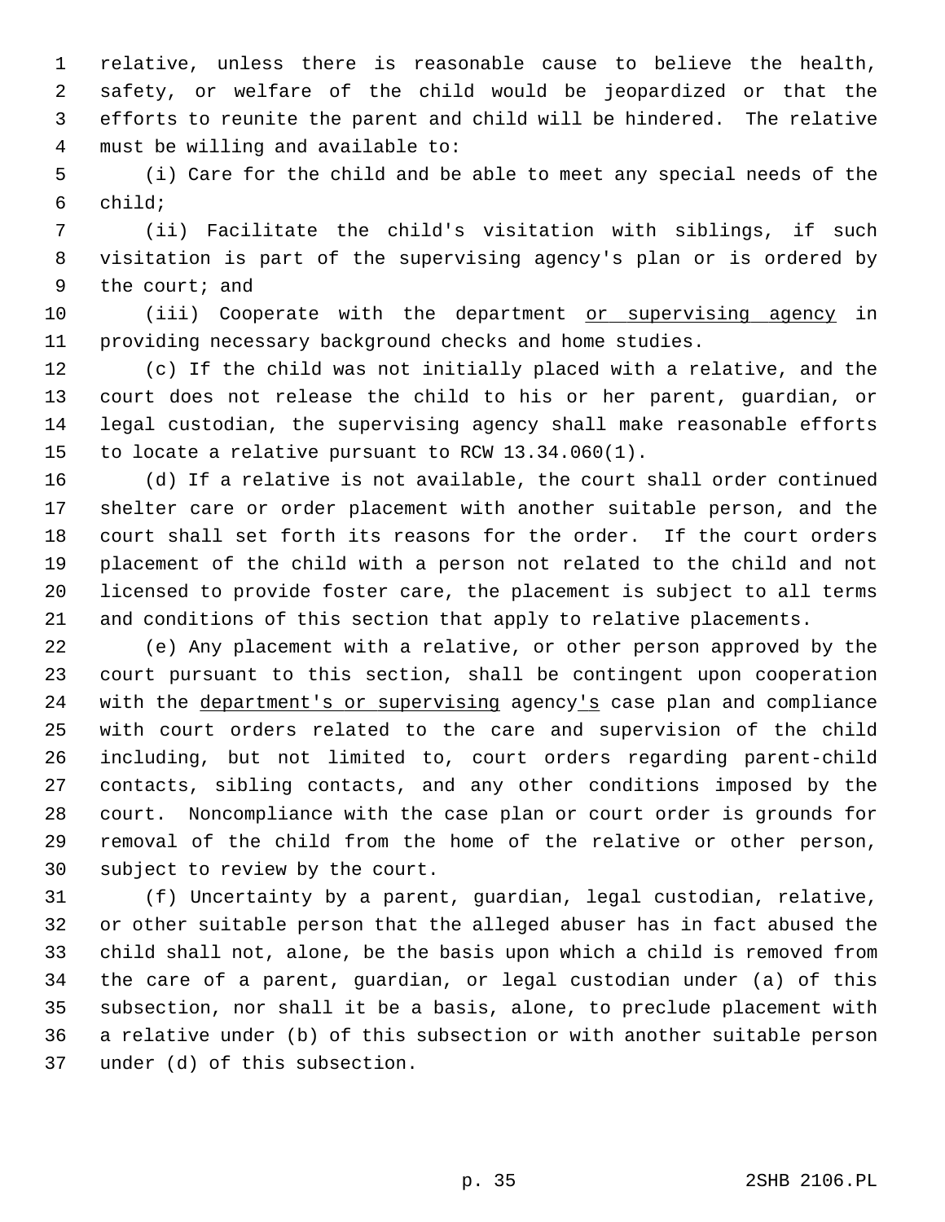relative, unless there is reasonable cause to believe the health, safety, or welfare of the child would be jeopardized or that the efforts to reunite the parent and child will be hindered. The relative must be willing and available to:

(i) Care for the child and be able to meet any special needs of the child;

(ii) Facilitate the child's visitation with siblings, if such visitation is part of the supervising agency's plan or is ordered by the court; and

(iii) Cooperate with the department <u>or supervising agency</u> in providing necessary background checks and home studies.

(c) If the child was not initially placed with a relative, and the court does not release the child to his or her parent, guardian, or legal custodian, the supervising agency shall make reasonable efforts to locate a relative pursuant to RCW 13.34.060(1).

(d) If a relative is not available, the court shall order continued shelter care or order placement with another suitable person, and the court shall set forth its reasons for the order. If the court orders placement of the child with a person not related to the child and not licensed to provide foster care, the placement is subject to all terms and conditions of this section that apply to relative placements.

(e) Any placement with a relative, or other person approved by the court pursuant to this section, shall be contingent upon cooperation with the <u>department's or supervising</u> agency<u>'s</u> case plan and compliance with court orders related to the care and supervision of the child including, but not limited to, court orders regarding parent-child contacts, sibling contacts, and any other conditions imposed by the court. Noncompliance with the case plan or court order is grounds for removal of the child from the home of the relative or other person, subject to review by the court.

(f) Uncertainty by a parent, guardian, legal custodian, relative, or other suitable person that the alleged abuser has in fact abused the child shall not, alone, be the basis upon which a child is removed from the care of a parent, guardian, or legal custodian under (a) of this subsection, nor shall it be a basis, alone, to preclude placement with a relative under (b) of this subsection or with another suitable person under (d) of this subsection.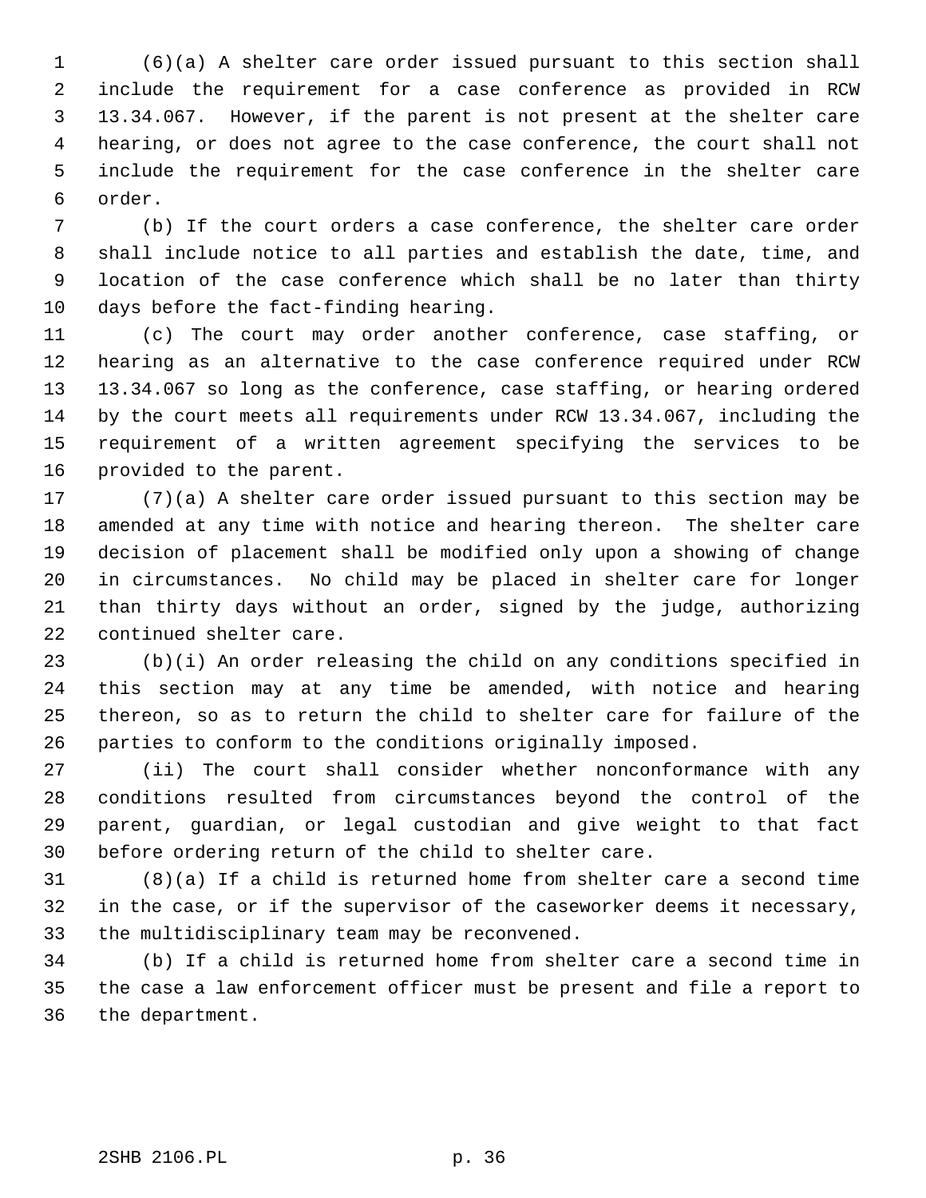(6)(a) A shelter care order issued pursuant to this section shall include the requirement for a case conference as provided in RCW 13.34.067. However, if the parent is not present at the shelter care hearing, or does not agree to the case conference, the court shall not include the requirement for the case conference in the shelter care order.

(b) If the court orders a case conference, the shelter care order shall include notice to all parties and establish the date, time, and location of the case conference which shall be no later than thirty days before the fact-finding hearing.

(c) The court may order another conference, case staffing, or hearing as an alternative to the case conference required under RCW 13.34.067 so long as the conference, case staffing, or hearing ordered by the court meets all requirements under RCW 13.34.067, including the requirement of a written agreement specifying the services to be provided to the parent.

(7)(a) A shelter care order issued pursuant to this section may be amended at any time with notice and hearing thereon. The shelter care decision of placement shall be modified only upon a showing of change in circumstances. No child may be placed in shelter care for longer than thirty days without an order, signed by the judge, authorizing continued shelter care.

(b)(i) An order releasing the child on any conditions specified in this section may at any time be amended, with notice and hearing thereon, so as to return the child to shelter care for failure of the parties to conform to the conditions originally imposed.

(ii) The court shall consider whether nonconformance with any conditions resulted from circumstances beyond the control of the parent, guardian, or legal custodian and give weight to that fact before ordering return of the child to shelter care.

(8)(a) If a child is returned home from shelter care a second time in the case, or if the supervisor of the caseworker deems it necessary, the multidisciplinary team may be reconvened.

(b) If a child is returned home from shelter care a second time in the case a law enforcement officer must be present and file a report to the department.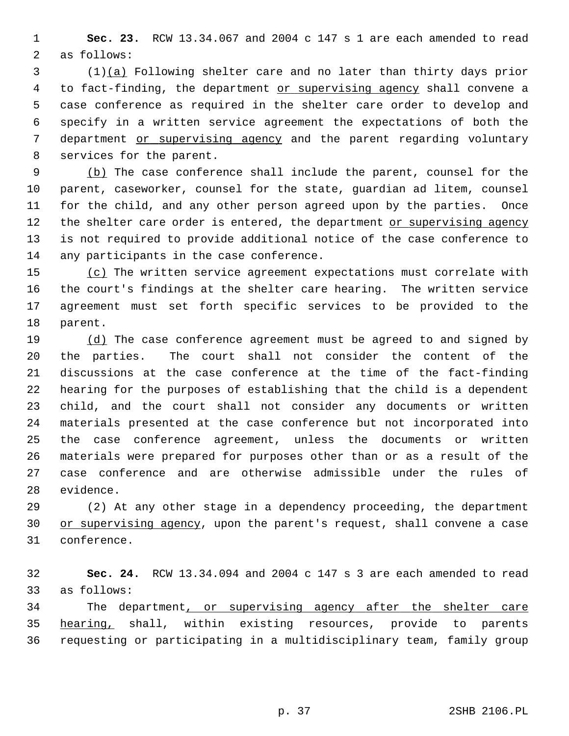**Sec. 23.** RCW 13.34.067 and 2004 c 147 s 1 are each amended to read as follows:

(1)(a) Following shelter care and no later than thirty days prior to fact-finding, the department or supervising agency shall convene a case conference as required in the shelter care order to develop and specify in a written service agreement the expectations of both the department or supervising agency and the parent regarding voluntary services for the parent.

(b) The case conference shall include the parent, counsel for the parent, caseworker, counsel for the state, guardian ad litem, counsel for the child, and any other person agreed upon by the parties. Once the shelter care order is entered, the department or supervising agency is not required to provide additional notice of the case conference to any participants in the case conference.

(c) The written service agreement expectations must correlate with the court's findings at the shelter care hearing. The written service agreement must set forth specific services to be provided to the parent.

(d) The case conference agreement must be agreed to and signed by the parties. The court shall not consider the content of the discussions at the case conference at the time of the fact-finding hearing for the purposes of establishing that the child is a dependent child, and the court shall not consider any documents or written materials presented at the case conference but not incorporated into the case conference agreement, unless the documents or written materials were prepared for purposes other than or as a result of the case conference and are otherwise admissible under the rules of evidence.

(2) At any other stage in a dependency proceeding, the department or supervising agency, upon the parent's request, shall convene a case conference.

**Sec. 24.** RCW 13.34.094 and 2004 c 147 s 3 are each amended to read as follows:

The department, or supervising agency after the shelter care hearing, shall, within existing resources, provide to parents requesting or participating in a multidisciplinary team, family group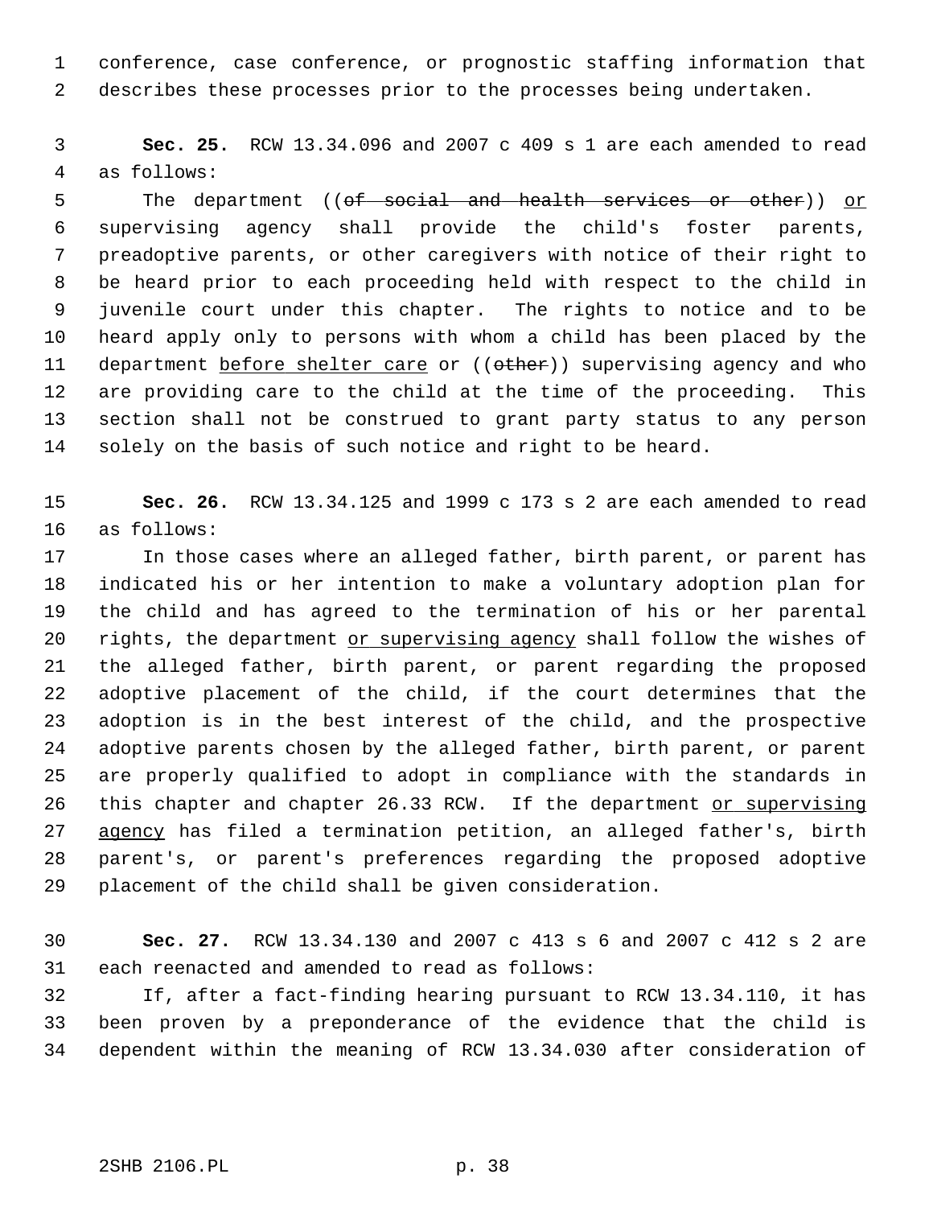conference, case conference, or prognostic staffing information that describes these processes prior to the processes being undertaken.

**Sec. 25.** RCW 13.34.096 and 2007 c 409 s 1 are each amended to read as follows:

The department ((~~of social and health services or other~~)) <u>or</u> supervising agency shall provide the child's foster parents, preadoptive parents, or other caregivers with notice of their right to be heard prior to each proceeding held with respect to the child in juvenile court under this chapter. The rights to notice and to be heard apply only to persons with whom a child has been placed by the department <u>before shelter care</u> or ((~~other~~)) supervising agency and who are providing care to the child at the time of the proceeding. This section shall not be construed to grant party status to any person solely on the basis of such notice and right to be heard.

**Sec. 26.** RCW 13.34.125 and 1999 c 173 s 2 are each amended to read as follows:

In those cases where an alleged father, birth parent, or parent has indicated his or her intention to make a voluntary adoption plan for the child and has agreed to the termination of his or her parental rights, the department <u>or supervising agency</u> shall follow the wishes of the alleged father, birth parent, or parent regarding the proposed adoptive placement of the child, if the court determines that the adoption is in the best interest of the child, and the prospective adoptive parents chosen by the alleged father, birth parent, or parent are properly qualified to adopt in compliance with the standards in this chapter and chapter 26.33 RCW. If the department <u>or supervising agency</u> has filed a termination petition, an alleged father's, birth parent's, or parent's preferences regarding the proposed adoptive placement of the child shall be given consideration.

**Sec. 27.** RCW 13.34.130 and 2007 c 413 s 6 and 2007 c 412 s 2 are each reenacted and amended to read as follows:

If, after a fact-finding hearing pursuant to RCW 13.34.110, it has been proven by a preponderance of the evidence that the child is dependent within the meaning of RCW 13.34.030 after consideration of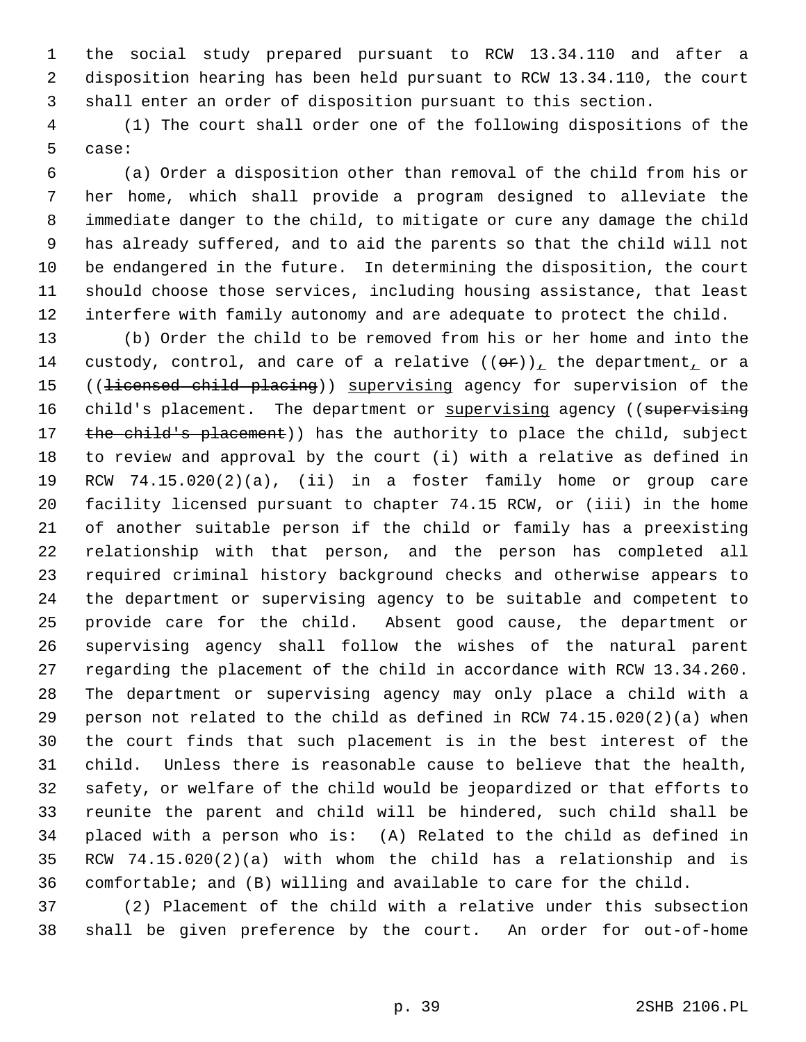the social study prepared pursuant to RCW 13.34.110 and after a disposition hearing has been held pursuant to RCW 13.34.110, the court shall enter an order of disposition pursuant to this section.

(1) The court shall order one of the following dispositions of the case:

(a) Order a disposition other than removal of the child from his or her home, which shall provide a program designed to alleviate the immediate danger to the child, to mitigate or cure any damage the child has already suffered, and to aid the parents so that the child will not be endangered in the future. In determining the disposition, the court should choose those services, including housing assistance, that least interfere with family autonomy and are adequate to protect the child.

(b) Order the child to be removed from his or her home and into the custody, control, and care of a relative ((~~or~~)), the department, or a ((~~licensed child placing~~)) supervising agency for supervision of the child's placement. The department or supervising agency ((~~supervising the child's placement~~)) has the authority to place the child, subject to review and approval by the court (i) with a relative as defined in RCW 74.15.020(2)(a), (ii) in a foster family home or group care facility licensed pursuant to chapter 74.15 RCW, or (iii) in the home of another suitable person if the child or family has a preexisting relationship with that person, and the person has completed all required criminal history background checks and otherwise appears to the department or supervising agency to be suitable and competent to provide care for the child. Absent good cause, the department or supervising agency shall follow the wishes of the natural parent regarding the placement of the child in accordance with RCW 13.34.260. The department or supervising agency may only place a child with a person not related to the child as defined in RCW 74.15.020(2)(a) when the court finds that such placement is in the best interest of the child. Unless there is reasonable cause to believe that the health, safety, or welfare of the child would be jeopardized or that efforts to reunite the parent and child will be hindered, such child shall be placed with a person who is: (A) Related to the child as defined in RCW 74.15.020(2)(a) with whom the child has a relationship and is comfortable; and (B) willing and available to care for the child.

(2) Placement of the child with a relative under this subsection shall be given preference by the court. An order for out-of-home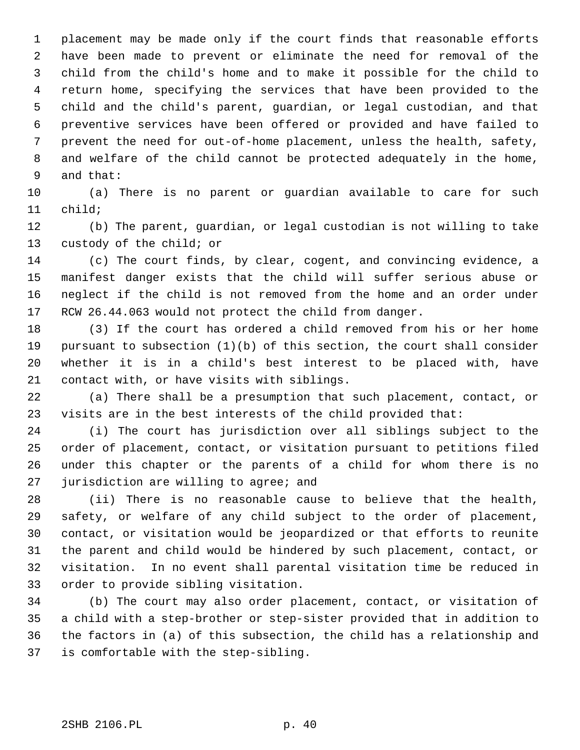placement may be made only if the court finds that reasonable efforts have been made to prevent or eliminate the need for removal of the child from the child's home and to make it possible for the child to return home, specifying the services that have been provided to the child and the child's parent, guardian, or legal custodian, and that preventive services have been offered or provided and have failed to prevent the need for out-of-home placement, unless the health, safety, and welfare of the child cannot be protected adequately in the home, and that:

(a) There is no parent or guardian available to care for such child;

(b) The parent, guardian, or legal custodian is not willing to take custody of the child; or

(c) The court finds, by clear, cogent, and convincing evidence, a manifest danger exists that the child will suffer serious abuse or neglect if the child is not removed from the home and an order under RCW 26.44.063 would not protect the child from danger.

(3) If the court has ordered a child removed from his or her home pursuant to subsection (1)(b) of this section, the court shall consider whether it is in a child's best interest to be placed with, have contact with, or have visits with siblings.

(a) There shall be a presumption that such placement, contact, or visits are in the best interests of the child provided that:

(i) The court has jurisdiction over all siblings subject to the order of placement, contact, or visitation pursuant to petitions filed under this chapter or the parents of a child for whom there is no jurisdiction are willing to agree; and

(ii) There is no reasonable cause to believe that the health, safety, or welfare of any child subject to the order of placement, contact, or visitation would be jeopardized or that efforts to reunite the parent and child would be hindered by such placement, contact, or visitation. In no event shall parental visitation time be reduced in order to provide sibling visitation.

(b) The court may also order placement, contact, or visitation of a child with a step-brother or step-sister provided that in addition to the factors in (a) of this subsection, the child has a relationship and is comfortable with the step-sibling.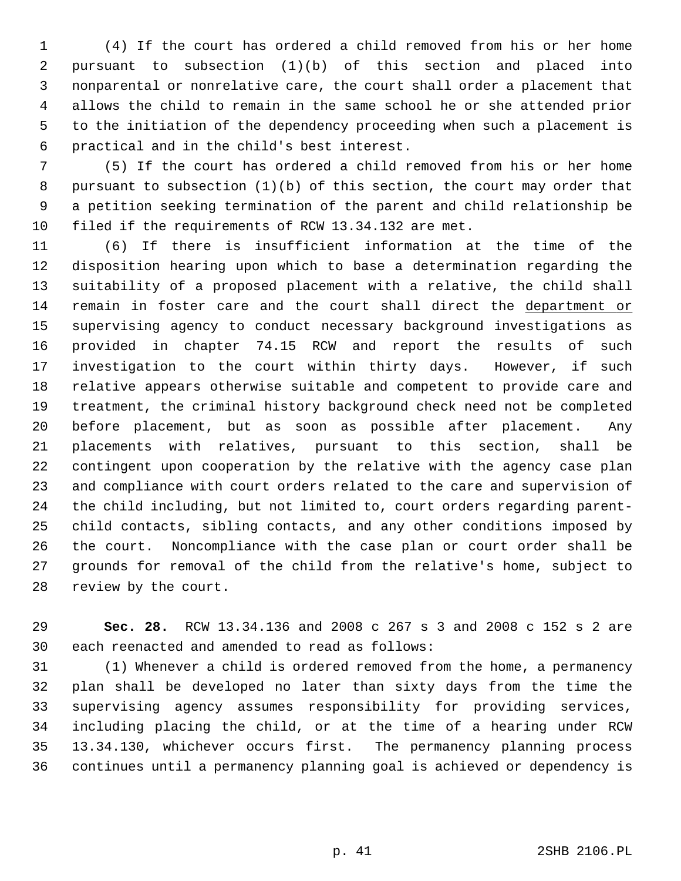(4) If the court has ordered a child removed from his or her home pursuant to subsection (1)(b) of this section and placed into nonparental or nonrelative care, the court shall order a placement that allows the child to remain in the same school he or she attended prior to the initiation of the dependency proceeding when such a placement is practical and in the child's best interest.

(5) If the court has ordered a child removed from his or her home pursuant to subsection (1)(b) of this section, the court may order that a petition seeking termination of the parent and child relationship be filed if the requirements of RCW 13.34.132 are met.

(6) If there is insufficient information at the time of the disposition hearing upon which to base a determination regarding the suitability of a proposed placement with a relative, the child shall remain in foster care and the court shall direct the department or supervising agency to conduct necessary background investigations as provided in chapter 74.15 RCW and report the results of such investigation to the court within thirty days. However, if such relative appears otherwise suitable and competent to provide care and treatment, the criminal history background check need not be completed before placement, but as soon as possible after placement. Any placements with relatives, pursuant to this section, shall be contingent upon cooperation by the relative with the agency case plan and compliance with court orders related to the care and supervision of the child including, but not limited to, court orders regarding parent-child contacts, sibling contacts, and any other conditions imposed by the court. Noncompliance with the case plan or court order shall be grounds for removal of the child from the relative's home, subject to review by the court.

**Sec. 28.** RCW 13.34.136 and 2008 c 267 s 3 and 2008 c 152 s 2 are each reenacted and amended to read as follows:

(1) Whenever a child is ordered removed from the home, a permanency plan shall be developed no later than sixty days from the time the supervising agency assumes responsibility for providing services, including placing the child, or at the time of a hearing under RCW 13.34.130, whichever occurs first. The permanency planning process continues until a permanency planning goal is achieved or dependency is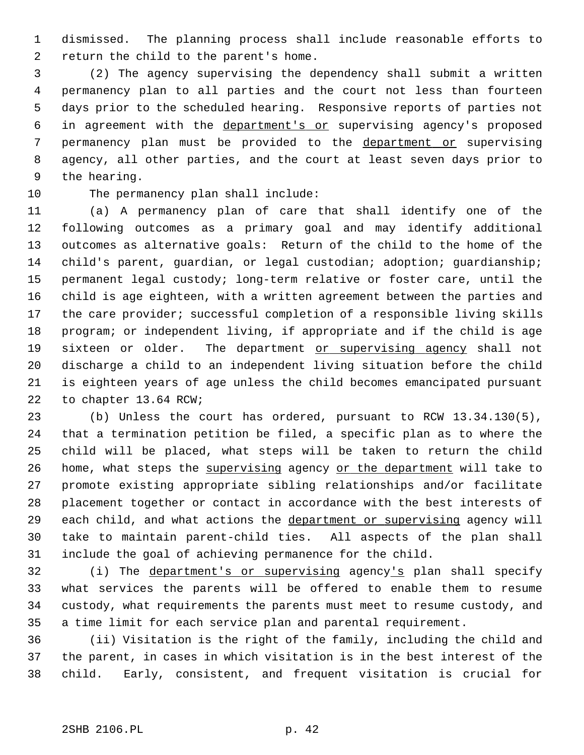dismissed. The planning process shall include reasonable efforts to return the child to the parent's home.

(2) The agency supervising the dependency shall submit a written permanency plan to all parties and the court not less than fourteen days prior to the scheduled hearing. Responsive reports of parties not in agreement with the department's or supervising agency's proposed permanency plan must be provided to the department or supervising agency, all other parties, and the court at least seven days prior to the hearing.

The permanency plan shall include:

(a) A permanency plan of care that shall identify one of the following outcomes as a primary goal and may identify additional outcomes as alternative goals: Return of the child to the home of the child's parent, guardian, or legal custodian; adoption; guardianship; permanent legal custody; long-term relative or foster care, until the child is age eighteen, with a written agreement between the parties and the care provider; successful completion of a responsible living skills program; or independent living, if appropriate and if the child is age sixteen or older. The department or supervising agency shall not discharge a child to an independent living situation before the child is eighteen years of age unless the child becomes emancipated pursuant to chapter 13.64 RCW;

(b) Unless the court has ordered, pursuant to RCW 13.34.130(5), that a termination petition be filed, a specific plan as to where the child will be placed, what steps will be taken to return the child home, what steps the supervising agency or the department will take to promote existing appropriate sibling relationships and/or facilitate placement together or contact in accordance with the best interests of each child, and what actions the department or supervising agency will take to maintain parent-child ties. All aspects of the plan shall include the goal of achieving permanence for the child.

(i) The department's or supervising agency's plan shall specify what services the parents will be offered to enable them to resume custody, what requirements the parents must meet to resume custody, and a time limit for each service plan and parental requirement.

(ii) Visitation is the right of the family, including the child and the parent, in cases in which visitation is in the best interest of the child. Early, consistent, and frequent visitation is crucial for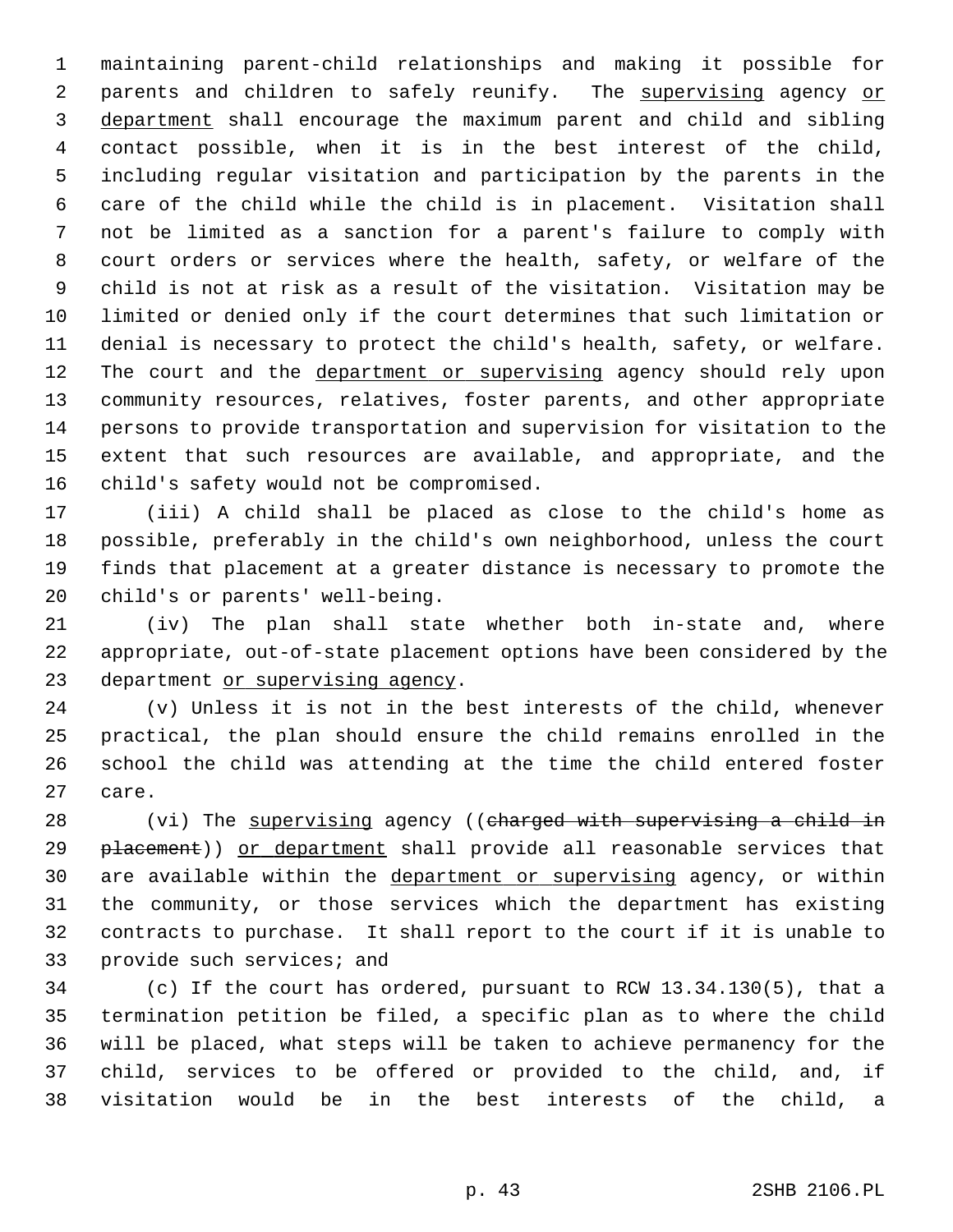maintaining parent-child relationships and making it possible for parents and children to safely reunify. The supervising agency or department shall encourage the maximum parent and child and sibling contact possible, when it is in the best interest of the child, including regular visitation and participation by the parents in the care of the child while the child is in placement. Visitation shall not be limited as a sanction for a parent's failure to comply with court orders or services where the health, safety, or welfare of the child is not at risk as a result of the visitation. Visitation may be limited or denied only if the court determines that such limitation or denial is necessary to protect the child's health, safety, or welfare. The court and the department or supervising agency should rely upon community resources, relatives, foster parents, and other appropriate persons to provide transportation and supervision for visitation to the extent that such resources are available, and appropriate, and the child's safety would not be compromised.

(iii) A child shall be placed as close to the child's home as possible, preferably in the child's own neighborhood, unless the court finds that placement at a greater distance is necessary to promote the child's or parents' well-being.

(iv) The plan shall state whether both in-state and, where appropriate, out-of-state placement options have been considered by the department or supervising agency.

(v) Unless it is not in the best interests of the child, whenever practical, the plan should ensure the child remains enrolled in the school the child was attending at the time the child entered foster care.

(vi) The supervising agency ((~~charged with supervising a child in placement~~)) or department shall provide all reasonable services that are available within the department or supervising agency, or within the community, or those services which the department has existing contracts to purchase. It shall report to the court if it is unable to provide such services; and

(c) If the court has ordered, pursuant to RCW 13.34.130(5), that a termination petition be filed, a specific plan as to where the child will be placed, what steps will be taken to achieve permanency for the child, services to be offered or provided to the child, and, if visitation would be in the best interests of the child, a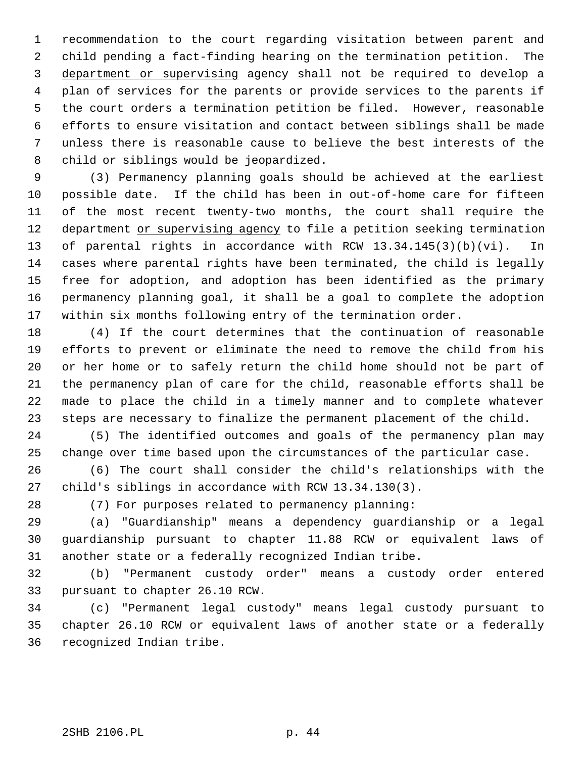recommendation to the court regarding visitation between parent and child pending a fact-finding hearing on the termination petition. The department or supervising agency shall not be required to develop a plan of services for the parents or provide services to the parents if the court orders a termination petition be filed. However, reasonable efforts to ensure visitation and contact between siblings shall be made unless there is reasonable cause to believe the best interests of the child or siblings would be jeopardized.

(3) Permanency planning goals should be achieved at the earliest possible date. If the child has been in out-of-home care for fifteen of the most recent twenty-two months, the court shall require the department or supervising agency to file a petition seeking termination of parental rights in accordance with RCW 13.34.145(3)(b)(vi). In cases where parental rights have been terminated, the child is legally free for adoption, and adoption has been identified as the primary permanency planning goal, it shall be a goal to complete the adoption within six months following entry of the termination order.

(4) If the court determines that the continuation of reasonable efforts to prevent or eliminate the need to remove the child from his or her home or to safely return the child home should not be part of the permanency plan of care for the child, reasonable efforts shall be made to place the child in a timely manner and to complete whatever steps are necessary to finalize the permanent placement of the child.

(5) The identified outcomes and goals of the permanency plan may change over time based upon the circumstances of the particular case.

(6) The court shall consider the child's relationships with the child's siblings in accordance with RCW 13.34.130(3).

(7) For purposes related to permanency planning:

(a) "Guardianship" means a dependency guardianship or a legal guardianship pursuant to chapter 11.88 RCW or equivalent laws of another state or a federally recognized Indian tribe.

(b) "Permanent custody order" means a custody order entered pursuant to chapter 26.10 RCW.

(c) "Permanent legal custody" means legal custody pursuant to chapter 26.10 RCW or equivalent laws of another state or a federally recognized Indian tribe.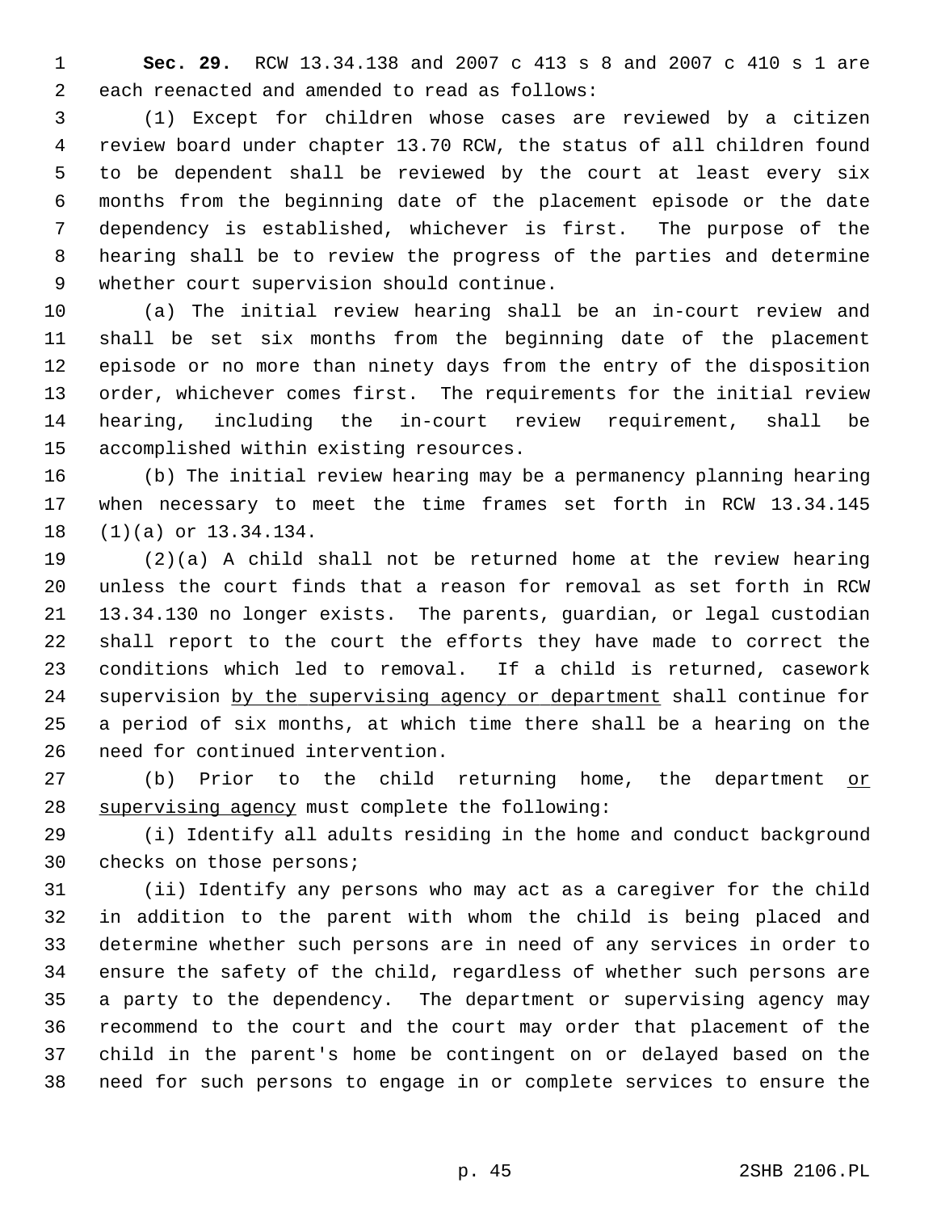**Sec. 29.** RCW 13.34.138 and 2007 c 413 s 8 and 2007 c 410 s 1 are each reenacted and amended to read as follows:

(1) Except for children whose cases are reviewed by a citizen review board under chapter 13.70 RCW, the status of all children found to be dependent shall be reviewed by the court at least every six months from the beginning date of the placement episode or the date dependency is established, whichever is first. The purpose of the hearing shall be to review the progress of the parties and determine whether court supervision should continue.

(a) The initial review hearing shall be an in-court review and shall be set six months from the beginning date of the placement episode or no more than ninety days from the entry of the disposition order, whichever comes first. The requirements for the initial review hearing, including the in-court review requirement, shall be accomplished within existing resources.

(b) The initial review hearing may be a permanency planning hearing when necessary to meet the time frames set forth in RCW 13.34.145 (1)(a) or 13.34.134.

(2)(a) A child shall not be returned home at the review hearing unless the court finds that a reason for removal as set forth in RCW 13.34.130 no longer exists. The parents, guardian, or legal custodian shall report to the court the efforts they have made to correct the conditions which led to removal. If a child is returned, casework supervision <u>by the supervising agency or department</u> shall continue for a period of six months, at which time there shall be a hearing on the need for continued intervention.

(b) Prior to the child returning home, the department <u>or supervising agency</u> must complete the following:

(i) Identify all adults residing in the home and conduct background checks on those persons;

(ii) Identify any persons who may act as a caregiver for the child in addition to the parent with whom the child is being placed and determine whether such persons are in need of any services in order to ensure the safety of the child, regardless of whether such persons are a party to the dependency. The department or supervising agency may recommend to the court and the court may order that placement of the child in the parent's home be contingent on or delayed based on the need for such persons to engage in or complete services to ensure the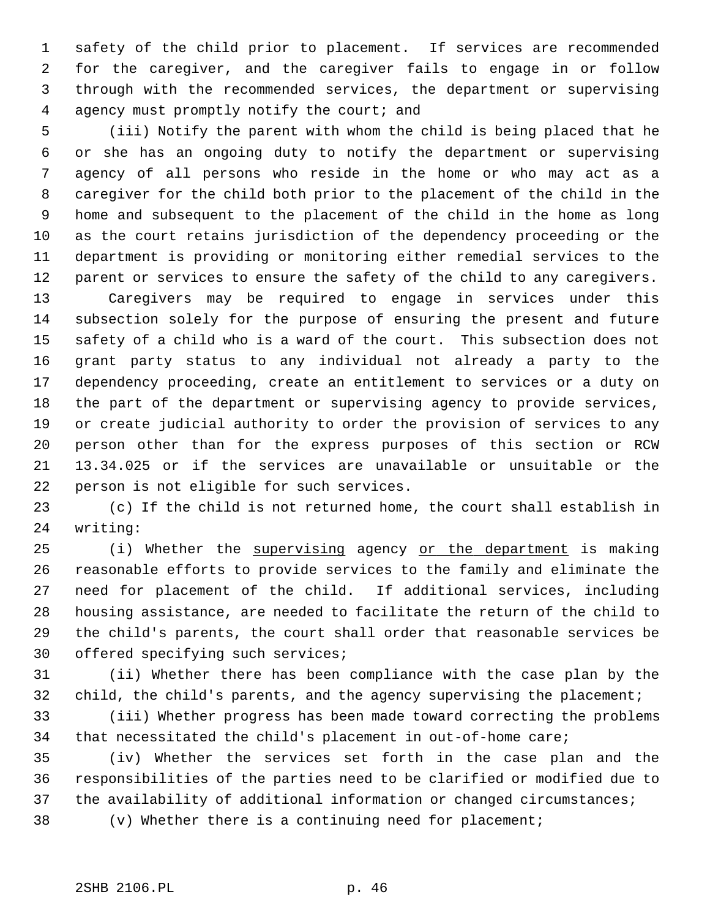safety of the child prior to placement. If services are recommended for the caregiver, and the caregiver fails to engage in or follow through with the recommended services, the department or supervising agency must promptly notify the court; and

(iii) Notify the parent with whom the child is being placed that he or she has an ongoing duty to notify the department or supervising agency of all persons who reside in the home or who may act as a caregiver for the child both prior to the placement of the child in the home and subsequent to the placement of the child in the home as long as the court retains jurisdiction of the dependency proceeding or the department is providing or monitoring either remedial services to the parent or services to ensure the safety of the child to any caregivers.

Caregivers may be required to engage in services under this subsection solely for the purpose of ensuring the present and future safety of a child who is a ward of the court. This subsection does not grant party status to any individual not already a party to the dependency proceeding, create an entitlement to services or a duty on the part of the department or supervising agency to provide services, or create judicial authority to order the provision of services to any person other than for the express purposes of this section or RCW 13.34.025 or if the services are unavailable or unsuitable or the person is not eligible for such services.

(c) If the child is not returned home, the court shall establish in writing:

(i) Whether the <u>supervising</u> agency <u>or the department</u> is making reasonable efforts to provide services to the family and eliminate the need for placement of the child. If additional services, including housing assistance, are needed to facilitate the return of the child to the child's parents, the court shall order that reasonable services be offered specifying such services;

(ii) Whether there has been compliance with the case plan by the child, the child's parents, and the agency supervising the placement;

(iii) Whether progress has been made toward correcting the problems that necessitated the child's placement in out-of-home care;

(iv) Whether the services set forth in the case plan and the responsibilities of the parties need to be clarified or modified due to the availability of additional information or changed circumstances;

(v) Whether there is a continuing need for placement;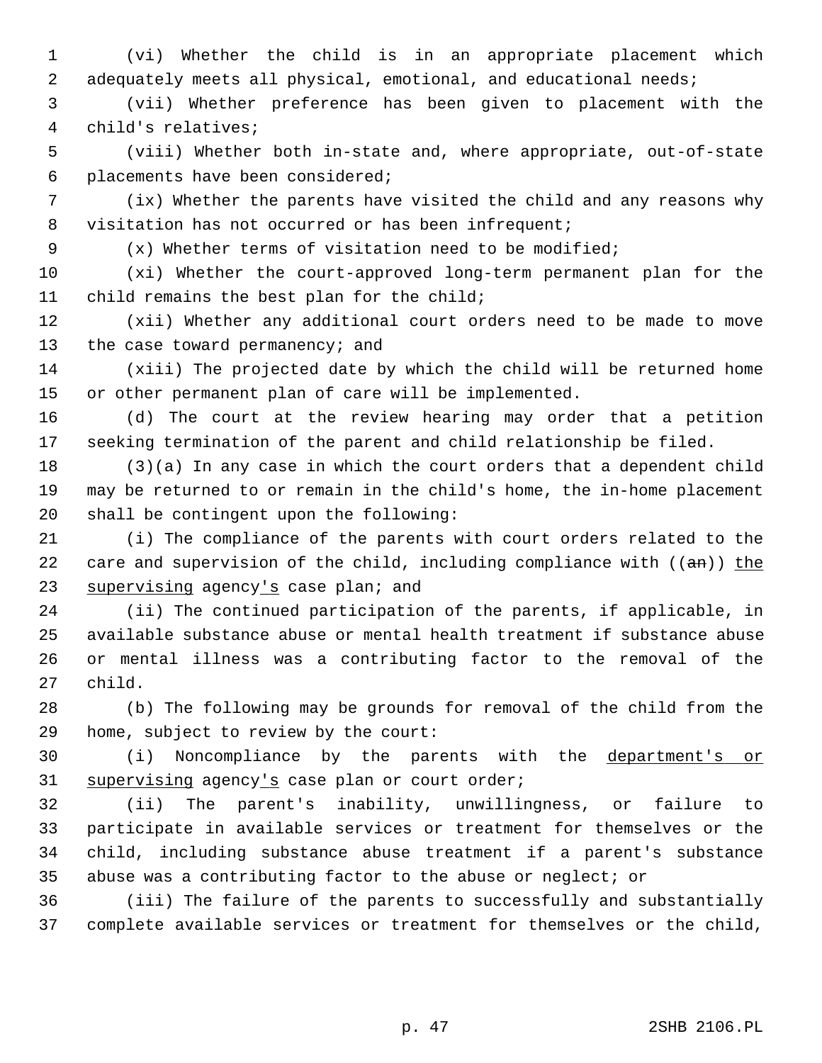(vi) Whether the child is in an appropriate placement which adequately meets all physical, emotional, and educational needs;

(vii) Whether preference has been given to placement with the child's relatives;

(viii) Whether both in-state and, where appropriate, out-of-state placements have been considered;

(ix) Whether the parents have visited the child and any reasons why visitation has not occurred or has been infrequent;

(x) Whether terms of visitation need to be modified;

(xi) Whether the court-approved long-term permanent plan for the child remains the best plan for the child;

(xii) Whether any additional court orders need to be made to move the case toward permanency; and

(xiii) The projected date by which the child will be returned home or other permanent plan of care will be implemented.

(d) The court at the review hearing may order that a petition seeking termination of the parent and child relationship be filed.

(3)(a) In any case in which the court orders that a dependent child may be returned to or remain in the child's home, the in-home placement shall be contingent upon the following:

(i) The compliance of the parents with court orders related to the care and supervision of the child, including compliance with ((~~an~~)) <u>the supervising</u> agency<u>'s</u> case plan; and

(ii) The continued participation of the parents, if applicable, in available substance abuse or mental health treatment if substance abuse or mental illness was a contributing factor to the removal of the child.

(b) The following may be grounds for removal of the child from the home, subject to review by the court:

(i) Noncompliance by the parents with the <u>department's or supervising</u> agency<u>'s</u> case plan or court order;

(ii) The parent's inability, unwillingness, or failure to participate in available services or treatment for themselves or the child, including substance abuse treatment if a parent's substance abuse was a contributing factor to the abuse or neglect; or

(iii) The failure of the parents to successfully and substantially complete available services or treatment for themselves or the child,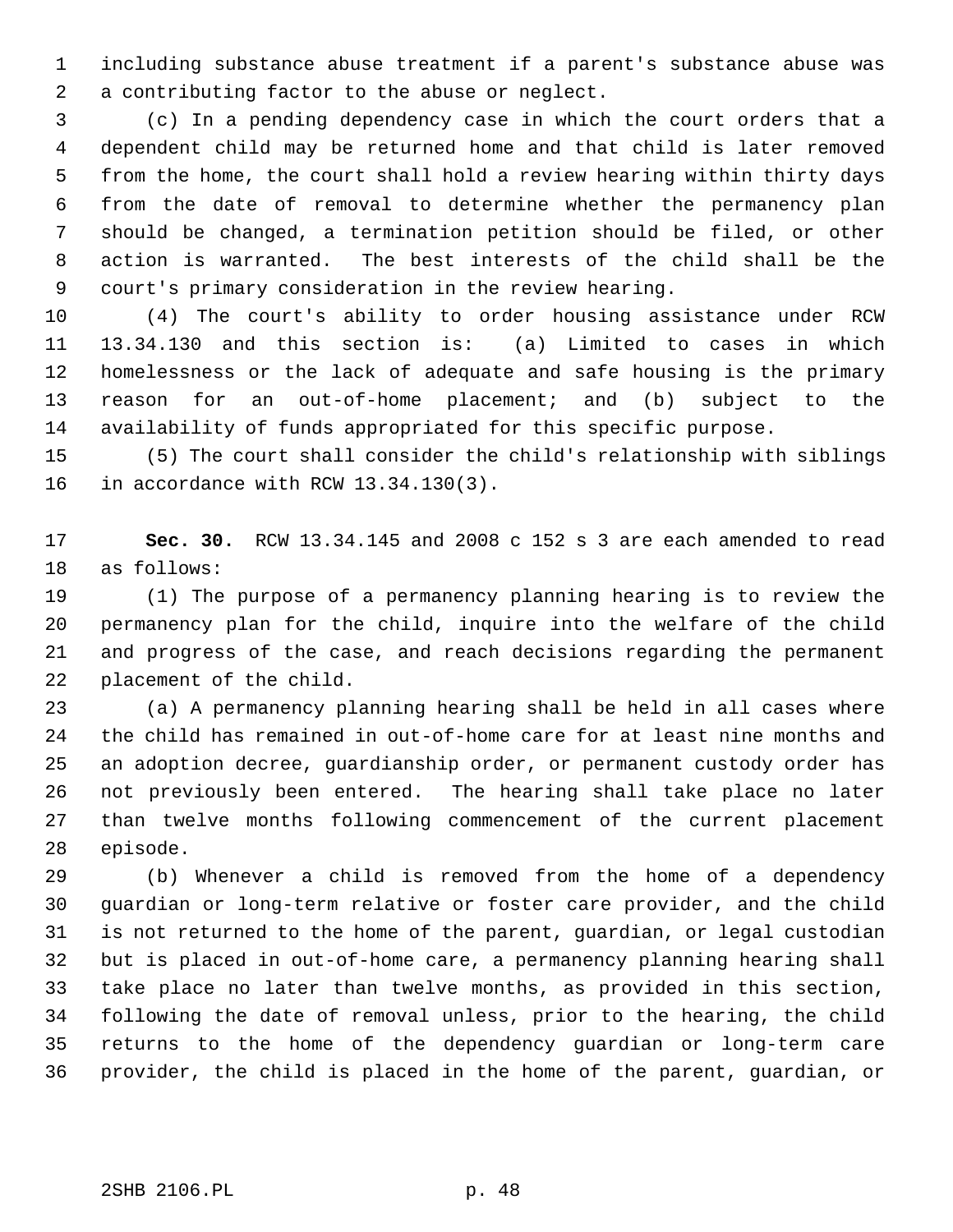including substance abuse treatment if a parent's substance abuse was a contributing factor to the abuse or neglect.

(c) In a pending dependency case in which the court orders that a dependent child may be returned home and that child is later removed from the home, the court shall hold a review hearing within thirty days from the date of removal to determine whether the permanency plan should be changed, a termination petition should be filed, or other action is warranted. The best interests of the child shall be the court's primary consideration in the review hearing.

(4) The court's ability to order housing assistance under RCW 13.34.130 and this section is: (a) Limited to cases in which homelessness or the lack of adequate and safe housing is the primary reason for an out-of-home placement; and (b) subject to the availability of funds appropriated for this specific purpose.

(5) The court shall consider the child's relationship with siblings in accordance with RCW 13.34.130(3).

**Sec. 30.** RCW 13.34.145 and 2008 c 152 s 3 are each amended to read as follows:

(1) The purpose of a permanency planning hearing is to review the permanency plan for the child, inquire into the welfare of the child and progress of the case, and reach decisions regarding the permanent placement of the child.

(a) A permanency planning hearing shall be held in all cases where the child has remained in out-of-home care for at least nine months and an adoption decree, guardianship order, or permanent custody order has not previously been entered. The hearing shall take place no later than twelve months following commencement of the current placement episode.

(b) Whenever a child is removed from the home of a dependency guardian or long-term relative or foster care provider, and the child is not returned to the home of the parent, guardian, or legal custodian but is placed in out-of-home care, a permanency planning hearing shall take place no later than twelve months, as provided in this section, following the date of removal unless, prior to the hearing, the child returns to the home of the dependency guardian or long-term care provider, the child is placed in the home of the parent, guardian, or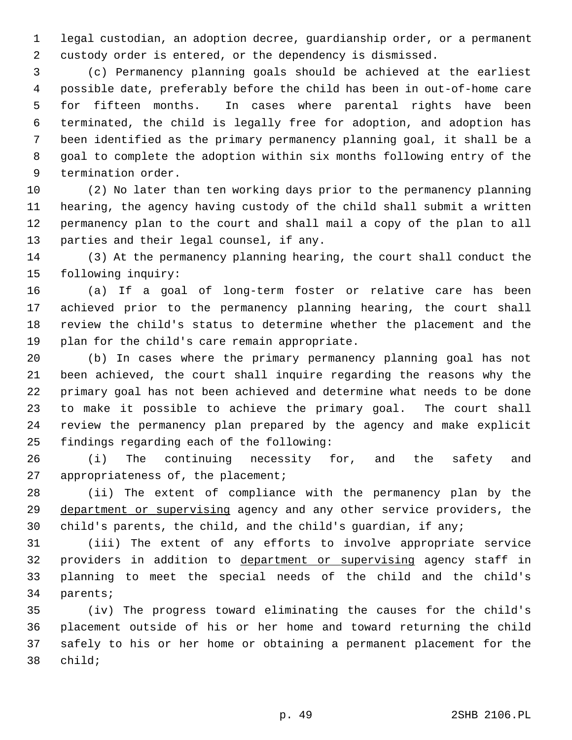legal custodian, an adoption decree, guardianship order, or a permanent custody order is entered, or the dependency is dismissed.

(c) Permanency planning goals should be achieved at the earliest possible date, preferably before the child has been in out-of-home care for fifteen months. In cases where parental rights have been terminated, the child is legally free for adoption, and adoption has been identified as the primary permanency planning goal, it shall be a goal to complete the adoption within six months following entry of the termination order.

(2) No later than ten working days prior to the permanency planning hearing, the agency having custody of the child shall submit a written permanency plan to the court and shall mail a copy of the plan to all parties and their legal counsel, if any.

(3) At the permanency planning hearing, the court shall conduct the following inquiry:

(a) If a goal of long-term foster or relative care has been achieved prior to the permanency planning hearing, the court shall review the child's status to determine whether the placement and the plan for the child's care remain appropriate.

(b) In cases where the primary permanency planning goal has not been achieved, the court shall inquire regarding the reasons why the primary goal has not been achieved and determine what needs to be done to make it possible to achieve the primary goal. The court shall review the permanency plan prepared by the agency and make explicit findings regarding each of the following:

(i) The continuing necessity for, and the safety and appropriateness of, the placement;

(ii) The extent of compliance with the permanency plan by the department or supervising agency and any other service providers, the child's parents, the child, and the child's guardian, if any;

(iii) The extent of any efforts to involve appropriate service providers in addition to department or supervising agency staff in planning to meet the special needs of the child and the child's parents;

(iv) The progress toward eliminating the causes for the child's placement outside of his or her home and toward returning the child safely to his or her home or obtaining a permanent placement for the child;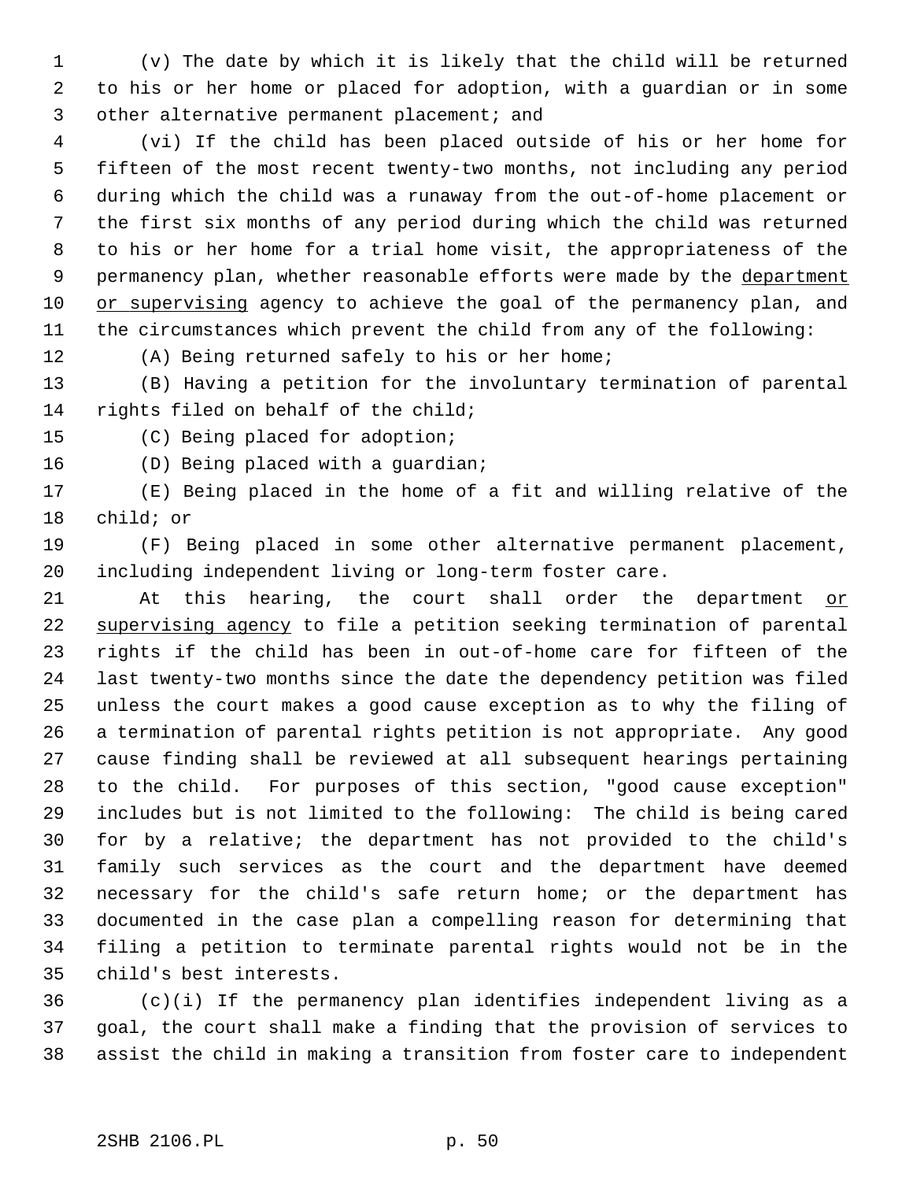(v) The date by which it is likely that the child will be returned to his or her home or placed for adoption, with a guardian or in some other alternative permanent placement; and

(vi) If the child has been placed outside of his or her home for fifteen of the most recent twenty-two months, not including any period during which the child was a runaway from the out-of-home placement or the first six months of any period during which the child was returned to his or her home for a trial home visit, the appropriateness of the permanency plan, whether reasonable efforts were made by the department or supervising agency to achieve the goal of the permanency plan, and the circumstances which prevent the child from any of the following:

(A) Being returned safely to his or her home;

(B) Having a petition for the involuntary termination of parental rights filed on behalf of the child;

(C) Being placed for adoption;

(D) Being placed with a guardian;

(E) Being placed in the home of a fit and willing relative of the child; or

(F) Being placed in some other alternative permanent placement, including independent living or long-term foster care.

At this hearing, the court shall order the department or supervising agency to file a petition seeking termination of parental rights if the child has been in out-of-home care for fifteen of the last twenty-two months since the date the dependency petition was filed unless the court makes a good cause exception as to why the filing of a termination of parental rights petition is not appropriate. Any good cause finding shall be reviewed at all subsequent hearings pertaining to the child. For purposes of this section, "good cause exception" includes but is not limited to the following: The child is being cared for by a relative; the department has not provided to the child's family such services as the court and the department have deemed necessary for the child's safe return home; or the department has documented in the case plan a compelling reason for determining that filing a petition to terminate parental rights would not be in the child's best interests.

(c)(i) If the permanency plan identifies independent living as a goal, the court shall make a finding that the provision of services to assist the child in making a transition from foster care to independent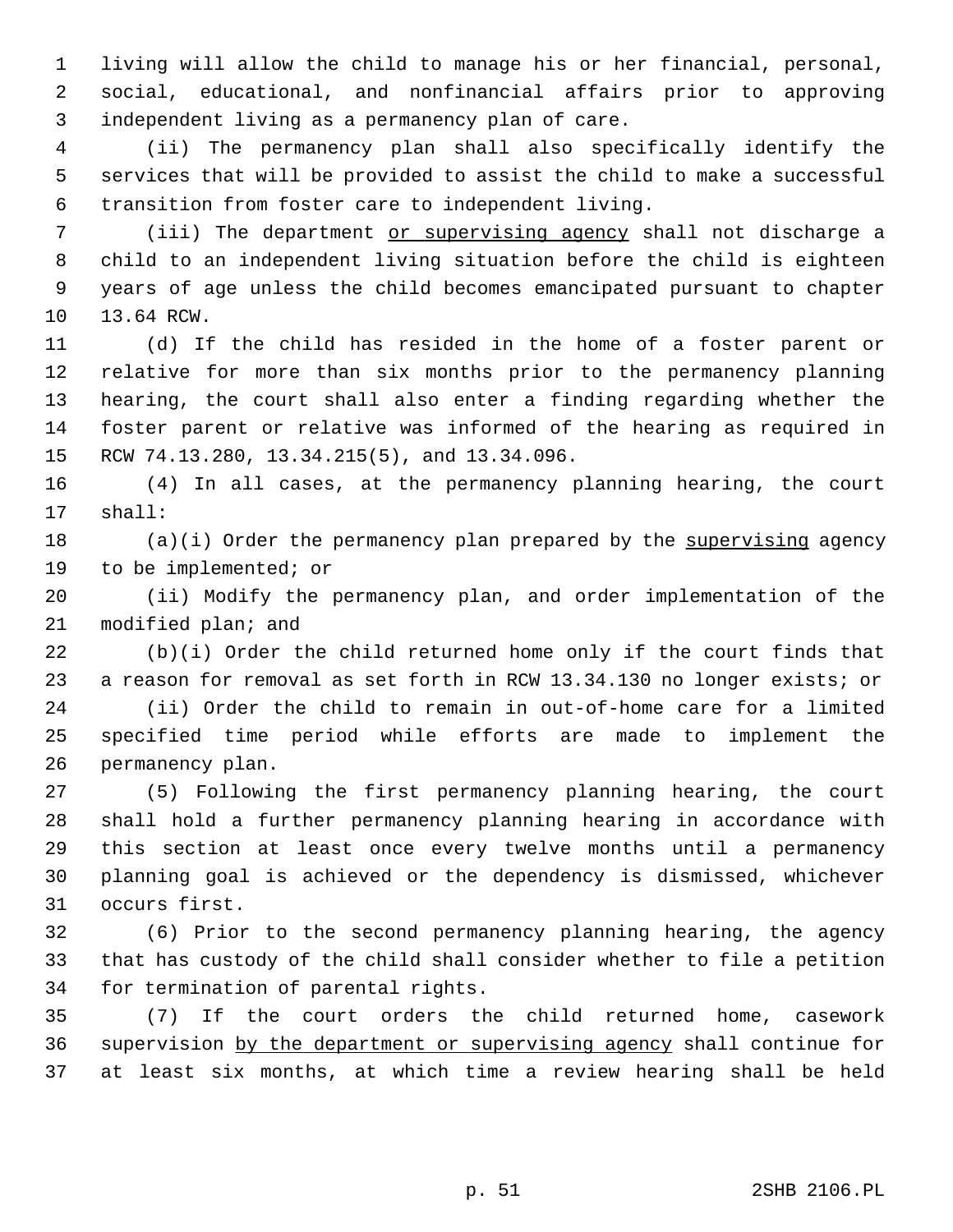living will allow the child to manage his or her financial, personal, social, educational, and nonfinancial affairs prior to approving independent living as a permanency plan of care.

(ii) The permanency plan shall also specifically identify the services that will be provided to assist the child to make a successful transition from foster care to independent living.

(iii) The department <u>or supervising agency</u> shall not discharge a child to an independent living situation before the child is eighteen years of age unless the child becomes emancipated pursuant to chapter 13.64 RCW.

(d) If the child has resided in the home of a foster parent or relative for more than six months prior to the permanency planning hearing, the court shall also enter a finding regarding whether the foster parent or relative was informed of the hearing as required in RCW 74.13.280, 13.34.215(5), and 13.34.096.

(4) In all cases, at the permanency planning hearing, the court shall:

(a)(i) Order the permanency plan prepared by the <u>supervising</u> agency to be implemented; or

(ii) Modify the permanency plan, and order implementation of the modified plan; and

(b)(i) Order the child returned home only if the court finds that a reason for removal as set forth in RCW 13.34.130 no longer exists; or

(ii) Order the child to remain in out-of-home care for a limited specified time period while efforts are made to implement the permanency plan.

(5) Following the first permanency planning hearing, the court shall hold a further permanency planning hearing in accordance with this section at least once every twelve months until a permanency planning goal is achieved or the dependency is dismissed, whichever occurs first.

(6) Prior to the second permanency planning hearing, the agency that has custody of the child shall consider whether to file a petition for termination of parental rights.

(7) If the court orders the child returned home, casework supervision <u>by the department or supervising agency</u> shall continue for at least six months, at which time a review hearing shall be held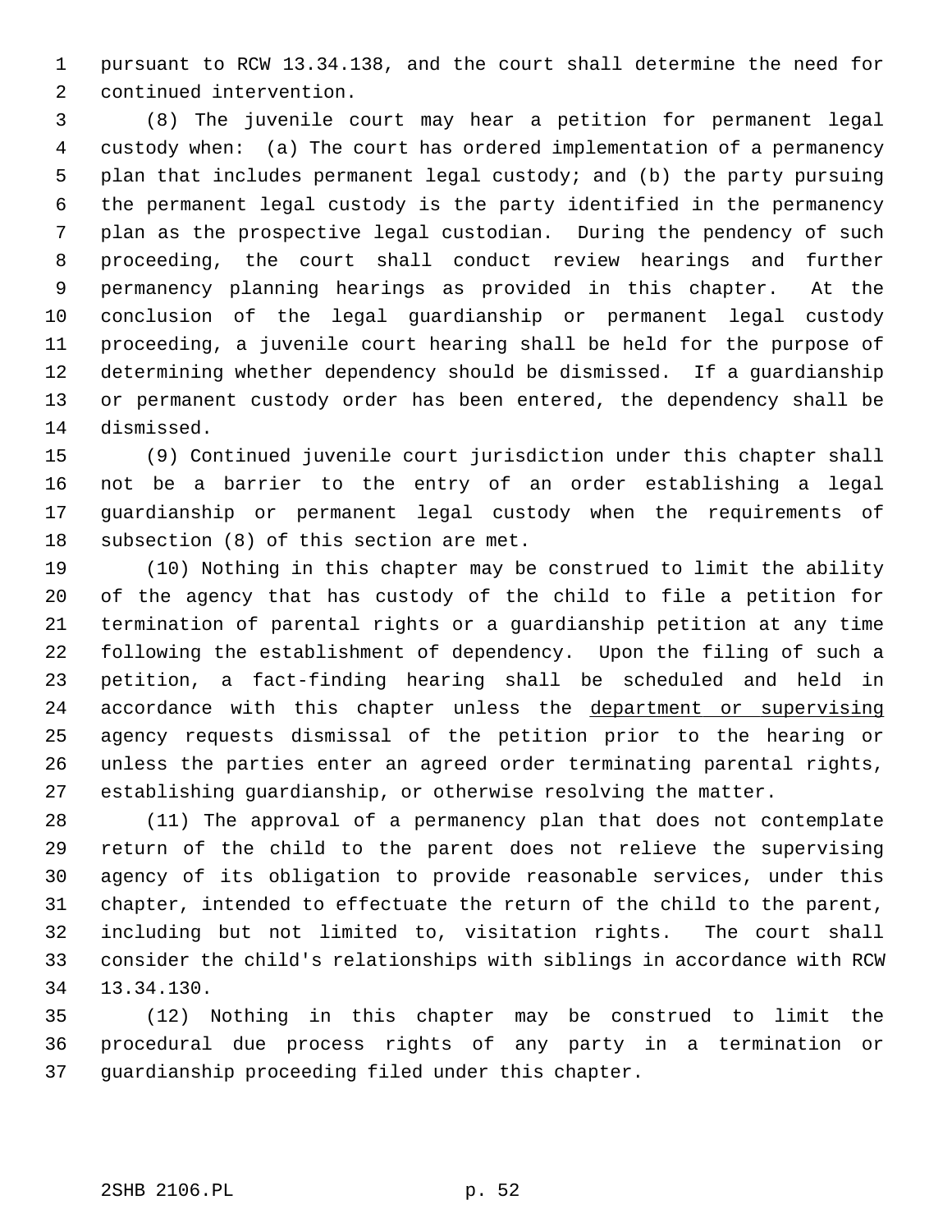pursuant to RCW 13.34.138, and the court shall determine the need for continued intervention.

(8) The juvenile court may hear a petition for permanent legal custody when: (a) The court has ordered implementation of a permanency plan that includes permanent legal custody; and (b) the party pursuing the permanent legal custody is the party identified in the permanency plan as the prospective legal custodian. During the pendency of such proceeding, the court shall conduct review hearings and further permanency planning hearings as provided in this chapter. At the conclusion of the legal guardianship or permanent legal custody proceeding, a juvenile court hearing shall be held for the purpose of determining whether dependency should be dismissed. If a guardianship or permanent custody order has been entered, the dependency shall be dismissed.

(9) Continued juvenile court jurisdiction under this chapter shall not be a barrier to the entry of an order establishing a legal guardianship or permanent legal custody when the requirements of subsection (8) of this section are met.

(10) Nothing in this chapter may be construed to limit the ability of the agency that has custody of the child to file a petition for termination of parental rights or a guardianship petition at any time following the establishment of dependency. Upon the filing of such a petition, a fact-finding hearing shall be scheduled and held in accordance with this chapter unless the department or supervising agency requests dismissal of the petition prior to the hearing or unless the parties enter an agreed order terminating parental rights, establishing guardianship, or otherwise resolving the matter.

(11) The approval of a permanency plan that does not contemplate return of the child to the parent does not relieve the supervising agency of its obligation to provide reasonable services, under this chapter, intended to effectuate the return of the child to the parent, including but not limited to, visitation rights. The court shall consider the child's relationships with siblings in accordance with RCW 13.34.130.

(12) Nothing in this chapter may be construed to limit the procedural due process rights of any party in a termination or guardianship proceeding filed under this chapter.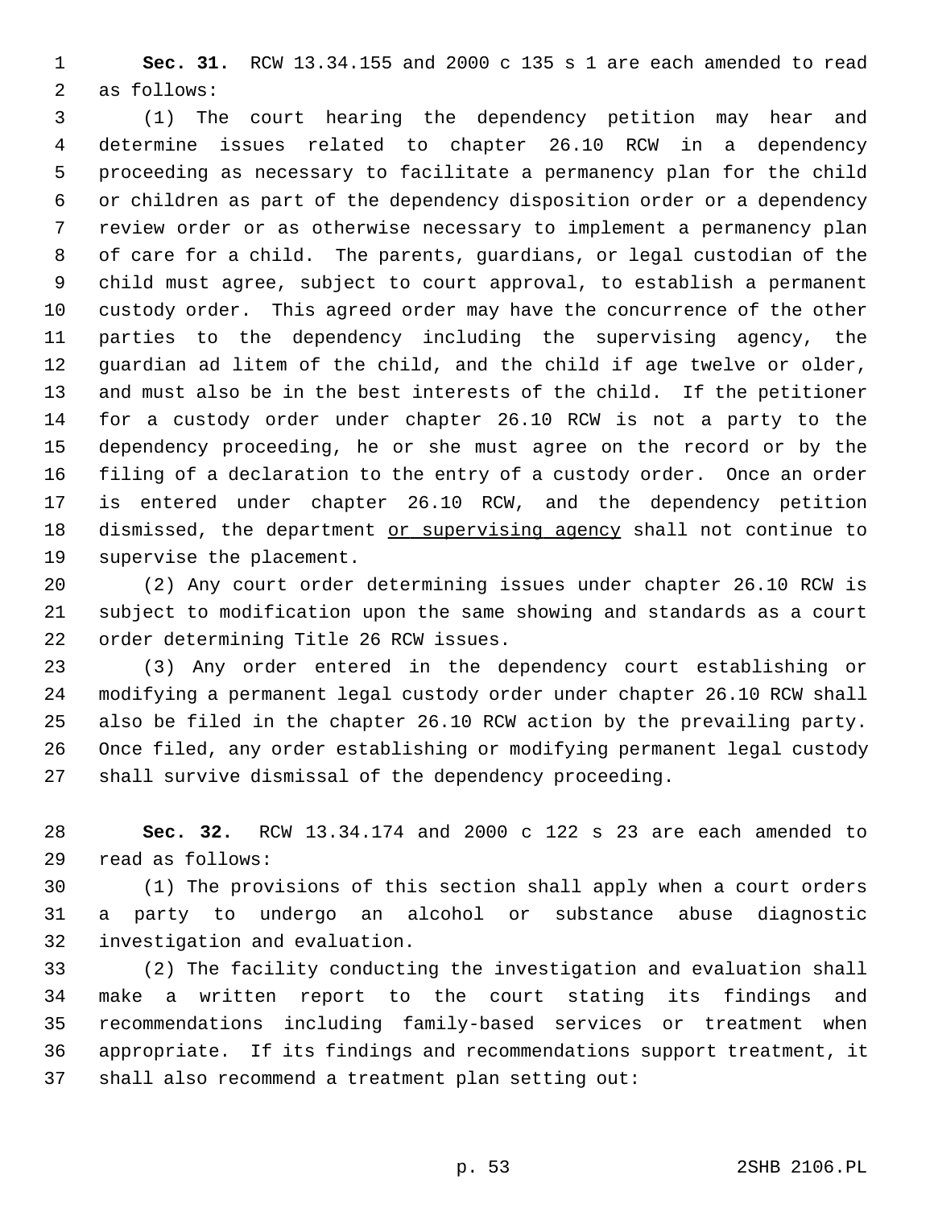**Sec. 31.** RCW 13.34.155 and 2000 c 135 s 1 are each amended to read as follows:

(1) The court hearing the dependency petition may hear and determine issues related to chapter 26.10 RCW in a dependency proceeding as necessary to facilitate a permanency plan for the child or children as part of the dependency disposition order or a dependency review order or as otherwise necessary to implement a permanency plan of care for a child. The parents, guardians, or legal custodian of the child must agree, subject to court approval, to establish a permanent custody order. This agreed order may have the concurrence of the other parties to the dependency including the supervising agency, the guardian ad litem of the child, and the child if age twelve or older, and must also be in the best interests of the child. If the petitioner for a custody order under chapter 26.10 RCW is not a party to the dependency proceeding, he or she must agree on the record or by the filing of a declaration to the entry of a custody order. Once an order is entered under chapter 26.10 RCW, and the dependency petition dismissed, the department <u>or supervising agency</u> shall not continue to supervise the placement.

(2) Any court order determining issues under chapter 26.10 RCW is subject to modification upon the same showing and standards as a court order determining Title 26 RCW issues.

(3) Any order entered in the dependency court establishing or modifying a permanent legal custody order under chapter 26.10 RCW shall also be filed in the chapter 26.10 RCW action by the prevailing party. Once filed, any order establishing or modifying permanent legal custody shall survive dismissal of the dependency proceeding.

**Sec. 32.** RCW 13.34.174 and 2000 c 122 s 23 are each amended to read as follows:

(1) The provisions of this section shall apply when a court orders a party to undergo an alcohol or substance abuse diagnostic investigation and evaluation.

(2) The facility conducting the investigation and evaluation shall make a written report to the court stating its findings and recommendations including family-based services or treatment when appropriate. If its findings and recommendations support treatment, it shall also recommend a treatment plan setting out: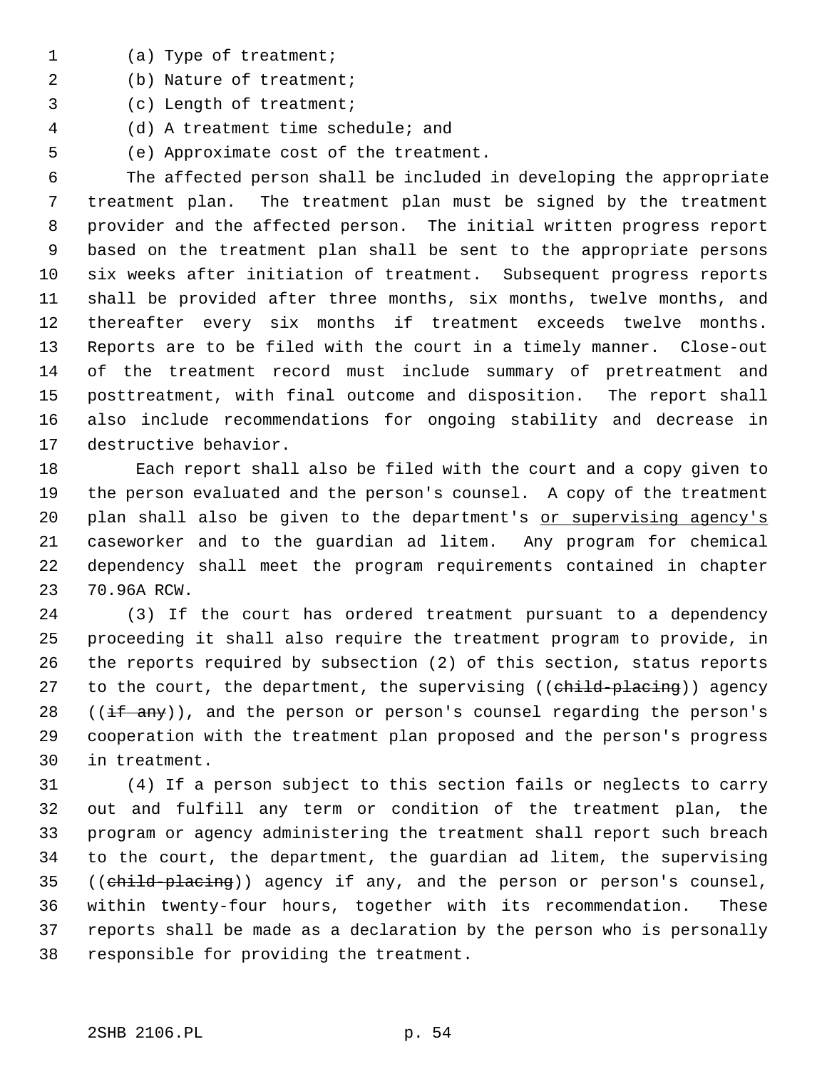(a) Type of treatment;

(b) Nature of treatment;

(c) Length of treatment;

(d) A treatment time schedule; and

(e) Approximate cost of the treatment.

The affected person shall be included in developing the appropriate treatment plan. The treatment plan must be signed by the treatment provider and the affected person. The initial written progress report based on the treatment plan shall be sent to the appropriate persons six weeks after initiation of treatment. Subsequent progress reports shall be provided after three months, six months, twelve months, and thereafter every six months if treatment exceeds twelve months. Reports are to be filed with the court in a timely manner. Close-out of the treatment record must include summary of pretreatment and posttreatment, with final outcome and disposition. The report shall also include recommendations for ongoing stability and decrease in destructive behavior.

Each report shall also be filed with the court and a copy given to the person evaluated and the person's counsel. A copy of the treatment plan shall also be given to the department's <u>or supervising agency's</u> caseworker and to the guardian ad litem. Any program for chemical dependency shall meet the program requirements contained in chapter 70.96A RCW.

(3) If the court has ordered treatment pursuant to a dependency proceeding it shall also require the treatment program to provide, in the reports required by subsection (2) of this section, status reports to the court, the department, the supervising ((~~child-placing~~)) agency ((~~if any~~)), and the person or person's counsel regarding the person's cooperation with the treatment plan proposed and the person's progress in treatment.

(4) If a person subject to this section fails or neglects to carry out and fulfill any term or condition of the treatment plan, the program or agency administering the treatment shall report such breach to the court, the department, the guardian ad litem, the supervising ((~~child-placing~~)) agency if any, and the person or person's counsel, within twenty-four hours, together with its recommendation. These reports shall be made as a declaration by the person who is personally responsible for providing the treatment.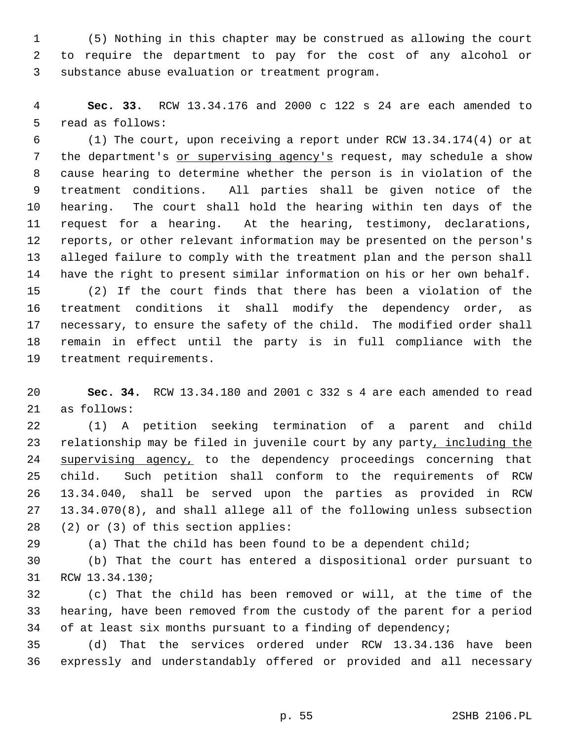(5) Nothing in this chapter may be construed as allowing the court to require the department to pay for the cost of any alcohol or substance abuse evaluation or treatment program.

**Sec. 33.** RCW 13.34.176 and 2000 c 122 s 24 are each amended to read as follows:

(1) The court, upon receiving a report under RCW 13.34.174(4) or at the department's <u>or supervising agency's</u> request, may schedule a show cause hearing to determine whether the person is in violation of the treatment conditions. All parties shall be given notice of the hearing. The court shall hold the hearing within ten days of the request for a hearing. At the hearing, testimony, declarations, reports, or other relevant information may be presented on the person's alleged failure to comply with the treatment plan and the person shall have the right to present similar information on his or her own behalf.

(2) If the court finds that there has been a violation of the treatment conditions it shall modify the dependency order, as necessary, to ensure the safety of the child. The modified order shall remain in effect until the party is in full compliance with the treatment requirements.

**Sec. 34.** RCW 13.34.180 and 2001 c 332 s 4 are each amended to read as follows:

(1) A petition seeking termination of a parent and child relationship may be filed in juvenile court by any party<u>, including the supervising agency,</u> to the dependency proceedings concerning that child. Such petition shall conform to the requirements of RCW 13.34.040, shall be served upon the parties as provided in RCW 13.34.070(8), and shall allege all of the following unless subsection (2) or (3) of this section applies:

(a) That the child has been found to be a dependent child;

(b) That the court has entered a dispositional order pursuant to RCW 13.34.130;

(c) That the child has been removed or will, at the time of the hearing, have been removed from the custody of the parent for a period of at least six months pursuant to a finding of dependency;

(d) That the services ordered under RCW 13.34.136 have been expressly and understandably offered or provided and all necessary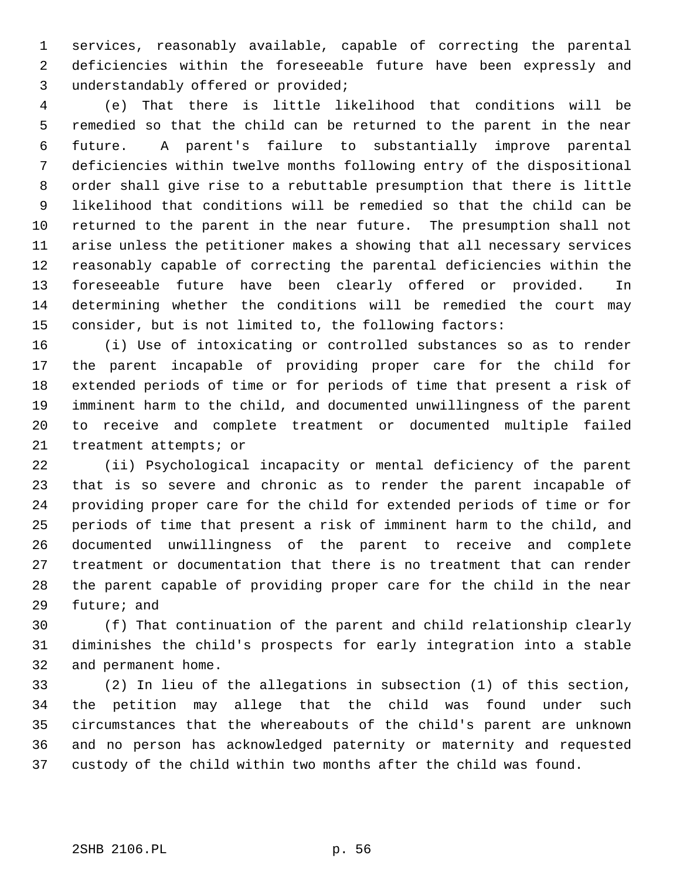services, reasonably available, capable of correcting the parental deficiencies within the foreseeable future have been expressly and understandably offered or provided;

(e) That there is little likelihood that conditions will be remedied so that the child can be returned to the parent in the near future. A parent's failure to substantially improve parental deficiencies within twelve months following entry of the dispositional order shall give rise to a rebuttable presumption that there is little likelihood that conditions will be remedied so that the child can be returned to the parent in the near future. The presumption shall not arise unless the petitioner makes a showing that all necessary services reasonably capable of correcting the parental deficiencies within the foreseeable future have been clearly offered or provided. In determining whether the conditions will be remedied the court may consider, but is not limited to, the following factors:

(i) Use of intoxicating or controlled substances so as to render the parent incapable of providing proper care for the child for extended periods of time or for periods of time that present a risk of imminent harm to the child, and documented unwillingness of the parent to receive and complete treatment or documented multiple failed treatment attempts; or

(ii) Psychological incapacity or mental deficiency of the parent that is so severe and chronic as to render the parent incapable of providing proper care for the child for extended periods of time or for periods of time that present a risk of imminent harm to the child, and documented unwillingness of the parent to receive and complete treatment or documentation that there is no treatment that can render the parent capable of providing proper care for the child in the near future; and

(f) That continuation of the parent and child relationship clearly diminishes the child's prospects for early integration into a stable and permanent home.

(2) In lieu of the allegations in subsection (1) of this section, the petition may allege that the child was found under such circumstances that the whereabouts of the child's parent are unknown and no person has acknowledged paternity or maternity and requested custody of the child within two months after the child was found.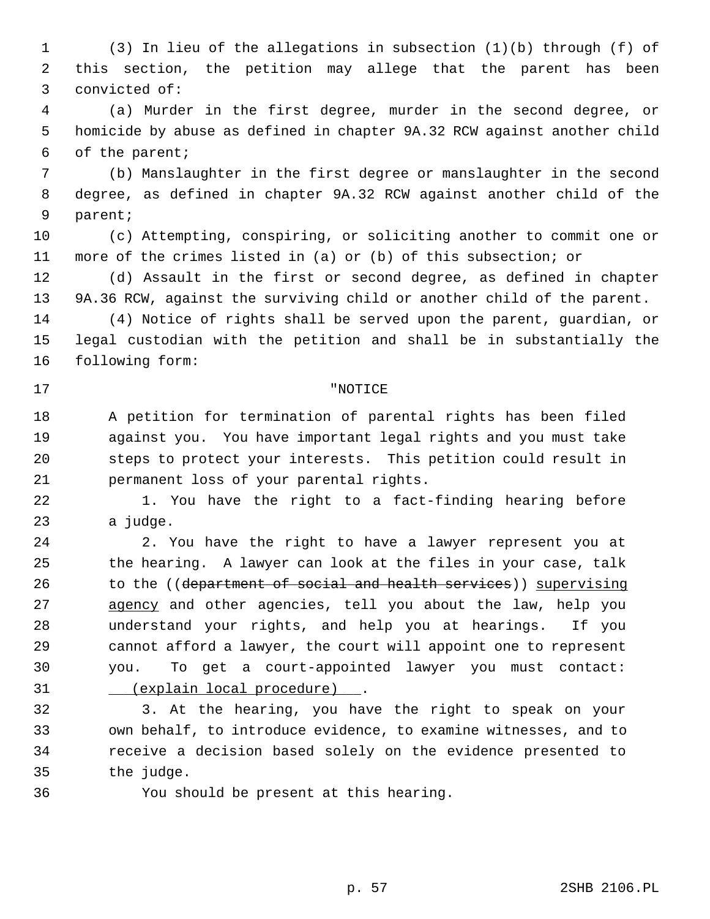(3) In lieu of the allegations in subsection (1)(b) through (f) of this section, the petition may allege that the parent has been convicted of:

(a) Murder in the first degree, murder in the second degree, or homicide by abuse as defined in chapter 9A.32 RCW against another child of the parent;

(b) Manslaughter in the first degree or manslaughter in the second degree, as defined in chapter 9A.32 RCW against another child of the parent;

(c) Attempting, conspiring, or soliciting another to commit one or more of the crimes listed in (a) or (b) of this subsection; or

(d) Assault in the first or second degree, as defined in chapter 9A.36 RCW, against the surviving child or another child of the parent.

(4) Notice of rights shall be served upon the parent, guardian, or legal custodian with the petition and shall be in substantially the following form:

"NOTICE

A petition for termination of parental rights has been filed against you. You have important legal rights and you must take steps to protect your interests. This petition could result in permanent loss of your parental rights.

1. You have the right to a fact-finding hearing before a judge.

2. You have the right to have a lawyer represent you at the hearing. A lawyer can look at the files in your case, talk to the ((~~department of social and health services~~)) <u>supervising agency</u> and other agencies, tell you about the law, help you understand your rights, and help you at hearings. If you cannot afford a lawyer, the court will appoint one to represent you. To get a court-appointed lawyer you must contact: <u>(explain local procedure)</u> .

3. At the hearing, you have the right to speak on your own behalf, to introduce evidence, to examine witnesses, and to receive a decision based solely on the evidence presented to the judge.

You should be present at this hearing.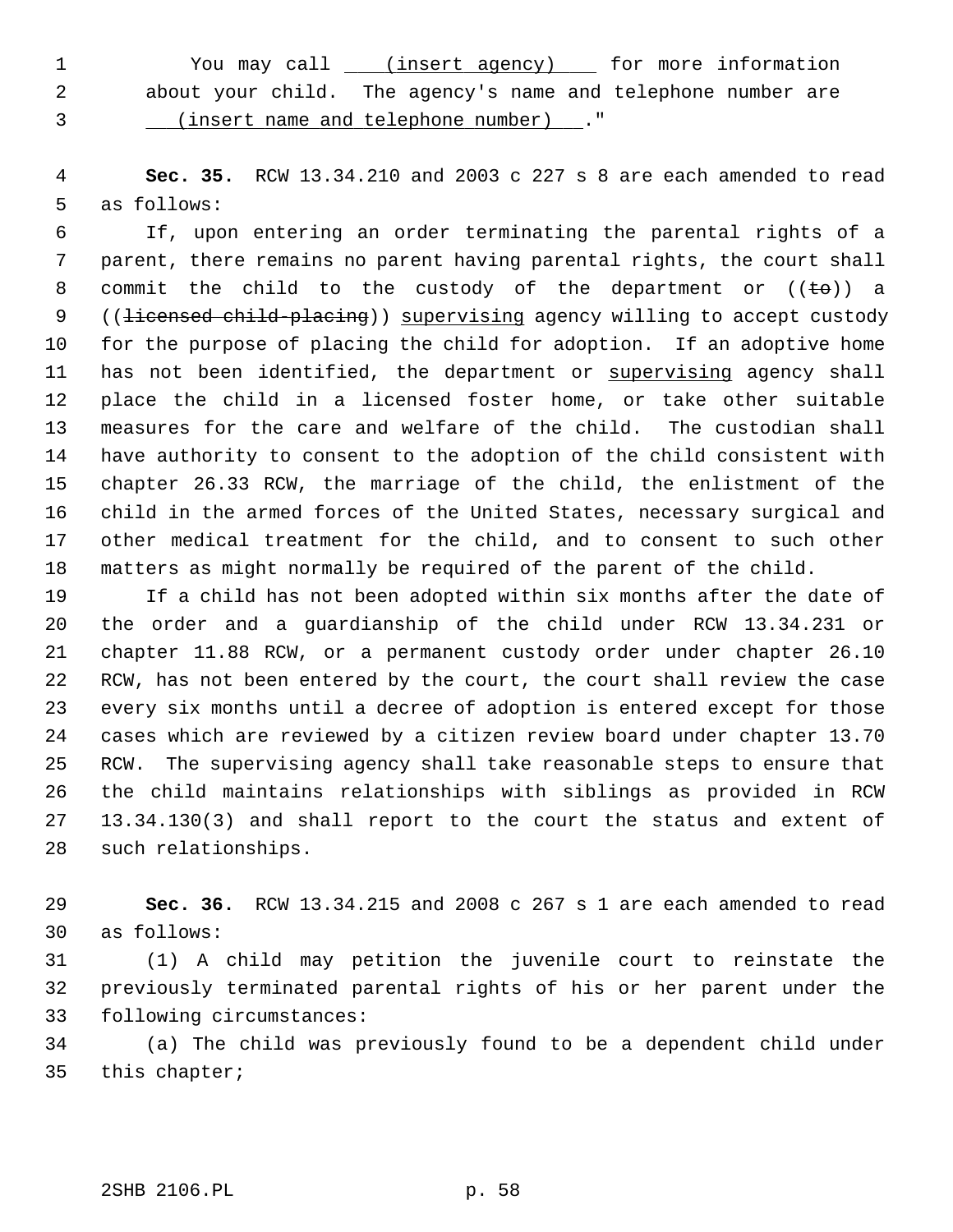You may call (insert agency) for more information about your child. The agency's name and telephone number are (insert name and telephone number)."

**Sec. 35.** RCW 13.34.210 and 2003 c 227 s 8 are each amended to read as follows:

If, upon entering an order terminating the parental rights of a parent, there remains no parent having parental rights, the court shall commit the child to the custody of the department or ((to)) a ((licensed child-placing)) supervising agency willing to accept custody for the purpose of placing the child for adoption. If an adoptive home has not been identified, the department or supervising agency shall place the child in a licensed foster home, or take other suitable measures for the care and welfare of the child. The custodian shall have authority to consent to the adoption of the child consistent with chapter 26.33 RCW, the marriage of the child, the enlistment of the child in the armed forces of the United States, necessary surgical and other medical treatment for the child, and to consent to such other matters as might normally be required of the parent of the child.

If a child has not been adopted within six months after the date of the order and a guardianship of the child under RCW 13.34.231 or chapter 11.88 RCW, or a permanent custody order under chapter 26.10 RCW, has not been entered by the court, the court shall review the case every six months until a decree of adoption is entered except for those cases which are reviewed by a citizen review board under chapter 13.70 RCW. The supervising agency shall take reasonable steps to ensure that the child maintains relationships with siblings as provided in RCW 13.34.130(3) and shall report to the court the status and extent of such relationships.

**Sec. 36.** RCW 13.34.215 and 2008 c 267 s 1 are each amended to read as follows:

(1) A child may petition the juvenile court to reinstate the previously terminated parental rights of his or her parent under the following circumstances:

(a) The child was previously found to be a dependent child under this chapter;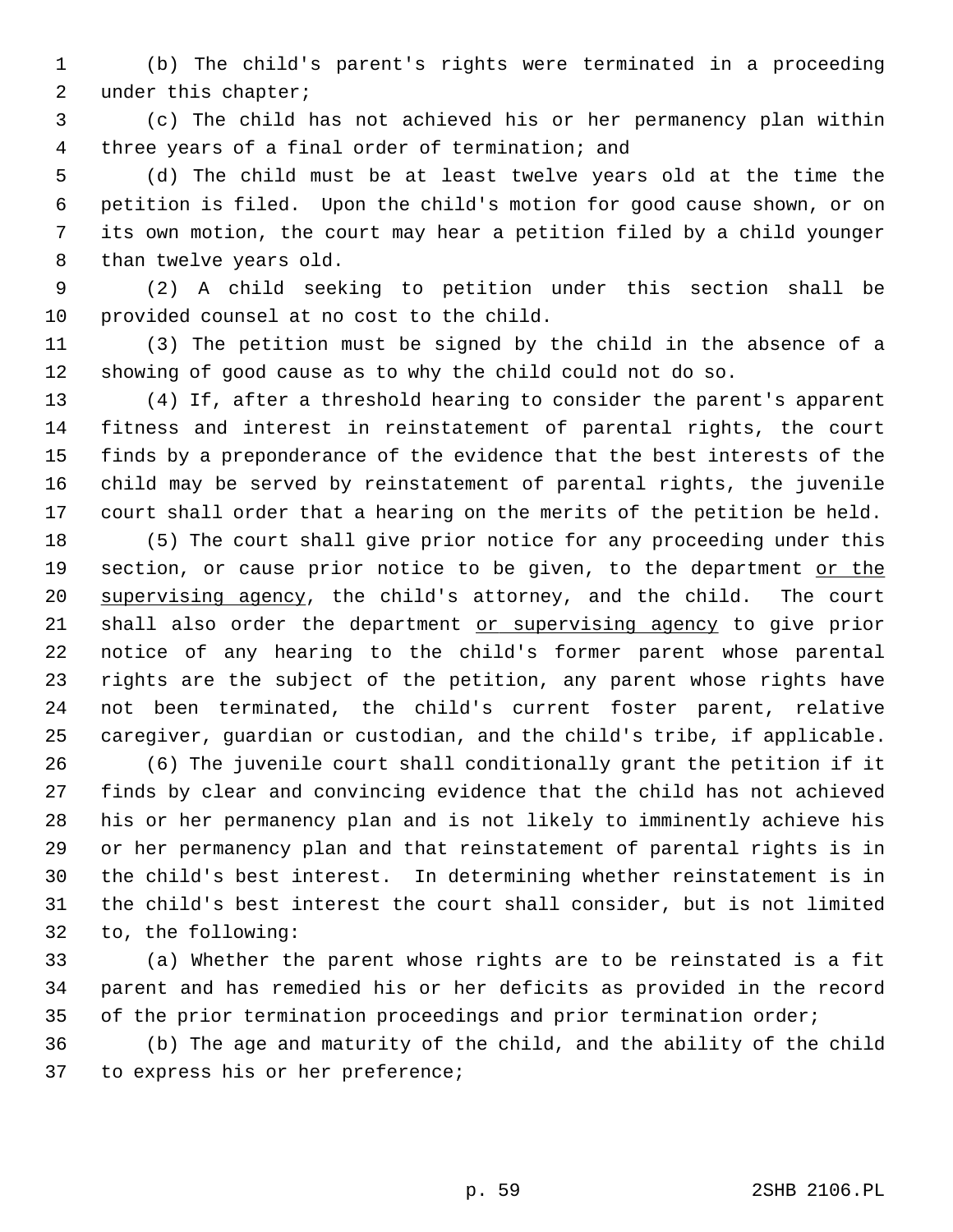(b) The child's parent's rights were terminated in a proceeding under this chapter;

(c) The child has not achieved his or her permanency plan within three years of a final order of termination; and

(d) The child must be at least twelve years old at the time the petition is filed. Upon the child's motion for good cause shown, or on its own motion, the court may hear a petition filed by a child younger than twelve years old.

(2) A child seeking to petition under this section shall be provided counsel at no cost to the child.

(3) The petition must be signed by the child in the absence of a showing of good cause as to why the child could not do so.

(4) If, after a threshold hearing to consider the parent's apparent fitness and interest in reinstatement of parental rights, the court finds by a preponderance of the evidence that the best interests of the child may be served by reinstatement of parental rights, the juvenile court shall order that a hearing on the merits of the petition be held.

(5) The court shall give prior notice for any proceeding under this section, or cause prior notice to be given, to the department <u>or the supervising agency</u>, the child's attorney, and the child. The court shall also order the department <u>or supervising agency</u> to give prior notice of any hearing to the child's former parent whose parental rights are the subject of the petition, any parent whose rights have not been terminated, the child's current foster parent, relative caregiver, guardian or custodian, and the child's tribe, if applicable.

(6) The juvenile court shall conditionally grant the petition if it finds by clear and convincing evidence that the child has not achieved his or her permanency plan and is not likely to imminently achieve his or her permanency plan and that reinstatement of parental rights is in the child's best interest. In determining whether reinstatement is in the child's best interest the court shall consider, but is not limited to, the following:

(a) Whether the parent whose rights are to be reinstated is a fit parent and has remedied his or her deficits as provided in the record of the prior termination proceedings and prior termination order;

(b) The age and maturity of the child, and the ability of the child to express his or her preference;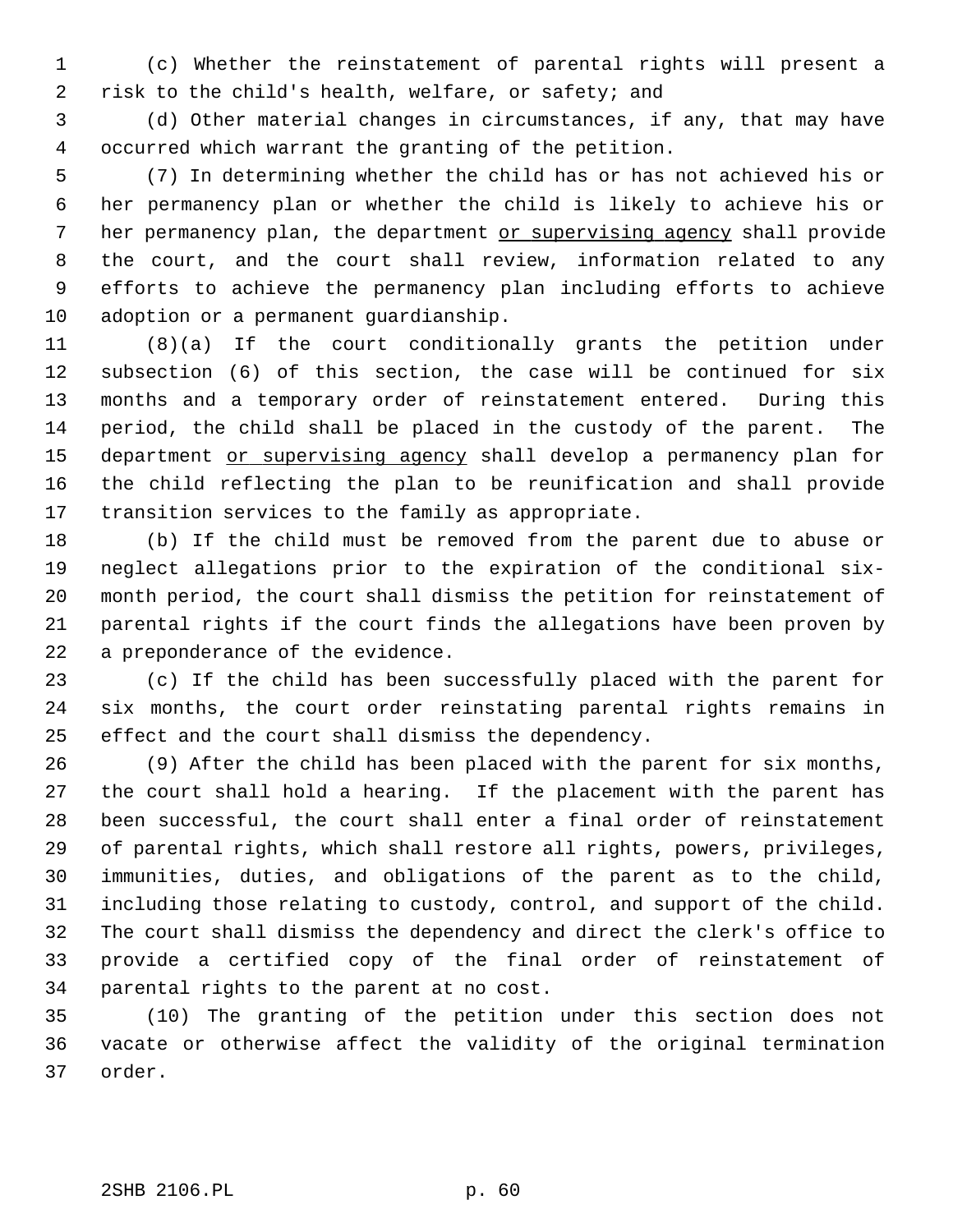(c) Whether the reinstatement of parental rights will present a risk to the child's health, welfare, or safety; and

(d) Other material changes in circumstances, if any, that may have occurred which warrant the granting of the petition.

(7) In determining whether the child has or has not achieved his or her permanency plan or whether the child is likely to achieve his or her permanency plan, the department <u>or supervising agency</u> shall provide the court, and the court shall review, information related to any efforts to achieve the permanency plan including efforts to achieve adoption or a permanent guardianship.

(8)(a) If the court conditionally grants the petition under subsection (6) of this section, the case will be continued for six months and a temporary order of reinstatement entered. During this period, the child shall be placed in the custody of the parent. The department <u>or supervising agency</u> shall develop a permanency plan for the child reflecting the plan to be reunification and shall provide transition services to the family as appropriate.

(b) If the child must be removed from the parent due to abuse or neglect allegations prior to the expiration of the conditional six-month period, the court shall dismiss the petition for reinstatement of parental rights if the court finds the allegations have been proven by a preponderance of the evidence.

(c) If the child has been successfully placed with the parent for six months, the court order reinstating parental rights remains in effect and the court shall dismiss the dependency.

(9) After the child has been placed with the parent for six months, the court shall hold a hearing. If the placement with the parent has been successful, the court shall enter a final order of reinstatement of parental rights, which shall restore all rights, powers, privileges, immunities, duties, and obligations of the parent as to the child, including those relating to custody, control, and support of the child. The court shall dismiss the dependency and direct the clerk's office to provide a certified copy of the final order of reinstatement of parental rights to the parent at no cost.

(10) The granting of the petition under this section does not vacate or otherwise affect the validity of the original termination order.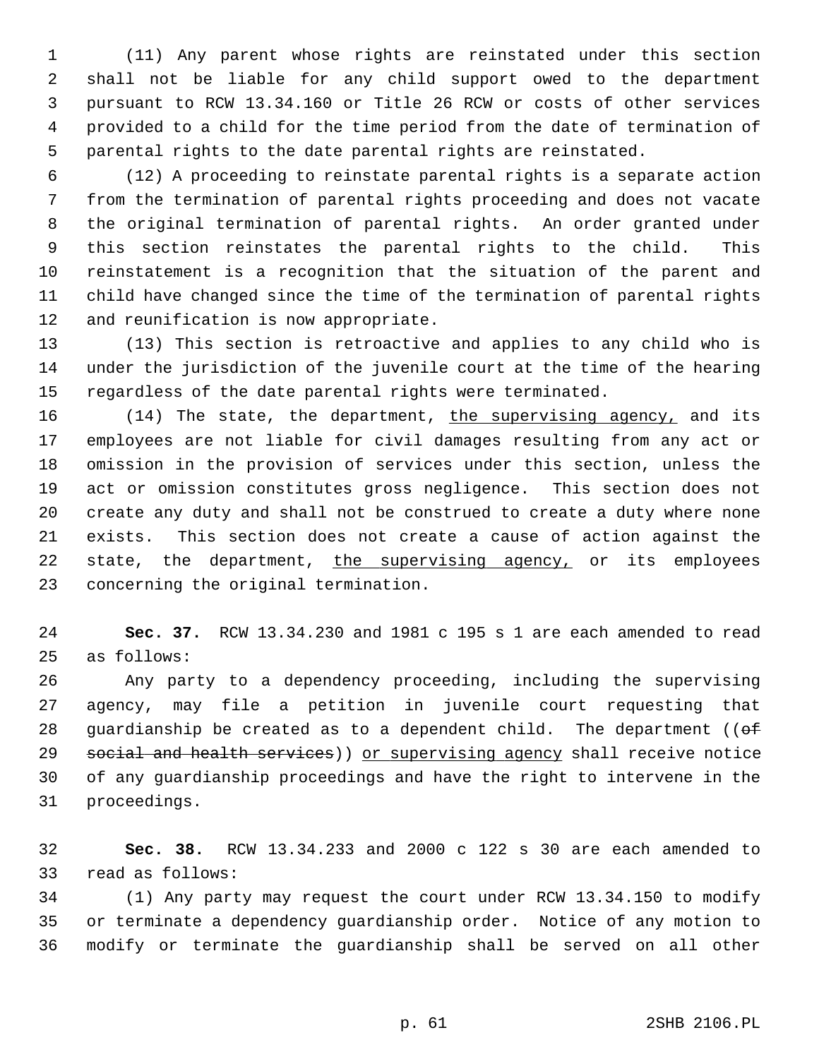(11) Any parent whose rights are reinstated under this section shall not be liable for any child support owed to the department pursuant to RCW 13.34.160 or Title 26 RCW or costs of other services provided to a child for the time period from the date of termination of parental rights to the date parental rights are reinstated.

(12) A proceeding to reinstate parental rights is a separate action from the termination of parental rights proceeding and does not vacate the original termination of parental rights. An order granted under this section reinstates the parental rights to the child. This reinstatement is a recognition that the situation of the parent and child have changed since the time of the termination of parental rights and reunification is now appropriate.

(13) This section is retroactive and applies to any child who is under the jurisdiction of the juvenile court at the time of the hearing regardless of the date parental rights were terminated.

(14) The state, the department, <u>the supervising agency,</u> and its employees are not liable for civil damages resulting from any act or omission in the provision of services under this section, unless the act or omission constitutes gross negligence. This section does not create any duty and shall not be construed to create a duty where none exists. This section does not create a cause of action against the state, the department, <u>the supervising agency,</u> or its employees concerning the original termination.

**Sec. 37.** RCW 13.34.230 and 1981 c 195 s 1 are each amended to read as follows:

Any party to a dependency proceeding, including the supervising agency, may file a petition in juvenile court requesting that guardianship be created as to a dependent child. The department ((~~of social and health services~~)) <u>or supervising agency</u> shall receive notice of any guardianship proceedings and have the right to intervene in the proceedings.

**Sec. 38.** RCW 13.34.233 and 2000 c 122 s 30 are each amended to read as follows:

(1) Any party may request the court under RCW 13.34.150 to modify or terminate a dependency guardianship order. Notice of any motion to modify or terminate the guardianship shall be served on all other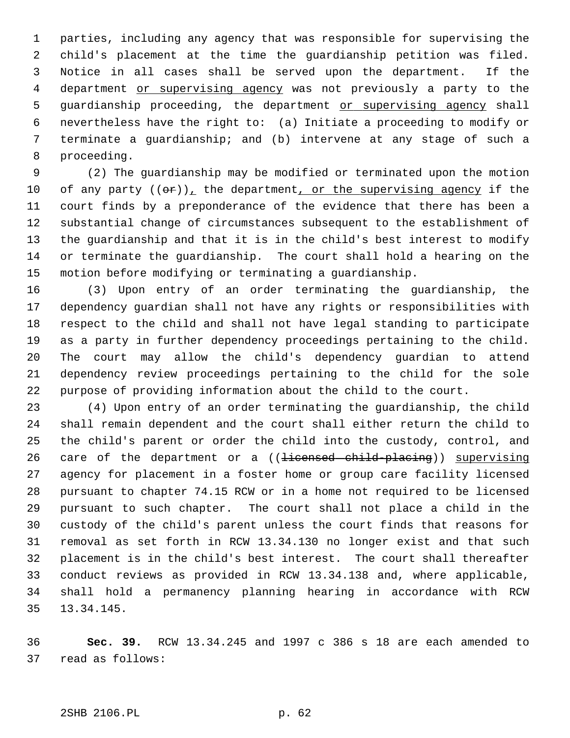parties, including any agency that was responsible for supervising the child's placement at the time the guardianship petition was filed. Notice in all cases shall be served upon the department. If the department or supervising agency was not previously a party to the guardianship proceeding, the department or supervising agency shall nevertheless have the right to: (a) Initiate a proceeding to modify or terminate a guardianship; and (b) intervene at any stage of such a proceeding.

(2) The guardianship may be modified or terminated upon the motion of any party ((or)), the department, or the supervising agency if the court finds by a preponderance of the evidence that there has been a substantial change of circumstances subsequent to the establishment of the guardianship and that it is in the child's best interest to modify or terminate the guardianship. The court shall hold a hearing on the motion before modifying or terminating a guardianship.

(3) Upon entry of an order terminating the guardianship, the dependency guardian shall not have any rights or responsibilities with respect to the child and shall not have legal standing to participate as a party in further dependency proceedings pertaining to the child. The court may allow the child's dependency guardian to attend dependency review proceedings pertaining to the child for the sole purpose of providing information about the child to the court.

(4) Upon entry of an order terminating the guardianship, the child shall remain dependent and the court shall either return the child to the child's parent or order the child into the custody, control, and care of the department or a ((~~licensed child-placing~~)) supervising agency for placement in a foster home or group care facility licensed pursuant to chapter 74.15 RCW or in a home not required to be licensed pursuant to such chapter. The court shall not place a child in the custody of the child's parent unless the court finds that reasons for removal as set forth in RCW 13.34.130 no longer exist and that such placement is in the child's best interest. The court shall thereafter conduct reviews as provided in RCW 13.34.138 and, where applicable, shall hold a permanency planning hearing in accordance with RCW 13.34.145.

**Sec. 39.** RCW 13.34.245 and 1997 c 386 s 18 are each amended to read as follows: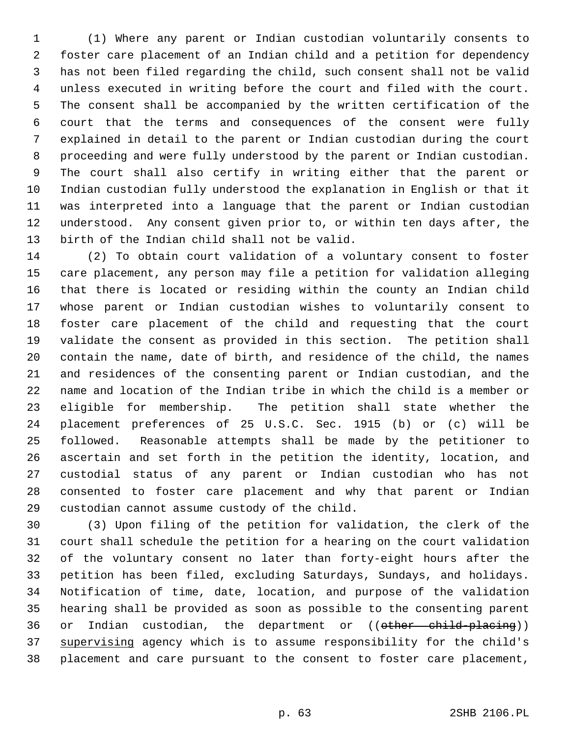(1) Where any parent or Indian custodian voluntarily consents to foster care placement of an Indian child and a petition for dependency has not been filed regarding the child, such consent shall not be valid unless executed in writing before the court and filed with the court. The consent shall be accompanied by the written certification of the court that the terms and consequences of the consent were fully explained in detail to the parent or Indian custodian during the court proceeding and were fully understood by the parent or Indian custodian. The court shall also certify in writing either that the parent or Indian custodian fully understood the explanation in English or that it was interpreted into a language that the parent or Indian custodian understood. Any consent given prior to, or within ten days after, the birth of the Indian child shall not be valid.

(2) To obtain court validation of a voluntary consent to foster care placement, any person may file a petition for validation alleging that there is located or residing within the county an Indian child whose parent or Indian custodian wishes to voluntarily consent to foster care placement of the child and requesting that the court validate the consent as provided in this section. The petition shall contain the name, date of birth, and residence of the child, the names and residences of the consenting parent or Indian custodian, and the name and location of the Indian tribe in which the child is a member or eligible for membership. The petition shall state whether the placement preferences of 25 U.S.C. Sec. 1915 (b) or (c) will be followed. Reasonable attempts shall be made by the petitioner to ascertain and set forth in the petition the identity, location, and custodial status of any parent or Indian custodian who has not consented to foster care placement and why that parent or Indian custodian cannot assume custody of the child.

(3) Upon filing of the petition for validation, the clerk of the court shall schedule the petition for a hearing on the court validation of the voluntary consent no later than forty-eight hours after the petition has been filed, excluding Saturdays, Sundays, and holidays. Notification of time, date, location, and purpose of the validation hearing shall be provided as soon as possible to the consenting parent or Indian custodian, the department or ((~~other child-placing~~)) supervising agency which is to assume responsibility for the child's placement and care pursuant to the consent to foster care placement,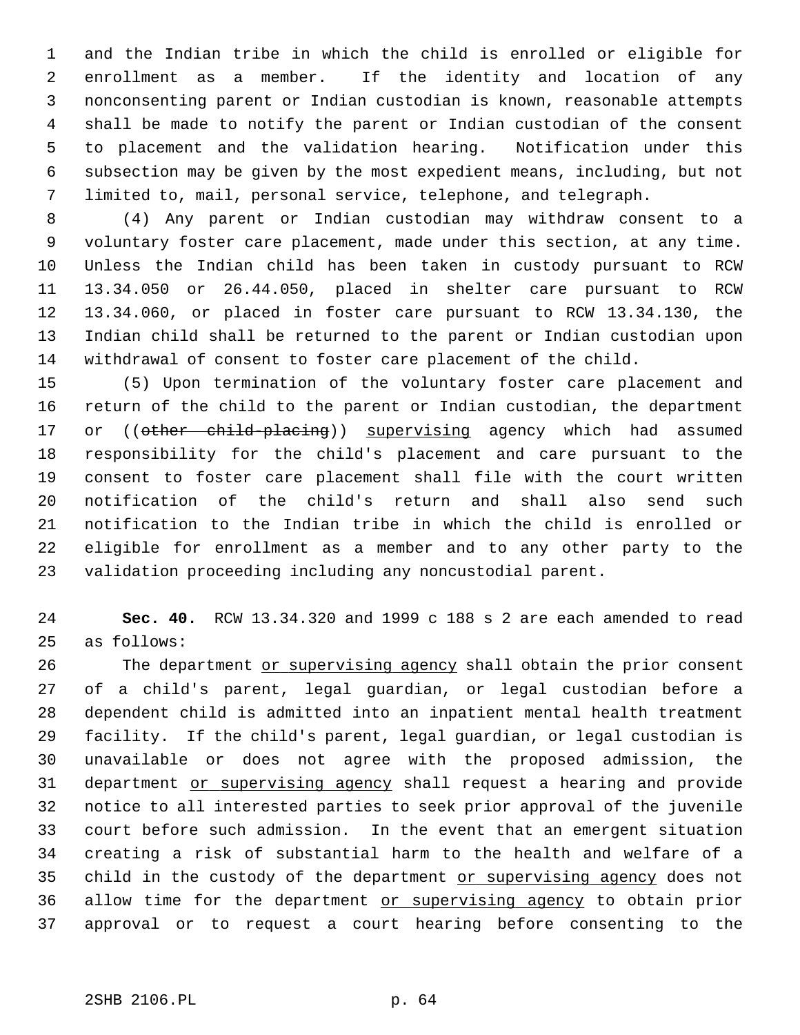and the Indian tribe in which the child is enrolled or eligible for enrollment as a member. If the identity and location of any nonconsenting parent or Indian custodian is known, reasonable attempts shall be made to notify the parent or Indian custodian of the consent to placement and the validation hearing. Notification under this subsection may be given by the most expedient means, including, but not limited to, mail, personal service, telephone, and telegraph.

(4) Any parent or Indian custodian may withdraw consent to a voluntary foster care placement, made under this section, at any time. Unless the Indian child has been taken in custody pursuant to RCW 13.34.050 or 26.44.050, placed in shelter care pursuant to RCW 13.34.060, or placed in foster care pursuant to RCW 13.34.130, the Indian child shall be returned to the parent or Indian custodian upon withdrawal of consent to foster care placement of the child.

(5) Upon termination of the voluntary foster care placement and return of the child to the parent or Indian custodian, the department or ((~~other child-placing~~)) <u>supervising</u> agency which had assumed responsibility for the child's placement and care pursuant to the consent to foster care placement shall file with the court written notification of the child's return and shall also send such notification to the Indian tribe in which the child is enrolled or eligible for enrollment as a member and to any other party to the validation proceeding including any noncustodial parent.

**Sec. 40.** RCW 13.34.320 and 1999 c 188 s 2 are each amended to read as follows:

The department <u>or supervising agency</u> shall obtain the prior consent of a child's parent, legal guardian, or legal custodian before a dependent child is admitted into an inpatient mental health treatment facility. If the child's parent, legal guardian, or legal custodian is unavailable or does not agree with the proposed admission, the department <u>or supervising agency</u> shall request a hearing and provide notice to all interested parties to seek prior approval of the juvenile court before such admission. In the event that an emergent situation creating a risk of substantial harm to the health and welfare of a child in the custody of the department <u>or supervising agency</u> does not allow time for the department <u>or supervising agency</u> to obtain prior approval or to request a court hearing before consenting to the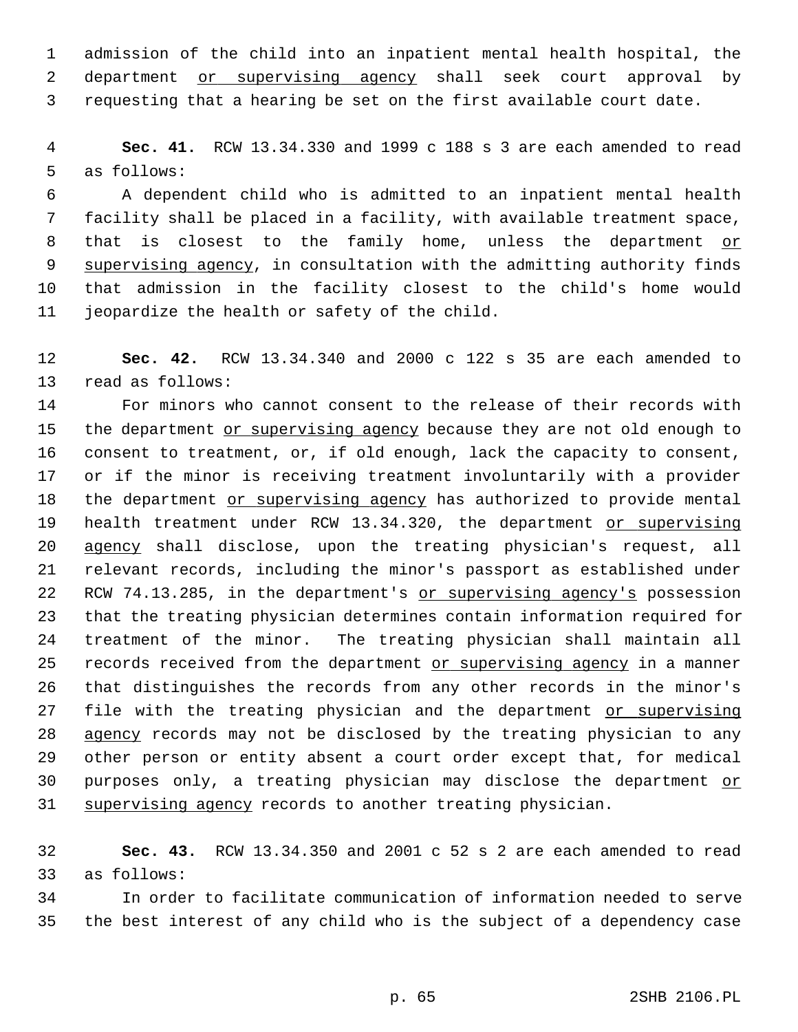admission of the child into an inpatient mental health hospital, the department <u>or supervising agency</u> shall seek court approval by requesting that a hearing be set on the first available court date.

**Sec. 41.** RCW 13.34.330 and 1999 c 188 s 3 are each amended to read as follows:

A dependent child who is admitted to an inpatient mental health facility shall be placed in a facility, with available treatment space, that is closest to the family home, unless the department <u>or supervising agency</u>, in consultation with the admitting authority finds that admission in the facility closest to the child's home would jeopardize the health or safety of the child.

**Sec. 42.** RCW 13.34.340 and 2000 c 122 s 35 are each amended to read as follows:

For minors who cannot consent to the release of their records with the department <u>or supervising agency</u> because they are not old enough to consent to treatment, or, if old enough, lack the capacity to consent, or if the minor is receiving treatment involuntarily with a provider the department <u>or supervising agency</u> has authorized to provide mental health treatment under RCW 13.34.320, the department <u>or supervising agency</u> shall disclose, upon the treating physician's request, all relevant records, including the minor's passport as established under RCW 74.13.285, in the department's <u>or supervising agency's</u> possession that the treating physician determines contain information required for treatment of the minor. The treating physician shall maintain all records received from the department <u>or supervising agency</u> in a manner that distinguishes the records from any other records in the minor's file with the treating physician and the department <u>or supervising agency</u> records may not be disclosed by the treating physician to any other person or entity absent a court order except that, for medical purposes only, a treating physician may disclose the department <u>or supervising agency</u> records to another treating physician.

**Sec. 43.** RCW 13.34.350 and 2001 c 52 s 2 are each amended to read as follows:

In order to facilitate communication of information needed to serve the best interest of any child who is the subject of a dependency case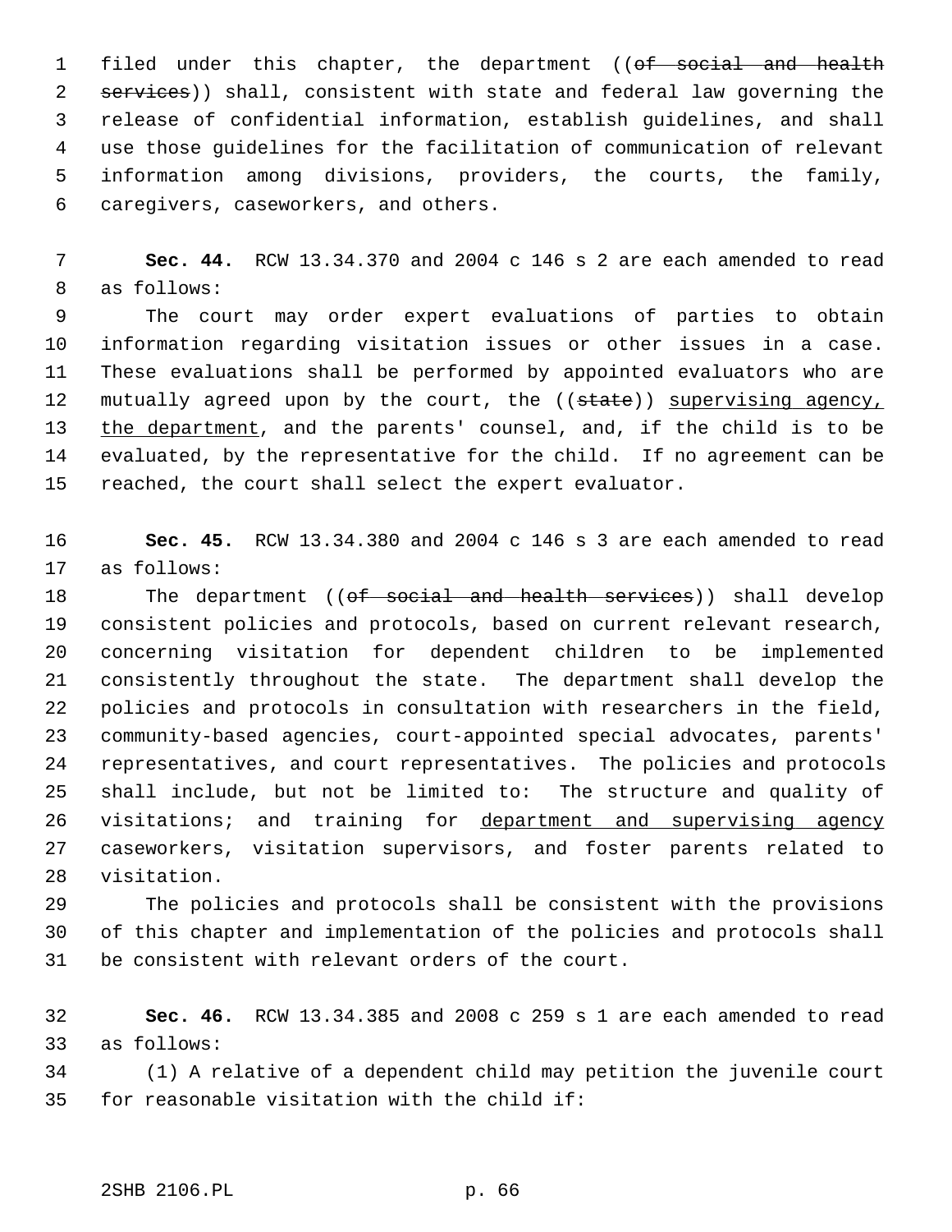filed under this chapter, the department ((~~of social and health services~~)) shall, consistent with state and federal law governing the release of confidential information, establish guidelines, and shall use those guidelines for the facilitation of communication of relevant information among divisions, providers, the courts, the family, caregivers, caseworkers, and others.

**Sec. 44.** RCW 13.34.370 and 2004 c 146 s 2 are each amended to read as follows:

The court may order expert evaluations of parties to obtain information regarding visitation issues or other issues in a case. These evaluations shall be performed by appointed evaluators who are mutually agreed upon by the court, the ((~~state~~)) <u>supervising agency, the department</u>, and the parents' counsel, and, if the child is to be evaluated, by the representative for the child. If no agreement can be reached, the court shall select the expert evaluator.

**Sec. 45.** RCW 13.34.380 and 2004 c 146 s 3 are each amended to read as follows:

The department ((~~of social and health services~~)) shall develop consistent policies and protocols, based on current relevant research, concerning visitation for dependent children to be implemented consistently throughout the state. The department shall develop the policies and protocols in consultation with researchers in the field, community-based agencies, court-appointed special advocates, parents' representatives, and court representatives. The policies and protocols shall include, but not be limited to: The structure and quality of visitations; and training for <u>department and supervising agency</u> caseworkers, visitation supervisors, and foster parents related to visitation.

The policies and protocols shall be consistent with the provisions of this chapter and implementation of the policies and protocols shall be consistent with relevant orders of the court.

**Sec. 46.** RCW 13.34.385 and 2008 c 259 s 1 are each amended to read as follows:

(1) A relative of a dependent child may petition the juvenile court for reasonable visitation with the child if: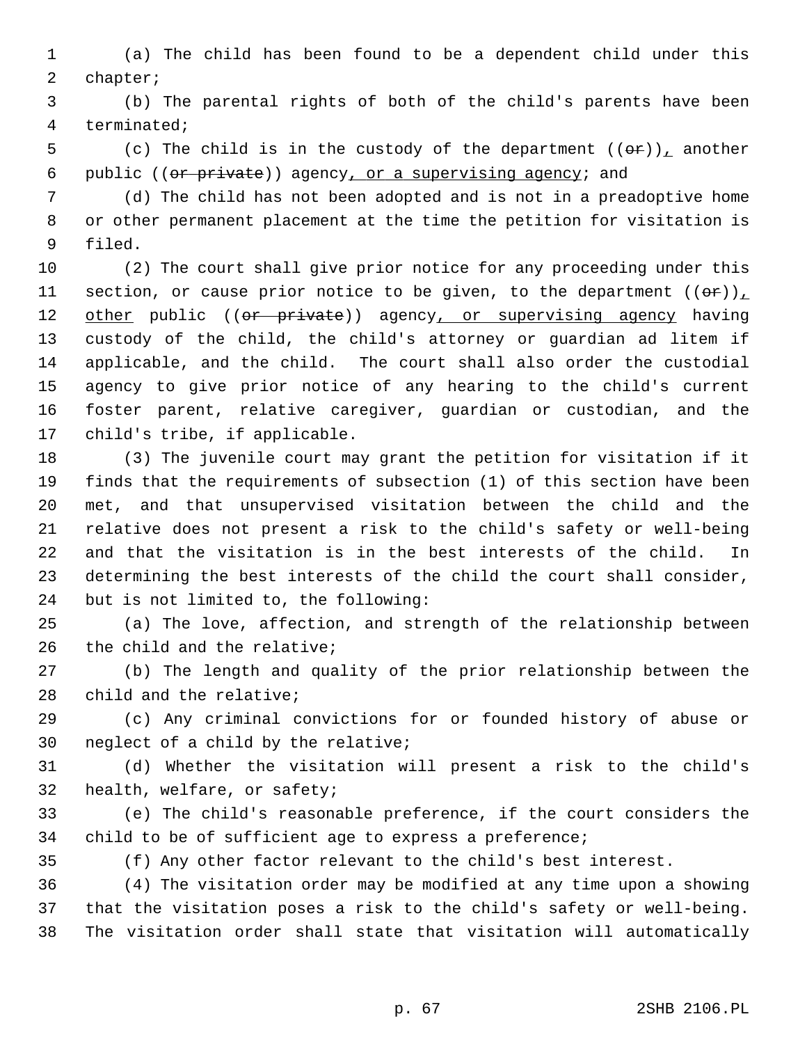(a) The child has been found to be a dependent child under this chapter;

(b) The parental rights of both of the child's parents have been terminated;

(c) The child is in the custody of the department ((~~or~~)), another public ((~~or private~~)) agency, or a supervising agency; and

(d) The child has not been adopted and is not in a preadoptive home or other permanent placement at the time the petition for visitation is filed.

(2) The court shall give prior notice for any proceeding under this section, or cause prior notice to be given, to the department ((~~or~~)), other public ((~~or private~~)) agency, or supervising agency having custody of the child, the child's attorney or guardian ad litem if applicable, and the child. The court shall also order the custodial agency to give prior notice of any hearing to the child's current foster parent, relative caregiver, guardian or custodian, and the child's tribe, if applicable.

(3) The juvenile court may grant the petition for visitation if it finds that the requirements of subsection (1) of this section have been met, and that unsupervised visitation between the child and the relative does not present a risk to the child's safety or well-being and that the visitation is in the best interests of the child. In determining the best interests of the child the court shall consider, but is not limited to, the following:

(a) The love, affection, and strength of the relationship between the child and the relative;

(b) The length and quality of the prior relationship between the child and the relative;

(c) Any criminal convictions for or founded history of abuse or neglect of a child by the relative;

(d) Whether the visitation will present a risk to the child's health, welfare, or safety;

(e) The child's reasonable preference, if the court considers the child to be of sufficient age to express a preference;

(f) Any other factor relevant to the child's best interest.

(4) The visitation order may be modified at any time upon a showing that the visitation poses a risk to the child's safety or well-being. The visitation order shall state that visitation will automatically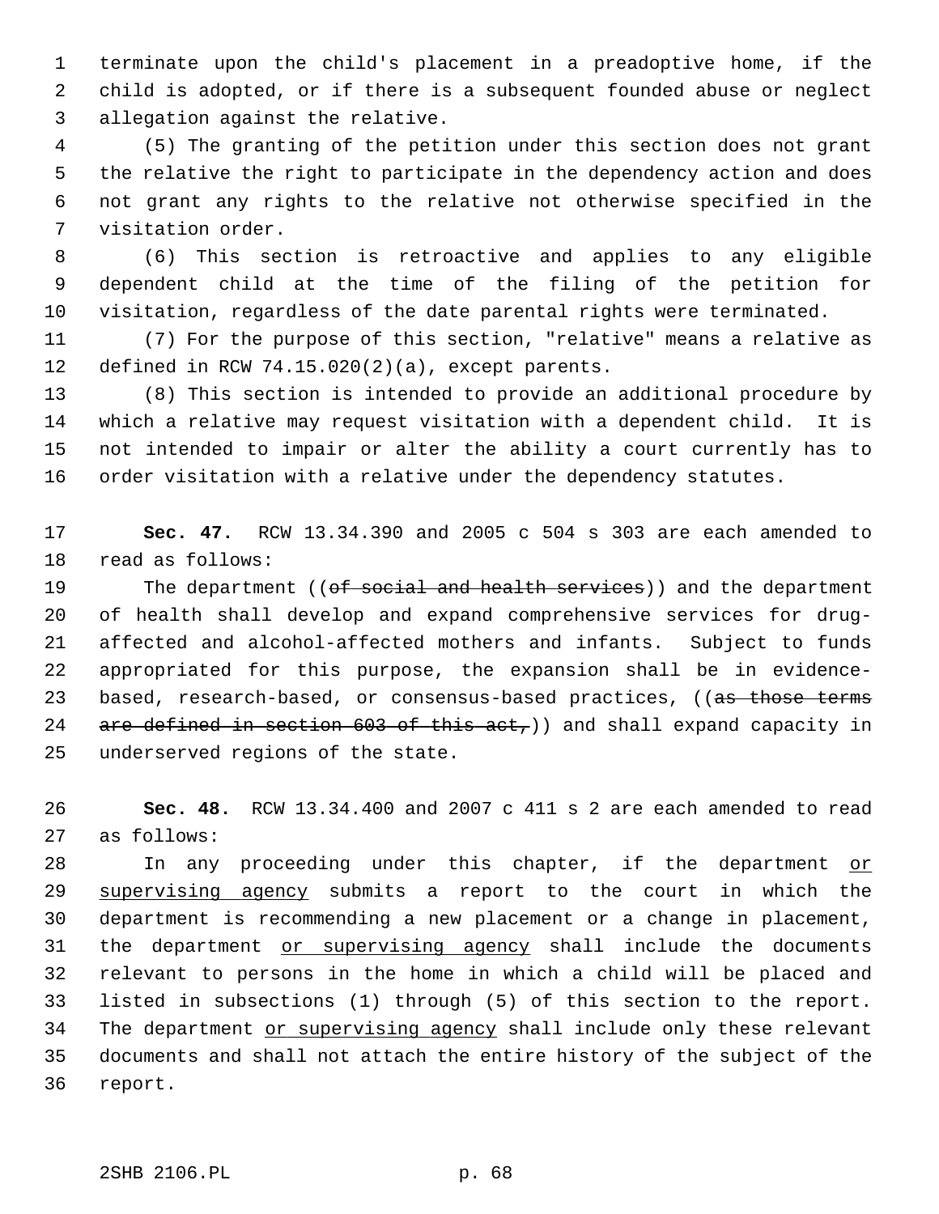terminate upon the child's placement in a preadoptive home, if the child is adopted, or if there is a subsequent founded abuse or neglect allegation against the relative.

(5) The granting of the petition under this section does not grant the relative the right to participate in the dependency action and does not grant any rights to the relative not otherwise specified in the visitation order.

(6) This section is retroactive and applies to any eligible dependent child at the time of the filing of the petition for visitation, regardless of the date parental rights were terminated.

(7) For the purpose of this section, "relative" means a relative as defined in RCW 74.15.020(2)(a), except parents.

(8) This section is intended to provide an additional procedure by which a relative may request visitation with a dependent child. It is not intended to impair or alter the ability a court currently has to order visitation with a relative under the dependency statutes.

**Sec. 47.** RCW 13.34.390 and 2005 c 504 s 303 are each amended to read as follows:

The department ((~~of social and health services~~)) and the department of health shall develop and expand comprehensive services for drug-affected and alcohol-affected mothers and infants. Subject to funds appropriated for this purpose, the expansion shall be in evidence-based, research-based, or consensus-based practices, ((~~as those terms are defined in section 603 of this act,~~)) and shall expand capacity in underserved regions of the state.

**Sec. 48.** RCW 13.34.400 and 2007 c 411 s 2 are each amended to read as follows:

In any proceeding under this chapter, if the department <u>or supervising agency</u> submits a report to the court in which the department is recommending a new placement or a change in placement, the department <u>or supervising agency</u> shall include the documents relevant to persons in the home in which a child will be placed and listed in subsections (1) through (5) of this section to the report. The department <u>or supervising agency</u> shall include only these relevant documents and shall not attach the entire history of the subject of the report.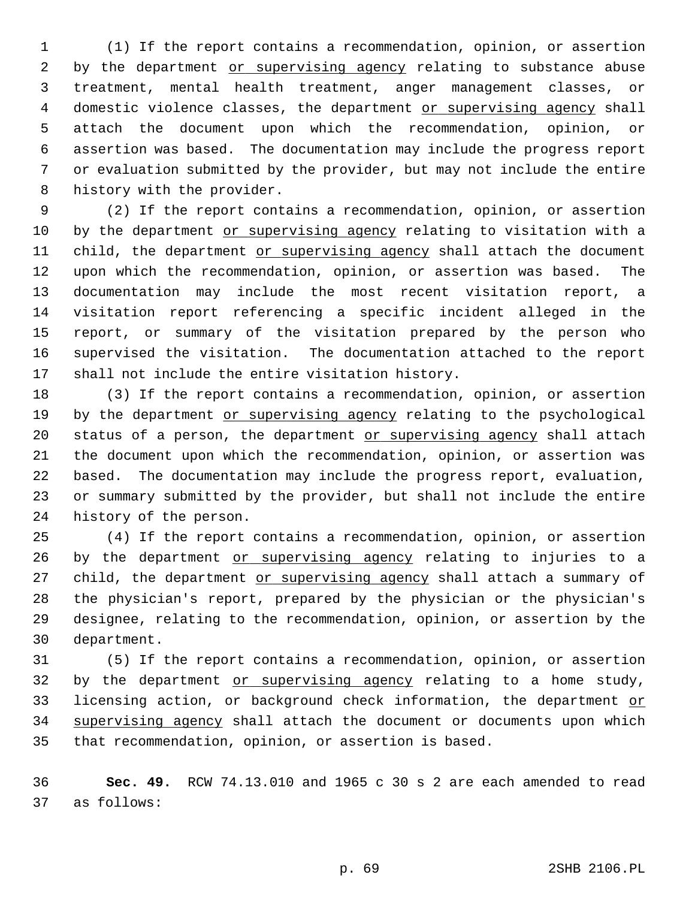(1) If the report contains a recommendation, opinion, or assertion by the department or supervising agency relating to substance abuse treatment, mental health treatment, anger management classes, or domestic violence classes, the department or supervising agency shall attach the document upon which the recommendation, opinion, or assertion was based. The documentation may include the progress report or evaluation submitted by the provider, but may not include the entire history with the provider.

(2) If the report contains a recommendation, opinion, or assertion by the department or supervising agency relating to visitation with a child, the department or supervising agency shall attach the document upon which the recommendation, opinion, or assertion was based. The documentation may include the most recent visitation report, a visitation report referencing a specific incident alleged in the report, or summary of the visitation prepared by the person who supervised the visitation. The documentation attached to the report shall not include the entire visitation history.

(3) If the report contains a recommendation, opinion, or assertion by the department or supervising agency relating to the psychological status of a person, the department or supervising agency shall attach the document upon which the recommendation, opinion, or assertion was based. The documentation may include the progress report, evaluation, or summary submitted by the provider, but shall not include the entire history of the person.

(4) If the report contains a recommendation, opinion, or assertion by the department or supervising agency relating to injuries to a child, the department or supervising agency shall attach a summary of the physician's report, prepared by the physician or the physician's designee, relating to the recommendation, opinion, or assertion by the department.

(5) If the report contains a recommendation, opinion, or assertion by the department or supervising agency relating to a home study, licensing action, or background check information, the department or supervising agency shall attach the document or documents upon which that recommendation, opinion, or assertion is based.

**Sec. 49.** RCW 74.13.010 and 1965 c 30 s 2 are each amended to read as follows: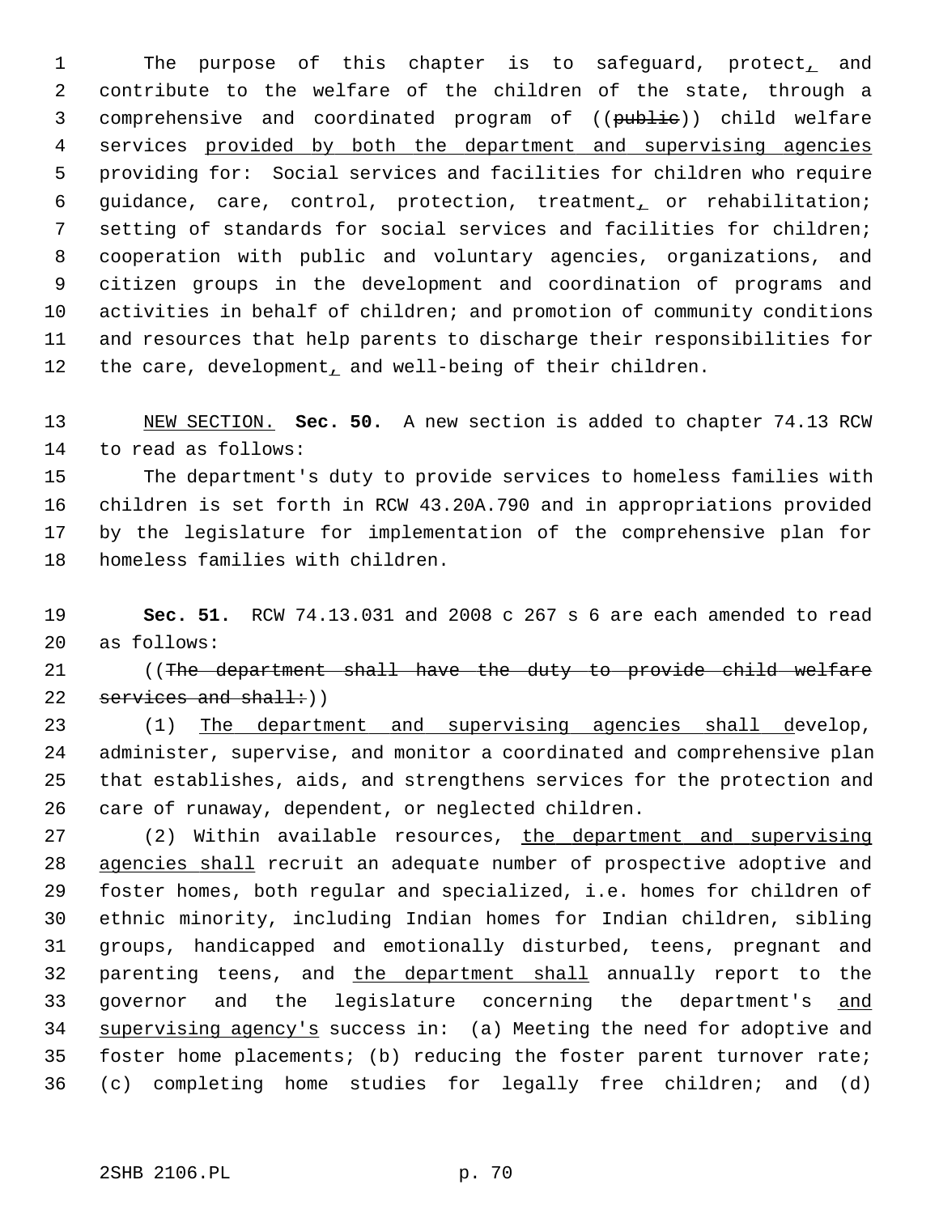The purpose of this chapter is to safeguard, protect, and contribute to the welfare of the children of the state, through a comprehensive and coordinated program of ((~~public~~)) child welfare services provided by both the department and supervising agencies providing for: Social services and facilities for children who require guidance, care, control, protection, treatment, or rehabilitation; setting of standards for social services and facilities for children; cooperation with public and voluntary agencies, organizations, and citizen groups in the development and coordination of programs and activities in behalf of children; and promotion of community conditions and resources that help parents to discharge their responsibilities for the care, development, and well-being of their children.

NEW SECTION. **Sec. 50.** A new section is added to chapter 74.13 RCW to read as follows:

The department's duty to provide services to homeless families with children is set forth in RCW 43.20A.790 and in appropriations provided by the legislature for implementation of the comprehensive plan for homeless families with children.

**Sec. 51.** RCW 74.13.031 and 2008 c 267 s 6 are each amended to read as follows:

((~~The department shall have the duty to provide child welfare services and shall:~~))

(1) The department and supervising agencies shall develop, administer, supervise, and monitor a coordinated and comprehensive plan that establishes, aids, and strengthens services for the protection and care of runaway, dependent, or neglected children.

(2) Within available resources, the department and supervising agencies shall recruit an adequate number of prospective adoptive and foster homes, both regular and specialized, i.e. homes for children of ethnic minority, including Indian homes for Indian children, sibling groups, handicapped and emotionally disturbed, teens, pregnant and parenting teens, and the department shall annually report to the governor and the legislature concerning the department's and supervising agency's success in: (a) Meeting the need for adoptive and foster home placements; (b) reducing the foster parent turnover rate; (c) completing home studies for legally free children; and (d)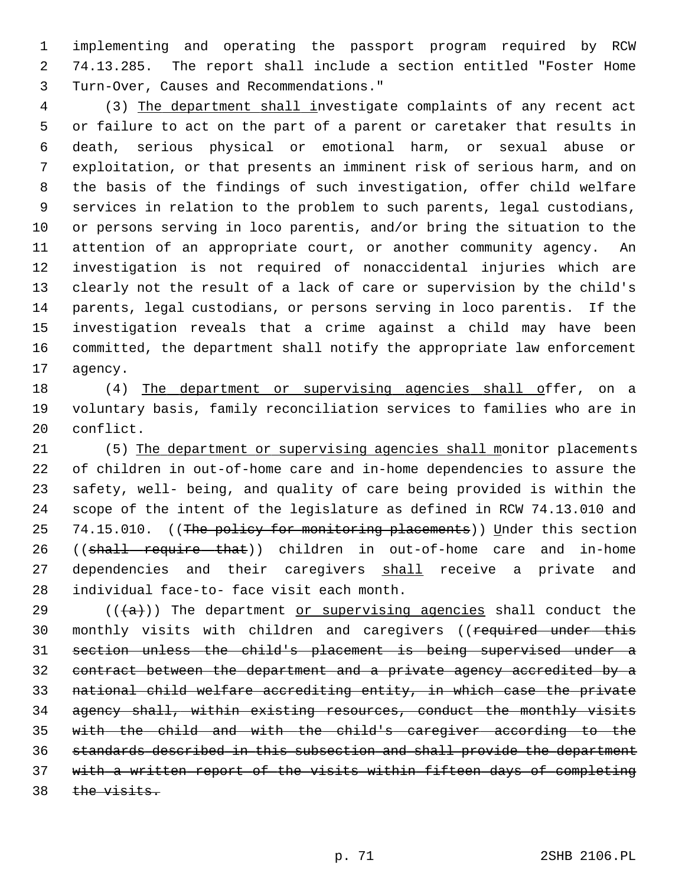implementing and operating the passport program required by RCW 74.13.285. The report shall include a section entitled "Foster Home Turn-Over, Causes and Recommendations."

(3) The department shall investigate complaints of any recent act or failure to act on the part of a parent or caretaker that results in death, serious physical or emotional harm, or sexual abuse or exploitation, or that presents an imminent risk of serious harm, and on the basis of the findings of such investigation, offer child welfare services in relation to the problem to such parents, legal custodians, or persons serving in loco parentis, and/or bring the situation to the attention of an appropriate court, or another community agency. An investigation is not required of nonaccidental injuries which are clearly not the result of a lack of care or supervision by the child's parents, legal custodians, or persons serving in loco parentis. If the investigation reveals that a crime against a child may have been committed, the department shall notify the appropriate law enforcement agency.

(4) The department or supervising agencies shall offer, on a voluntary basis, family reconciliation services to families who are in conflict.

(5) The department or supervising agencies shall monitor placements of children in out-of-home care and in-home dependencies to assure the safety, well- being, and quality of care being provided is within the scope of the intent of the legislature as defined in RCW 74.13.010 and 74.15.010. ((The policy for monitoring placements)) Under this section ((shall require that)) children in out-of-home care and in-home dependencies and their caregivers shall receive a private and individual face-to- face visit each month.

(((a))) The department or supervising agencies shall conduct the monthly visits with children and caregivers ((required under this section unless the child's placement is being supervised under a contract between the department and a private agency accredited by a national child welfare accrediting entity, in which case the private agency shall, within existing resources, conduct the monthly visits with the child and with the child's caregiver according to the standards described in this subsection and shall provide the department with a written report of the visits within fifteen days of completing the visits.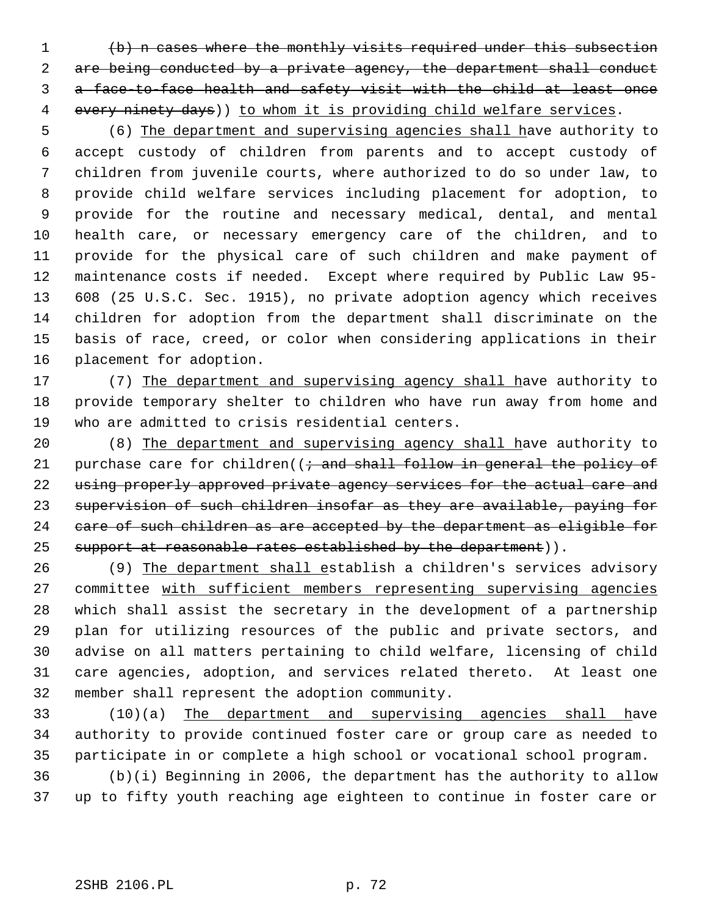~~(b) n cases where the monthly visits required under this subsection are being conducted by a private agency, the department shall conduct a face-to-face health and safety visit with the child at least once every ninety days~~)) to whom it is providing child welfare services.

(6) The department and supervising agencies shall have authority to accept custody of children from parents and to accept custody of children from juvenile courts, where authorized to do so under law, to provide child welfare services including placement for adoption, to provide for the routine and necessary medical, dental, and mental health care, or necessary emergency care of the children, and to provide for the physical care of such children and make payment of maintenance costs if needed. Except where required by Public Law 95-608 (25 U.S.C. Sec. 1915), no private adoption agency which receives children for adoption from the department shall discriminate on the basis of race, creed, or color when considering applications in their placement for adoption.

(7) The department and supervising agency shall have authority to provide temporary shelter to children who have run away from home and who are admitted to crisis residential centers.

(8) The department and supervising agency shall have authority to purchase care for children((~~; and shall follow in general the policy of using properly approved private agency services for the actual care and supervision of such children insofar as they are available, paying for care of such children as are accepted by the department as eligible for support at reasonable rates established by the department~~)).

(9) The department shall establish a children's services advisory committee with sufficient members representing supervising agencies which shall assist the secretary in the development of a partnership plan for utilizing resources of the public and private sectors, and advise on all matters pertaining to child welfare, licensing of child care agencies, adoption, and services related thereto. At least one member shall represent the adoption community.

(10)(a) The department and supervising agencies shall have authority to provide continued foster care or group care as needed to participate in or complete a high school or vocational school program.

(b)(i) Beginning in 2006, the department has the authority to allow up to fifty youth reaching age eighteen to continue in foster care or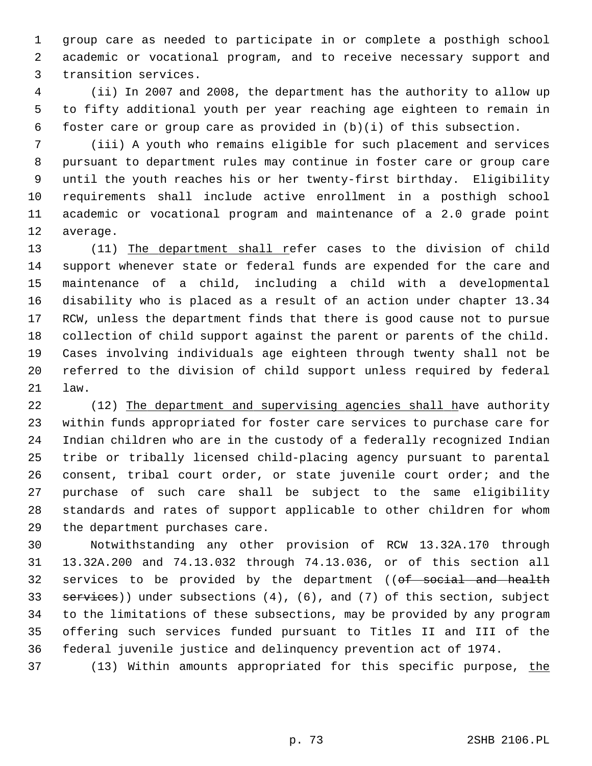group care as needed to participate in or complete a posthigh school academic or vocational program, and to receive necessary support and transition services.

(ii) In 2007 and 2008, the department has the authority to allow up to fifty additional youth per year reaching age eighteen to remain in foster care or group care as provided in (b)(i) of this subsection.

(iii) A youth who remains eligible for such placement and services pursuant to department rules may continue in foster care or group care until the youth reaches his or her twenty-first birthday. Eligibility requirements shall include active enrollment in a posthigh school academic or vocational program and maintenance of a 2.0 grade point average.

(11) The department shall refer cases to the division of child support whenever state or federal funds are expended for the care and maintenance of a child, including a child with a developmental disability who is placed as a result of an action under chapter 13.34 RCW, unless the department finds that there is good cause not to pursue collection of child support against the parent or parents of the child. Cases involving individuals age eighteen through twenty shall not be referred to the division of child support unless required by federal law.

(12) The department and supervising agencies shall have authority within funds appropriated for foster care services to purchase care for Indian children who are in the custody of a federally recognized Indian tribe or tribally licensed child-placing agency pursuant to parental consent, tribal court order, or state juvenile court order; and the purchase of such care shall be subject to the same eligibility standards and rates of support applicable to other children for whom the department purchases care.

Notwithstanding any other provision of RCW 13.32A.170 through 13.32A.200 and 74.13.032 through 74.13.036, or of this section all services to be provided by the department ((~~of social and health services~~)) under subsections (4), (6), and (7) of this section, subject to the limitations of these subsections, may be provided by any program offering such services funded pursuant to Titles II and III of the federal juvenile justice and delinquency prevention act of 1974.

(13) Within amounts appropriated for this specific purpose, the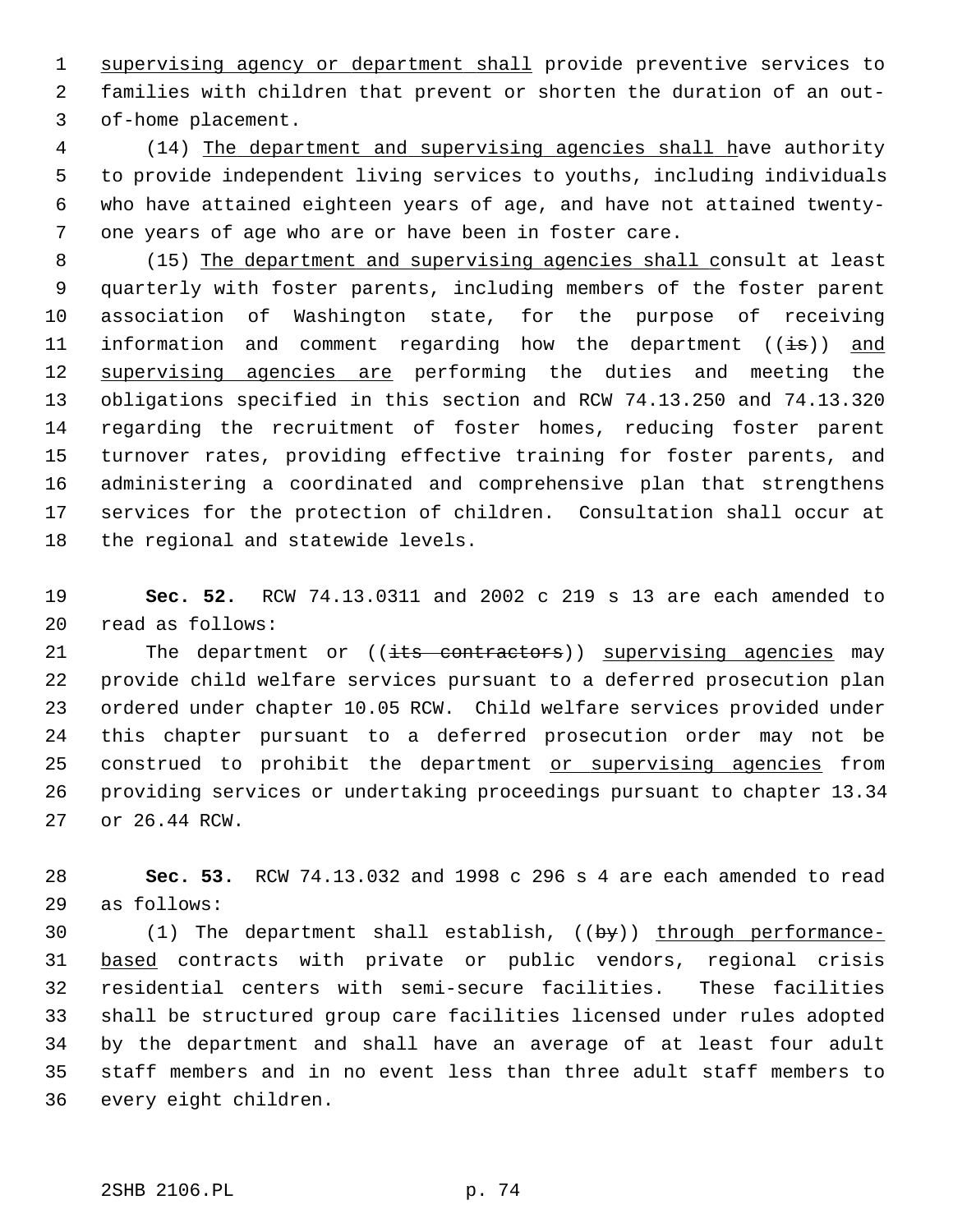supervising agency or department shall provide preventive services to families with children that prevent or shorten the duration of an out-of-home placement.

(14) The department and supervising agencies shall have authority to provide independent living services to youths, including individuals who have attained eighteen years of age, and have not attained twenty-one years of age who are or have been in foster care.

(15) The department and supervising agencies shall consult at least quarterly with foster parents, including members of the foster parent association of Washington state, for the purpose of receiving information and comment regarding how the department ((is)) and supervising agencies are performing the duties and meeting the obligations specified in this section and RCW 74.13.250 and 74.13.320 regarding the recruitment of foster homes, reducing foster parent turnover rates, providing effective training for foster parents, and administering a coordinated and comprehensive plan that strengthens services for the protection of children. Consultation shall occur at the regional and statewide levels.

**Sec. 52.** RCW 74.13.0311 and 2002 c 219 s 13 are each amended to read as follows:

The department or ((its contractors)) supervising agencies may provide child welfare services pursuant to a deferred prosecution plan ordered under chapter 10.05 RCW. Child welfare services provided under this chapter pursuant to a deferred prosecution order may not be construed to prohibit the department or supervising agencies from providing services or undertaking proceedings pursuant to chapter 13.34 or 26.44 RCW.

**Sec. 53.** RCW 74.13.032 and 1998 c 296 s 4 are each amended to read as follows:

(1) The department shall establish, ((by)) through performance-based contracts with private or public vendors, regional crisis residential centers with semi-secure facilities. These facilities shall be structured group care facilities licensed under rules adopted by the department and shall have an average of at least four adult staff members and in no event less than three adult staff members to every eight children.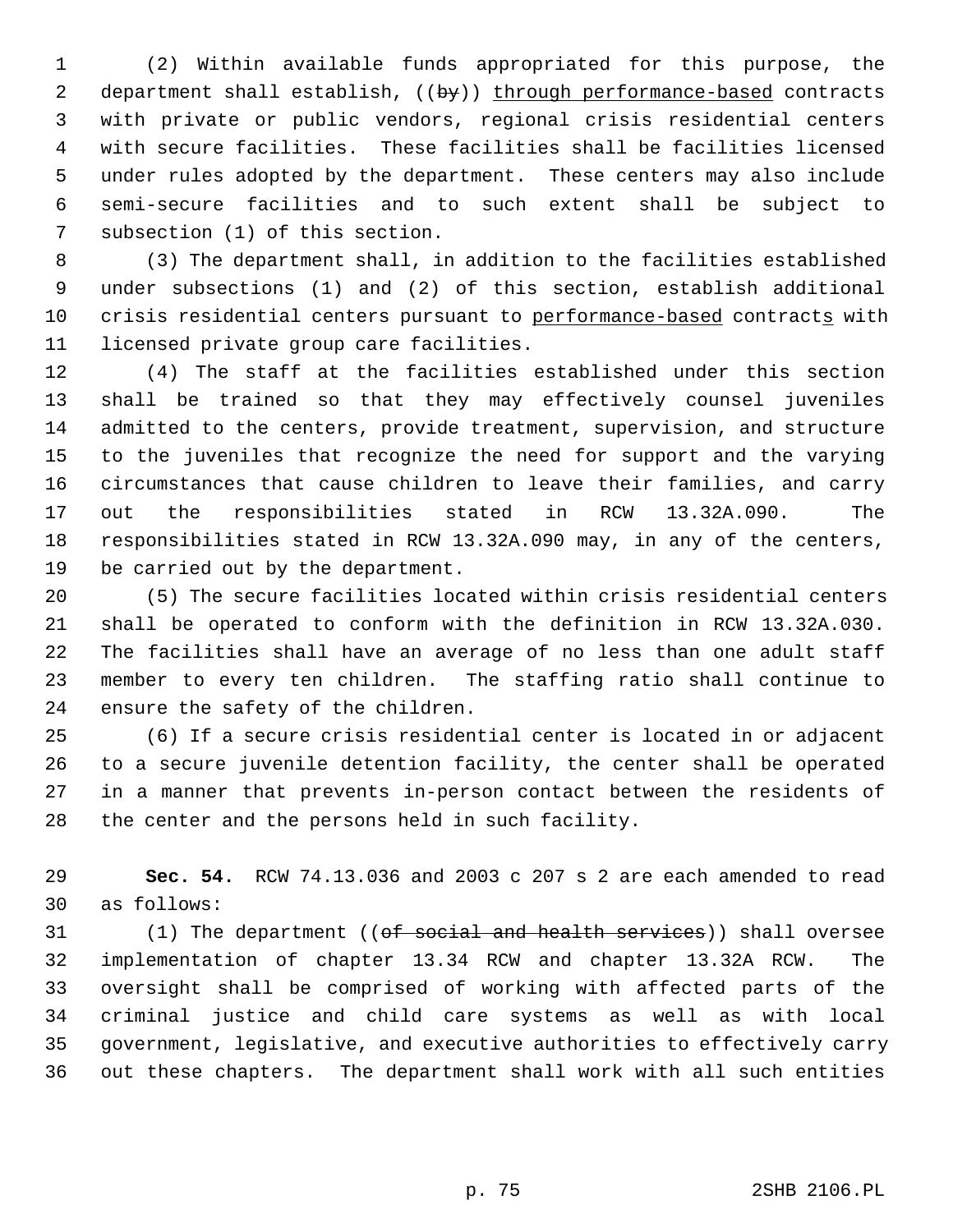(2) Within available funds appropriated for this purpose, the department shall establish, ((~~by~~)) through performance-based contracts with private or public vendors, regional crisis residential centers with secure facilities. These facilities shall be facilities licensed under rules adopted by the department. These centers may also include semi-secure facilities and to such extent shall be subject to subsection (1) of this section.

(3) The department shall, in addition to the facilities established under subsections (1) and (2) of this section, establish additional crisis residential centers pursuant to performance-based contracts with licensed private group care facilities.

(4) The staff at the facilities established under this section shall be trained so that they may effectively counsel juveniles admitted to the centers, provide treatment, supervision, and structure to the juveniles that recognize the need for support and the varying circumstances that cause children to leave their families, and carry out the responsibilities stated in RCW 13.32A.090. The responsibilities stated in RCW 13.32A.090 may, in any of the centers, be carried out by the department.

(5) The secure facilities located within crisis residential centers shall be operated to conform with the definition in RCW 13.32A.030. The facilities shall have an average of no less than one adult staff member to every ten children. The staffing ratio shall continue to ensure the safety of the children.

(6) If a secure crisis residential center is located in or adjacent to a secure juvenile detention facility, the center shall be operated in a manner that prevents in-person contact between the residents of the center and the persons held in such facility.

**Sec. 54.** RCW 74.13.036 and 2003 c 207 s 2 are each amended to read as follows:

(1) The department ((~~of social and health services~~)) shall oversee implementation of chapter 13.34 RCW and chapter 13.32A RCW. The oversight shall be comprised of working with affected parts of the criminal justice and child care systems as well as with local government, legislative, and executive authorities to effectively carry out these chapters. The department shall work with all such entities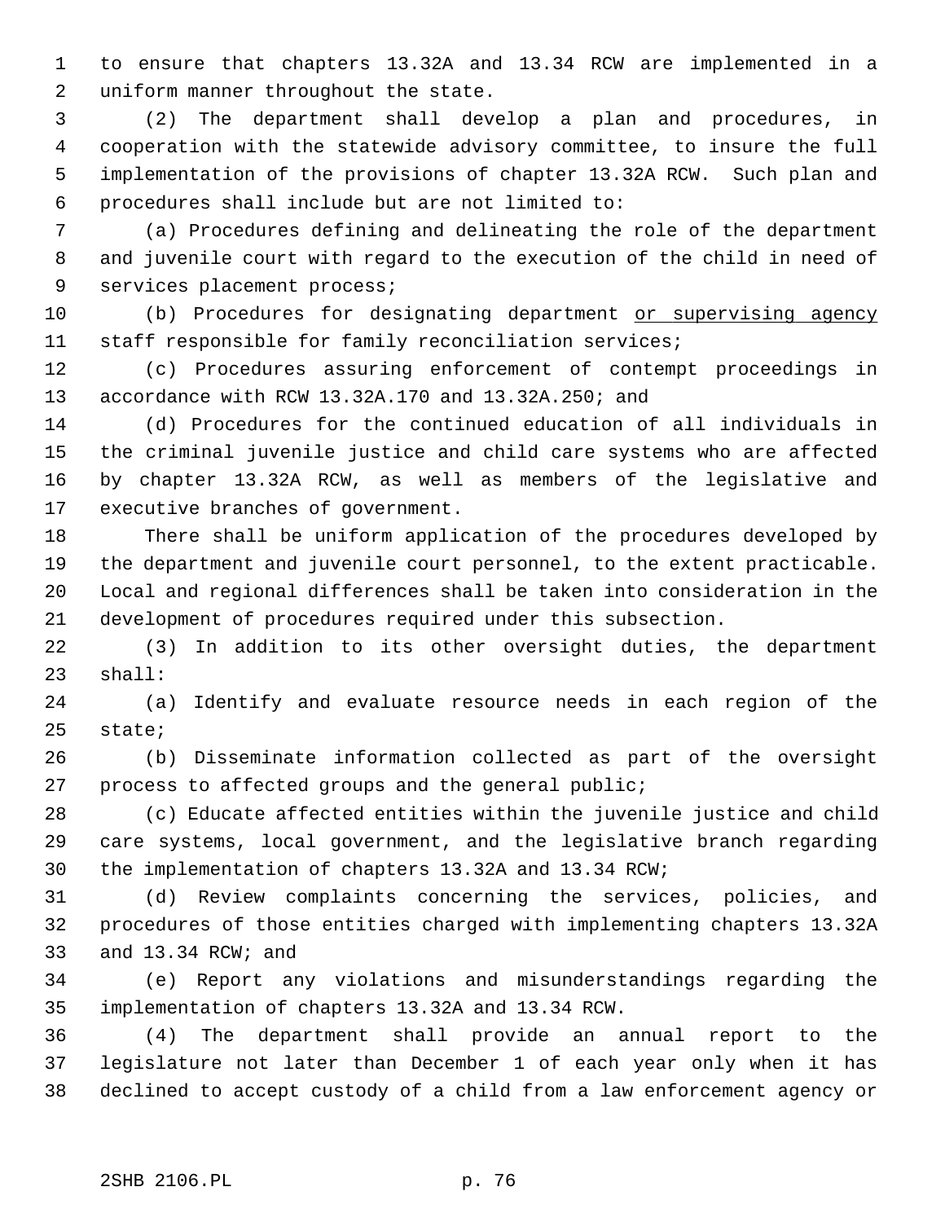to ensure that chapters 13.32A and 13.34 RCW are implemented in a uniform manner throughout the state.

(2) The department shall develop a plan and procedures, in cooperation with the statewide advisory committee, to insure the full implementation of the provisions of chapter 13.32A RCW. Such plan and procedures shall include but are not limited to:

(a) Procedures defining and delineating the role of the department and juvenile court with regard to the execution of the child in need of services placement process;

(b) Procedures for designating department <u>or supervising agency</u> staff responsible for family reconciliation services;

(c) Procedures assuring enforcement of contempt proceedings in accordance with RCW 13.32A.170 and 13.32A.250; and

(d) Procedures for the continued education of all individuals in the criminal juvenile justice and child care systems who are affected by chapter 13.32A RCW, as well as members of the legislative and executive branches of government.

There shall be uniform application of the procedures developed by the department and juvenile court personnel, to the extent practicable. Local and regional differences shall be taken into consideration in the development of procedures required under this subsection.

(3) In addition to its other oversight duties, the department shall:

(a) Identify and evaluate resource needs in each region of the state;

(b) Disseminate information collected as part of the oversight process to affected groups and the general public;

(c) Educate affected entities within the juvenile justice and child care systems, local government, and the legislative branch regarding the implementation of chapters 13.32A and 13.34 RCW;

(d) Review complaints concerning the services, policies, and procedures of those entities charged with implementing chapters 13.32A and 13.34 RCW; and

(e) Report any violations and misunderstandings regarding the implementation of chapters 13.32A and 13.34 RCW.

(4) The department shall provide an annual report to the legislature not later than December 1 of each year only when it has declined to accept custody of a child from a law enforcement agency or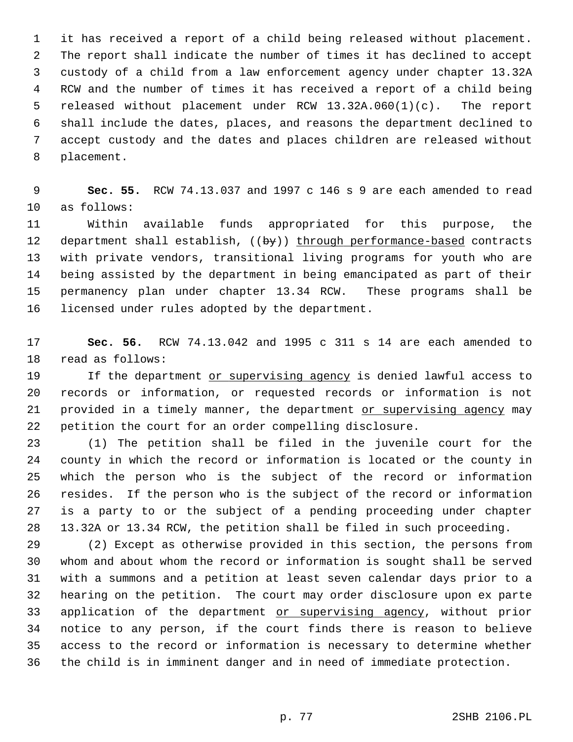it has received a report of a child being released without placement. The report shall indicate the number of times it has declined to accept custody of a child from a law enforcement agency under chapter 13.32A RCW and the number of times it has received a report of a child being released without placement under RCW 13.32A.060(1)(c). The report shall include the dates, places, and reasons the department declined to accept custody and the dates and places children are released without placement.

**Sec. 55.** RCW 74.13.037 and 1997 c 146 s 9 are each amended to read as follows:

Within available funds appropriated for this purpose, the department shall establish, ((~~by~~)) through performance-based contracts with private vendors, transitional living programs for youth who are being assisted by the department in being emancipated as part of their permanency plan under chapter 13.34 RCW. These programs shall be licensed under rules adopted by the department.

**Sec. 56.** RCW 74.13.042 and 1995 c 311 s 14 are each amended to read as follows:

If the department or supervising agency is denied lawful access to records or information, or requested records or information is not provided in a timely manner, the department or supervising agency may petition the court for an order compelling disclosure.

(1) The petition shall be filed in the juvenile court for the county in which the record or information is located or the county in which the person who is the subject of the record or information resides. If the person who is the subject of the record or information is a party to or the subject of a pending proceeding under chapter 13.32A or 13.34 RCW, the petition shall be filed in such proceeding.

(2) Except as otherwise provided in this section, the persons from whom and about whom the record or information is sought shall be served with a summons and a petition at least seven calendar days prior to a hearing on the petition. The court may order disclosure upon ex parte application of the department or supervising agency, without prior notice to any person, if the court finds there is reason to believe access to the record or information is necessary to determine whether the child is in imminent danger and in need of immediate protection.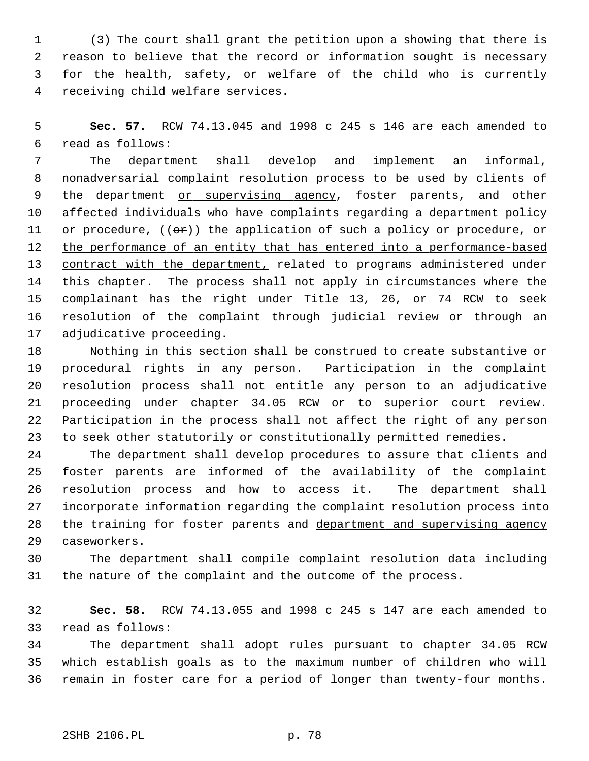(3) The court shall grant the petition upon a showing that there is reason to believe that the record or information sought is necessary for the health, safety, or welfare of the child who is currently receiving child welfare services.

**Sec. 57.** RCW 74.13.045 and 1998 c 245 s 146 are each amended to read as follows:

The department shall develop and implement an informal, nonadversarial complaint resolution process to be used by clients of the department <u>or supervising agency</u>, foster parents, and other affected individuals who have complaints regarding a department policy or procedure, ((~~or~~)) the application of such a policy or procedure, <u>or the performance of an entity that has entered into a performance-based contract with the department,</u> related to programs administered under this chapter. The process shall not apply in circumstances where the complainant has the right under Title 13, 26, or 74 RCW to seek resolution of the complaint through judicial review or through an adjudicative proceeding.

Nothing in this section shall be construed to create substantive or procedural rights in any person. Participation in the complaint resolution process shall not entitle any person to an adjudicative proceeding under chapter 34.05 RCW or to superior court review. Participation in the process shall not affect the right of any person to seek other statutorily or constitutionally permitted remedies.

The department shall develop procedures to assure that clients and foster parents are informed of the availability of the complaint resolution process and how to access it. The department shall incorporate information regarding the complaint resolution process into the training for foster parents and <u>department and supervising agency</u> caseworkers.

The department shall compile complaint resolution data including the nature of the complaint and the outcome of the process.

**Sec. 58.** RCW 74.13.055 and 1998 c 245 s 147 are each amended to read as follows:

The department shall adopt rules pursuant to chapter 34.05 RCW which establish goals as to the maximum number of children who will remain in foster care for a period of longer than twenty-four months.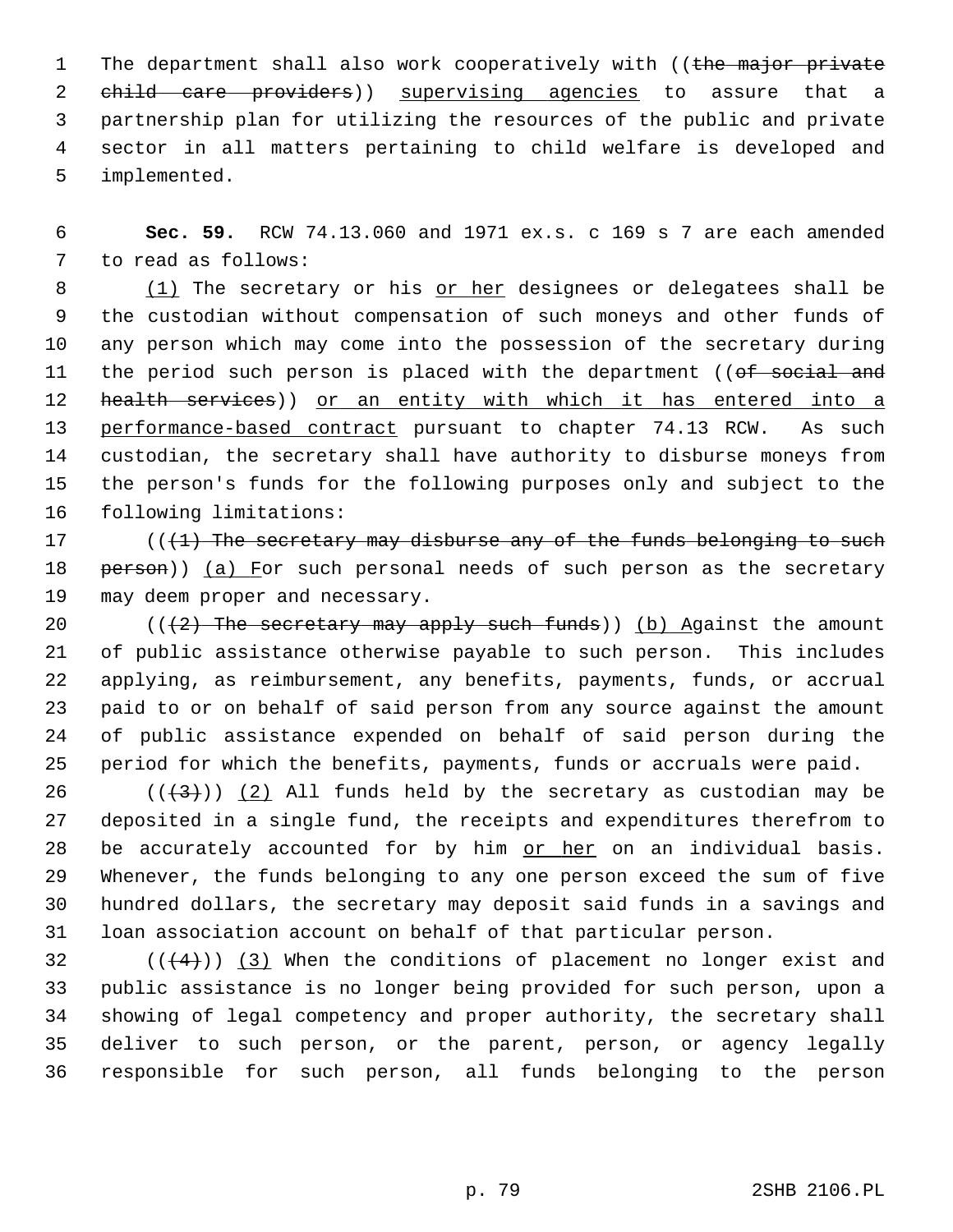The department shall also work cooperatively with ((~~the major private child care providers~~)) supervising agencies to assure that a partnership plan for utilizing the resources of the public and private sector in all matters pertaining to child welfare is developed and implemented.

**Sec. 59.** RCW 74.13.060 and 1971 ex.s. c 169 s 7 are each amended to read as follows:

(1) The secretary or his or her designees or delegatees shall be the custodian without compensation of such moneys and other funds of any person which may come into the possession of the secretary during the period such person is placed with the department ((~~of social and health services~~)) or an entity with which it has entered into a performance-based contract pursuant to chapter 74.13 RCW. As such custodian, the secretary shall have authority to disburse moneys from the person's funds for the following purposes only and subject to the following limitations:

((~~(1) The secretary may disburse any of the funds belonging to such person~~)) (a) For such personal needs of such person as the secretary may deem proper and necessary.

((~~(2) The secretary may apply such funds~~)) (b) Against the amount of public assistance otherwise payable to such person. This includes applying, as reimbursement, any benefits, payments, funds, or accrual paid to or on behalf of said person from any source against the amount of public assistance expended on behalf of said person during the period for which the benefits, payments, funds or accruals were paid.

((~~(3)~~)) (2) All funds held by the secretary as custodian may be deposited in a single fund, the receipts and expenditures therefrom to be accurately accounted for by him or her on an individual basis. Whenever, the funds belonging to any one person exceed the sum of five hundred dollars, the secretary may deposit said funds in a savings and loan association account on behalf of that particular person.

((~~(4)~~)) (3) When the conditions of placement no longer exist and public assistance is no longer being provided for such person, upon a showing of legal competency and proper authority, the secretary shall deliver to such person, or the parent, person, or agency legally responsible for such person, all funds belonging to the person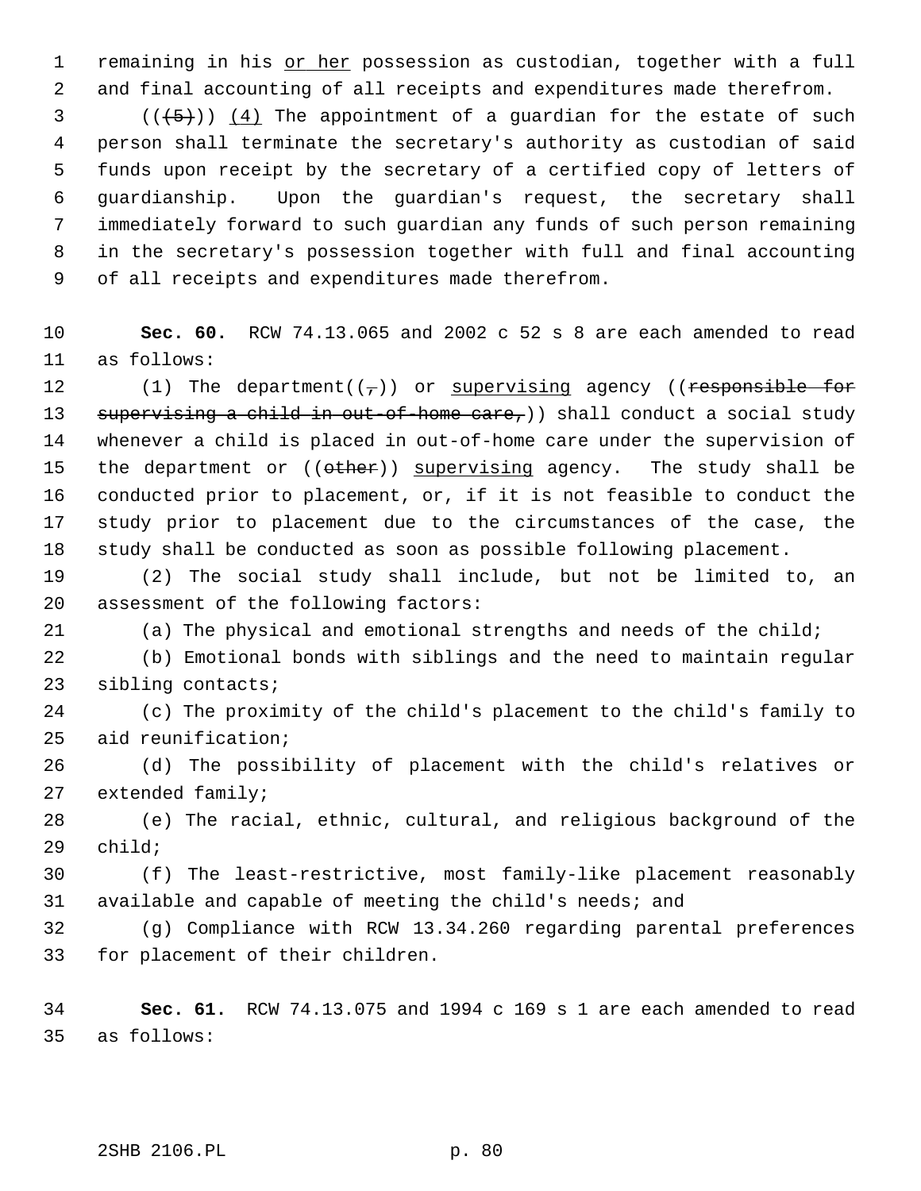remaining in his or her possession as custodian, together with a full and final accounting of all receipts and expenditures made therefrom.

(((5))) (4) The appointment of a guardian for the estate of such person shall terminate the secretary's authority as custodian of said funds upon receipt by the secretary of a certified copy of letters of guardianship. Upon the guardian's request, the secretary shall immediately forward to such guardian any funds of such person remaining in the secretary's possession together with full and final accounting of all receipts and expenditures made therefrom.

**Sec. 60.** RCW 74.13.065 and 2002 c 52 s 8 are each amended to read as follows:

(1) The department((,)) or supervising agency ((responsible for supervising a child in out-of-home care,)) shall conduct a social study whenever a child is placed in out-of-home care under the supervision of the department or ((other)) supervising agency. The study shall be conducted prior to placement, or, if it is not feasible to conduct the study prior to placement due to the circumstances of the case, the study shall be conducted as soon as possible following placement.

(2) The social study shall include, but not be limited to, an assessment of the following factors:

(a) The physical and emotional strengths and needs of the child;

(b) Emotional bonds with siblings and the need to maintain regular sibling contacts;

(c) The proximity of the child's placement to the child's family to aid reunification;

(d) The possibility of placement with the child's relatives or extended family;

(e) The racial, ethnic, cultural, and religious background of the child;

(f) The least-restrictive, most family-like placement reasonably available and capable of meeting the child's needs; and

(g) Compliance with RCW 13.34.260 regarding parental preferences for placement of their children.

**Sec. 61.** RCW 74.13.075 and 1994 c 169 s 1 are each amended to read as follows: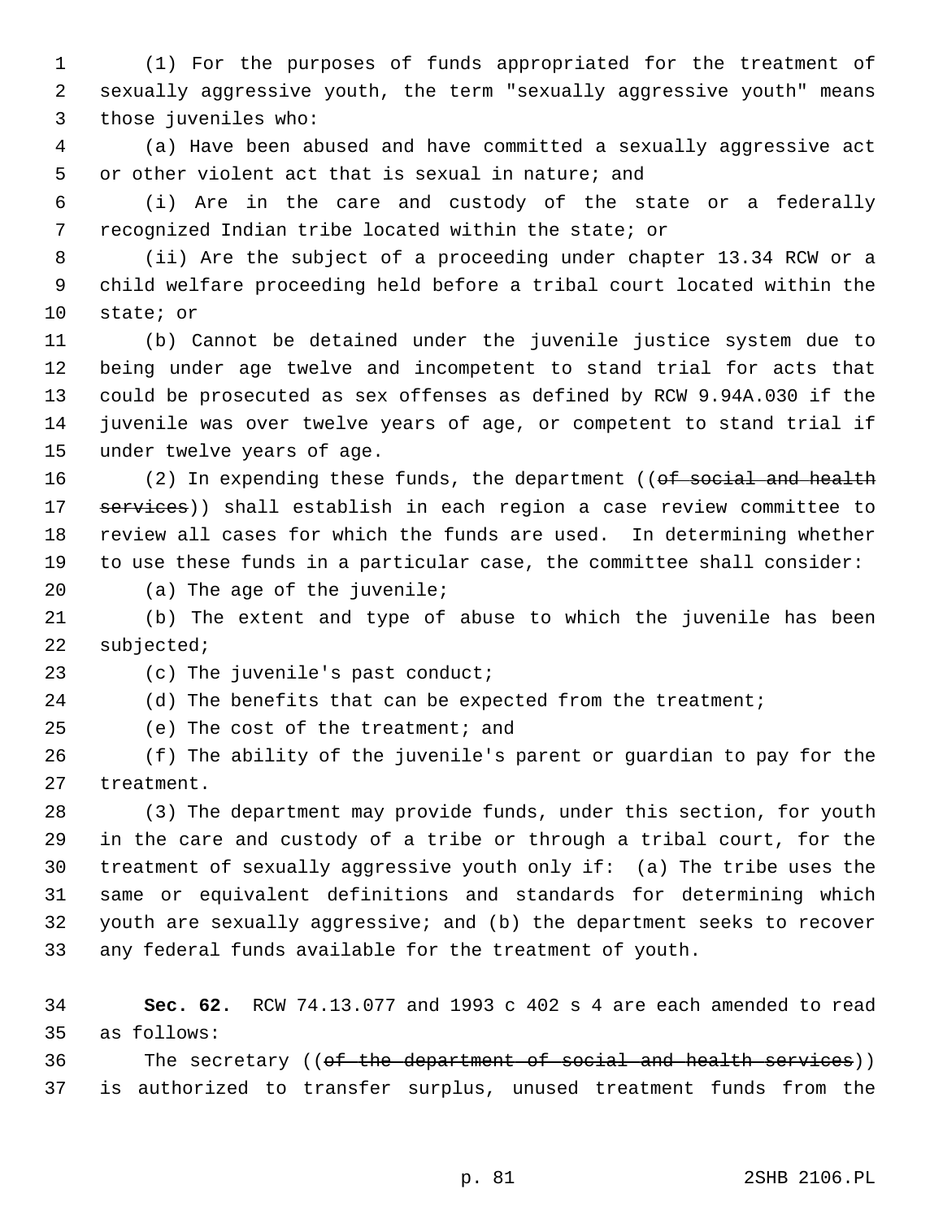(1) For the purposes of funds appropriated for the treatment of sexually aggressive youth, the term "sexually aggressive youth" means those juveniles who:

(a) Have been abused and have committed a sexually aggressive act or other violent act that is sexual in nature; and

(i) Are in the care and custody of the state or a federally recognized Indian tribe located within the state; or

(ii) Are the subject of a proceeding under chapter 13.34 RCW or a child welfare proceeding held before a tribal court located within the state; or

(b) Cannot be detained under the juvenile justice system due to being under age twelve and incompetent to stand trial for acts that could be prosecuted as sex offenses as defined by RCW 9.94A.030 if the juvenile was over twelve years of age, or competent to stand trial if under twelve years of age.

(2) In expending these funds, the department ((~~of social and health services~~)) shall establish in each region a case review committee to review all cases for which the funds are used. In determining whether to use these funds in a particular case, the committee shall consider:

(a) The age of the juvenile;

(b) The extent and type of abuse to which the juvenile has been subjected;

(c) The juvenile's past conduct;

(d) The benefits that can be expected from the treatment;

(e) The cost of the treatment; and

(f) The ability of the juvenile's parent or guardian to pay for the treatment.

(3) The department may provide funds, under this section, for youth in the care and custody of a tribe or through a tribal court, for the treatment of sexually aggressive youth only if: (a) The tribe uses the same or equivalent definitions and standards for determining which youth are sexually aggressive; and (b) the department seeks to recover any federal funds available for the treatment of youth.

**Sec. 62.** RCW 74.13.077 and 1993 c 402 s 4 are each amended to read as follows:

The secretary ((~~of the department of social and health services~~)) is authorized to transfer surplus, unused treatment funds from the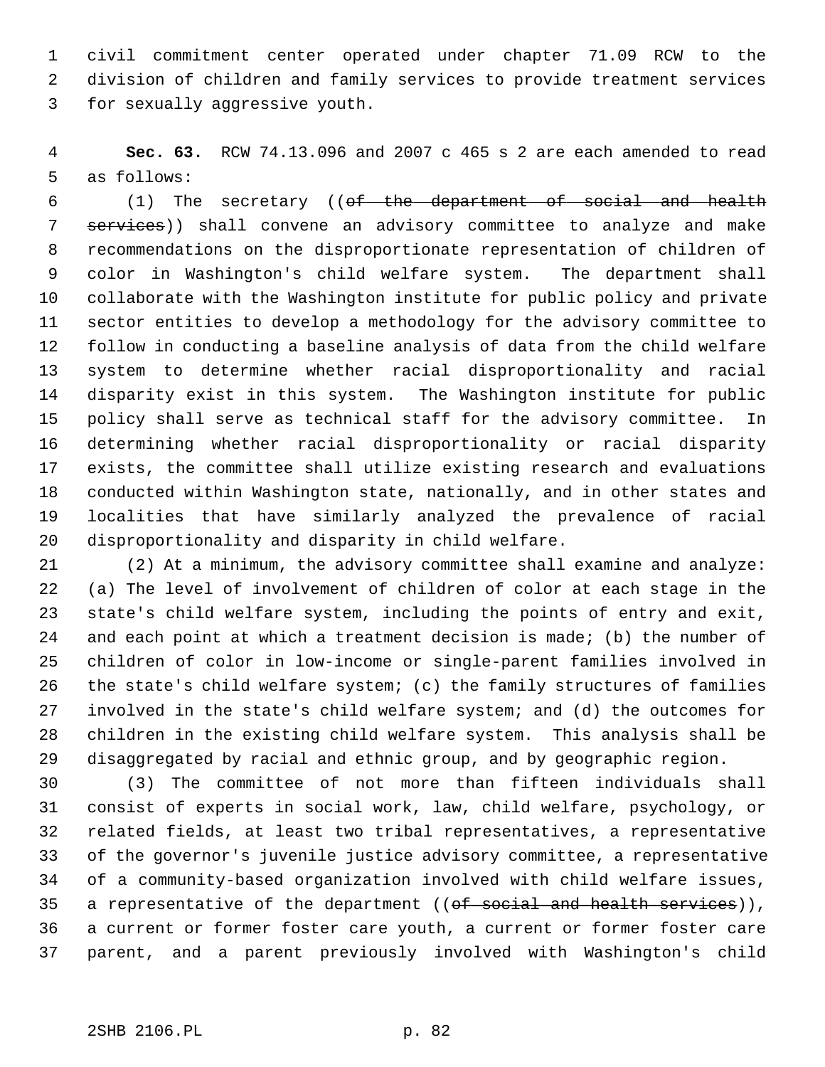civil commitment center operated under chapter 71.09 RCW to the division of children and family services to provide treatment services for sexually aggressive youth.

**Sec. 63.** RCW 74.13.096 and 2007 c 465 s 2 are each amended to read as follows:

(1) The secretary ((~~of the department of social and health services~~)) shall convene an advisory committee to analyze and make recommendations on the disproportionate representation of children of color in Washington's child welfare system. The department shall collaborate with the Washington institute for public policy and private sector entities to develop a methodology for the advisory committee to follow in conducting a baseline analysis of data from the child welfare system to determine whether racial disproportionality and racial disparity exist in this system. The Washington institute for public policy shall serve as technical staff for the advisory committee. In determining whether racial disproportionality or racial disparity exists, the committee shall utilize existing research and evaluations conducted within Washington state, nationally, and in other states and localities that have similarly analyzed the prevalence of racial disproportionality and disparity in child welfare.

(2) At a minimum, the advisory committee shall examine and analyze: (a) The level of involvement of children of color at each stage in the state's child welfare system, including the points of entry and exit, and each point at which a treatment decision is made; (b) the number of children of color in low-income or single-parent families involved in the state's child welfare system; (c) the family structures of families involved in the state's child welfare system; and (d) the outcomes for children in the existing child welfare system. This analysis shall be disaggregated by racial and ethnic group, and by geographic region.

(3) The committee of not more than fifteen individuals shall consist of experts in social work, law, child welfare, psychology, or related fields, at least two tribal representatives, a representative of the governor's juvenile justice advisory committee, a representative of a community-based organization involved with child welfare issues, a representative of the department ((~~of social and health services~~)), a current or former foster care youth, a current or former foster care parent, and a parent previously involved with Washington's child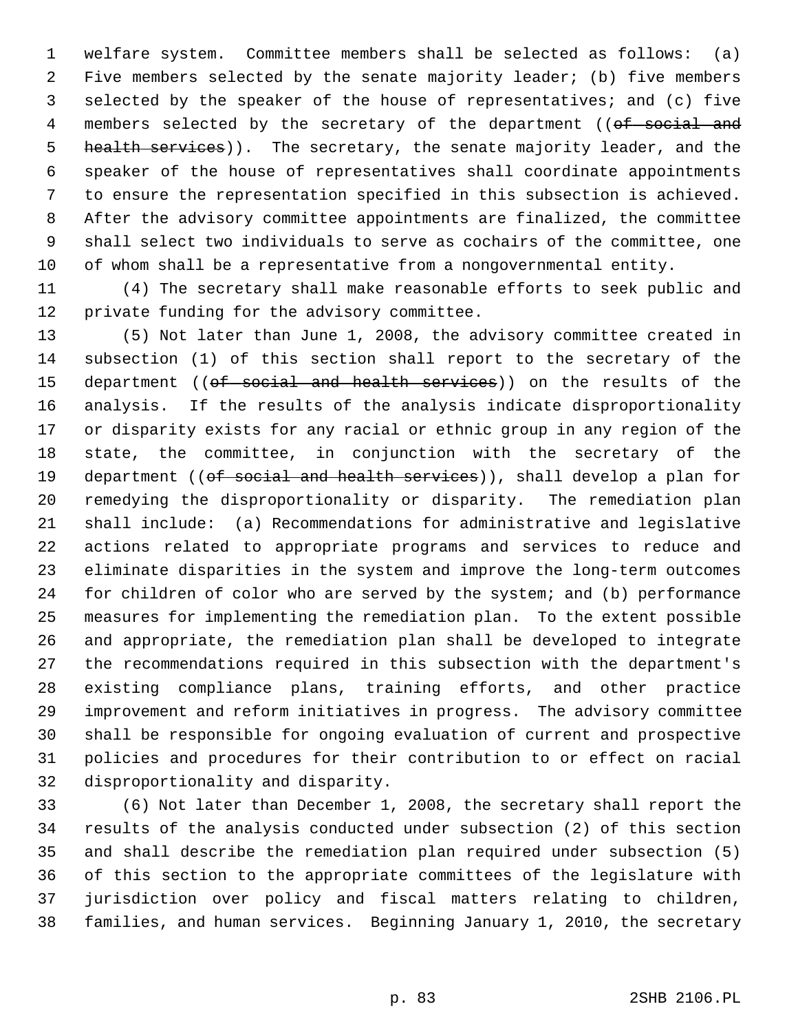welfare system. Committee members shall be selected as follows: (a) Five members selected by the senate majority leader; (b) five members selected by the speaker of the house of representatives; and (c) five members selected by the secretary of the department ((~~of social and health services~~)). The secretary, the senate majority leader, and the speaker of the house of representatives shall coordinate appointments to ensure the representation specified in this subsection is achieved. After the advisory committee appointments are finalized, the committee shall select two individuals to serve as cochairs of the committee, one of whom shall be a representative from a nongovernmental entity.

(4) The secretary shall make reasonable efforts to seek public and private funding for the advisory committee.

(5) Not later than June 1, 2008, the advisory committee created in subsection (1) of this section shall report to the secretary of the department ((~~of social and health services~~)) on the results of the analysis. If the results of the analysis indicate disproportionality or disparity exists for any racial or ethnic group in any region of the state, the committee, in conjunction with the secretary of the department ((~~of social and health services~~)), shall develop a plan for remedying the disproportionality or disparity. The remediation plan shall include: (a) Recommendations for administrative and legislative actions related to appropriate programs and services to reduce and eliminate disparities in the system and improve the long-term outcomes for children of color who are served by the system; and (b) performance measures for implementing the remediation plan. To the extent possible and appropriate, the remediation plan shall be developed to integrate the recommendations required in this subsection with the department's existing compliance plans, training efforts, and other practice improvement and reform initiatives in progress. The advisory committee shall be responsible for ongoing evaluation of current and prospective policies and procedures for their contribution to or effect on racial disproportionality and disparity.

(6) Not later than December 1, 2008, the secretary shall report the results of the analysis conducted under subsection (2) of this section and shall describe the remediation plan required under subsection (5) of this section to the appropriate committees of the legislature with jurisdiction over policy and fiscal matters relating to children, families, and human services. Beginning January 1, 2010, the secretary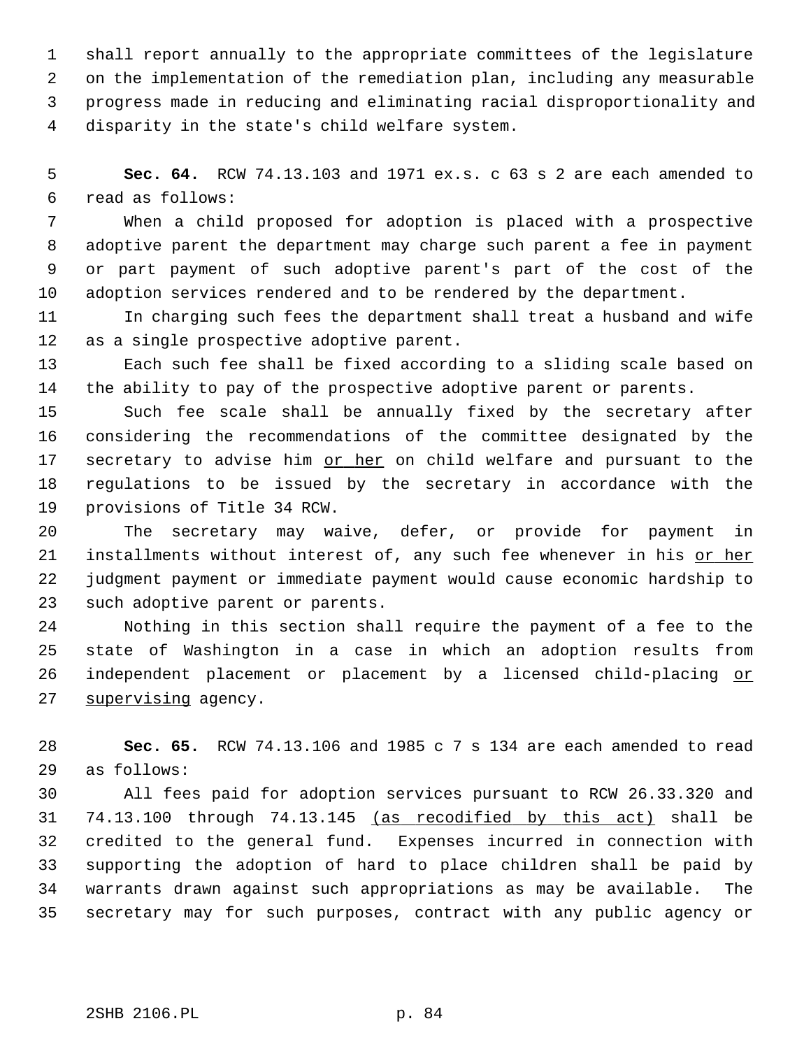shall report annually to the appropriate committees of the legislature on the implementation of the remediation plan, including any measurable progress made in reducing and eliminating racial disproportionality and disparity in the state's child welfare system.

**Sec. 64.** RCW 74.13.103 and 1971 ex.s. c 63 s 2 are each amended to read as follows:

When a child proposed for adoption is placed with a prospective adoptive parent the department may charge such parent a fee in payment or part payment of such adoptive parent's part of the cost of the adoption services rendered and to be rendered by the department.

In charging such fees the department shall treat a husband and wife as a single prospective adoptive parent.

Each such fee shall be fixed according to a sliding scale based on the ability to pay of the prospective adoptive parent or parents.

Such fee scale shall be annually fixed by the secretary after considering the recommendations of the committee designated by the secretary to advise him <u>or her</u> on child welfare and pursuant to the regulations to be issued by the secretary in accordance with the provisions of Title 34 RCW.

The secretary may waive, defer, or provide for payment in installments without interest of, any such fee whenever in his <u>or her</u> judgment payment or immediate payment would cause economic hardship to such adoptive parent or parents.

Nothing in this section shall require the payment of a fee to the state of Washington in a case in which an adoption results from independent placement or placement by a licensed child-placing <u>or supervising</u> agency.

**Sec. 65.** RCW 74.13.106 and 1985 c 7 s 134 are each amended to read as follows:

All fees paid for adoption services pursuant to RCW 26.33.320 and 74.13.100 through 74.13.145 <u>(as recodified by this act)</u> shall be credited to the general fund. Expenses incurred in connection with supporting the adoption of hard to place children shall be paid by warrants drawn against such appropriations as may be available. The secretary may for such purposes, contract with any public agency or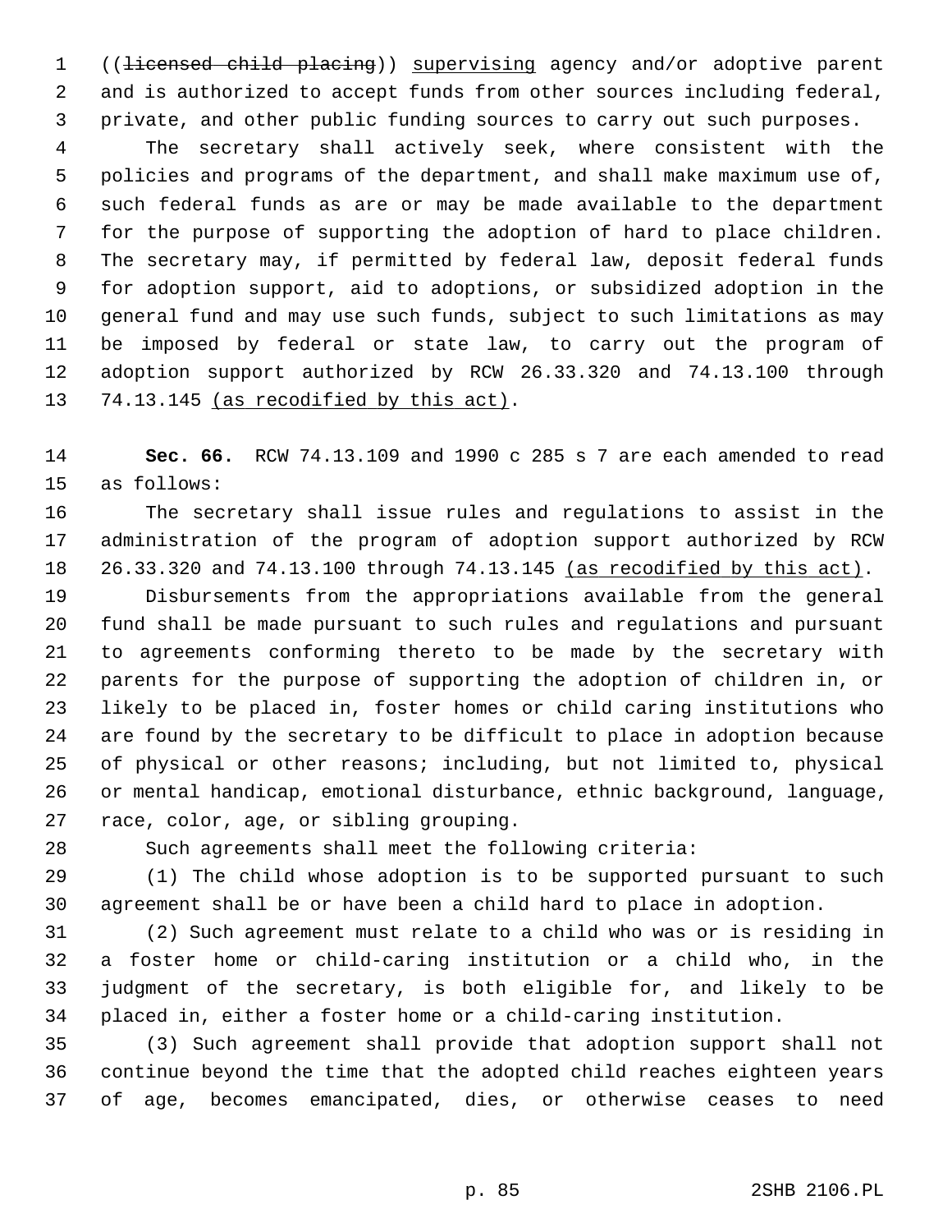((~~licensed child placing~~)) supervising agency and/or adoptive parent and is authorized to accept funds from other sources including federal, private, and other public funding sources to carry out such purposes.

The secretary shall actively seek, where consistent with the policies and programs of the department, and shall make maximum use of, such federal funds as are or may be made available to the department for the purpose of supporting the adoption of hard to place children. The secretary may, if permitted by federal law, deposit federal funds for adoption support, aid to adoptions, or subsidized adoption in the general fund and may use such funds, subject to such limitations as may be imposed by federal or state law, to carry out the program of adoption support authorized by RCW 26.33.320 and 74.13.100 through 74.13.145 <u>(as recodified by this act)</u>.

**Sec. 66.** RCW 74.13.109 and 1990 c 285 s 7 are each amended to read as follows:

The secretary shall issue rules and regulations to assist in the administration of the program of adoption support authorized by RCW 26.33.320 and 74.13.100 through 74.13.145 <u>(as recodified by this act)</u>.

Disbursements from the appropriations available from the general fund shall be made pursuant to such rules and regulations and pursuant to agreements conforming thereto to be made by the secretary with parents for the purpose of supporting the adoption of children in, or likely to be placed in, foster homes or child caring institutions who are found by the secretary to be difficult to place in adoption because of physical or other reasons; including, but not limited to, physical or mental handicap, emotional disturbance, ethnic background, language, race, color, age, or sibling grouping.

Such agreements shall meet the following criteria:

(1) The child whose adoption is to be supported pursuant to such agreement shall be or have been a child hard to place in adoption.

(2) Such agreement must relate to a child who was or is residing in a foster home or child-caring institution or a child who, in the judgment of the secretary, is both eligible for, and likely to be placed in, either a foster home or a child-caring institution.

(3) Such agreement shall provide that adoption support shall not continue beyond the time that the adopted child reaches eighteen years of age, becomes emancipated, dies, or otherwise ceases to need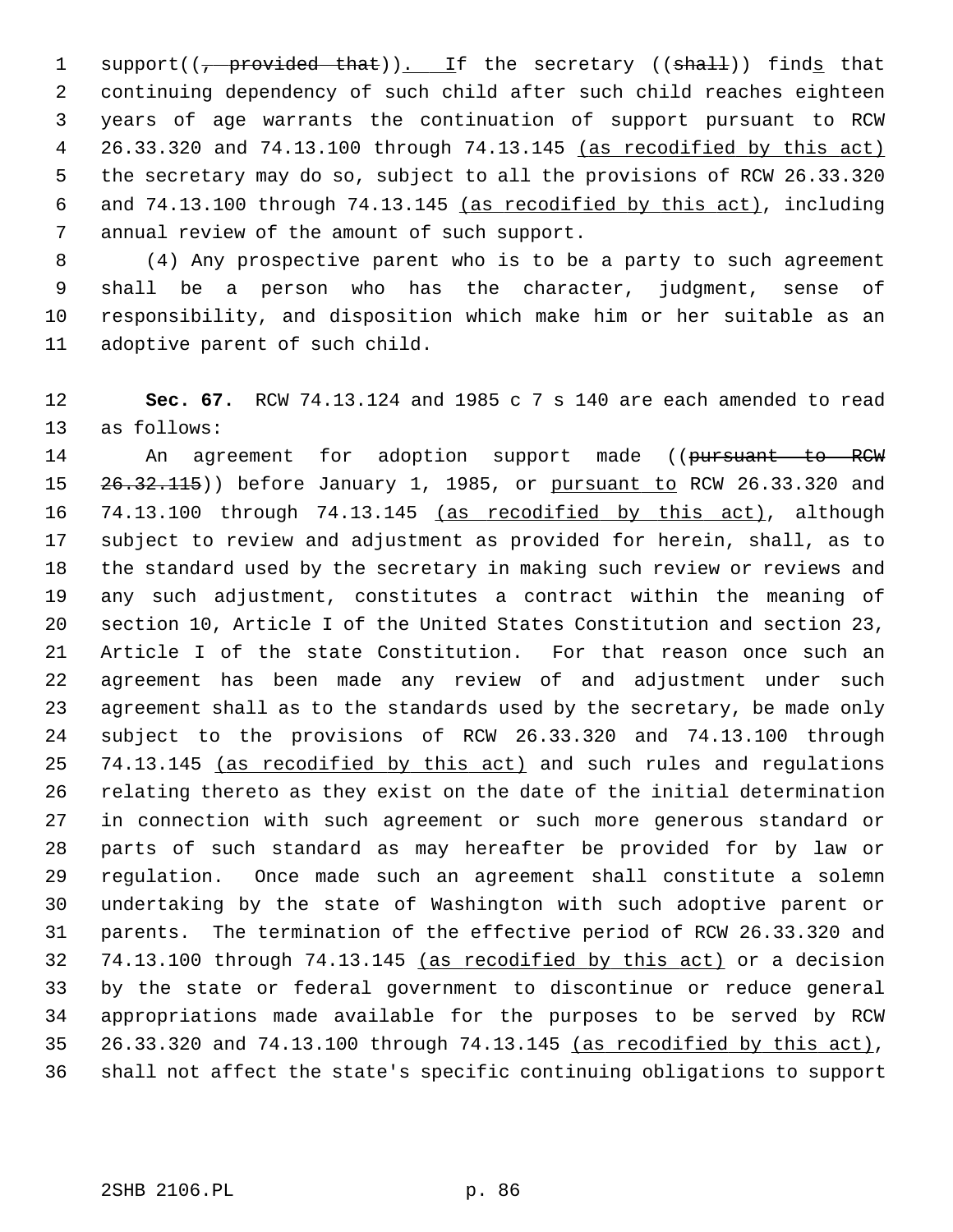support((, provided that)). If the secretary ((shall)) finds that continuing dependency of such child after such child reaches eighteen years of age warrants the continuation of support pursuant to RCW 26.33.320 and 74.13.100 through 74.13.145 (as recodified by this act) the secretary may do so, subject to all the provisions of RCW 26.33.320 and 74.13.100 through 74.13.145 (as recodified by this act), including annual review of the amount of such support.

(4) Any prospective parent who is to be a party to such agreement shall be a person who has the character, judgment, sense of responsibility, and disposition which make him or her suitable as an adoptive parent of such child.

**Sec. 67.** RCW 74.13.124 and 1985 c 7 s 140 are each amended to read as follows:

An agreement for adoption support made ((pursuant to RCW 26.32.115)) before January 1, 1985, or pursuant to RCW 26.33.320 and 74.13.100 through 74.13.145 (as recodified by this act), although subject to review and adjustment as provided for herein, shall, as to the standard used by the secretary in making such review or reviews and any such adjustment, constitutes a contract within the meaning of section 10, Article I of the United States Constitution and section 23, Article I of the state Constitution. For that reason once such an agreement has been made any review of and adjustment under such agreement shall as to the standards used by the secretary, be made only subject to the provisions of RCW 26.33.320 and 74.13.100 through 74.13.145 (as recodified by this act) and such rules and regulations relating thereto as they exist on the date of the initial determination in connection with such agreement or such more generous standard or parts of such standard as may hereafter be provided for by law or regulation. Once made such an agreement shall constitute a solemn undertaking by the state of Washington with such adoptive parent or parents. The termination of the effective period of RCW 26.33.320 and 74.13.100 through 74.13.145 (as recodified by this act) or a decision by the state or federal government to discontinue or reduce general appropriations made available for the purposes to be served by RCW 26.33.320 and 74.13.100 through 74.13.145 (as recodified by this act), shall not affect the state's specific continuing obligations to support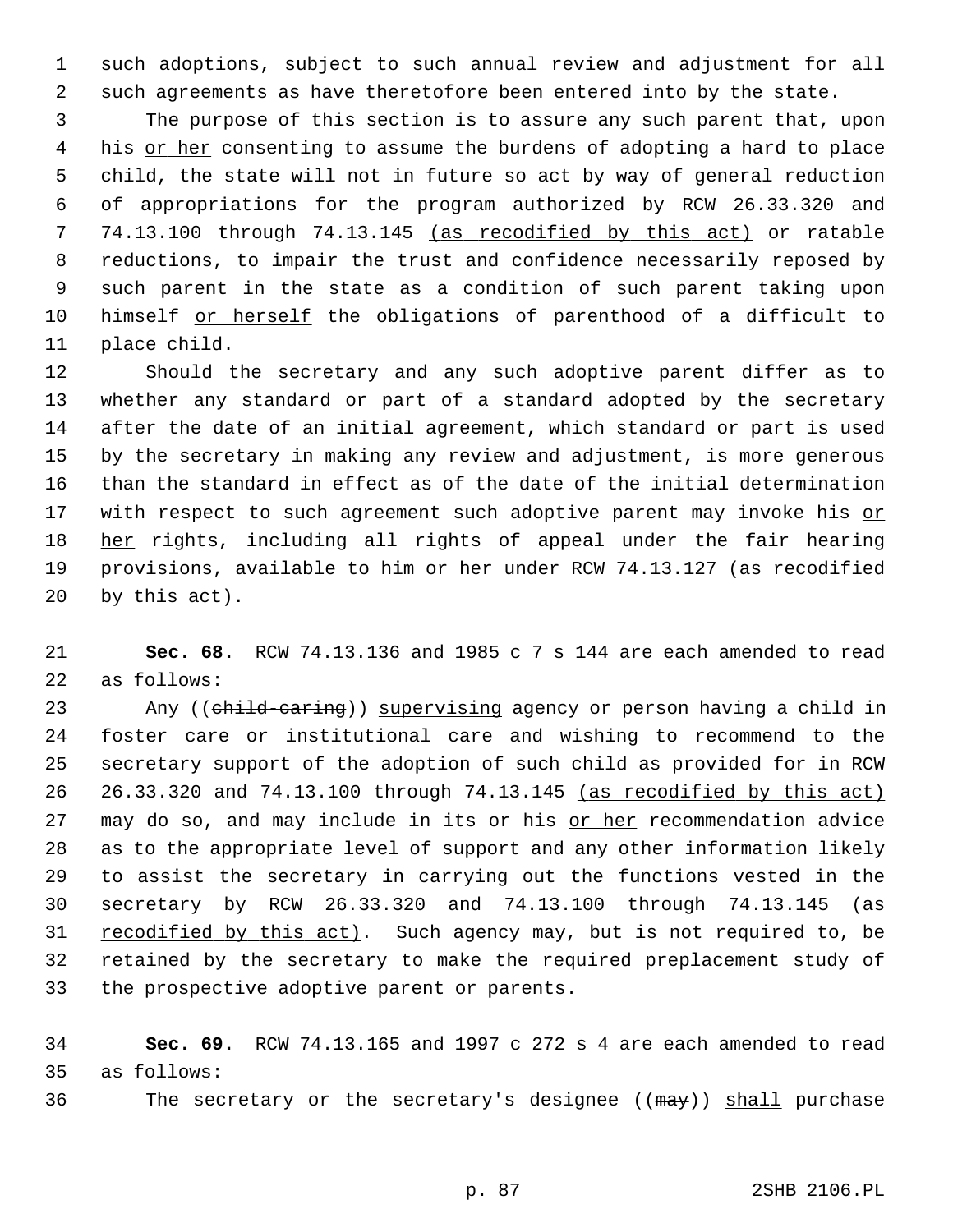such adoptions, subject to such annual review and adjustment for all such agreements as have theretofore been entered into by the state.

The purpose of this section is to assure any such parent that, upon his or her consenting to assume the burdens of adopting a hard to place child, the state will not in future so act by way of general reduction of appropriations for the program authorized by RCW 26.33.320 and 74.13.100 through 74.13.145 (as recodified by this act) or ratable reductions, to impair the trust and confidence necessarily reposed by such parent in the state as a condition of such parent taking upon himself or herself the obligations of parenthood of a difficult to place child.

Should the secretary and any such adoptive parent differ as to whether any standard or part of a standard adopted by the secretary after the date of an initial agreement, which standard or part is used by the secretary in making any review and adjustment, is more generous than the standard in effect as of the date of the initial determination with respect to such agreement such adoptive parent may invoke his or her rights, including all rights of appeal under the fair hearing provisions, available to him or her under RCW 74.13.127 (as recodified by this act).

**Sec. 68.** RCW 74.13.136 and 1985 c 7 s 144 are each amended to read as follows:

Any ((~~child-caring~~)) supervising agency or person having a child in foster care or institutional care and wishing to recommend to the secretary support of the adoption of such child as provided for in RCW 26.33.320 and 74.13.100 through 74.13.145 (as recodified by this act) may do so, and may include in its or his or her recommendation advice as to the appropriate level of support and any other information likely to assist the secretary in carrying out the functions vested in the secretary by RCW 26.33.320 and 74.13.100 through 74.13.145 (as recodified by this act). Such agency may, but is not required to, be retained by the secretary to make the required preplacement study of the prospective adoptive parent or parents.

**Sec. 69.** RCW 74.13.165 and 1997 c 272 s 4 are each amended to read as follows:

The secretary or the secretary's designee ((~~may~~)) shall purchase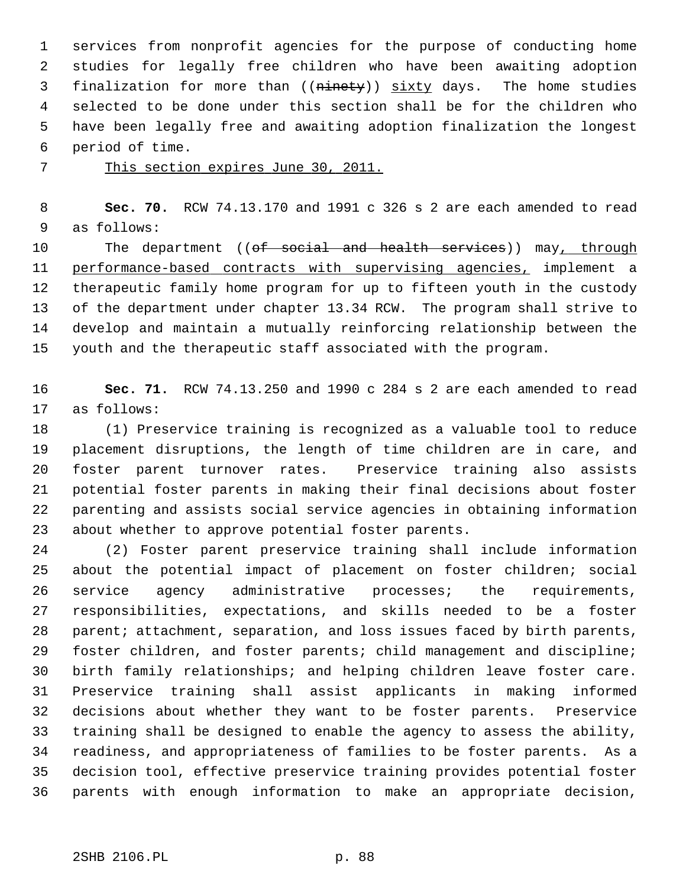services from nonprofit agencies for the purpose of conducting home studies for legally free children who have been awaiting adoption finalization for more than ((~~ninety~~)) sixty days. The home studies selected to be done under this section shall be for the children who have been legally free and awaiting adoption finalization the longest period of time.

This section expires June 30, 2011.

**Sec. 70.** RCW 74.13.170 and 1991 c 326 s 2 are each amended to read as follows:

The department ((~~of social and health services~~)) may, through performance-based contracts with supervising agencies, implement a therapeutic family home program for up to fifteen youth in the custody of the department under chapter 13.34 RCW. The program shall strive to develop and maintain a mutually reinforcing relationship between the youth and the therapeutic staff associated with the program.

**Sec. 71.** RCW 74.13.250 and 1990 c 284 s 2 are each amended to read as follows:

(1) Preservice training is recognized as a valuable tool to reduce placement disruptions, the length of time children are in care, and foster parent turnover rates. Preservice training also assists potential foster parents in making their final decisions about foster parenting and assists social service agencies in obtaining information about whether to approve potential foster parents.

(2) Foster parent preservice training shall include information about the potential impact of placement on foster children; social service agency administrative processes; the requirements, responsibilities, expectations, and skills needed to be a foster parent; attachment, separation, and loss issues faced by birth parents, foster children, and foster parents; child management and discipline; birth family relationships; and helping children leave foster care. Preservice training shall assist applicants in making informed decisions about whether they want to be foster parents. Preservice training shall be designed to enable the agency to assess the ability, readiness, and appropriateness of families to be foster parents. As a decision tool, effective preservice training provides potential foster parents with enough information to make an appropriate decision,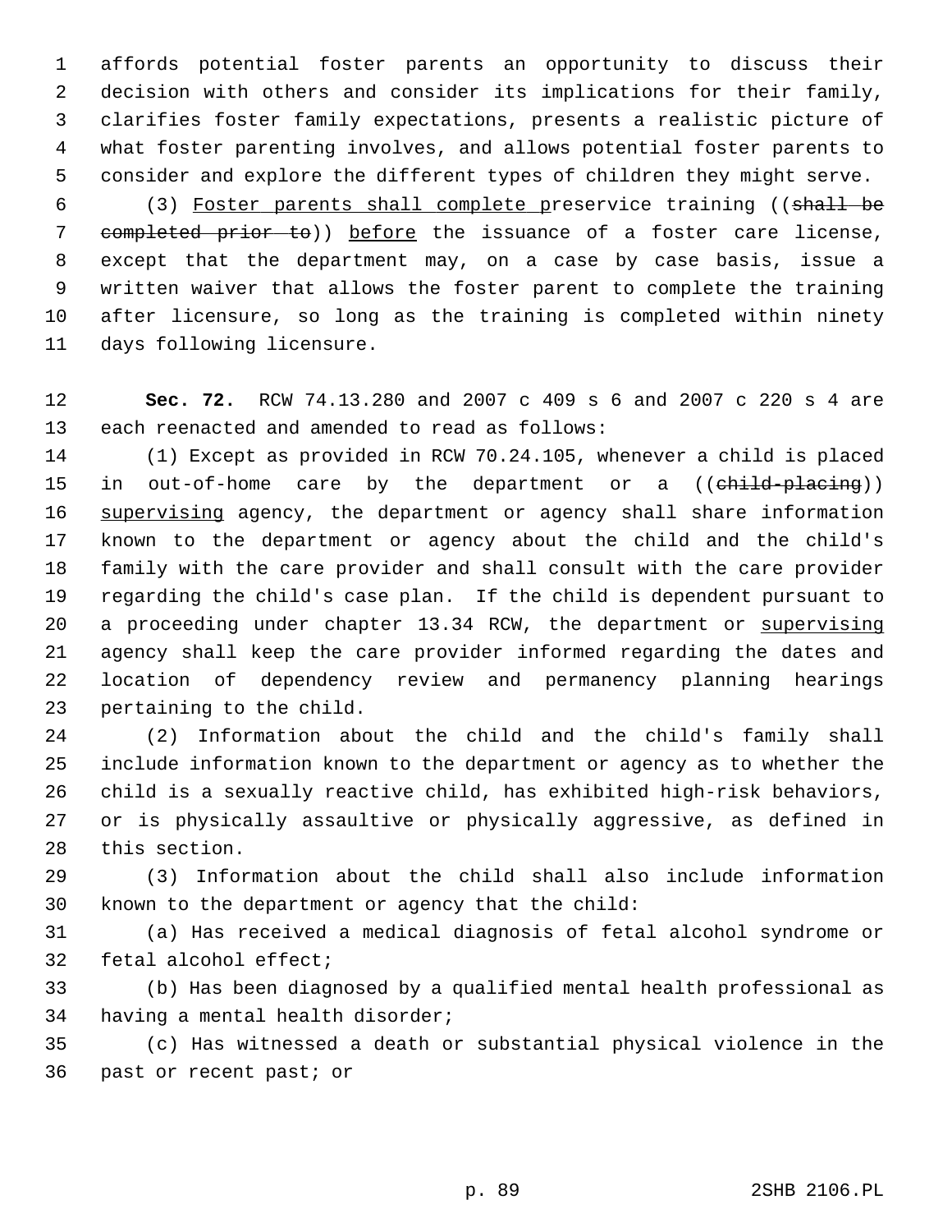affords potential foster parents an opportunity to discuss their decision with others and consider its implications for their family, clarifies foster family expectations, presents a realistic picture of what foster parenting involves, and allows potential foster parents to consider and explore the different types of children they might serve.

(3) Foster parents shall complete preservice training ((~~shall be completed prior to~~)) before the issuance of a foster care license, except that the department may, on a case by case basis, issue a written waiver that allows the foster parent to complete the training after licensure, so long as the training is completed within ninety days following licensure.

**Sec. 72.** RCW 74.13.280 and 2007 c 409 s 6 and 2007 c 220 s 4 are each reenacted and amended to read as follows:

(1) Except as provided in RCW 70.24.105, whenever a child is placed in out-of-home care by the department or a ((~~child-placing~~)) supervising agency, the department or agency shall share information known to the department or agency about the child and the child's family with the care provider and shall consult with the care provider regarding the child's case plan. If the child is dependent pursuant to a proceeding under chapter 13.34 RCW, the department or supervising agency shall keep the care provider informed regarding the dates and location of dependency review and permanency planning hearings pertaining to the child.

(2) Information about the child and the child's family shall include information known to the department or agency as to whether the child is a sexually reactive child, has exhibited high-risk behaviors, or is physically assaultive or physically aggressive, as defined in this section.

(3) Information about the child shall also include information known to the department or agency that the child:

(a) Has received a medical diagnosis of fetal alcohol syndrome or fetal alcohol effect;

(b) Has been diagnosed by a qualified mental health professional as having a mental health disorder;

(c) Has witnessed a death or substantial physical violence in the past or recent past; or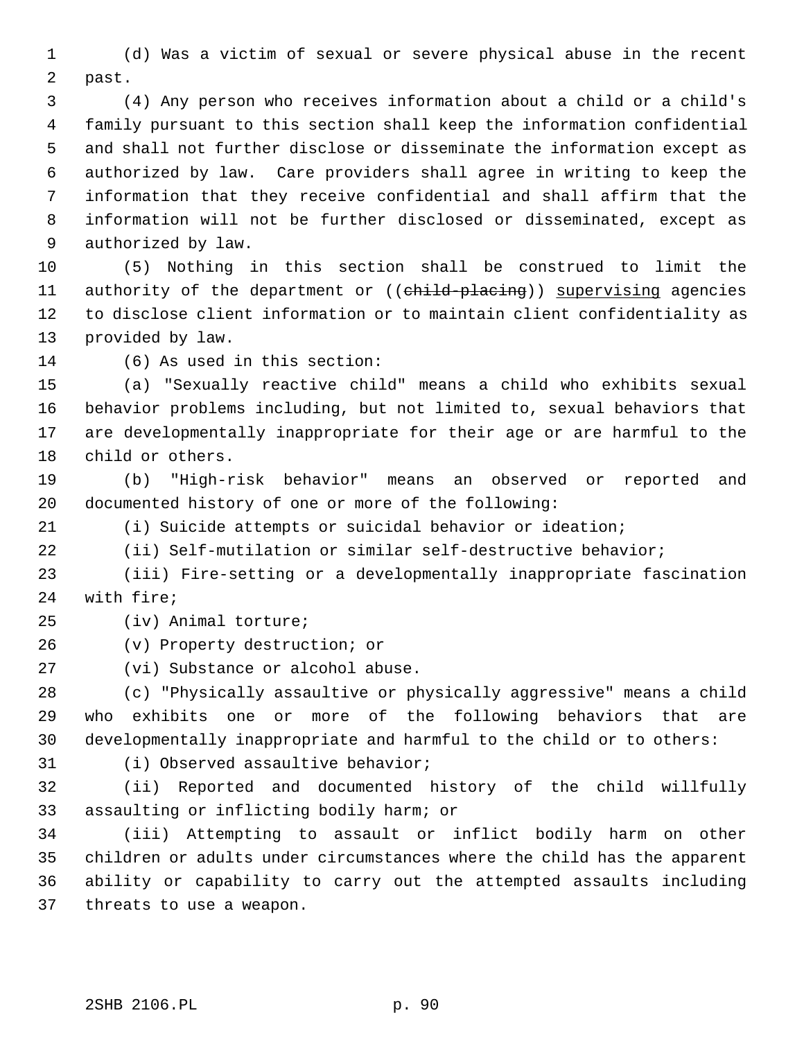(d) Was a victim of sexual or severe physical abuse in the recent past.

(4) Any person who receives information about a child or a child's family pursuant to this section shall keep the information confidential and shall not further disclose or disseminate the information except as authorized by law. Care providers shall agree in writing to keep the information that they receive confidential and shall affirm that the information will not be further disclosed or disseminated, except as authorized by law.

(5) Nothing in this section shall be construed to limit the authority of the department or ((~~child-placing~~)) supervising agencies to disclose client information or to maintain client confidentiality as provided by law.

(6) As used in this section:

(a) "Sexually reactive child" means a child who exhibits sexual behavior problems including, but not limited to, sexual behaviors that are developmentally inappropriate for their age or are harmful to the child or others.

(b) "High-risk behavior" means an observed or reported and documented history of one or more of the following:

(i) Suicide attempts or suicidal behavior or ideation;

(ii) Self-mutilation or similar self-destructive behavior;

(iii) Fire-setting or a developmentally inappropriate fascination with fire;

(iv) Animal torture;

(v) Property destruction; or

(vi) Substance or alcohol abuse.

(c) "Physically assaultive or physically aggressive" means a child who exhibits one or more of the following behaviors that are developmentally inappropriate and harmful to the child or to others:

(i) Observed assaultive behavior;

(ii) Reported and documented history of the child willfully assaulting or inflicting bodily harm; or

(iii) Attempting to assault or inflict bodily harm on other children or adults under circumstances where the child has the apparent ability or capability to carry out the attempted assaults including threats to use a weapon.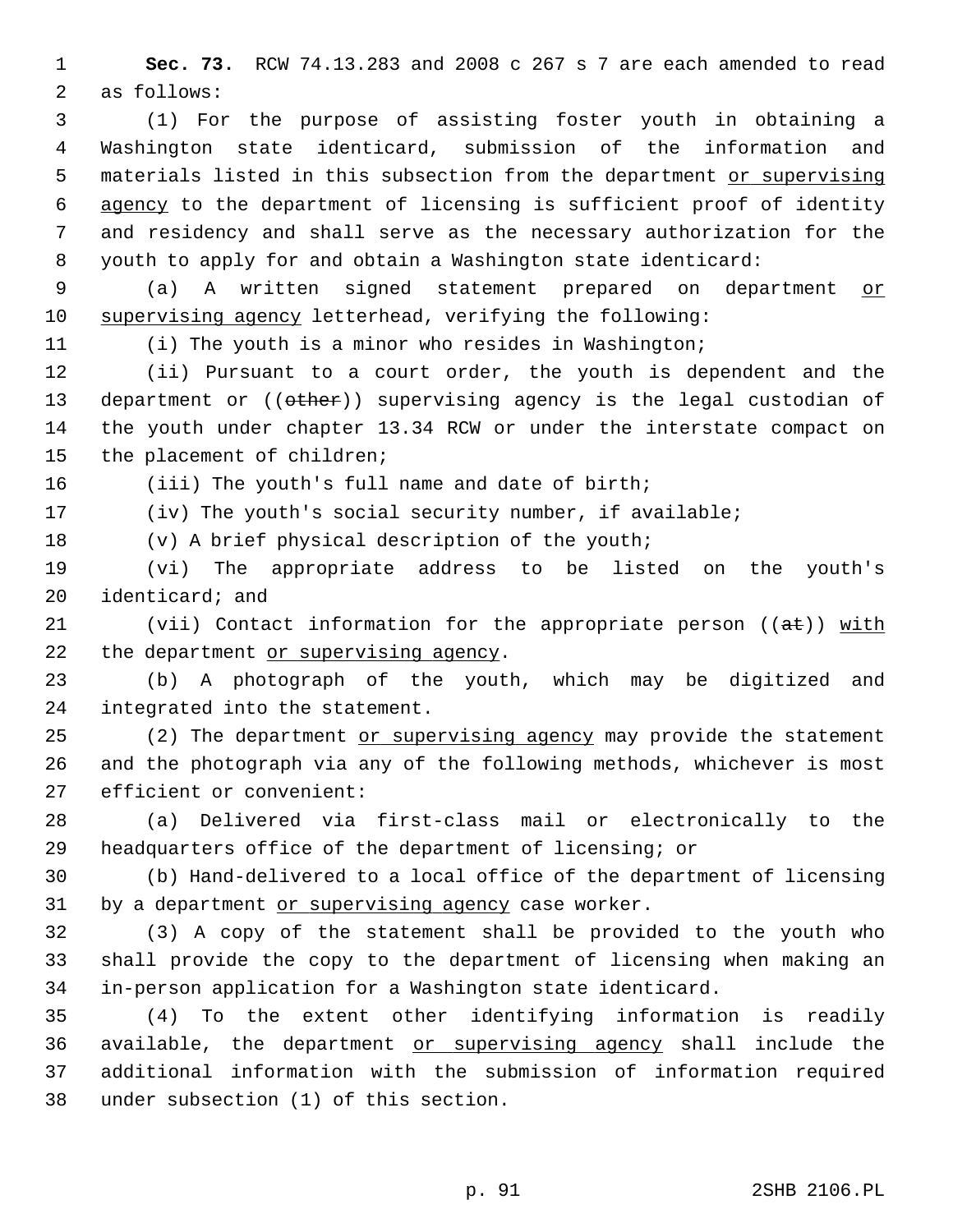**Sec. 73.** RCW 74.13.283 and 2008 c 267 s 7 are each amended to read as follows:

(1) For the purpose of assisting foster youth in obtaining a Washington state identicard, submission of the information and materials listed in this subsection from the department or supervising agency to the department of licensing is sufficient proof of identity and residency and shall serve as the necessary authorization for the youth to apply for and obtain a Washington state identicard:

(a) A written signed statement prepared on department or supervising agency letterhead, verifying the following:

(i) The youth is a minor who resides in Washington;

(ii) Pursuant to a court order, the youth is dependent and the department or ((~~other~~)) supervising agency is the legal custodian of the youth under chapter 13.34 RCW or under the interstate compact on the placement of children;

(iii) The youth's full name and date of birth;

(iv) The youth's social security number, if available;

(v) A brief physical description of the youth;

(vi) The appropriate address to be listed on the youth's identicard; and

(vii) Contact information for the appropriate person ((~~at~~)) with the department or supervising agency.

(b) A photograph of the youth, which may be digitized and integrated into the statement.

(2) The department or supervising agency may provide the statement and the photograph via any of the following methods, whichever is most efficient or convenient:

(a) Delivered via first-class mail or electronically to the headquarters office of the department of licensing; or

(b) Hand-delivered to a local office of the department of licensing by a department or supervising agency case worker.

(3) A copy of the statement shall be provided to the youth who shall provide the copy to the department of licensing when making an in-person application for a Washington state identicard.

(4) To the extent other identifying information is readily available, the department or supervising agency shall include the additional information with the submission of information required under subsection (1) of this section.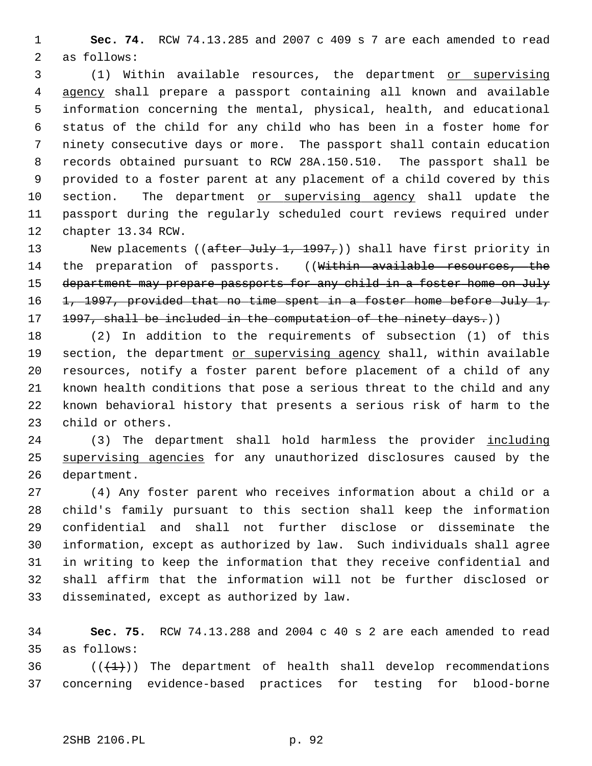**Sec. 74.** RCW 74.13.285 and 2007 c 409 s 7 are each amended to read as follows:

(1) Within available resources, the department <u>or supervising agency</u> shall prepare a passport containing all known and available information concerning the mental, physical, health, and educational status of the child for any child who has been in a foster home for ninety consecutive days or more. The passport shall contain education records obtained pursuant to RCW 28A.150.510. The passport shall be provided to a foster parent at any placement of a child covered by this section. The department <u>or supervising agency</u> shall update the passport during the regularly scheduled court reviews required under chapter 13.34 RCW.

New placements ((~~after July 1, 1997,~~)) shall have first priority in the preparation of passports. ((~~Within available resources, the department may prepare passports for any child in a foster home on July 1, 1997, provided that no time spent in a foster home before July 1, 1997, shall be included in the computation of the ninety days.~~))

(2) In addition to the requirements of subsection (1) of this section, the department <u>or supervising agency</u> shall, within available resources, notify a foster parent before placement of a child of any known health conditions that pose a serious threat to the child and any known behavioral history that presents a serious risk of harm to the child or others.

(3) The department shall hold harmless the provider <u>including supervising agencies</u> for any unauthorized disclosures caused by the department.

(4) Any foster parent who receives information about a child or a child's family pursuant to this section shall keep the information confidential and shall not further disclose or disseminate the information, except as authorized by law. Such individuals shall agree in writing to keep the information that they receive confidential and shall affirm that the information will not be further disclosed or disseminated, except as authorized by law.

**Sec. 75.** RCW 74.13.288 and 2004 c 40 s 2 are each amended to read as follows:

((~~(1)~~)) The department of health shall develop recommendations concerning evidence-based practices for testing for blood-borne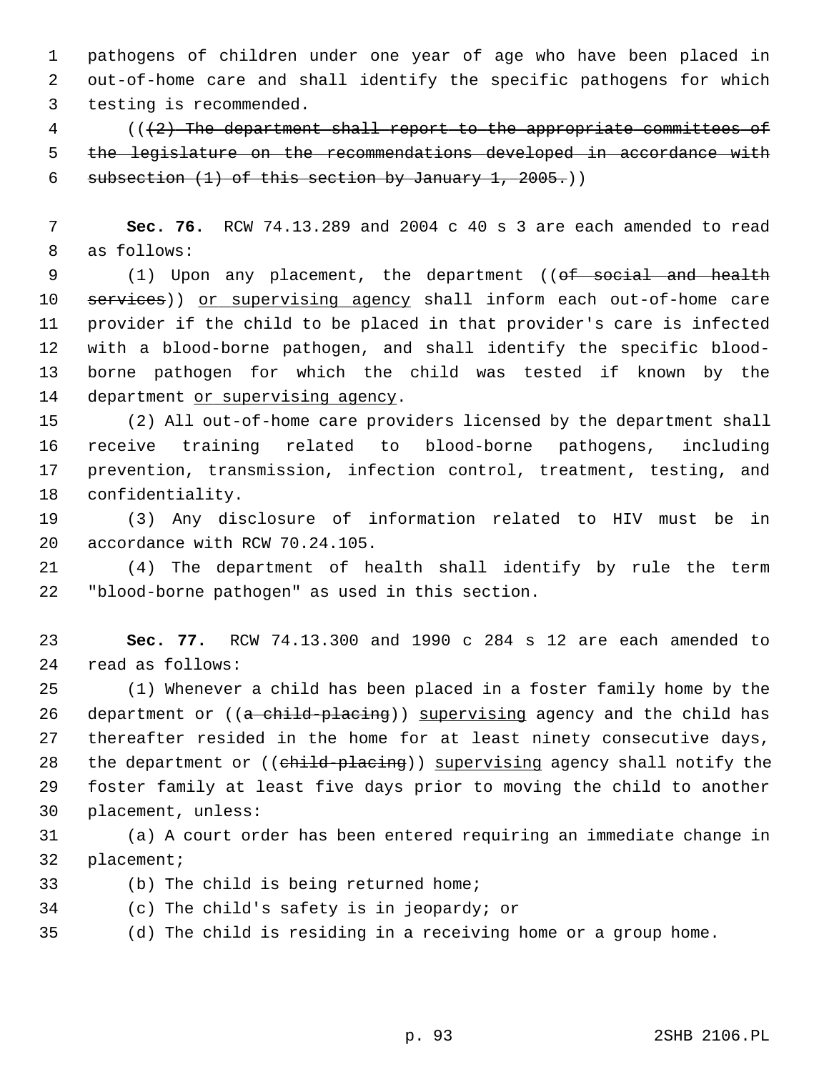pathogens of children under one year of age who have been placed in out-of-home care and shall identify the specific pathogens for which testing is recommended.

((~~(2) The department shall report to the appropriate committees of the legislature on the recommendations developed in accordance with subsection (1) of this section by January 1, 2005.~~))

**Sec. 76.** RCW 74.13.289 and 2004 c 40 s 3 are each amended to read as follows:

(1) Upon any placement, the department ((~~of social and health services~~)) or supervising agency shall inform each out-of-home care provider if the child to be placed in that provider's care is infected with a blood-borne pathogen, and shall identify the specific blood-borne pathogen for which the child was tested if known by the department or supervising agency.

(2) All out-of-home care providers licensed by the department shall receive training related to blood-borne pathogens, including prevention, transmission, infection control, treatment, testing, and confidentiality.

(3) Any disclosure of information related to HIV must be in accordance with RCW 70.24.105.

(4) The department of health shall identify by rule the term "blood-borne pathogen" as used in this section.

**Sec. 77.** RCW 74.13.300 and 1990 c 284 s 12 are each amended to read as follows:

(1) Whenever a child has been placed in a foster family home by the department or ((~~a child-placing~~)) supervising agency and the child has thereafter resided in the home for at least ninety consecutive days, the department or ((~~child-placing~~)) supervising agency shall notify the foster family at least five days prior to moving the child to another placement, unless:

(a) A court order has been entered requiring an immediate change in placement;

(b) The child is being returned home;

(c) The child's safety is in jeopardy; or

(d) The child is residing in a receiving home or a group home.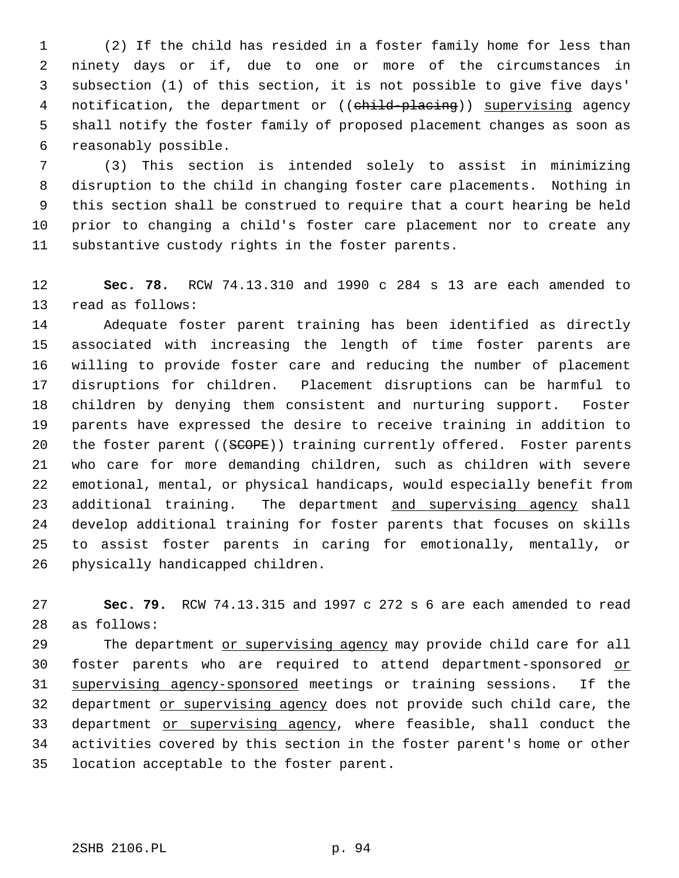(2) If the child has resided in a foster family home for less than ninety days or if, due to one or more of the circumstances in subsection (1) of this section, it is not possible to give five days' notification, the department or ((~~child-placing~~)) <u>supervising</u> agency shall notify the foster family of proposed placement changes as soon as reasonably possible.

(3) This section is intended solely to assist in minimizing disruption to the child in changing foster care placements. Nothing in this section shall be construed to require that a court hearing be held prior to changing a child's foster care placement nor to create any substantive custody rights in the foster parents.

**Sec. 78.** RCW 74.13.310 and 1990 c 284 s 13 are each amended to read as follows:

Adequate foster parent training has been identified as directly associated with increasing the length of time foster parents are willing to provide foster care and reducing the number of placement disruptions for children. Placement disruptions can be harmful to children by denying them consistent and nurturing support. Foster parents have expressed the desire to receive training in addition to the foster parent ((~~SCOPE~~)) training currently offered. Foster parents who care for more demanding children, such as children with severe emotional, mental, or physical handicaps, would especially benefit from additional training. The department <u>and supervising agency</u> shall develop additional training for foster parents that focuses on skills to assist foster parents in caring for emotionally, mentally, or physically handicapped children.

**Sec. 79.** RCW 74.13.315 and 1997 c 272 s 6 are each amended to read as follows:

The department <u>or supervising agency</u> may provide child care for all foster parents who are required to attend department-sponsored <u>or supervising agency-sponsored</u> meetings or training sessions. If the department <u>or supervising agency</u> does not provide such child care, the department <u>or supervising agency</u>, where feasible, shall conduct the activities covered by this section in the foster parent's home or other location acceptable to the foster parent.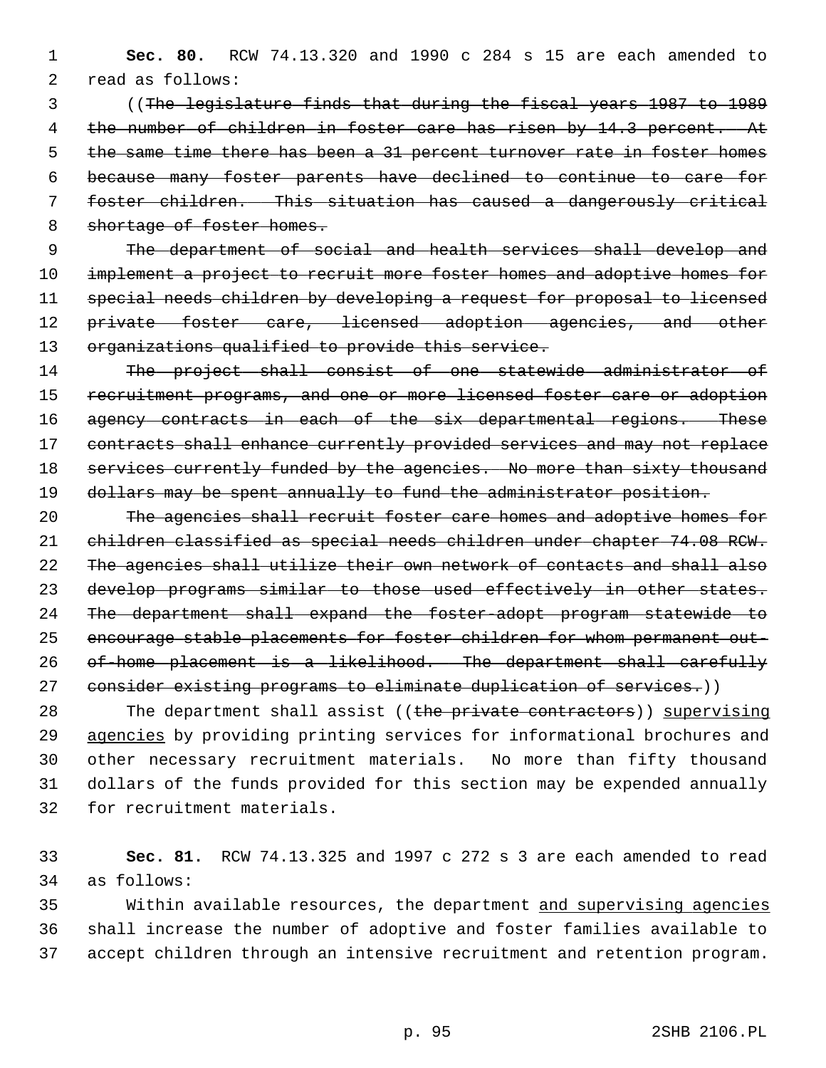**Sec. 80.** RCW 74.13.320 and 1990 c 284 s 15 are each amended to read as follows:

((~~The legislature finds that during the fiscal years 1987 to 1989 the number of children in foster care has risen by 14.3 percent. At the same time there has been a 31 percent turnover rate in foster homes because many foster parents have declined to continue to care for foster children. This situation has caused a dangerously critical shortage of foster homes.~~

~~The department of social and health services shall develop and implement a project to recruit more foster homes and adoptive homes for special needs children by developing a request for proposal to licensed private foster care, licensed adoption agencies, and other organizations qualified to provide this service.~~

~~The project shall consist of one statewide administrator of recruitment programs, and one or more licensed foster care or adoption agency contracts in each of the six departmental regions. These contracts shall enhance currently provided services and may not replace services currently funded by the agencies. No more than sixty thousand dollars may be spent annually to fund the administrator position.~~

~~The agencies shall recruit foster care homes and adoptive homes for children classified as special needs children under chapter 74.08 RCW. The agencies shall utilize their own network of contacts and shall also develop programs similar to those used effectively in other states. The department shall expand the foster-adopt program statewide to encourage stable placements for foster children for whom permanent out-of-home placement is a likelihood. The department shall carefully consider existing programs to eliminate duplication of services.~~))

The department shall assist ((~~the private contractors~~)) <u>supervising agencies</u> by providing printing services for informational brochures and other necessary recruitment materials. No more than fifty thousand dollars of the funds provided for this section may be expended annually for recruitment materials.

**Sec. 81.** RCW 74.13.325 and 1997 c 272 s 3 are each amended to read as follows:

Within available resources, the department <u>and supervising agencies</u> shall increase the number of adoptive and foster families available to accept children through an intensive recruitment and retention program.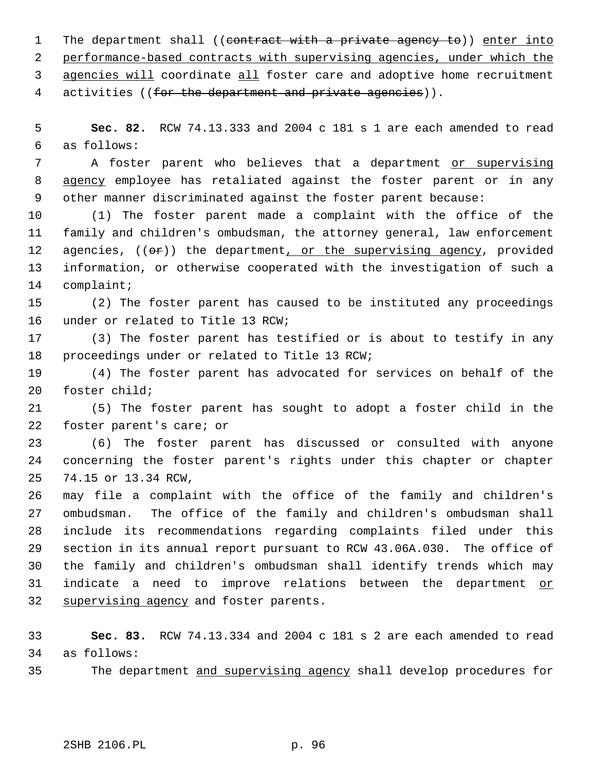The department shall ((~~contract with a private agency to~~)) <u>enter into performance-based contracts with supervising agencies, under which the agencies will</u> coordinate <u>all</u> foster care and adoptive home recruitment activities ((~~for the department and private agencies~~)).

**Sec. 82.** RCW 74.13.333 and 2004 c 181 s 1 are each amended to read as follows:

A foster parent who believes that a department <u>or supervising agency</u> employee has retaliated against the foster parent or in any other manner discriminated against the foster parent because:

(1) The foster parent made a complaint with the office of the family and children's ombudsman, the attorney general, law enforcement agencies, ((~~or~~)) the department<u>, or the supervising agency</u>, provided information, or otherwise cooperated with the investigation of such a complaint;

(2) The foster parent has caused to be instituted any proceedings under or related to Title 13 RCW;

(3) The foster parent has testified or is about to testify in any proceedings under or related to Title 13 RCW;

(4) The foster parent has advocated for services on behalf of the foster child;

(5) The foster parent has sought to adopt a foster child in the foster parent's care; or

(6) The foster parent has discussed or consulted with anyone concerning the foster parent's rights under this chapter or chapter 74.15 or 13.34 RCW,

may file a complaint with the office of the family and children's ombudsman. The office of the family and children's ombudsman shall include its recommendations regarding complaints filed under this section in its annual report pursuant to RCW 43.06A.030. The office of the family and children's ombudsman shall identify trends which may indicate a need to improve relations between the department <u>or supervising agency</u> and foster parents.

**Sec. 83.** RCW 74.13.334 and 2004 c 181 s 2 are each amended to read as follows:

The department <u>and supervising agency</u> shall develop procedures for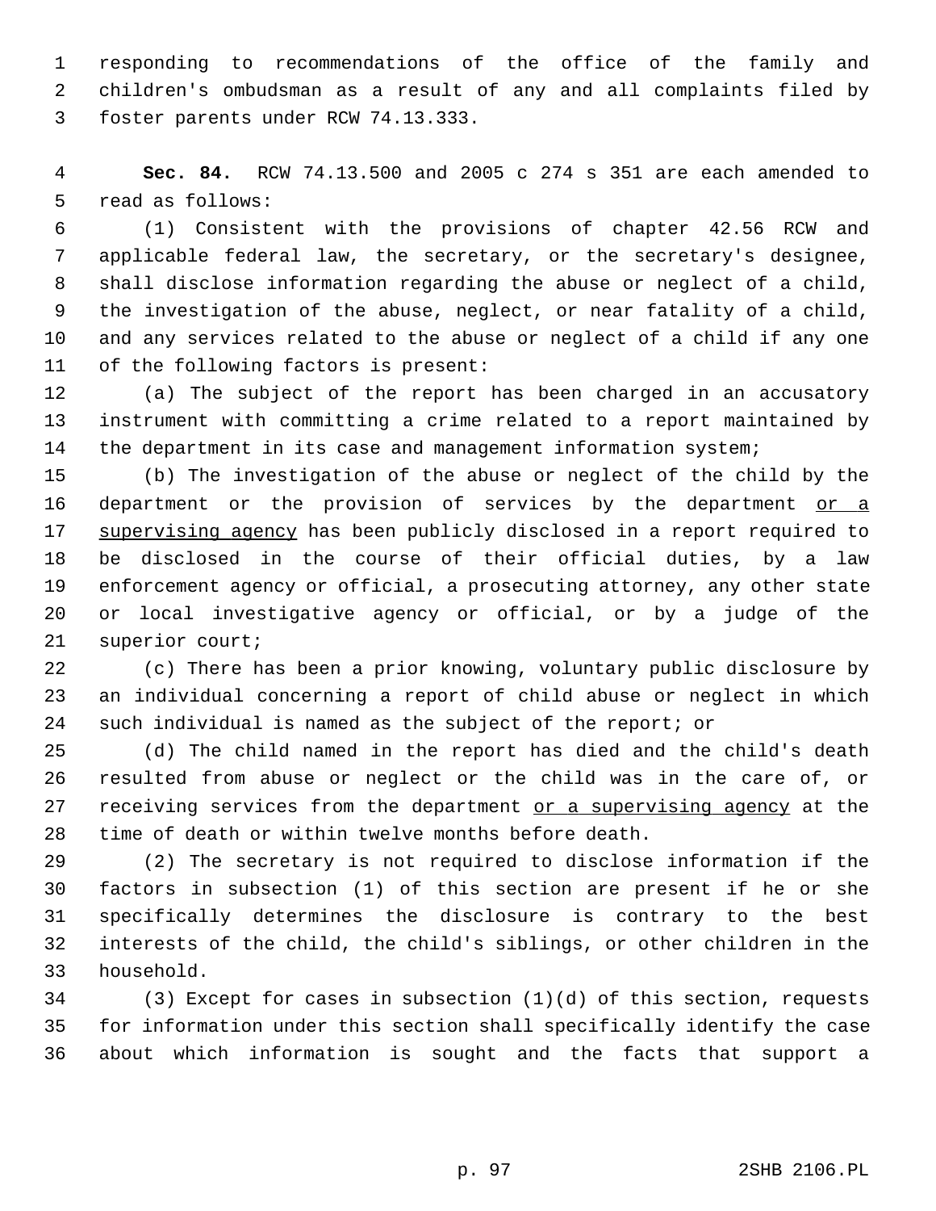responding to recommendations of the office of the family and children's ombudsman as a result of any and all complaints filed by foster parents under RCW 74.13.333.

**Sec. 84.** RCW 74.13.500 and 2005 c 274 s 351 are each amended to read as follows:

(1) Consistent with the provisions of chapter 42.56 RCW and applicable federal law, the secretary, or the secretary's designee, shall disclose information regarding the abuse or neglect of a child, the investigation of the abuse, neglect, or near fatality of a child, and any services related to the abuse or neglect of a child if any one of the following factors is present:

(a) The subject of the report has been charged in an accusatory instrument with committing a crime related to a report maintained by the department in its case and management information system;

(b) The investigation of the abuse or neglect of the child by the department or the provision of services by the department <u>or a supervising agency</u> has been publicly disclosed in a report required to be disclosed in the course of their official duties, by a law enforcement agency or official, a prosecuting attorney, any other state or local investigative agency or official, or by a judge of the superior court;

(c) There has been a prior knowing, voluntary public disclosure by an individual concerning a report of child abuse or neglect in which such individual is named as the subject of the report; or

(d) The child named in the report has died and the child's death resulted from abuse or neglect or the child was in the care of, or receiving services from the department <u>or a supervising agency</u> at the time of death or within twelve months before death.

(2) The secretary is not required to disclose information if the factors in subsection (1) of this section are present if he or she specifically determines the disclosure is contrary to the best interests of the child, the child's siblings, or other children in the household.

(3) Except for cases in subsection (1)(d) of this section, requests for information under this section shall specifically identify the case about which information is sought and the facts that support a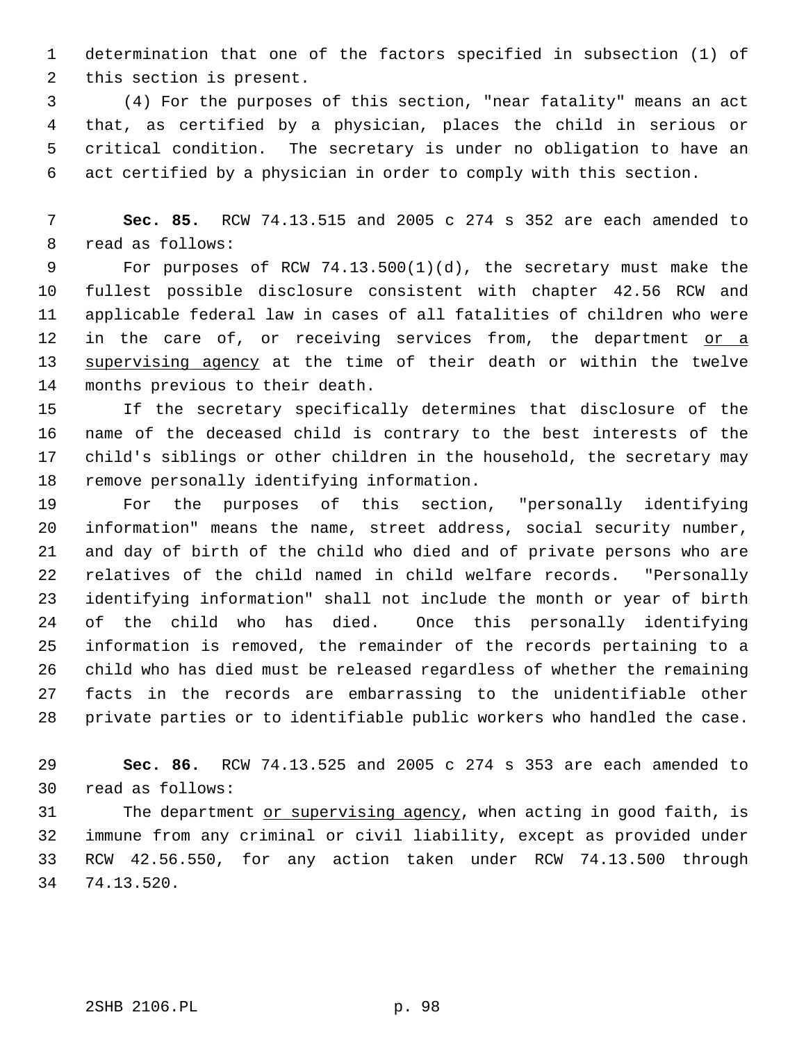determination that one of the factors specified in subsection (1) of this section is present.

(4) For the purposes of this section, "near fatality" means an act that, as certified by a physician, places the child in serious or critical condition. The secretary is under no obligation to have an act certified by a physician in order to comply with this section.

**Sec. 85.** RCW 74.13.515 and 2005 c 274 s 352 are each amended to read as follows:

For purposes of RCW 74.13.500(1)(d), the secretary must make the fullest possible disclosure consistent with chapter 42.56 RCW and applicable federal law in cases of all fatalities of children who were in the care of, or receiving services from, the department <u>or a supervising agency</u> at the time of their death or within the twelve months previous to their death.

If the secretary specifically determines that disclosure of the name of the deceased child is contrary to the best interests of the child's siblings or other children in the household, the secretary may remove personally identifying information.

For the purposes of this section, "personally identifying information" means the name, street address, social security number, and day of birth of the child who died and of private persons who are relatives of the child named in child welfare records. "Personally identifying information" shall not include the month or year of birth of the child who has died. Once this personally identifying information is removed, the remainder of the records pertaining to a child who has died must be released regardless of whether the remaining facts in the records are embarrassing to the unidentifiable other private parties or to identifiable public workers who handled the case.

**Sec. 86.** RCW 74.13.525 and 2005 c 274 s 353 are each amended to read as follows:

The department <u>or supervising agency</u>, when acting in good faith, is immune from any criminal or civil liability, except as provided under RCW 42.56.550, for any action taken under RCW 74.13.500 through 74.13.520.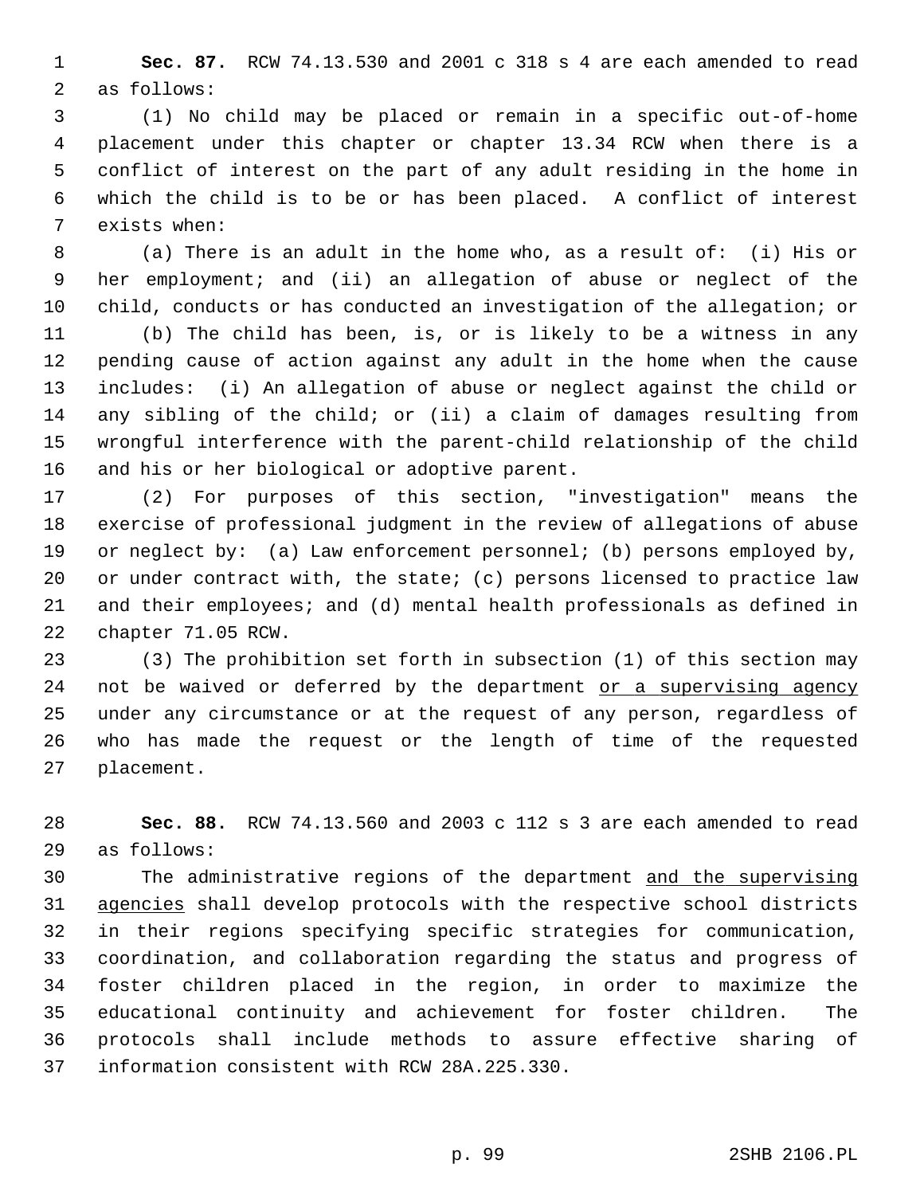**Sec. 87.** RCW 74.13.530 and 2001 c 318 s 4 are each amended to read as follows:

(1) No child may be placed or remain in a specific out-of-home placement under this chapter or chapter 13.34 RCW when there is a conflict of interest on the part of any adult residing in the home in which the child is to be or has been placed. A conflict of interest exists when:

(a) There is an adult in the home who, as a result of: (i) His or her employment; and (ii) an allegation of abuse or neglect of the child, conducts or has conducted an investigation of the allegation; or

(b) The child has been, is, or is likely to be a witness in any pending cause of action against any adult in the home when the cause includes: (i) An allegation of abuse or neglect against the child or any sibling of the child; or (ii) a claim of damages resulting from wrongful interference with the parent-child relationship of the child and his or her biological or adoptive parent.

(2) For purposes of this section, "investigation" means the exercise of professional judgment in the review of allegations of abuse or neglect by: (a) Law enforcement personnel; (b) persons employed by, or under contract with, the state; (c) persons licensed to practice law and their employees; and (d) mental health professionals as defined in chapter 71.05 RCW.

(3) The prohibition set forth in subsection (1) of this section may not be waived or deferred by the department <u>or a supervising agency</u> under any circumstance or at the request of any person, regardless of who has made the request or the length of time of the requested placement.

**Sec. 88.** RCW 74.13.560 and 2003 c 112 s 3 are each amended to read as follows:

The administrative regions of the department <u>and the supervising agencies</u> shall develop protocols with the respective school districts in their regions specifying specific strategies for communication, coordination, and collaboration regarding the status and progress of foster children placed in the region, in order to maximize the educational continuity and achievement for foster children. The protocols shall include methods to assure effective sharing of information consistent with RCW 28A.225.330.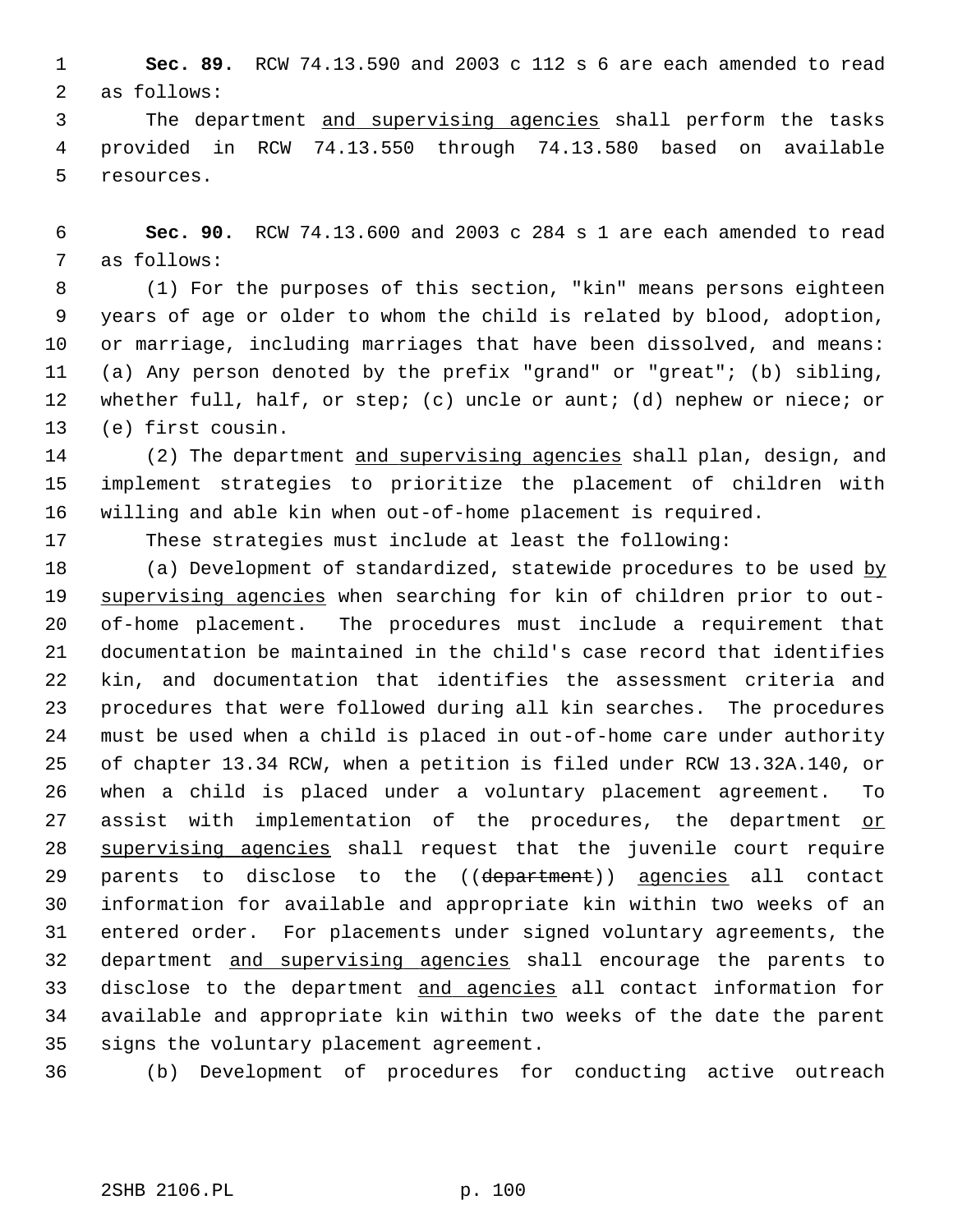**Sec. 89.** RCW 74.13.590 and 2003 c 112 s 6 are each amended to read as follows:

The department and supervising agencies shall perform the tasks provided in RCW 74.13.550 through 74.13.580 based on available resources.

**Sec. 90.** RCW 74.13.600 and 2003 c 284 s 1 are each amended to read as follows:

(1) For the purposes of this section, "kin" means persons eighteen years of age or older to whom the child is related by blood, adoption, or marriage, including marriages that have been dissolved, and means: (a) Any person denoted by the prefix "grand" or "great"; (b) sibling, whether full, half, or step; (c) uncle or aunt; (d) nephew or niece; or (e) first cousin.

(2) The department and supervising agencies shall plan, design, and implement strategies to prioritize the placement of children with willing and able kin when out-of-home placement is required.

These strategies must include at least the following:

(a) Development of standardized, statewide procedures to be used by supervising agencies when searching for kin of children prior to out-of-home placement. The procedures must include a requirement that documentation be maintained in the child's case record that identifies kin, and documentation that identifies the assessment criteria and procedures that were followed during all kin searches. The procedures must be used when a child is placed in out-of-home care under authority of chapter 13.34 RCW, when a petition is filed under RCW 13.32A.140, or when a child is placed under a voluntary placement agreement. To assist with implementation of the procedures, the department or supervising agencies shall request that the juvenile court require parents to disclose to the ((~~department~~)) agencies all contact information for available and appropriate kin within two weeks of an entered order. For placements under signed voluntary agreements, the department and supervising agencies shall encourage the parents to disclose to the department and agencies all contact information for available and appropriate kin within two weeks of the date the parent signs the voluntary placement agreement.

(b) Development of procedures for conducting active outreach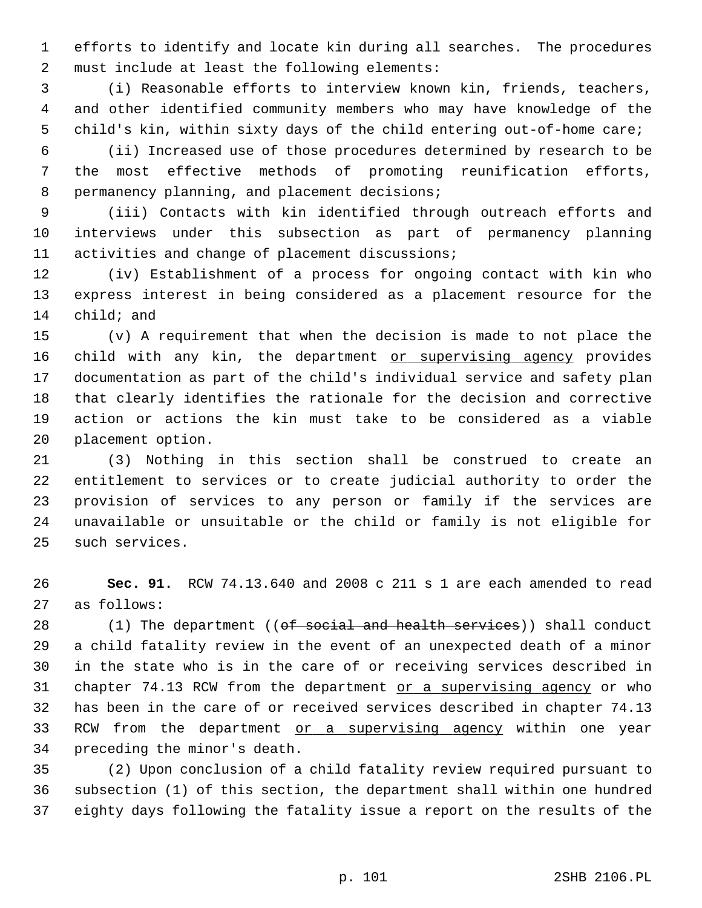efforts to identify and locate kin during all searches. The procedures must include at least the following elements:

(i) Reasonable efforts to interview known kin, friends, teachers, and other identified community members who may have knowledge of the child's kin, within sixty days of the child entering out-of-home care;

(ii) Increased use of those procedures determined by research to be the most effective methods of promoting reunification efforts, permanency planning, and placement decisions;

(iii) Contacts with kin identified through outreach efforts and interviews under this subsection as part of permanency planning activities and change of placement discussions;

(iv) Establishment of a process for ongoing contact with kin who express interest in being considered as a placement resource for the child; and

(v) A requirement that when the decision is made to not place the child with any kin, the department <u>or supervising agency</u> provides documentation as part of the child's individual service and safety plan that clearly identifies the rationale for the decision and corrective action or actions the kin must take to be considered as a viable placement option.

(3) Nothing in this section shall be construed to create an entitlement to services or to create judicial authority to order the provision of services to any person or family if the services are unavailable or unsuitable or the child or family is not eligible for such services.

**Sec. 91.** RCW 74.13.640 and 2008 c 211 s 1 are each amended to read as follows:

(1) The department ((~~of social and health services~~)) shall conduct a child fatality review in the event of an unexpected death of a minor in the state who is in the care of or receiving services described in chapter 74.13 RCW from the department <u>or a supervising agency</u> or who has been in the care of or received services described in chapter 74.13 RCW from the department <u>or a supervising agency</u> within one year preceding the minor's death.

(2) Upon conclusion of a child fatality review required pursuant to subsection (1) of this section, the department shall within one hundred eighty days following the fatality issue a report on the results of the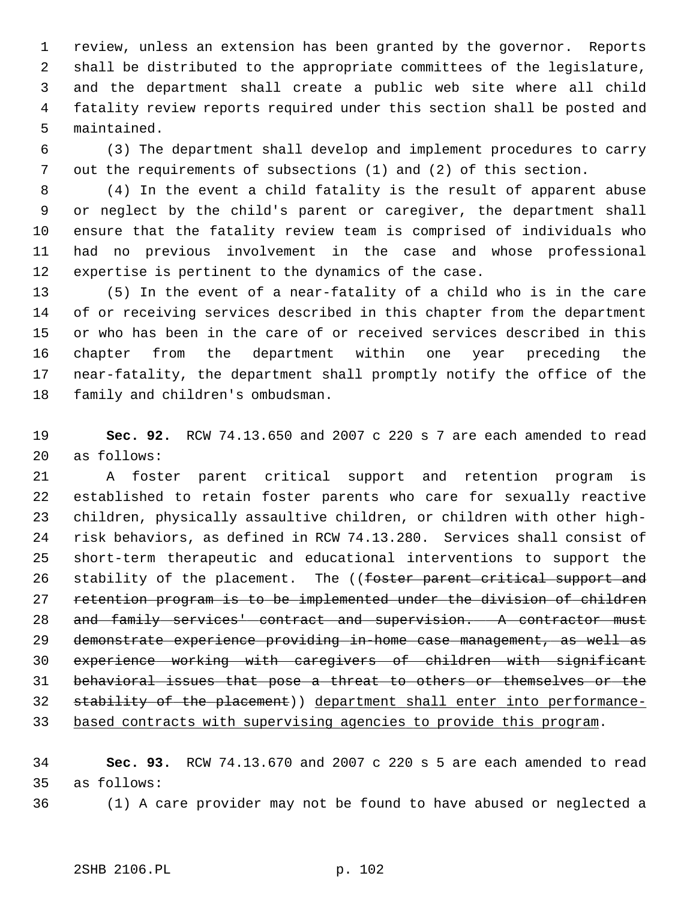review, unless an extension has been granted by the governor. Reports shall be distributed to the appropriate committees of the legislature, and the department shall create a public web site where all child fatality review reports required under this section shall be posted and maintained.

(3) The department shall develop and implement procedures to carry out the requirements of subsections (1) and (2) of this section.

(4) In the event a child fatality is the result of apparent abuse or neglect by the child's parent or caregiver, the department shall ensure that the fatality review team is comprised of individuals who had no previous involvement in the case and whose professional expertise is pertinent to the dynamics of the case.

(5) In the event of a near-fatality of a child who is in the care of or receiving services described in this chapter from the department or who has been in the care of or received services described in this chapter from the department within one year preceding the near-fatality, the department shall promptly notify the office of the family and children's ombudsman.

**Sec. 92.** RCW 74.13.650 and 2007 c 220 s 7 are each amended to read as follows:

A foster parent critical support and retention program is established to retain foster parents who care for sexually reactive children, physically assaultive children, or children with other high-risk behaviors, as defined in RCW 74.13.280. Services shall consist of short-term therapeutic and educational interventions to support the stability of the placement. The ((~~foster parent critical support and retention program is to be implemented under the division of children and family services' contract and supervision. A contractor must demonstrate experience providing in-home case management, as well as experience working with caregivers of children with significant behavioral issues that pose a threat to others or themselves or the stability of the placement~~)) <u>department shall enter into performance-based contracts with supervising agencies to provide this program</u>.

**Sec. 93.** RCW 74.13.670 and 2007 c 220 s 5 are each amended to read as follows:

(1) A care provider may not be found to have abused or neglected a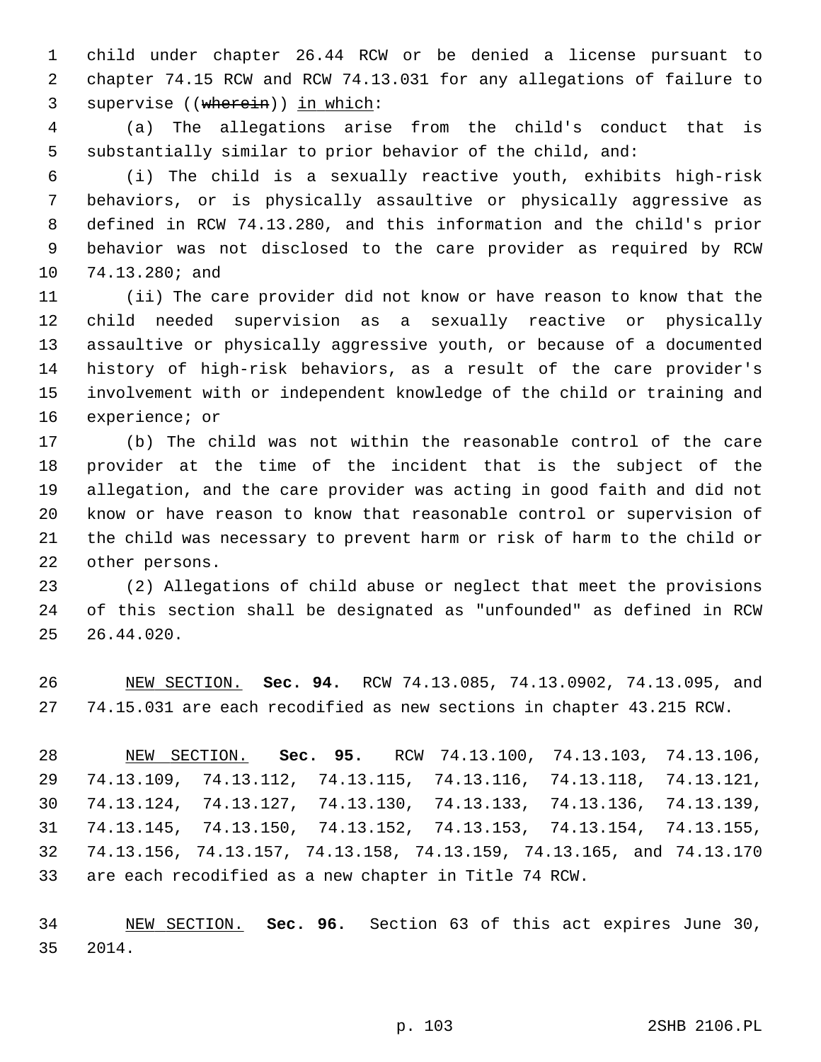child under chapter 26.44 RCW or be denied a license pursuant to chapter 74.15 RCW and RCW 74.13.031 for any allegations of failure to supervise ((~~wherein~~)) <u>in which</u>:

(a) The allegations arise from the child's conduct that is substantially similar to prior behavior of the child, and:

(i) The child is a sexually reactive youth, exhibits high-risk behaviors, or is physically assaultive or physically aggressive as defined in RCW 74.13.280, and this information and the child's prior behavior was not disclosed to the care provider as required by RCW 74.13.280; and

(ii) The care provider did not know or have reason to know that the child needed supervision as a sexually reactive or physically assaultive or physically aggressive youth, or because of a documented history of high-risk behaviors, as a result of the care provider's involvement with or independent knowledge of the child or training and experience; or

(b) The child was not within the reasonable control of the care provider at the time of the incident that is the subject of the allegation, and the care provider was acting in good faith and did not know or have reason to know that reasonable control or supervision of the child was necessary to prevent harm or risk of harm to the child or other persons.

(2) Allegations of child abuse or neglect that meet the provisions of this section shall be designated as "unfounded" as defined in RCW 26.44.020.

<u>NEW SECTION.</u> **Sec. 94.** RCW 74.13.085, 74.13.0902, 74.13.095, and 74.15.031 are each recodified as new sections in chapter 43.215 RCW.

<u>NEW SECTION.</u> **Sec. 95.** RCW 74.13.100, 74.13.103, 74.13.106, 74.13.109, 74.13.112, 74.13.115, 74.13.116, 74.13.118, 74.13.121, 74.13.124, 74.13.127, 74.13.130, 74.13.133, 74.13.136, 74.13.139, 74.13.145, 74.13.150, 74.13.152, 74.13.153, 74.13.154, 74.13.155, 74.13.156, 74.13.157, 74.13.158, 74.13.159, 74.13.165, and 74.13.170 are each recodified as a new chapter in Title 74 RCW.

<u>NEW SECTION.</u> **Sec. 96.** Section 63 of this act expires June 30, 2014.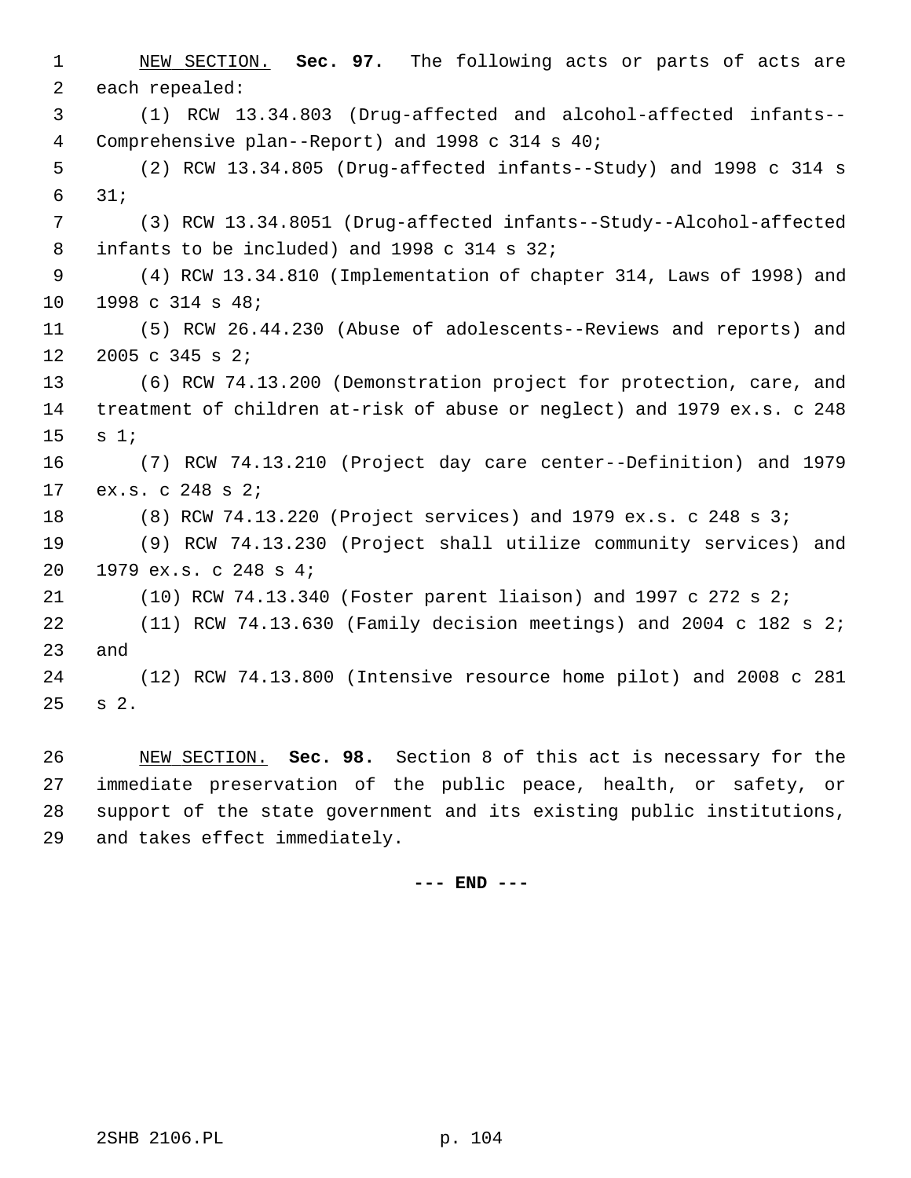NEW SECTION. **Sec. 97.** The following acts or parts of acts are each repealed:

(1) RCW 13.34.803 (Drug-affected and alcohol-affected infants--Comprehensive plan--Report) and 1998 c 314 s 40;

(2) RCW 13.34.805 (Drug-affected infants--Study) and 1998 c 314 s 31;

(3) RCW 13.34.8051 (Drug-affected infants--Study--Alcohol-affected infants to be included) and 1998 c 314 s 32;

(4) RCW 13.34.810 (Implementation of chapter 314, Laws of 1998) and 1998 c 314 s 48;

(5) RCW 26.44.230 (Abuse of adolescents--Reviews and reports) and 2005 c 345 s 2;

(6) RCW 74.13.200 (Demonstration project for protection, care, and treatment of children at-risk of abuse or neglect) and 1979 ex.s. c 248 s 1;

(7) RCW 74.13.210 (Project day care center--Definition) and 1979 ex.s. c 248 s 2;

(8) RCW 74.13.220 (Project services) and 1979 ex.s. c 248 s 3;

(9) RCW 74.13.230 (Project shall utilize community services) and 1979 ex.s. c 248 s 4;

(10) RCW 74.13.340 (Foster parent liaison) and 1997 c 272 s 2;

(11) RCW 74.13.630 (Family decision meetings) and 2004 c 182 s 2; and

(12) RCW 74.13.800 (Intensive resource home pilot) and 2008 c 281 s 2.

NEW SECTION. **Sec. 98.** Section 8 of this act is necessary for the immediate preservation of the public peace, health, or safety, or support of the state government and its existing public institutions, and takes effect immediately.

**--- END ---**